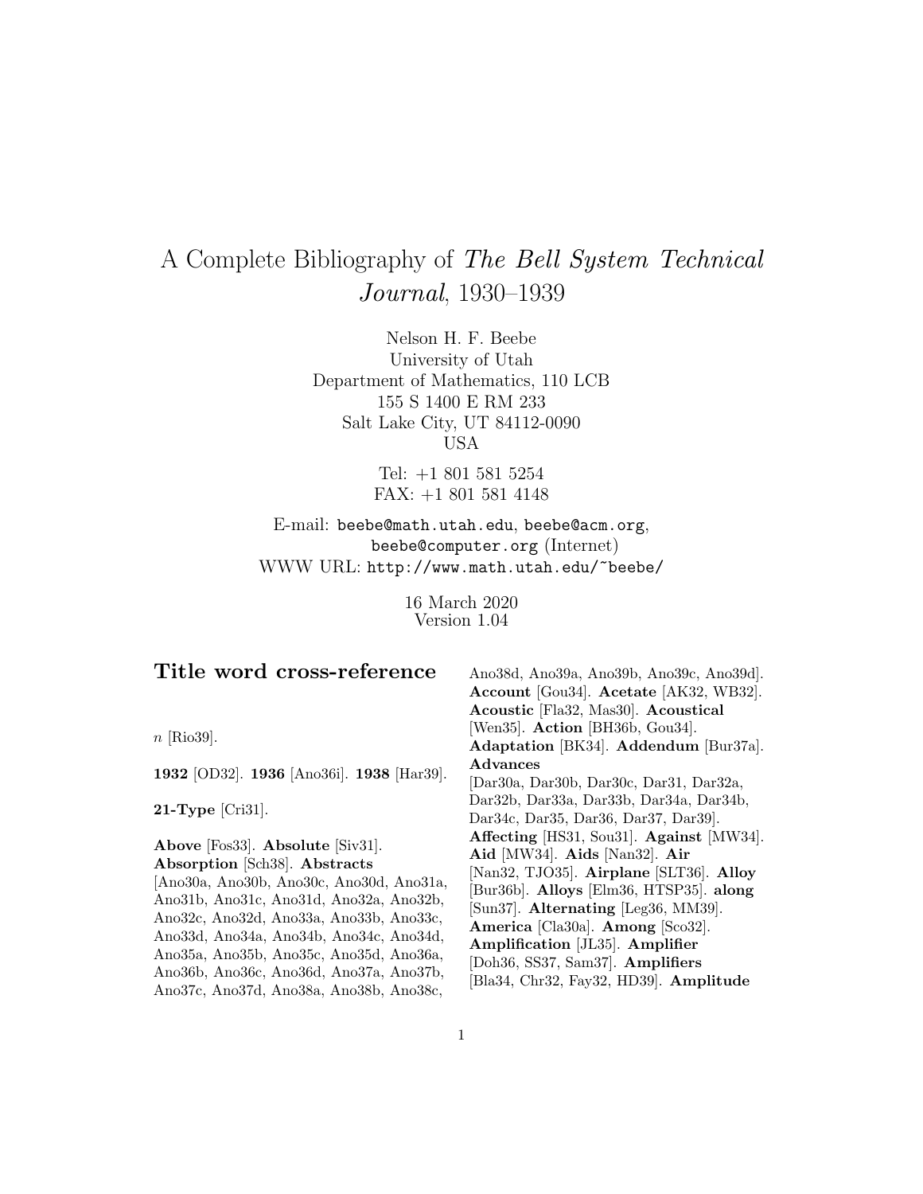# A Complete Bibliography of *The Bell System Technical Journal*, 1930–1939

Nelson H. F. Beebe
University of Utah
Department of Mathematics, 110 LCB
155 S 1400 E RM 233
Salt Lake City, UT 84112-0090
USA

Tel: +1 801 581 5254
FAX: +1 801 581 4148

E-mail: beebe@math.utah.edu, beebe@acm.org, beebe@computer.org (Internet)
WWW URL: http://www.math.utah.edu/~beebe/

16 March 2020
Version 1.04

## Title word cross-reference

*n* [Rio39].

**1932** [OD32]. **1936** [Ano36i]. **1938** [Har39].

**21-Type** [Cri31].

**Above** [Fos33]. **Absolute** [Siv31]. **Absorption** [Sch38]. **Abstracts** [Ano30a, Ano30b, Ano30c, Ano30d, Ano31a, Ano31b, Ano31c, Ano31d, Ano32a, Ano32b, Ano32c, Ano32d, Ano33a, Ano33b, Ano33c, Ano33d, Ano34a, Ano34b, Ano34c, Ano34d, Ano35a, Ano35b, Ano35c, Ano35d, Ano36a, Ano36b, Ano36c, Ano36d, Ano37a, Ano37b, Ano37c, Ano37d, Ano38a, Ano38b, Ano38c, Ano38d, Ano39a, Ano39b, Ano39c, Ano39d]. **Account** [Gou34]. **Acetate** [AK32, WB32]. **Acoustic** [Fla32, Mas30]. **Acoustical** [Wen35]. **Action** [BH36b, Gou34]. **Adaptation** [BK34]. **Addendum** [Bur37a]. **Advances** [Dar30a, Dar30b, Dar30c, Dar31, Dar32a, Dar32b, Dar33a, Dar33b, Dar34a, Dar34b, Dar34c, Dar35, Dar36, Dar37, Dar39]. **Affecting** [HS31, Sou31]. **Against** [MW34]. **Aid** [MW34]. **Aids** [Nan32]. **Air** [Nan32, TJO35]. **Airplane** [SLT36]. **Alloy** [Bur36b]. **Alloys** [Elm36, HTSP35]. **along** [Sun37]. **Alternating** [Leg36, MM39]. **America** [Cla30a]. **Among** [Sco32]. **Amplification** [JL35]. **Amplifier** [Doh36, SS37, Sam37]. **Amplifiers** [Bla34, Chr32, Fay32, HD39]. **Amplitude**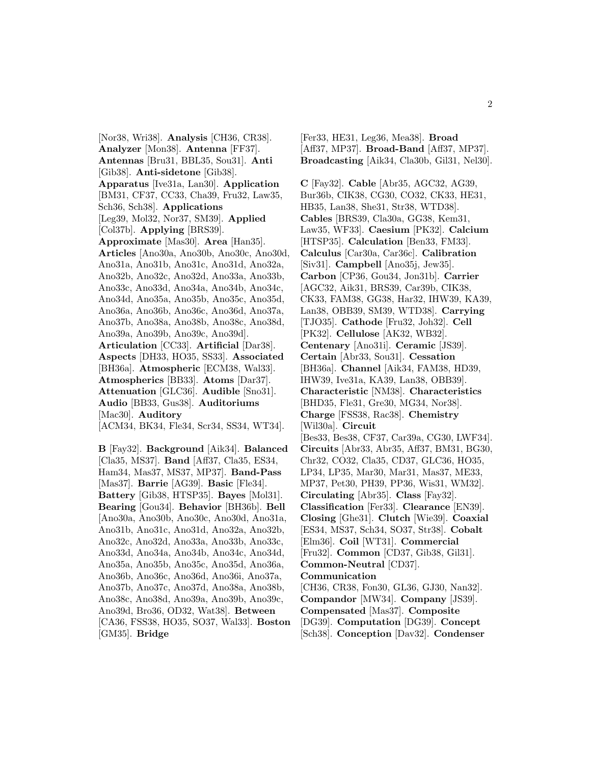[Nor38, Wri38]. **Analysis** [CH36, CR38]. **Analyzer** [Mon38]. **Antenna** [FF37]. **Antennas** [Bru31, BBL35, Sou31]. **Anti** [Gib38]. **Anti-sidetone** [Gib38]. **Apparatus** [Ive31a, Lan30]. **Application** [BM31, CF37, CC33, Cha39, Fru32, Law35, Sch36, Sch38]. **Applications** [Leg39, Mol32, Nor37, SM39]. **Applied** [Col37b]. **Applying** [BRS39]. **Approximate** [Mas30]. **Area** [Han35]. **Articles** [Ano30a, Ano30b, Ano30c, Ano30d, Ano31a, Ano31b, Ano31c, Ano31d, Ano32a, Ano32b, Ano32c, Ano32d, Ano33a, Ano33b, Ano33c, Ano33d, Ano34a, Ano34b, Ano34c, Ano34d, Ano35a, Ano35b, Ano35c, Ano35d, Ano36a, Ano36b, Ano36c, Ano36d, Ano37a, Ano37b, Ano38a, Ano38b, Ano38c, Ano38d, Ano39a, Ano39b, Ano39c, Ano39d]. **Articulation** [CC33]. **Artificial** [Dar38]. **Aspects** [DH33, HO35, SS33]. **Associated** [BH36a]. **Atmospheric** [ECM38, Wal33]. **Atmospherics** [BB33]. **Atoms** [Dar37]. **Attenuation** [GLC36]. **Audible** [Sno31]. **Audio** [BB33, Gus38]. **Auditoriums** [Mac30]. **Auditory** [ACM34, BK34, Fle34, Scr34, SS34, WT34].

**B** [Fay32]. **Background** [Aik34]. **Balanced** [Cla35, MS37]. **Band** [Aff37, Cla35, ES34, Ham34, Mas37, MS37, MP37]. **Band-Pass** [Mas37]. **Barrie** [AG39]. **Basic** [Fle34]. **Battery** [Gib38, HTSP35]. **Bayes** [Mol31]. **Bearing** [Gou34]. **Behavior** [BH36b]. **Bell** [Ano30a, Ano30b, Ano30c, Ano30d, Ano31a, Ano31b, Ano31c, Ano31d, Ano32a, Ano32b, Ano32c, Ano32d, Ano33a, Ano33b, Ano33c, Ano33d, Ano34a, Ano34b, Ano34c, Ano34d, Ano35a, Ano35b, Ano35c, Ano35d, Ano36a, Ano36b, Ano36c, Ano36d, Ano36i, Ano37a, Ano37b, Ano37c, Ano37d, Ano38a, Ano38b, Ano38c, Ano38d, Ano39a, Ano39b, Ano39c, Ano39d, Bro36, OD32, Wat38]. **Between** [CA36, FSS38, HO35, SO37, Wal33]. **Boston** [GM35]. **Bridge** [Fer33, HE31, Leg36, Mea38]. **Broad** [Aff37, MP37]. **Broad-Band** [Aff37, MP37]. **Broadcasting** [Aik34, Cla30b, Gil31, Nel30].

**C** [Fay32]. **Cable** [Abr35, AGC32, AG39, Bur36b, CIK38, CG30, CO32, CK33, HE31, HB35, Lan38, She31, Str38, WTD38]. **Cables** [BRS39, Cla30a, GG38, Kem31, Law35, WF33]. **Caesium** [PK32]. **Calcium** [HTSP35]. **Calculation** [Ben33, FM33]. **Calculus** [Car30a, Car36c]. **Calibration** [Siv31]. **Campbell** [Ano35j, Jew35]. **Carbon** [CP36, Gou34, Jon31b]. **Carrier** [AGC32, Aik31, BRS39, Car39b, CIK38, CK33, FAM38, GG38, Har32, IHW39, KA39, Lan38, OBB39, SM39, WTD38]. **Carrying** [TJO35]. **Cathode** [Fru32, Joh32]. **Cell** [PK32]. **Cellulose** [AK32, WB32]. **Centenary** [Ano31i]. **Ceramic** [JS39]. **Certain** [Abr33, Sou31]. **Cessation** [BH36a]. **Channel** [Aik34, FAM38, HD39, IHW39, Ive31a, KA39, Lan38, OBB39]. **Characteristic** [NM38]. **Characteristics** [BHD35, Fle31, Gre30, MG34, Nor38]. **Charge** [FSS38, Rac38]. **Chemistry** [Wil30a]. **Circuit** [Bes33, Bes38, CF37, Car39a, CG30, LWF34]. **Circuits** [Abr33, Abr35, Aff37, BM31, BG30, Chr32, CO32, Cla35, CD37, GLC36, HO35, LP34, LP35, Mar30, Mar31, Mas37, ME33, MP37, Pet30, PH39, PP36, Wis31, WM32]. **Circulating** [Abr35]. **Class** [Fay32]. **Classification** [Fer33]. **Clearance** [EN39]. **Closing** [Ghe31]. **Clutch** [Wie39]. **Coaxial** [ES34, MS37, Sch34, SO37, Str38]. **Cobalt** [Elm36]. **Coil** [WT31]. **Commercial** [Fru32]. **Common** [CD37, Gib38, Gil31]. **Common-Neutral** [CD37]. **Communication** [CH36, CR38, Fon30, GL36, GJ30, Nan32]. **Compandor** [MW34]. **Company** [JS39]. **Compensated** [Mas37]. **Composite** [DG39]. **Computation** [DG39]. **Concept** [Sch38]. **Conception** [Dav32]. **Condenser**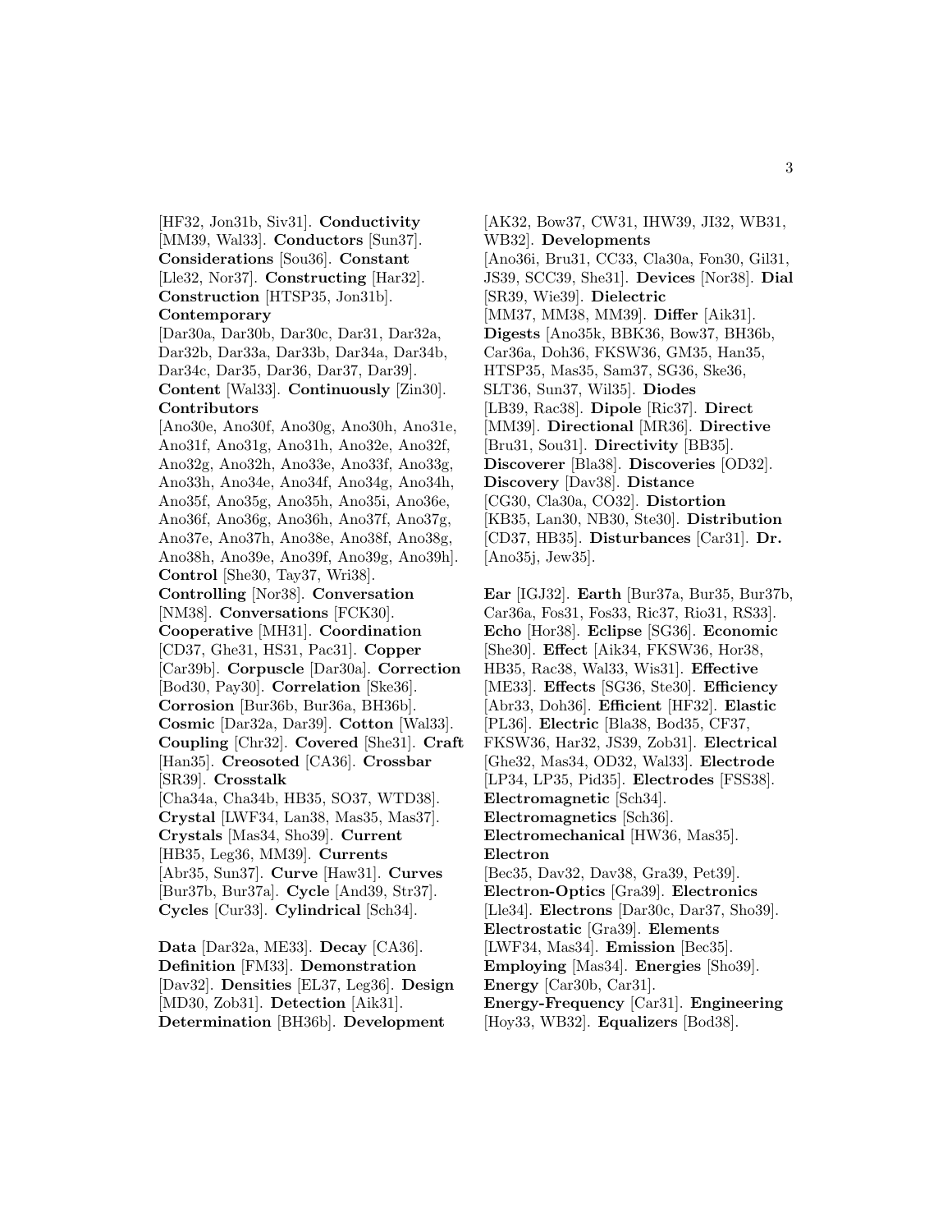[HF32, Jon31b, Siv31]. **Conductivity** [MM39, Wal33]. **Conductors** [Sun37]. **Considerations** [Sou36]. **Constant** [Lle32, Nor37]. **Constructing** [Har32]. **Construction** [HTSP35, Jon31b]. **Contemporary** [Dar30a, Dar30b, Dar30c, Dar31, Dar32a, Dar32b, Dar33a, Dar33b, Dar34a, Dar34b, Dar34c, Dar35, Dar36, Dar37, Dar39]. **Content** [Wal33]. **Continuously** [Zin30]. **Contributors** [Ano30e, Ano30f, Ano30g, Ano30h, Ano31e, Ano31f, Ano31g, Ano31h, Ano32e, Ano32f, Ano32g, Ano32h, Ano33e, Ano33f, Ano33g, Ano33h, Ano34e, Ano34f, Ano34g, Ano34h, Ano35f, Ano35g, Ano35h, Ano35i, Ano36e, Ano36f, Ano36g, Ano36h, Ano37f, Ano37g, Ano37e, Ano37h, Ano38e, Ano38f, Ano38g, Ano38h, Ano39e, Ano39f, Ano39g, Ano39h]. **Control** [She30, Tay37, Wri38]. **Controlling** [Nor38]. **Conversation** [NM38]. **Conversations** [FCK30]. **Cooperative** [MH31]. **Coordination** [CD37, Ghe31, HS31, Pac31]. **Copper** [Car39b]. **Corpuscle** [Dar30a]. **Correction** [Bod30, Pay30]. **Correlation** [Ske36]. **Corrosion** [Bur36b, Bur36a, BH36b]. **Cosmic** [Dar32a, Dar39]. **Cotton** [Wal33]. **Coupling** [Chr32]. **Covered** [She31]. **Craft** [Han35]. **Creosoted** [CA36]. **Crossbar** [SR39]. **Crosstalk** [Cha34a, Cha34b, HB35, SO37, WTD38]. **Crystal** [LWF34, Lan38, Mas35, Mas37]. **Crystals** [Mas34, Sho39]. **Current** [HB35, Leg36, MM39]. **Currents** [Abr35, Sun37]. **Curve** [Haw31]. **Curves** [Bur37b, Bur37a]. **Cycle** [And39, Str37]. **Cycles** [Cur33]. **Cylindrical** [Sch34].

**Data** [Dar32a, ME33]. **Decay** [CA36]. **Definition** [FM33]. **Demonstration** [Dav32]. **Densities** [EL37, Leg36]. **Design** [MD30, Zob31]. **Detection** [Aik31]. **Determination** [BH36b]. **Development** [AK32, Bow37, CW31, IHW39, JI32, WB31, WB32]. **Developments** [Ano36i, Bru31, CC33, Cla30a, Fon30, Gil31, JS39, SCC39, She31]. **Devices** [Nor38]. **Dial** [SR39, Wie39]. **Dielectric** [MM37, MM38, MM39]. **Differ** [Aik31]. **Digests** [Ano35k, BBK36, Bow37, BH36b, Car36a, Doh36, FKSW36, GM35, Han35, HTSP35, Mas35, Sam37, SG36, Ske36, SLT36, Sun37, Wil35]. **Diodes** [LB39, Rac38]. **Dipole** [Ric37]. **Direct** [MM39]. **Directional** [MR36]. **Directive** [Bru31, Sou31]. **Directivity** [BB35]. **Discoverer** [Bla38]. **Discoveries** [OD32]. **Discovery** [Dav38]. **Distance** [CG30, Cla30a, CO32]. **Distortion** [KB35, Lan30, NB30, Ste30]. **Distribution** [CD37, HB35]. **Disturbances** [Car31]. **Dr.** [Ano35j, Jew35].

**Ear** [IGJ32]. **Earth** [Bur37a, Bur35, Bur37b, Car36a, Doh36, Fos31, Fos33, Ric37, Rio31, RS33]. **Echo** [Hor38]. **Eclipse** [SG36]. **Economic** [She30]. **Effect** [Aik34, FKSW36, Hor38, HB35, Rac38, Wal33, Wis31]. **Effective** [ME33]. **Effects** [SG36, Ste30]. **Efficiency** [Abr33, Doh36]. **Efficient** [HF32]. **Elastic** [PL36]. **Electric** [Bla38, Bod35, CF37, FKSW36, Har32, JS39, Zob31]. **Electrical** [Ghe32, Mas34, OD32, Wal33]. **Electrode** [LP34, LP35, Pid35]. **Electrodes** [FSS38]. **Electromagnetic** [Sch34]. **Electromagnetics** [Sch36]. **Electromechanical** [HW36, Mas35]. **Electron** [Bec35, Dav32, Dav38, Gra39, Pet39]. **Electron-Optics** [Gra39]. **Electronics** [Lle34]. **Electrons** [Dar30c, Dar37, Sho39]. **Electrostatic** [Gra39]. **Elements** [LWF34, Mas34]. **Emission** [Bec35]. **Employing** [Mas34]. **Energies** [Sho39]. **Energy** [Car30b, Car31]. **Energy-Frequency** [Car31]. **Engineering** [Hoy33, WB32]. **Equalizers** [Bod38].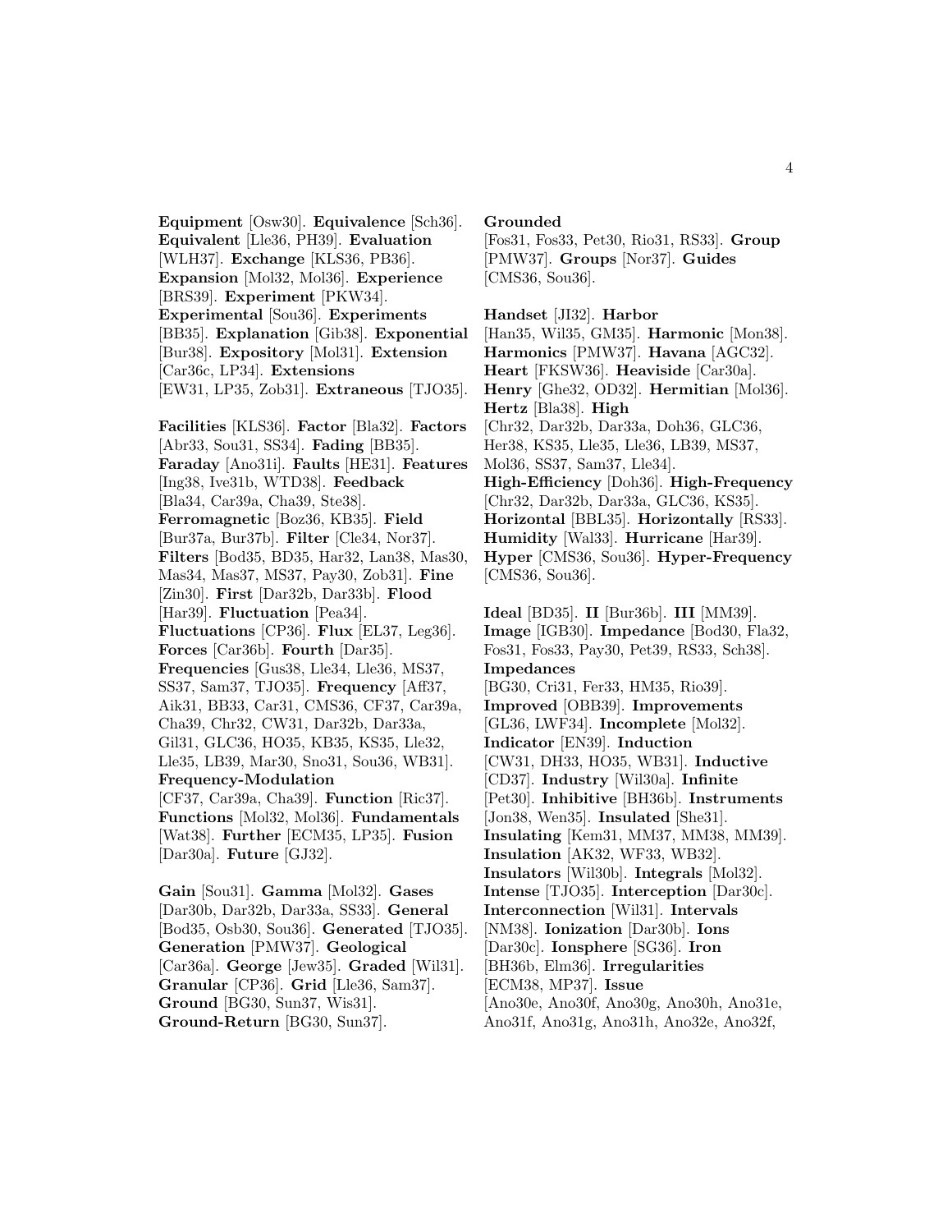**Equipment** [Osw30]. **Equivalence** [Sch36]. **Equivalent** [Lle36, PH39]. **Evaluation** [WLH37]. **Exchange** [KLS36, PB36]. **Expansion** [Mol32, Mol36]. **Experience** [BRS39]. **Experiment** [PKW34]. **Experimental** [Sou36]. **Experiments** [BB35]. **Explanation** [Gib38]. **Exponential** [Bur38]. **Expository** [Mol31]. **Extension** [Car36c, LP34]. **Extensions** [EW31, LP35, Zob31]. **Extraneous** [TJO35].

**Facilities** [KLS36]. **Factor** [Bla32]. **Factors** [Abr33, Sou31, SS34]. **Fading** [BB35]. **Faraday** [Ano31i]. **Faults** [HE31]. **Features** [Ing38, Ive31b, WTD38]. **Feedback** [Bla34, Car39a, Cha39, Ste38]. **Ferromagnetic** [Boz36, KB35]. **Field** [Bur37a, Bur37b]. **Filter** [Cle34, Nor37]. **Filters** [Bod35, BD35, Har32, Lan38, Mas30, Mas34, Mas37, MS37, Pay30, Zob31]. **Fine** [Zin30]. **First** [Dar32b, Dar33b]. **Flood** [Har39]. **Fluctuation** [Pea34]. **Fluctuations** [CP36]. **Flux** [EL37, Leg36]. **Forces** [Car36b]. **Fourth** [Dar35]. **Frequencies** [Gus38, Lle34, Lle36, MS37, SS37, Sam37, TJO35]. **Frequency** [Aff37, Aik31, BB33, Car31, CMS36, CF37, Car39a, Cha39, Chr32, CW31, Dar32b, Dar33a, Gil31, GLC36, HO35, KB35, KS35, Lle32, Lle35, LB39, Mar30, Sno31, Sou36, WB31]. **Frequency-Modulation** [CF37, Car39a, Cha39]. **Function** [Ric37]. **Functions** [Mol32, Mol36]. **Fundamentals** [Wat38]. **Further** [ECM35, LP35]. **Fusion** [Dar30a]. **Future** [GJ32].

**Gain** [Sou31]. **Gamma** [Mol32]. **Gases** [Dar30b, Dar32b, Dar33a, SS33]. **General** [Bod35, Osb30, Sou36]. **Generated** [TJO35]. **Generation** [PMW37]. **Geological** [Car36a]. **George** [Jew35]. **Graded** [Wil31]. **Granular** [CP36]. **Grid** [Lle36, Sam37]. **Ground** [BG30, Sun37, Wis31]. **Ground-Return** [BG30, Sun37]. **Grounded** [Fos31, Fos33, Pet30, Rio31, RS33]. **Group** [PMW37]. **Groups** [Nor37]. **Guides** [CMS36, Sou36].

**Handset** [JI32]. **Harbor** [Han35, Wil35, GM35]. **Harmonic** [Mon38]. **Harmonics** [PMW37]. **Havana** [AGC32]. **Heart** [FKSW36]. **Heaviside** [Car30a]. **Henry** [Ghe32, OD32]. **Hermitian** [Mol36]. **Hertz** [Bla38]. **High** [Chr32, Dar32b, Dar33a, Doh36, GLC36, Her38, KS35, Lle35, Lle36, LB39, MS37, Mol36, SS37, Sam37, Lle34]. **High-Efficiency** [Doh36]. **High-Frequency** [Chr32, Dar32b, Dar33a, GLC36, KS35]. **Horizontal** [BBL35]. **Horizontally** [RS33]. **Humidity** [Wal33]. **Hurricane** [Har39]. **Hyper** [CMS36, Sou36]. **Hyper-Frequency** [CMS36, Sou36].

**Ideal** [BD35]. **II** [Bur36b]. **III** [MM39]. **Image** [IGB30]. **Impedance** [Bod30, Fla32, Fos31, Fos33, Pay30, Pet39, RS33, Sch38]. **Impedances** [BG30, Cri31, Fer33, HM35, Rio39]. **Improved** [OBB39]. **Improvements** [GL36, LWF34]. **Incomplete** [Mol32]. **Indicator** [EN39]. **Induction** [CW31, DH33, HO35, WB31]. **Inductive** [CD37]. **Industry** [Wil30a]. **Infinite** [Pet30]. **Inhibitive** [BH36b]. **Instruments** [Jon38, Wen35]. **Insulated** [She31]. **Insulating** [Kem31, MM37, MM38, MM39]. **Insulation** [AK32, WF33, WB32]. **Insulators** [Wil30b]. **Integrals** [Mol32]. **Intense** [TJO35]. **Interception** [Dar30c]. **Interconnection** [Wil31]. **Intervals** [NM38]. **Ionization** [Dar30b]. **Ions** [Dar30c]. **Ionsphere** [SG36]. **Iron** [BH36b, Elm36]. **Irregularities** [ECM38, MP37]. **Issue** [Ano30e, Ano30f, Ano30g, Ano30h, Ano31e, Ano31f, Ano31g, Ano31h, Ano32e, Ano32f,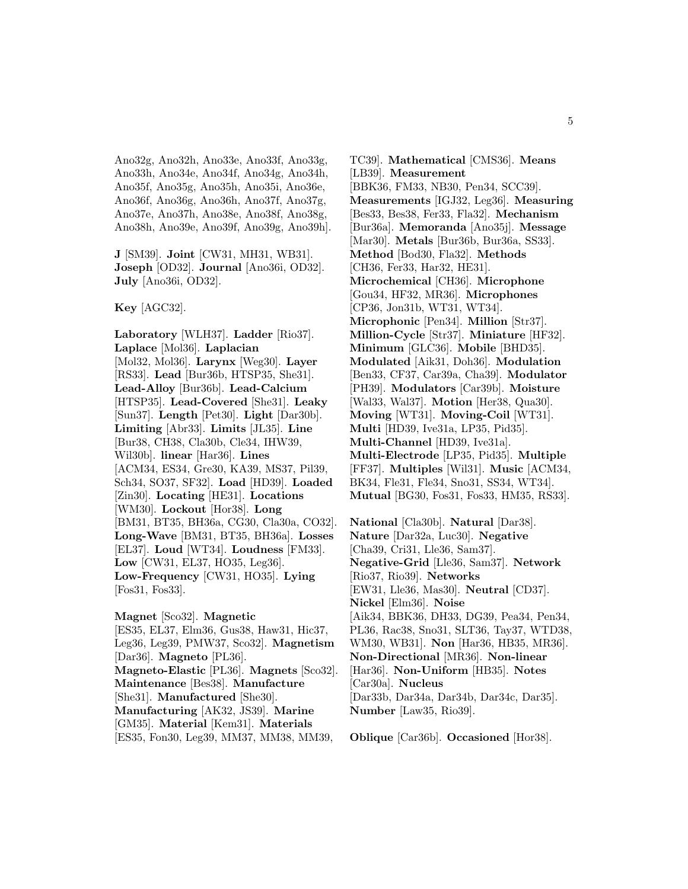Ano32g, Ano32h, Ano33e, Ano33f, Ano33g, Ano33h, Ano34e, Ano34f, Ano34g, Ano34h, Ano35f, Ano35g, Ano35h, Ano35i, Ano36e, Ano36f, Ano36g, Ano36h, Ano37f, Ano37g, Ano37e, Ano37h, Ano38e, Ano38f, Ano38g, Ano38h, Ano39e, Ano39f, Ano39g, Ano39h].

**J** [SM39]. **Joint** [CW31, MH31, WB31]. **Joseph** [OD32]. **Journal** [Ano36i, OD32]. **July** [Ano36i, OD32].

**Key** [AGC32].

**Laboratory** [WLH37]. **Ladder** [Rio37]. **Laplace** [Mol36]. **Laplacian** [Mol32, Mol36]. **Larynx** [Weg30]. **Layer** [RS33]. **Lead** [Bur36b, HTSP35, She31]. **Lead-Alloy** [Bur36b]. **Lead-Calcium** [HTSP35]. **Lead-Covered** [She31]. **Leaky** [Sun37]. **Length** [Pet30]. **Light** [Dar30b]. **Limiting** [Abr33]. **Limits** [JL35]. **Line** [Bur38, CH38, Cla30b, Cle34, IHW39, Wil30b]. **linear** [Har36]. **Lines** [ACM34, ES34, Gre30, KA39, MS37, Pil39, Sch34, SO37, SF32]. **Load** [HD39]. **Loaded** [Zin30]. **Locating** [HE31]. **Locations** [WM30]. **Lockout** [Hor38]. **Long** [BM31, BT35, BH36a, CG30, Cla30a, CO32]. **Long-Wave** [BM31, BT35, BH36a]. **Losses** [EL37]. **Loud** [WT34]. **Loudness** [FM33]. **Low** [CW31, EL37, HO35, Leg36]. **Low-Frequency** [CW31, HO35]. **Lying** [Fos31, Fos33].

**Magnet** [Sco32]. **Magnetic** [ES35, EL37, Elm36, Gus38, Haw31, Hic37, Leg36, Leg39, PMW37, Sco32]. **Magnetism** [Dar36]. **Magneto** [PL36]. **Magneto-Elastic** [PL36]. **Magnets** [Sco32]. **Maintenance** [Bes38]. **Manufacture** [She31]. **Manufactured** [She30]. **Manufacturing** [AK32, JS39]. **Marine** [GM35]. **Material** [Kem31]. **Materials** [ES35, Fon30, Leg39, MM37, MM38, MM39, TC39]. **Mathematical** [CMS36]. **Means** [LB39]. **Measurement** [BBK36, FM33, NB30, Pen34, SCC39]. **Measurements** [IGJ32, Leg36]. **Measuring** [Bes33, Bes38, Fer33, Fla32]. **Mechanism** [Bur36a]. **Memoranda** [Ano35j]. **Message** [Mar30]. **Metals** [Bur36b, Bur36a, SS33]. **Method** [Bod30, Fla32]. **Methods** [CH36, Fer33, Har32, HE31]. **Microchemical** [CH36]. **Microphone** [Gou34, HF32, MR36]. **Microphones** [CP36, Jon31b, WT31, WT34]. **Microphonic** [Pen34]. **Million** [Str37]. **Million-Cycle** [Str37]. **Miniature** [HF32]. **Minimum** [GLC36]. **Mobile** [BHD35]. **Modulated** [Aik31, Doh36]. **Modulation** [Ben33, CF37, Car39a, Cha39]. **Modulator** [PH39]. **Modulators** [Car39b]. **Moisture** [Wal33, Wal37]. **Motion** [Her38, Qua30]. **Moving** [WT31]. **Moving-Coil** [WT31]. **Multi** [HD39, Ive31a, LP35, Pid35]. **Multi-Channel** [HD39, Ive31a]. **Multi-Electrode** [LP35, Pid35]. **Multiple** [FF37]. **Multiples** [Wil31]. **Music** [ACM34, BK34, Fle31, Fle34, Sno31, SS34, WT34]. **Mutual** [BG30, Fos31, Fos33, HM35, RS33].

**National** [Cla30b]. **Natural** [Dar38]. **Nature** [Dar32a, Luc30]. **Negative** [Cha39, Cri31, Lle36, Sam37]. **Negative-Grid** [Lle36, Sam37]. **Network** [Rio37, Rio39]. **Networks** [EW31, Lle36, Mas30]. **Neutral** [CD37]. **Nickel** [Elm36]. **Noise** [Aik34, BBK36, DH33, DG39, Pea34, Pen34, PL36, Rac38, Sno31, SLT36, Tay37, WTD38, WM30, WB31]. **Non** [Har36, HB35, MR36]. **Non-Directional** [MR36]. **Non-linear** [Har36]. **Non-Uniform** [HB35]. **Notes** [Car30a]. **Nucleus** [Dar33b, Dar34a, Dar34b, Dar34c, Dar35]. **Number** [Law35, Rio39].

**Oblique** [Car36b]. **Occasioned** [Hor38].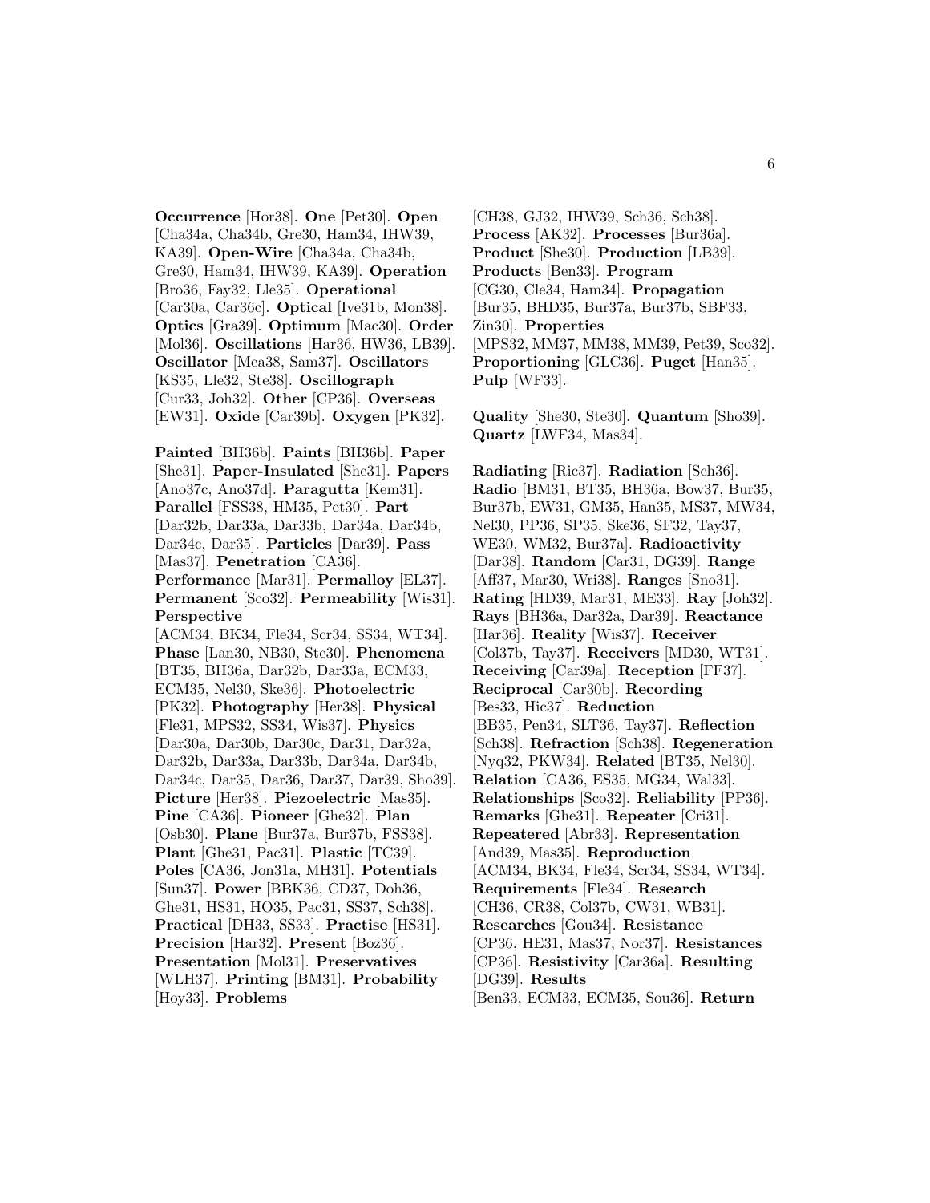**Occurrence** [Hor38]. **One** [Pet30]. **Open** [Cha34a, Cha34b, Gre30, Ham34, IHW39, KA39]. **Open-Wire** [Cha34a, Cha34b, Gre30, Ham34, IHW39, KA39]. **Operation** [Bro36, Fay32, Lle35]. **Operational** [Car30a, Car36c]. **Optical** [Ive31b, Mon38]. **Optics** [Gra39]. **Optimum** [Mac30]. **Order** [Mol36]. **Oscillations** [Har36, HW36, LB39]. **Oscillator** [Mea38, Sam37]. **Oscillators** [KS35, Lle32, Ste38]. **Oscillograph** [Cur33, Joh32]. **Other** [CP36]. **Overseas** [EW31]. **Oxide** [Car39b]. **Oxygen** [PK32].

**Painted** [BH36b]. **Paints** [BH36b]. **Paper** [She31]. **Paper-Insulated** [She31]. **Papers** [Ano37c, Ano37d]. **Paragutta** [Kem31]. **Parallel** [FSS38, HM35, Pet30]. **Part** [Dar32b, Dar33a, Dar33b, Dar34a, Dar34b, Dar34c, Dar35]. **Particles** [Dar39]. **Pass** [Mas37]. **Penetration** [CA36]. **Performance** [Mar31]. **Permalloy** [EL37]. **Permanent** [Sco32]. **Permeability** [Wis31]. **Perspective** [ACM34, BK34, Fle34, Scr34, SS34, WT34]. **Phase** [Lan30, NB30, Ste30]. **Phenomena** [BT35, BH36a, Dar32b, Dar33a, ECM33, ECM35, Nel30, Ske36]. **Photoelectric** [PK32]. **Photography** [Her38]. **Physical** [Fle31, MPS32, SS34, Wis37]. **Physics** [Dar30a, Dar30b, Dar30c, Dar31, Dar32a, Dar32b, Dar33a, Dar33b, Dar34a, Dar34b, Dar34c, Dar35, Dar36, Dar37, Dar39, Sho39]. **Picture** [Her38]. **Piezoelectric** [Mas35]. **Pine** [CA36]. **Pioneer** [Ghe32]. **Plan** [Osb30]. **Plane** [Bur37a, Bur37b, FSS38]. **Plant** [Ghe31, Pac31]. **Plastic** [TC39]. **Poles** [CA36, Jon31a, MH31]. **Potentials** [Sun37]. **Power** [BBK36, CD37, Doh36, Ghe31, HS31, HO35, Pac31, SS37, Sch38]. **Practical** [DH33, SS33]. **Practise** [HS31]. **Precision** [Har32]. **Present** [Boz36]. **Presentation** [Mol31]. **Preservatives** [WLH37]. **Printing** [BM31]. **Probability** [Hoy33]. **Problems** [CH38, GJ32, IHW39, Sch36, Sch38]. **Process** [AK32]. **Processes** [Bur36a]. **Product** [She30]. **Production** [LB39]. **Products** [Ben33]. **Program** [CG30, Cle34, Ham34]. **Propagation** [Bur35, BHD35, Bur37a, Bur37b, SBF33, Zin30]. **Properties** [MPS32, MM37, MM38, MM39, Pet39, Sco32]. **Proportioning** [GLC36]. **Puget** [Han35]. **Pulp** [WF33].

**Quality** [She30, Ste30]. **Quantum** [Sho39]. **Quartz** [LWF34, Mas34].

**Radiating** [Ric37]. **Radiation** [Sch36]. **Radio** [BM31, BT35, BH36a, Bow37, Bur35, Bur37b, EW31, GM35, Han35, MS37, MW34, Nel30, PP36, SP35, Ske36, SF32, Tay37, WE30, WM32, Bur37a]. **Radioactivity** [Dar38]. **Random** [Car31, DG39]. **Range** [Aff37, Mar30, Wri38]. **Ranges** [Sno31]. **Rating** [HD39, Mar31, ME33]. **Ray** [Joh32]. **Rays** [BH36a, Dar32a, Dar39]. **Reactance** [Har36]. **Reality** [Wis37]. **Receiver** [Col37b, Tay37]. **Receivers** [MD30, WT31]. **Receiving** [Car39a]. **Reception** [FF37]. **Reciprocal** [Car30b]. **Recording** [Bes33, Hic37]. **Reduction** [BB35, Pen34, SLT36, Tay37]. **Reflection** [Sch38]. **Refraction** [Sch38]. **Regeneration** [Nyq32, PKW34]. **Related** [BT35, Nel30]. **Relation** [CA36, ES35, MG34, Wal33]. **Relationships** [Sco32]. **Reliability** [PP36]. **Remarks** [Ghe31]. **Repeater** [Cri31]. **Repeatered** [Abr33]. **Representation** [And39, Mas35]. **Reproduction** [ACM34, BK34, Fle34, Scr34, SS34, WT34]. **Requirements** [Fle34]. **Research** [CH36, CR38, Col37b, CW31, WB31]. **Researches** [Gou34]. **Resistance** [CP36, HE31, Mas37, Nor37]. **Resistances** [CP36]. **Resistivity** [Car36a]. **Resulting** [DG39]. **Results** [Ben33, ECM33, ECM35, Sou36]. **Return**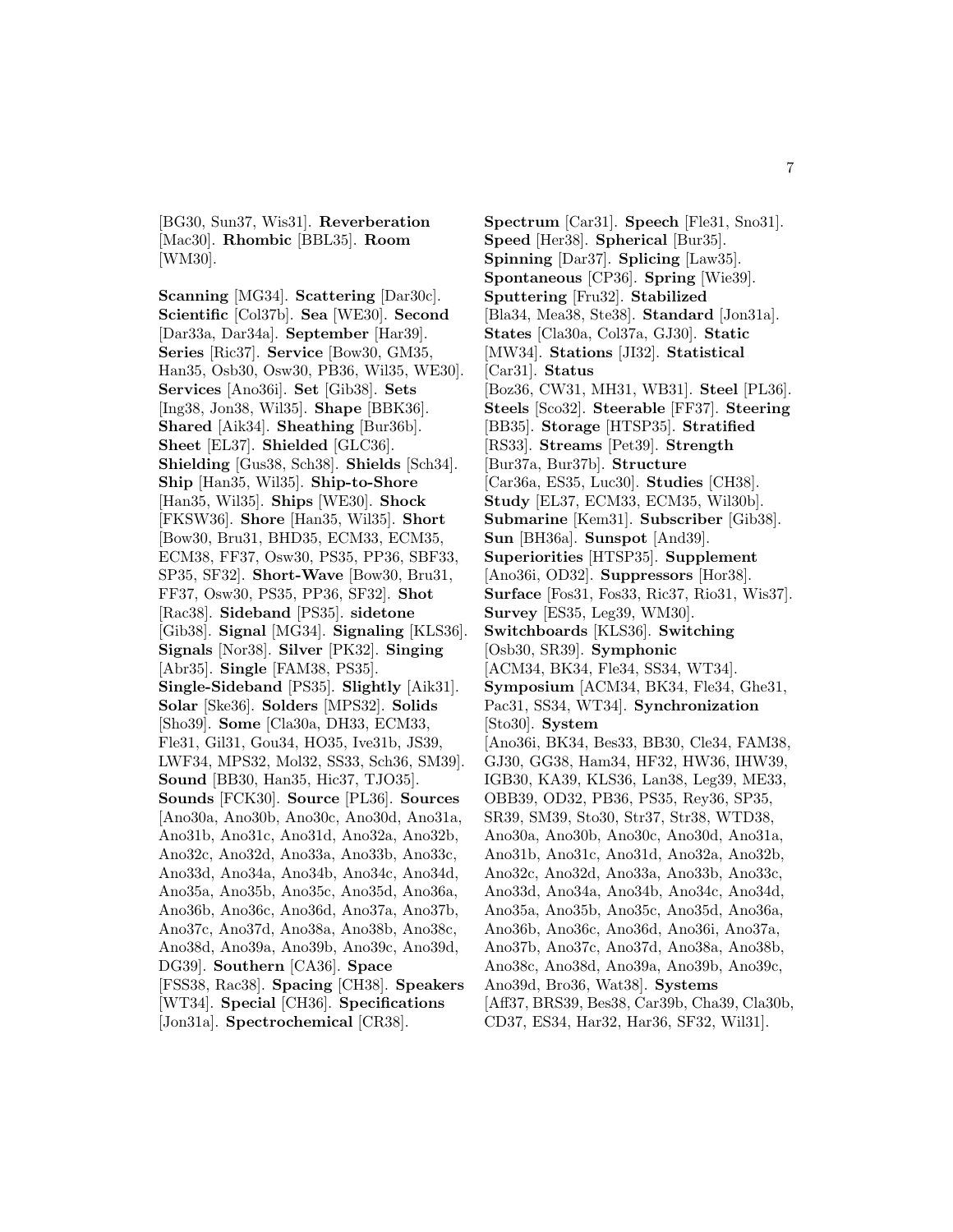[BG30, Sun37, Wis31]. **Reverberation** [Mac30]. **Rhombic** [BBL35]. **Room** [WM30].

**Scanning** [MG34]. **Scattering** [Dar30c]. **Scientific** [Col37b]. **Sea** [WE30]. **Second** [Dar33a, Dar34a]. **September** [Har39]. **Series** [Ric37]. **Service** [Bow30, GM35, Han35, Osb30, Osw30, PB36, Wil35, WE30]. **Services** [Ano36i]. **Set** [Gib38]. **Sets** [Ing38, Jon38, Wil35]. **Shape** [BBK36]. **Shared** [Aik34]. **Sheathing** [Bur36b]. **Sheet** [EL37]. **Shielded** [GLC36]. **Shielding** [Gus38, Sch38]. **Shields** [Sch34]. **Ship** [Han35, Wil35]. **Ship-to-Shore** [Han35, Wil35]. **Ships** [WE30]. **Shock** [FKSW36]. **Shore** [Han35, Wil35]. **Short** [Bow30, Bru31, BHD35, ECM33, ECM35, ECM38, FF37, Osw30, PS35, PP36, SBF33, SP35, SF32]. **Short-Wave** [Bow30, Bru31, FF37, Osw30, PS35, PP36, SF32]. **Shot** [Rac38]. **Sideband** [PS35]. **sidetone** [Gib38]. **Signal** [MG34]. **Signaling** [KLS36]. **Signals** [Nor38]. **Silver** [PK32]. **Singing** [Abr35]. **Single** [FAM38, PS35]. **Single-Sideband** [PS35]. **Slightly** [Aik31]. **Solar** [Ske36]. **Solders** [MPS32]. **Solids** [Sho39]. **Some** [Cla30a, DH33, ECM33, Fle31, Gil31, Gou34, HO35, Ive31b, JS39, LWF34, MPS32, Mol32, SS33, Sch36, SM39]. **Sound** [BB30, Han35, Hic37, TJO35]. **Sounds** [FCK30]. **Source** [PL36]. **Sources** [Ano30a, Ano30b, Ano30c, Ano30d, Ano31a, Ano31b, Ano31c, Ano31d, Ano32a, Ano32b, Ano32c, Ano32d, Ano33a, Ano33b, Ano33c, Ano33d, Ano34a, Ano34b, Ano34c, Ano34d, Ano35a, Ano35b, Ano35c, Ano35d, Ano36a, Ano36b, Ano36c, Ano36d, Ano37a, Ano37b, Ano37c, Ano37d, Ano38a, Ano38b, Ano38c, Ano38d, Ano39a, Ano39b, Ano39c, Ano39d, DG39]. **Southern** [CA36]. **Space** [FSS38, Rac38]. **Spacing** [CH38]. **Speakers** [WT34]. **Special** [CH36]. **Specifications** [Jon31a]. **Spectrochemical** [CR38].

**Spectrum** [Car31]. **Speech** [Fle31, Sno31]. **Speed** [Her38]. **Spherical** [Bur35]. **Spinning** [Dar37]. **Splicing** [Law35]. **Spontaneous** [CP36]. **Spring** [Wie39]. **Sputtering** [Fru32]. **Stabilized** [Bla34, Mea38, Ste38]. **Standard** [Jon31a]. **States** [Cla30a, Col37a, GJ30]. **Static** [MW34]. **Stations** [JI32]. **Statistical** [Car31]. **Status** [Boz36, CW31, MH31, WB31]. **Steel** [PL36]. **Steels** [Sco32]. **Steerable** [FF37]. **Steering** [BB35]. **Storage** [HTSP35]. **Stratified** [RS33]. **Streams** [Pet39]. **Strength** [Bur37a, Bur37b]. **Structure** [Car36a, ES35, Luc30]. **Studies** [CH38]. **Study** [EL37, ECM33, ECM35, Wil30b]. **Submarine** [Kem31]. **Subscriber** [Gib38]. **Sun** [BH36a]. **Sunspot** [And39]. **Superiorities** [HTSP35]. **Supplement** [Ano36i, OD32]. **Suppressors** [Hor38]. **Surface** [Fos31, Fos33, Ric37, Rio31, Wis37]. **Survey** [ES35, Leg39, WM30]. **Switchboards** [KLS36]. **Switching** [Osb30, SR39]. **Symphonic** [ACM34, BK34, Fle34, SS34, WT34]. **Symposium** [ACM34, BK34, Fle34, Ghe31, Pac31, SS34, WT34]. **Synchronization** [Sto30]. **System** [Ano36i, BK34, Bes33, BB30, Cle34, FAM38, GJ30, GG38, Ham34, HF32, HW36, IHW39, IGB30, KA39, KLS36, Lan38, Leg39, ME33, OBB39, OD32, PB36, PS35, Rey36, SP35, SR39, SM39, Sto30, Str37, Str38, WTD38, Ano30a, Ano30b, Ano30c, Ano30d, Ano31a, Ano31b, Ano31c, Ano31d, Ano32a, Ano32b, Ano32c, Ano32d, Ano33a, Ano33b, Ano33c, Ano33d, Ano34a, Ano34b, Ano34c, Ano34d, Ano35a, Ano35b, Ano35c, Ano35d, Ano36a, Ano36b, Ano36c, Ano36d, Ano36i, Ano37a, Ano37b, Ano37c, Ano37d, Ano38a, Ano38b, Ano38c, Ano38d, Ano39a, Ano39b, Ano39c, Ano39d, Bro36, Wat38]. **Systems** [Aff37, BRS39, Bes38, Car39b, Cha39, Cla30b, CD37, ES34, Har32, Har36, SF32, Wil31].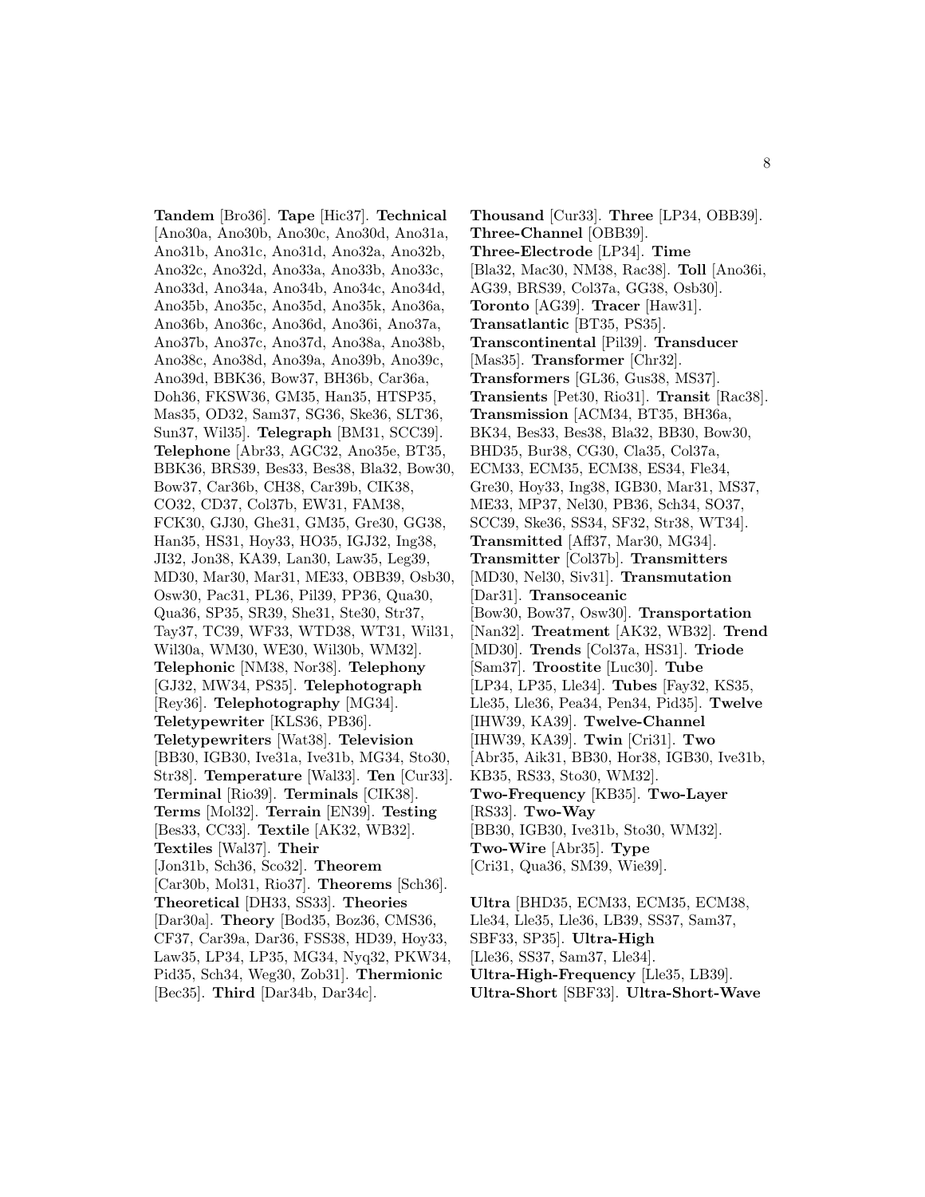**Tandem** [Bro36]. **Tape** [Hic37]. **Technical** [Ano30a, Ano30b, Ano30c, Ano30d, Ano31a, Ano31b, Ano31c, Ano31d, Ano32a, Ano32b, Ano32c, Ano32d, Ano33a, Ano33b, Ano33c, Ano33d, Ano34a, Ano34b, Ano34c, Ano34d, Ano35b, Ano35c, Ano35d, Ano35k, Ano36a, Ano36b, Ano36c, Ano36d, Ano36i, Ano37a, Ano37b, Ano37c, Ano37d, Ano38a, Ano38b, Ano38c, Ano38d, Ano39a, Ano39b, Ano39c, Ano39d, BBK36, Bow37, BH36b, Car36a, Doh36, FKSW36, GM35, Han35, HTSP35, Mas35, OD32, Sam37, SG36, Ske36, SLT36, Sun37, Wil35]. **Telegraph** [BM31, SCC39]. **Telephone** [Abr33, AGC32, Ano35e, BT35, BBK36, BRS39, Bes33, Bes38, Bla32, Bow30, Bow37, Car36b, CH38, Car39b, CIK38, CO32, CD37, Col37b, EW31, FAM38, FCK30, GJ30, Ghe31, GM35, Gre30, GG38, Han35, HS31, Hoy33, HO35, IGJ32, Ing38, JI32, Jon38, KA39, Lan30, Law35, Leg39, MD30, Mar30, Mar31, ME33, OBB39, Osb30, Osw30, Pac31, PL36, Pil39, PP36, Qua30, Qua36, SP35, SR39, She31, Ste30, Str37, Tay37, TC39, WF33, WTD38, WT31, Wil31, Wil30a, WM30, WE30, Wil30b, WM32]. **Telephonic** [NM38, Nor38]. **Telephony** [GJ32, MW34, PS35]. **Telephotograph** [Rey36]. **Telephotography** [MG34]. **Teletypewriter** [KLS36, PB36]. **Teletypewriters** [Wat38]. **Television** [BB30, IGB30, Ive31a, Ive31b, MG34, Sto30, Str38]. **Temperature** [Wal33]. **Ten** [Cur33]. **Terminal** [Rio39]. **Terminals** [CIK38]. **Terms** [Mol32]. **Terrain** [EN39]. **Testing** [Bes33, CC33]. **Textile** [AK32, WB32]. **Textiles** [Wal37]. **Their** [Jon31b, Sch36, Sco32]. **Theorem** [Car30b, Mol31, Rio37]. **Theorems** [Sch36]. **Theoretical** [DH33, SS33]. **Theories** [Dar30a]. **Theory** [Bod35, Boz36, CMS36, CF37, Car39a, Dar36, FSS38, HD39, Hoy33, Law35, LP34, LP35, MG34, Nyq32, PKW34, Pid35, Sch34, Weg30, Zob31]. **Thermionic** [Bec35]. **Third** [Dar34b, Dar34c].

**Thousand** [Cur33]. **Three** [LP34, OBB39]. **Three-Channel** [OBB39]. **Three-Electrode** [LP34]. **Time** [Bla32, Mac30, NM38, Rac38]. **Toll** [Ano36i, AG39, BRS39, Col37a, GG38, Osb30]. **Toronto** [AG39]. **Tracer** [Haw31]. **Transatlantic** [BT35, PS35]. **Transcontinental** [Pil39]. **Transducer** [Mas35]. **Transformer** [Chr32]. **Transformers** [GL36, Gus38, MS37]. **Transients** [Pet30, Rio31]. **Transit** [Rac38]. **Transmission** [ACM34, BT35, BH36a, BK34, Bes33, Bes38, Bla32, BB30, Bow30, BHD35, Bur38, CG30, Cla35, Col37a, ECM33, ECM35, ECM38, ES34, Fle34, Gre30, Hoy33, Ing38, IGB30, Mar31, MS37, ME33, MP37, Nel30, PB36, Sch34, SO37, SCC39, Ske36, SS34, SF32, Str38, WT34]. **Transmitted** [Aff37, Mar30, MG34]. **Transmitter** [Col37b]. **Transmitters** [MD30, Nel30, Siv31]. **Transmutation** [Dar31]. **Transoceanic** [Bow30, Bow37, Osw30]. **Transportation** [Nan32]. **Treatment** [AK32, WB32]. **Trend** [MD30]. **Trends** [Col37a, HS31]. **Triode** [Sam37]. **Troostite** [Luc30]. **Tube** [LP34, LP35, Lle34]. **Tubes** [Fay32, KS35, Lle35, Lle36, Pea34, Pen34, Pid35]. **Twelve** [IHW39, KA39]. **Twelve-Channel** [IHW39, KA39]. **Twin** [Cri31]. **Two** [Abr35, Aik31, BB30, Hor38, IGB30, Ive31b, KB35, RS33, Sto30, WM32]. **Two-Frequency** [KB35]. **Two-Layer** [RS33]. **Two-Way** [BB30, IGB30, Ive31b, Sto30, WM32]. **Two-Wire** [Abr35]. **Type** [Cri31, Qua36, SM39, Wie39].

**Ultra** [BHD35, ECM33, ECM35, ECM38, Lle34, Lle35, Lle36, LB39, SS37, Sam37, SBF33, SP35]. **Ultra-High** [Lle36, SS37, Sam37, Lle34]. **Ultra-High-Frequency** [Lle35, LB39]. **Ultra-Short** [SBF33]. **Ultra-Short-Wave**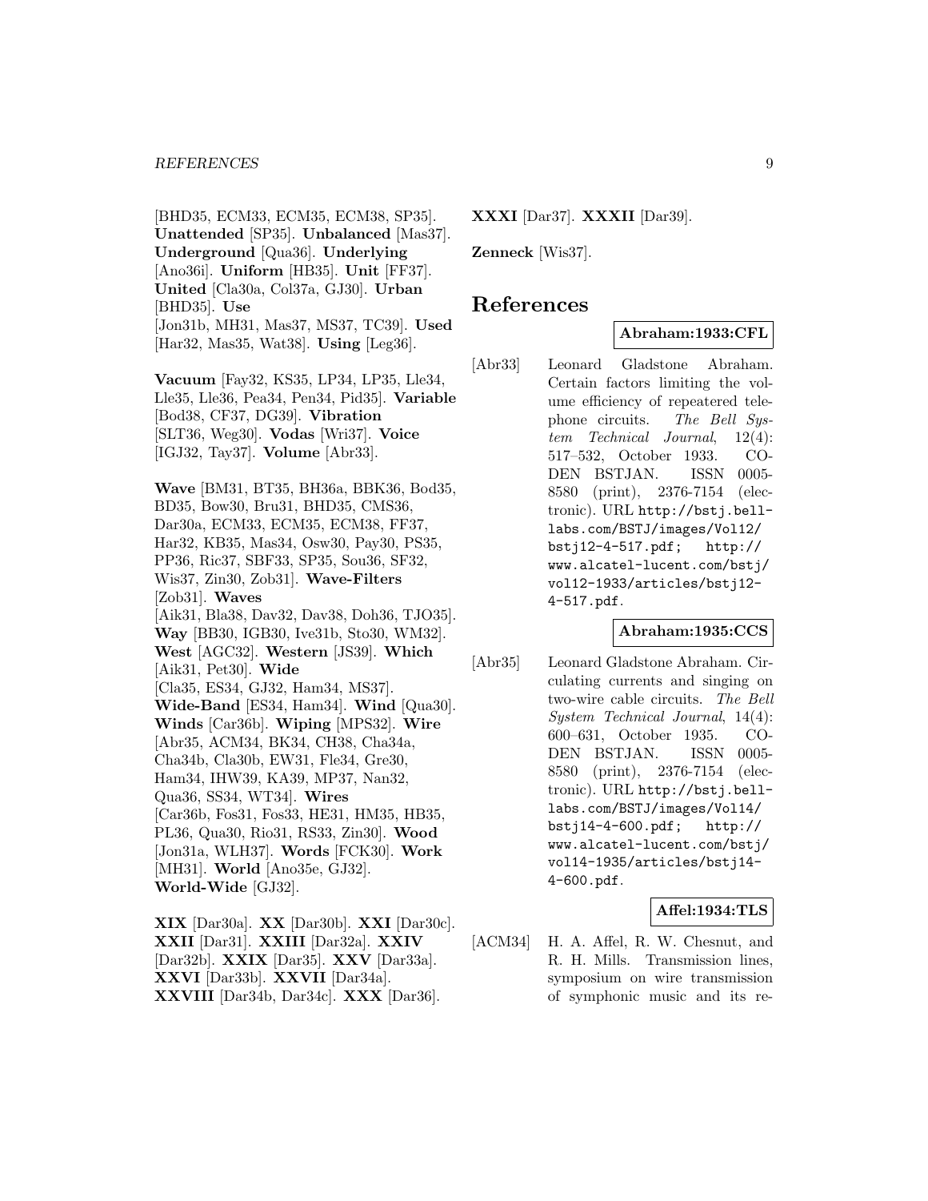[BHD35, ECM33, ECM35, ECM38, SP35]. **Unattended** [SP35]. **Unbalanced** [Mas37]. **Underground** [Qua36]. **Underlying** [Ano36i]. **Uniform** [HB35]. **Unit** [FF37]. **United** [Cla30a, Col37a, GJ30]. **Urban** [BHD35]. **Use** [Jon31b, MH31, Mas37, MS37, TC39]. **Used** [Har32, Mas35, Wat38]. **Using** [Leg36].

**Vacuum** [Fay32, KS35, LP34, LP35, Lle34, Lle35, Lle36, Pea34, Pen34, Pid35]. **Variable** [Bod38, CF37, DG39]. **Vibration** [SLT36, Weg30]. **Vodas** [Wri37]. **Voice** [IGJ32, Tay37]. **Volume** [Abr33].

**Wave** [BM31, BT35, BH36a, BBK36, Bod35, BD35, Bow30, Bru31, BHD35, CMS36, Dar30a, ECM33, ECM35, ECM38, FF37, Har32, KB35, Mas34, Osw30, Pay30, PS35, PP36, Ric37, SBF33, SP35, Sou36, SF32, Wis37, Zin30, Zob31]. **Wave-Filters** [Zob31]. **Waves** [Aik31, Bla38, Dav32, Dav38, Doh36, TJO35]. **Way** [BB30, IGB30, Ive31b, Sto30, WM32]. **West** [AGC32]. **Western** [JS39]. **Which** [Aik31, Pet30]. **Wide** [Cla35, ES34, GJ32, Ham34, MS37]. **Wide-Band** [ES34, Ham34]. **Wind** [Qua30]. **Winds** [Car36b]. **Wiping** [MPS32]. **Wire** [Abr35, ACM34, BK34, CH38, Cha34a, Cha34b, Cla30b, EW31, Fle34, Gre30, Ham34, IHW39, KA39, MP37, Nan32, Qua36, SS34, WT34]. **Wires** [Car36b, Fos31, Fos33, HE31, HM35, HB35, PL36, Qua30, Rio31, RS33, Zin30]. **Wood** [Jon31a, WLH37]. **Words** [FCK30]. **Work** [MH31]. **World** [Ano35e, GJ32]. **World-Wide** [GJ32].

**XIX** [Dar30a]. **XX** [Dar30b]. **XXI** [Dar30c]. **XXII** [Dar31]. **XXIII** [Dar32a]. **XXIV** [Dar32b]. **XXIX** [Dar35]. **XXV** [Dar33a]. **XXVI** [Dar33b]. **XXVII** [Dar34a]. **XXVIII** [Dar34b, Dar34c]. **XXX** [Dar36]. **XXXI** [Dar37]. **XXXII** [Dar39].

**Zenneck** [Wis37].

# References

**Abraham:1933:CFL**

[Abr33] Leonard Gladstone Abraham. Certain factors limiting the volume efficiency of repeatered telephone circuits. *The Bell System Technical Journal*, 12(4): 517–532, October 1933. CODEN BSTJAN. ISSN 0005-8580 (print), 2376-7154 (electronic). URL http://bstj.bell-labs.com/BSTJ/images/Vol12/bstj12-4-517.pdf; http://www.alcatel-lucent.com/bstj/vol12-1933/articles/bstj12-4-517.pdf.

**Abraham:1935:CCS**

[Abr35] Leonard Gladstone Abraham. Circulating currents and singing on two-wire cable circuits. *The Bell System Technical Journal*, 14(4): 600–631, October 1935. CODEN BSTJAN. ISSN 0005-8580 (print), 2376-7154 (electronic). URL http://bstj.bell-labs.com/BSTJ/images/Vol14/bstj14-4-600.pdf; http://www.alcatel-lucent.com/bstj/vol14-1935/articles/bstj14-4-600.pdf.

**Affel:1934:TLS**

[ACM34] H. A. Affel, R. W. Chesnut, and R. H. Mills. Transmission lines, symposium on wire transmission of symphonic music and its re-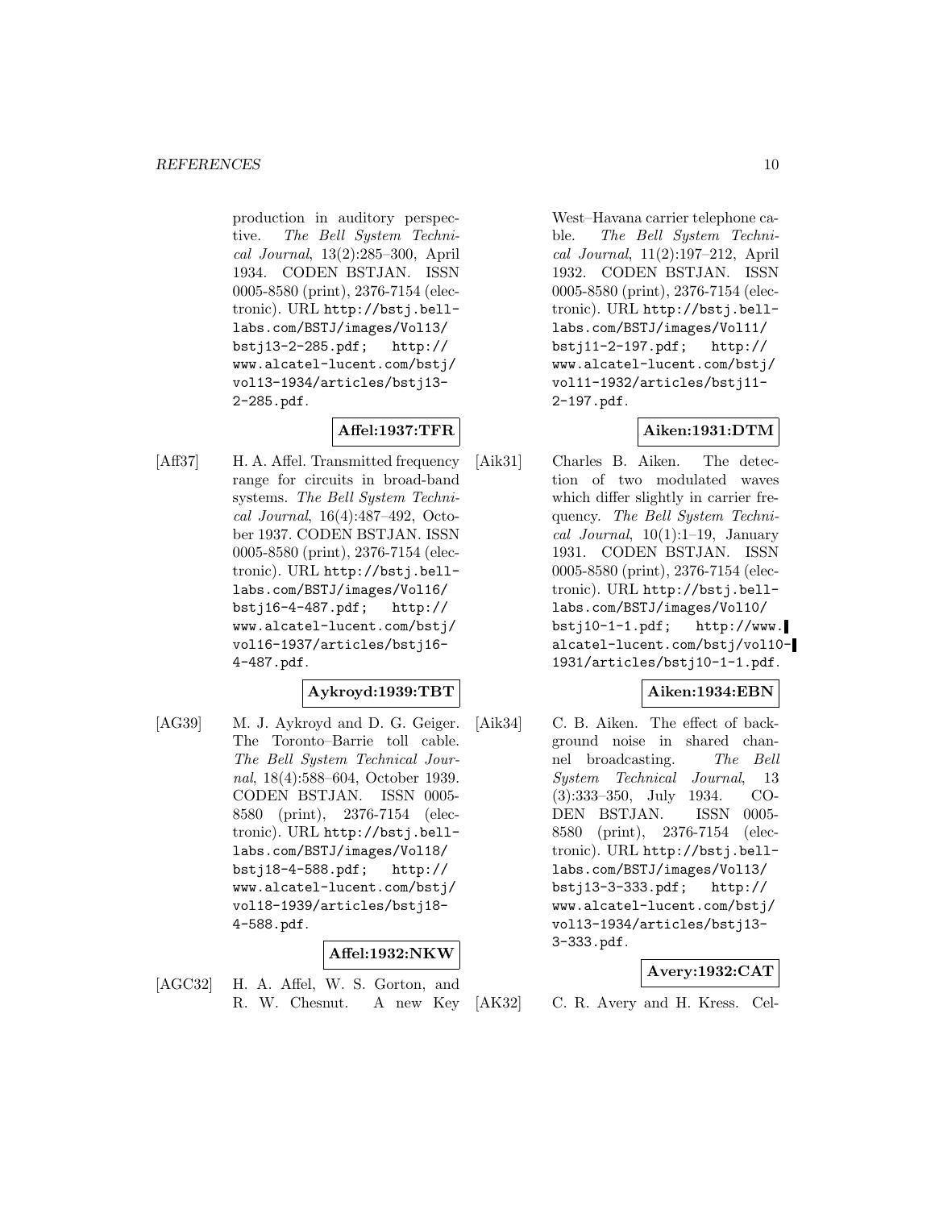production in auditory perspective. *The Bell System Technical Journal*, 13(2):285–300, April 1934. CODEN BSTJAN. ISSN 0005-8580 (print), 2376-7154 (electronic). URL `http://bstj.bell-labs.com/BSTJ/images/Vol13/bstj13-2-285.pdf`; `http://www.alcatel-lucent.com/bstj/vol13-1934/articles/bstj13-2-285.pdf`.

**Affel:1937:TFR**

[Aff37] H. A. Affel. Transmitted frequency range for circuits in broad-band systems. *The Bell System Technical Journal*, 16(4):487–492, October 1937. CODEN BSTJAN. ISSN 0005-8580 (print), 2376-7154 (electronic). URL `http://bstj.bell-labs.com/BSTJ/images/Vol16/bstj16-4-487.pdf`; `http://www.alcatel-lucent.com/bstj/vol16-1937/articles/bstj16-4-487.pdf`.

**Aykroyd:1939:TBT**

[AG39] M. J. Aykroyd and D. G. Geiger. The Toronto–Barrie toll cable. *The Bell System Technical Journal*, 18(4):588–604, October 1939. CODEN BSTJAN. ISSN 0005-8580 (print), 2376-7154 (electronic). URL `http://bstj.bell-labs.com/BSTJ/images/Vol18/bstj18-4-588.pdf`; `http://www.alcatel-lucent.com/bstj/vol18-1939/articles/bstj18-4-588.pdf`.

**Affel:1932:NKW**

[AGC32] H. A. Affel, W. S. Gorton, and R. W. Chesnut. A new Key West–Havana carrier telephone cable. *The Bell System Technical Journal*, 11(2):197–212, April 1932. CODEN BSTJAN. ISSN 0005-8580 (print), 2376-7154 (electronic). URL `http://bstj.bell-labs.com/BSTJ/images/Vol11/bstj11-2-197.pdf`; `http://www.alcatel-lucent.com/bstj/vol11-1932/articles/bstj11-2-197.pdf`.

**Aiken:1931:DTM**

[Aik31] Charles B. Aiken. The detection of two modulated waves which differ slightly in carrier frequency. *The Bell System Technical Journal*, 10(1):1–19, January 1931. CODEN BSTJAN. ISSN 0005-8580 (print), 2376-7154 (electronic). URL `http://bstj.bell-labs.com/BSTJ/images/Vol10/bstj10-1-1.pdf`; `http://www.alcatel-lucent.com/bstj/vol10-1931/articles/bstj10-1-1.pdf`.

**Aiken:1934:EBN**

[Aik34] C. B. Aiken. The effect of background noise in shared channel broadcasting. *The Bell System Technical Journal*, 13(3):333–350, July 1934. CODEN BSTJAN. ISSN 0005-8580 (print), 2376-7154 (electronic). URL `http://bstj.bell-labs.com/BSTJ/images/Vol13/bstj13-3-333.pdf`; `http://www.alcatel-lucent.com/bstj/vol13-1934/articles/bstj13-3-333.pdf`.

**Avery:1932:CAT**

[AK32] C. R. Avery and H. Kress. Cel-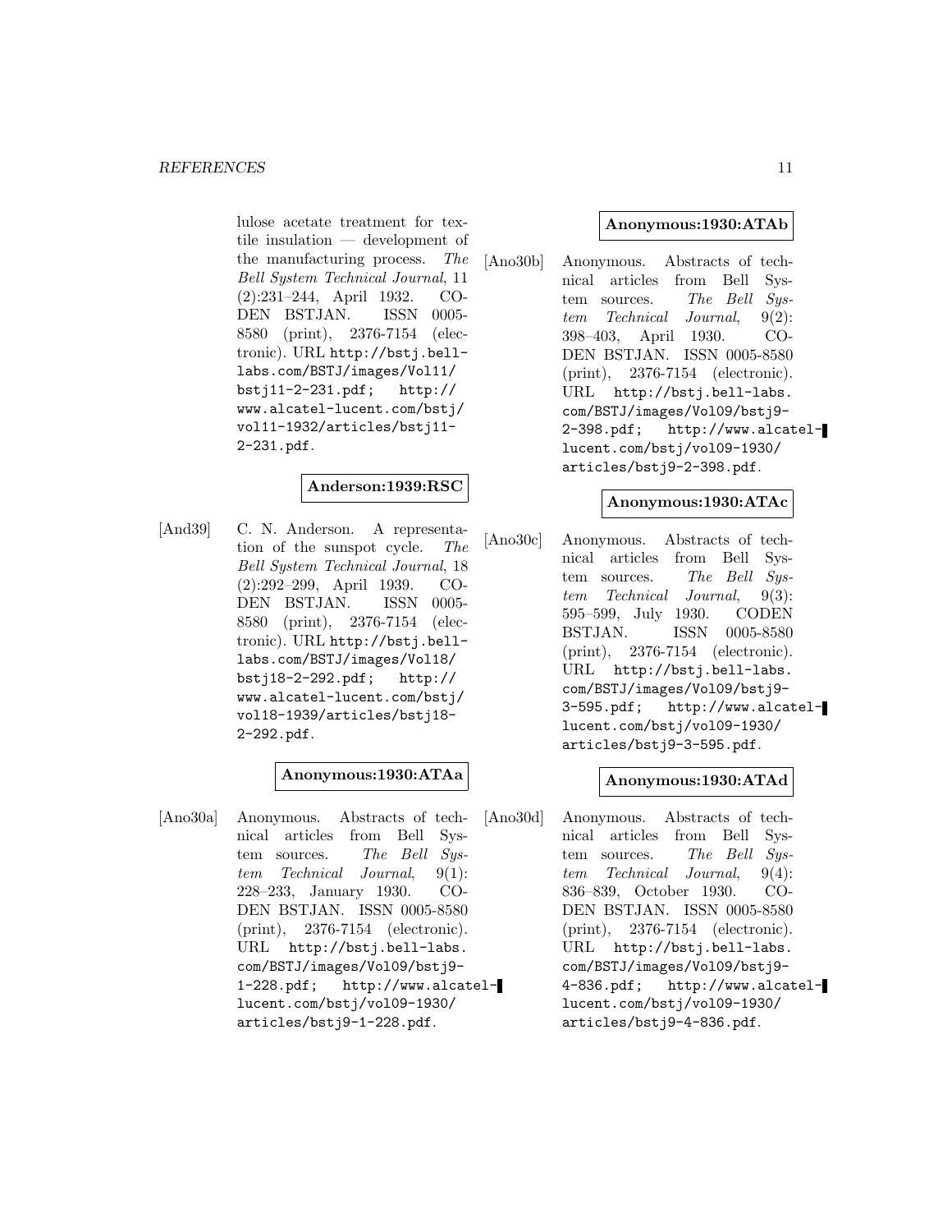lulose acetate treatment for textile insulation — development of the manufacturing process. *The Bell System Technical Journal*, 11 (2):231–244, April 1932. CODEN BSTJAN. ISSN 0005-8580 (print), 2376-7154 (electronic). URL http://bstj.bell-labs.com/BSTJ/images/Vol11/bstj11-2-231.pdf; http://www.alcatel-lucent.com/bstj/vol11-1932/articles/bstj11-2-231.pdf.

**Anderson:1939:RSC**

[And39] C. N. Anderson. A representation of the sunspot cycle. *The Bell System Technical Journal*, 18 (2):292–299, April 1939. CODEN BSTJAN. ISSN 0005-8580 (print), 2376-7154 (electronic). URL http://bstj.bell-labs.com/BSTJ/images/Vol18/bstj18-2-292.pdf; http://www.alcatel-lucent.com/bstj/vol18-1939/articles/bstj18-2-292.pdf.

**Anonymous:1930:ATAa**

[Ano30a] Anonymous. Abstracts of technical articles from Bell System sources. *The Bell System Technical Journal*, 9(1): 228–233, January 1930. CODEN BSTJAN. ISSN 0005-8580 (print), 2376-7154 (electronic). URL http://bstj.bell-labs.com/BSTJ/images/Vol09/bstj9-1-228.pdf; http://www.alcatel-lucent.com/bstj/vol09-1930/articles/bstj9-1-228.pdf.

**Anonymous:1930:ATAb**

[Ano30b] Anonymous. Abstracts of technical articles from Bell System sources. *The Bell System Technical Journal*, 9(2): 398–403, April 1930. CODEN BSTJAN. ISSN 0005-8580 (print), 2376-7154 (electronic). URL http://bstj.bell-labs.com/BSTJ/images/Vol09/bstj9-2-398.pdf; http://www.alcatel-lucent.com/bstj/vol09-1930/articles/bstj9-2-398.pdf.

**Anonymous:1930:ATAc**

[Ano30c] Anonymous. Abstracts of technical articles from Bell System sources. *The Bell System Technical Journal*, 9(3): 595–599, July 1930. CODEN BSTJAN. ISSN 0005-8580 (print), 2376-7154 (electronic). URL http://bstj.bell-labs.com/BSTJ/images/Vol09/bstj9-3-595.pdf; http://www.alcatel-lucent.com/bstj/vol09-1930/articles/bstj9-3-595.pdf.

**Anonymous:1930:ATAd**

[Ano30d] Anonymous. Abstracts of technical articles from Bell System sources. *The Bell System Technical Journal*, 9(4): 836–839, October 1930. CODEN BSTJAN. ISSN 0005-8580 (print), 2376-7154 (electronic). URL http://bstj.bell-labs.com/BSTJ/images/Vol09/bstj9-4-836.pdf; http://www.alcatel-lucent.com/bstj/vol09-1930/articles/bstj9-4-836.pdf.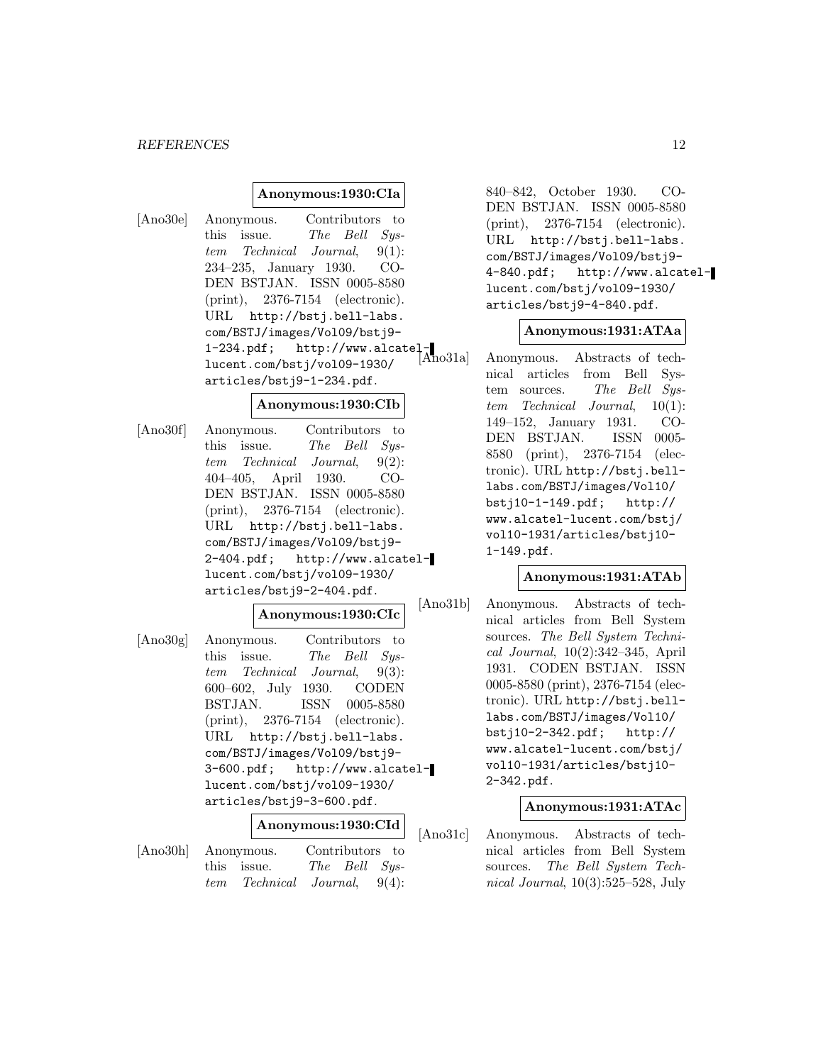**Anonymous:1930:CIa**

[Ano30e] Anonymous. Contributors to this issue. *The Bell System Technical Journal*, 9(1): 234–235, January 1930. CODEN BSTJAN. ISSN 0005-8580 (print), 2376-7154 (electronic). URL http://bstj.bell-labs.com/BSTJ/images/Vol09/bstj9-1-234.pdf; http://www.alcatel-lucent.com/bstj/vol09-1930/articles/bstj9-1-234.pdf.

**Anonymous:1930:CIb**

[Ano30f] Anonymous. Contributors to this issue. *The Bell System Technical Journal*, 9(2): 404–405, April 1930. CODEN BSTJAN. ISSN 0005-8580 (print), 2376-7154 (electronic). URL http://bstj.bell-labs.com/BSTJ/images/Vol09/bstj9-2-404.pdf; http://www.alcatel-lucent.com/bstj/vol09-1930/articles/bstj9-2-404.pdf.

**Anonymous:1930:CIc**

[Ano30g] Anonymous. Contributors to this issue. *The Bell System Technical Journal*, 9(3): 600–602, July 1930. CODEN BSTJAN. ISSN 0005-8580 (print), 2376-7154 (electronic). URL http://bstj.bell-labs.com/BSTJ/images/Vol09/bstj9-3-600.pdf; http://www.alcatel-lucent.com/bstj/vol09-1930/articles/bstj9-3-600.pdf.

**Anonymous:1930:CId**

[Ano30h] Anonymous. Contributors to this issue. *The Bell System Technical Journal*, 9(4): 840–842, October 1930. CODEN BSTJAN. ISSN 0005-8580 (print), 2376-7154 (electronic). URL http://bstj.bell-labs.com/BSTJ/images/Vol09/bstj9-4-840.pdf; http://www.alcatel-lucent.com/bstj/vol09-1930/articles/bstj9-4-840.pdf.

**Anonymous:1931:ATAa**

[Ano31a] Anonymous. Abstracts of technical articles from Bell System sources. *The Bell System Technical Journal*, 10(1): 149–152, January 1931. CODEN BSTJAN. ISSN 0005-8580 (print), 2376-7154 (electronic). URL http://bstj.bell-labs.com/BSTJ/images/Vol10/bstj10-1-149.pdf; http://www.alcatel-lucent.com/bstj/vol10-1931/articles/bstj10-1-149.pdf.

**Anonymous:1931:ATAb**

[Ano31b] Anonymous. Abstracts of technical articles from Bell System sources. *The Bell System Technical Journal*, 10(2):342–345, April 1931. CODEN BSTJAN. ISSN 0005-8580 (print), 2376-7154 (electronic). URL http://bstj.bell-labs.com/BSTJ/images/Vol10/bstj10-2-342.pdf; http://www.alcatel-lucent.com/bstj/vol10-1931/articles/bstj10-2-342.pdf.

**Anonymous:1931:ATAc**

[Ano31c] Anonymous. Abstracts of technical articles from Bell System sources. *The Bell System Technical Journal*, 10(3):525–528, July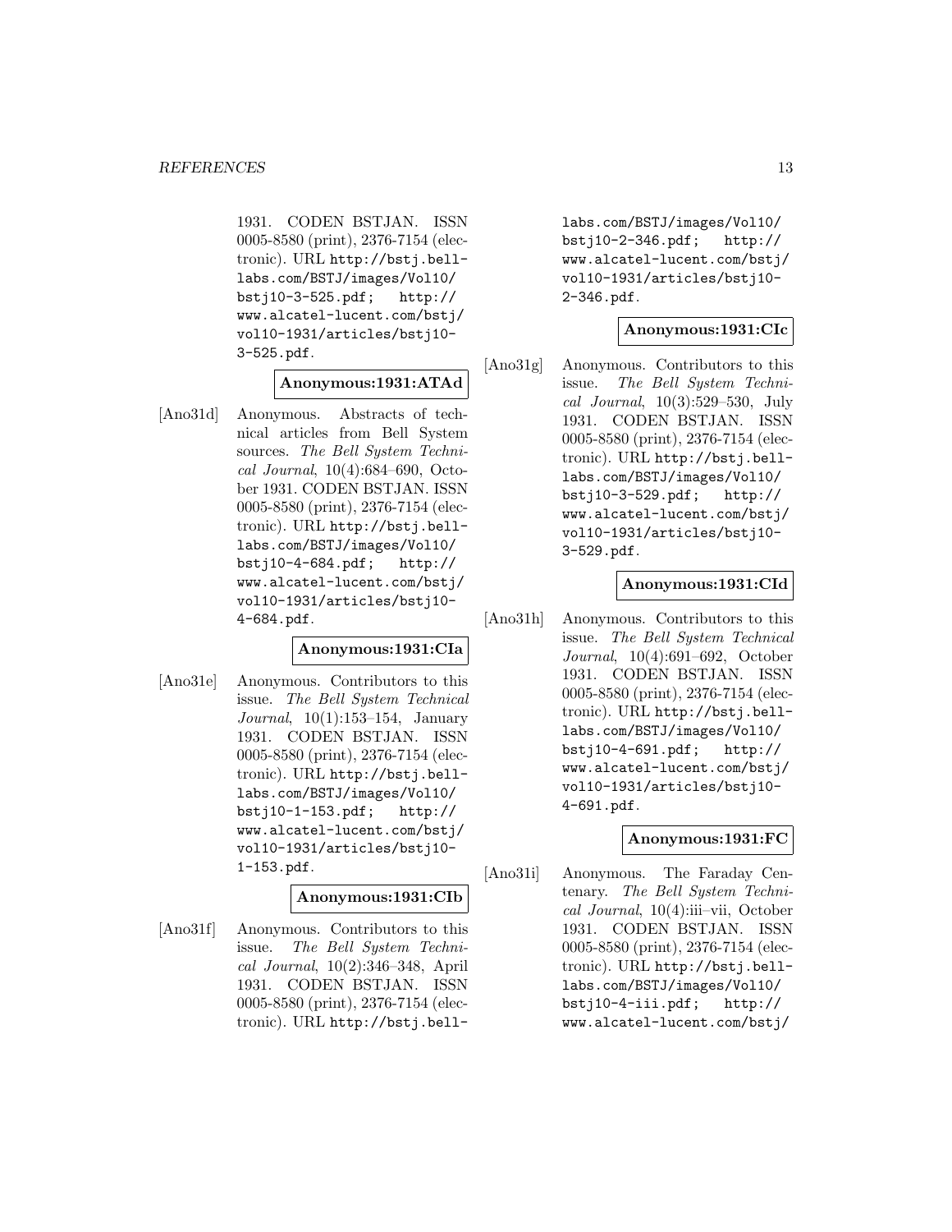1931. CODEN BSTJAN. ISSN 0005-8580 (print), 2376-7154 (electronic). URL http://bstj.bell-labs.com/BSTJ/images/Vol10/bstj10-3-525.pdf; http://www.alcatel-lucent.com/bstj/vol10-1931/articles/bstj10-3-525.pdf.

**Anonymous:1931:ATAd**

[Ano31d] Anonymous. Abstracts of technical articles from Bell System sources. *The Bell System Technical Journal*, 10(4):684–690, October 1931. CODEN BSTJAN. ISSN 0005-8580 (print), 2376-7154 (electronic). URL http://bstj.bell-labs.com/BSTJ/images/Vol10/bstj10-4-684.pdf; http://www.alcatel-lucent.com/bstj/vol10-1931/articles/bstj10-4-684.pdf.

**Anonymous:1931:CIa**

[Ano31e] Anonymous. Contributors to this issue. *The Bell System Technical Journal*, 10(1):153–154, January 1931. CODEN BSTJAN. ISSN 0005-8580 (print), 2376-7154 (electronic). URL http://bstj.bell-labs.com/BSTJ/images/Vol10/bstj10-1-153.pdf; http://www.alcatel-lucent.com/bstj/vol10-1931/articles/bstj10-1-153.pdf.

**Anonymous:1931:CIb**

[Ano31f] Anonymous. Contributors to this issue. *The Bell System Technical Journal*, 10(2):346–348, April 1931. CODEN BSTJAN. ISSN 0005-8580 (print), 2376-7154 (electronic). URL http://bstj.bell-labs.com/BSTJ/images/Vol10/bstj10-2-346.pdf; http://www.alcatel-lucent.com/bstj/vol10-1931/articles/bstj10-2-346.pdf.

**Anonymous:1931:CIc**

[Ano31g] Anonymous. Contributors to this issue. *The Bell System Technical Journal*, 10(3):529–530, July 1931. CODEN BSTJAN. ISSN 0005-8580 (print), 2376-7154 (electronic). URL http://bstj.bell-labs.com/BSTJ/images/Vol10/bstj10-3-529.pdf; http://www.alcatel-lucent.com/bstj/vol10-1931/articles/bstj10-3-529.pdf.

**Anonymous:1931:CId**

[Ano31h] Anonymous. Contributors to this issue. *The Bell System Technical Journal*, 10(4):691–692, October 1931. CODEN BSTJAN. ISSN 0005-8580 (print), 2376-7154 (electronic). URL http://bstj.bell-labs.com/BSTJ/images/Vol10/bstj10-4-691.pdf; http://www.alcatel-lucent.com/bstj/vol10-1931/articles/bstj10-4-691.pdf.

**Anonymous:1931:FC**

[Ano31i] Anonymous. The Faraday Centenary. *The Bell System Technical Journal*, 10(4):iii–vii, October 1931. CODEN BSTJAN. ISSN 0005-8580 (print), 2376-7154 (electronic). URL http://bstj.bell-labs.com/BSTJ/images/Vol10/bstj10-4-iii.pdf; http://www.alcatel-lucent.com/bstj/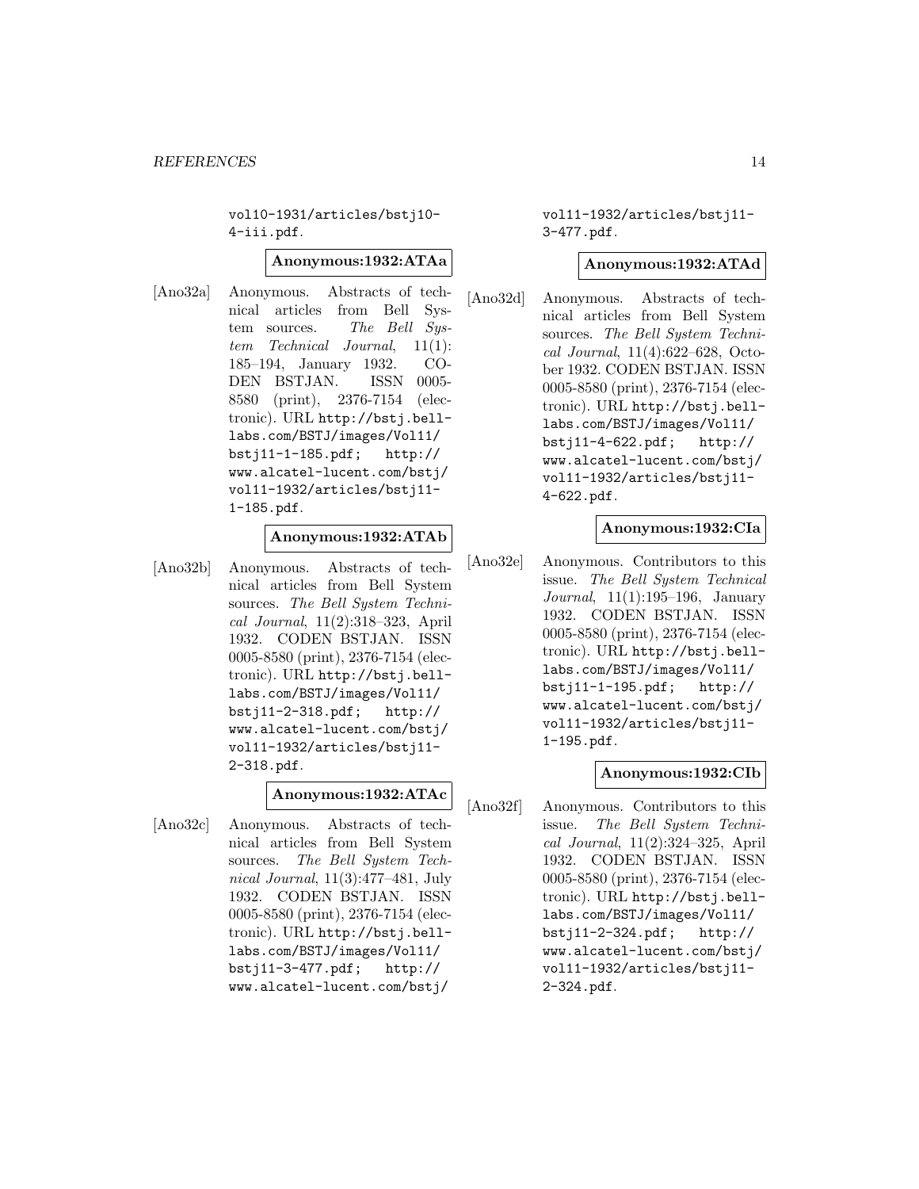vol10-1931/articles/bstj10-4-iii.pdf.

**Anonymous:1932:ATAa**

[Ano32a] Anonymous. Abstracts of technical articles from Bell System sources. *The Bell System Technical Journal*, 11(1): 185–194, January 1932. CODEN BSTJAN. ISSN 0005-8580 (print), 2376-7154 (electronic). URL `http://bstj.bell-labs.com/BSTJ/images/Vol11/bstj11-1-185.pdf`; `http://www.alcatel-lucent.com/bstj/vol11-1932/articles/bstj11-1-185.pdf`.

**Anonymous:1932:ATAb**

[Ano32b] Anonymous. Abstracts of technical articles from Bell System sources. *The Bell System Technical Journal*, 11(2):318–323, April 1932. CODEN BSTJAN. ISSN 0005-8580 (print), 2376-7154 (electronic). URL `http://bstj.bell-labs.com/BSTJ/images/Vol11/bstj11-2-318.pdf`; `http://www.alcatel-lucent.com/bstj/vol11-1932/articles/bstj11-2-318.pdf`.

**Anonymous:1932:ATAc**

[Ano32c] Anonymous. Abstracts of technical articles from Bell System sources. *The Bell System Technical Journal*, 11(3):477–481, July 1932. CODEN BSTJAN. ISSN 0005-8580 (print), 2376-7154 (electronic). URL `http://bstj.bell-labs.com/BSTJ/images/Vol11/bstj11-3-477.pdf`; `http://www.alcatel-lucent.com/bstj/vol11-1932/articles/bstj11-3-477.pdf`.

**Anonymous:1932:ATAd**

[Ano32d] Anonymous. Abstracts of technical articles from Bell System sources. *The Bell System Technical Journal*, 11(4):622–628, October 1932. CODEN BSTJAN. ISSN 0005-8580 (print), 2376-7154 (electronic). URL `http://bstj.bell-labs.com/BSTJ/images/Vol11/bstj11-4-622.pdf`; `http://www.alcatel-lucent.com/bstj/vol11-1932/articles/bstj11-4-622.pdf`.

**Anonymous:1932:CIa**

[Ano32e] Anonymous. Contributors to this issue. *The Bell System Technical Journal*, 11(1):195–196, January 1932. CODEN BSTJAN. ISSN 0005-8580 (print), 2376-7154 (electronic). URL `http://bstj.bell-labs.com/BSTJ/images/Vol11/bstj11-1-195.pdf`; `http://www.alcatel-lucent.com/bstj/vol11-1932/articles/bstj11-1-195.pdf`.

**Anonymous:1932:CIb**

[Ano32f] Anonymous. Contributors to this issue. *The Bell System Technical Journal*, 11(2):324–325, April 1932. CODEN BSTJAN. ISSN 0005-8580 (print), 2376-7154 (electronic). URL `http://bstj.bell-labs.com/BSTJ/images/Vol11/bstj11-2-324.pdf`; `http://www.alcatel-lucent.com/bstj/vol11-1932/articles/bstj11-2-324.pdf`.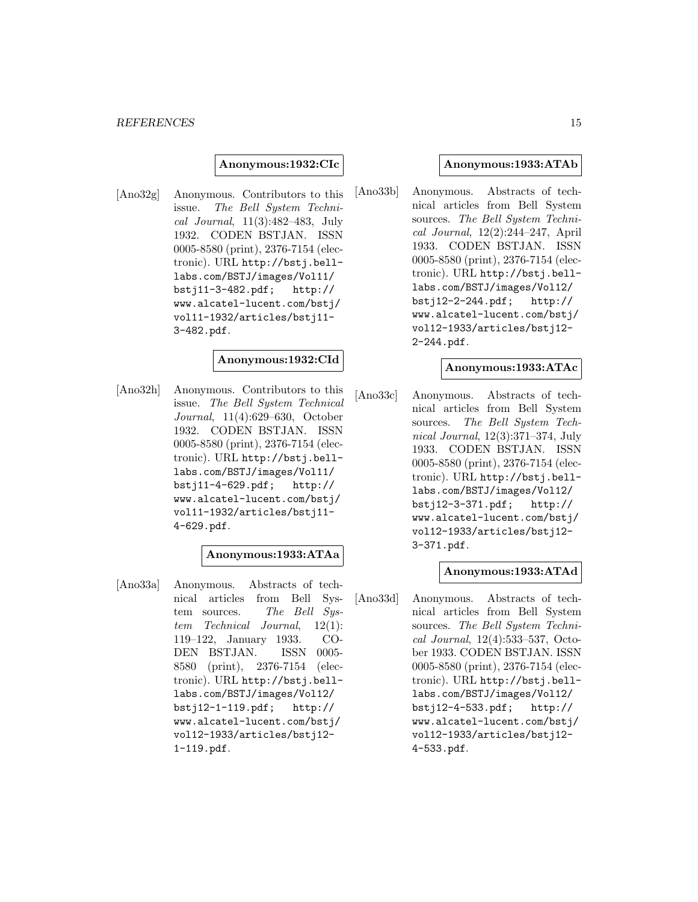**Anonymous:1932:CIc**

[Ano32g] Anonymous. Contributors to this issue. *The Bell System Technical Journal*, 11(3):482–483, July 1932. CODEN BSTJAN. ISSN 0005-8580 (print), 2376-7154 (electronic). URL http://bstj.bell-labs.com/BSTJ/images/Vol11/bstj11-3-482.pdf; http://www.alcatel-lucent.com/bstj/vol11-1932/articles/bstj11-3-482.pdf.

**Anonymous:1932:CId**

[Ano32h] Anonymous. Contributors to this issue. *The Bell System Technical Journal*, 11(4):629–630, October 1932. CODEN BSTJAN. ISSN 0005-8580 (print), 2376-7154 (electronic). URL http://bstj.bell-labs.com/BSTJ/images/Vol11/bstj11-4-629.pdf; http://www.alcatel-lucent.com/bstj/vol11-1932/articles/bstj11-4-629.pdf.

**Anonymous:1933:ATAa**

[Ano33a] Anonymous. Abstracts of technical articles from Bell System sources. *The Bell System Technical Journal*, 12(1): 119–122, January 1933. CODEN BSTJAN. ISSN 0005-8580 (print), 2376-7154 (electronic). URL http://bstj.bell-labs.com/BSTJ/images/Vol12/bstj12-1-119.pdf; http://www.alcatel-lucent.com/bstj/vol12-1933/articles/bstj12-1-119.pdf.

**Anonymous:1933:ATAb**

[Ano33b] Anonymous. Abstracts of technical articles from Bell System sources. *The Bell System Technical Journal*, 12(2):244–247, April 1933. CODEN BSTJAN. ISSN 0005-8580 (print), 2376-7154 (electronic). URL http://bstj.bell-labs.com/BSTJ/images/Vol12/bstj12-2-244.pdf; http://www.alcatel-lucent.com/bstj/vol12-1933/articles/bstj12-2-244.pdf.

**Anonymous:1933:ATAc**

[Ano33c] Anonymous. Abstracts of technical articles from Bell System sources. *The Bell System Technical Journal*, 12(3):371–374, July 1933. CODEN BSTJAN. ISSN 0005-8580 (print), 2376-7154 (electronic). URL http://bstj.bell-labs.com/BSTJ/images/Vol12/bstj12-3-371.pdf; http://www.alcatel-lucent.com/bstj/vol12-1933/articles/bstj12-3-371.pdf.

**Anonymous:1933:ATAd**

[Ano33d] Anonymous. Abstracts of technical articles from Bell System sources. *The Bell System Technical Journal*, 12(4):533–537, October 1933. CODEN BSTJAN. ISSN 0005-8580 (print), 2376-7154 (electronic). URL http://bstj.bell-labs.com/BSTJ/images/Vol12/bstj12-4-533.pdf; http://www.alcatel-lucent.com/bstj/vol12-1933/articles/bstj12-4-533.pdf.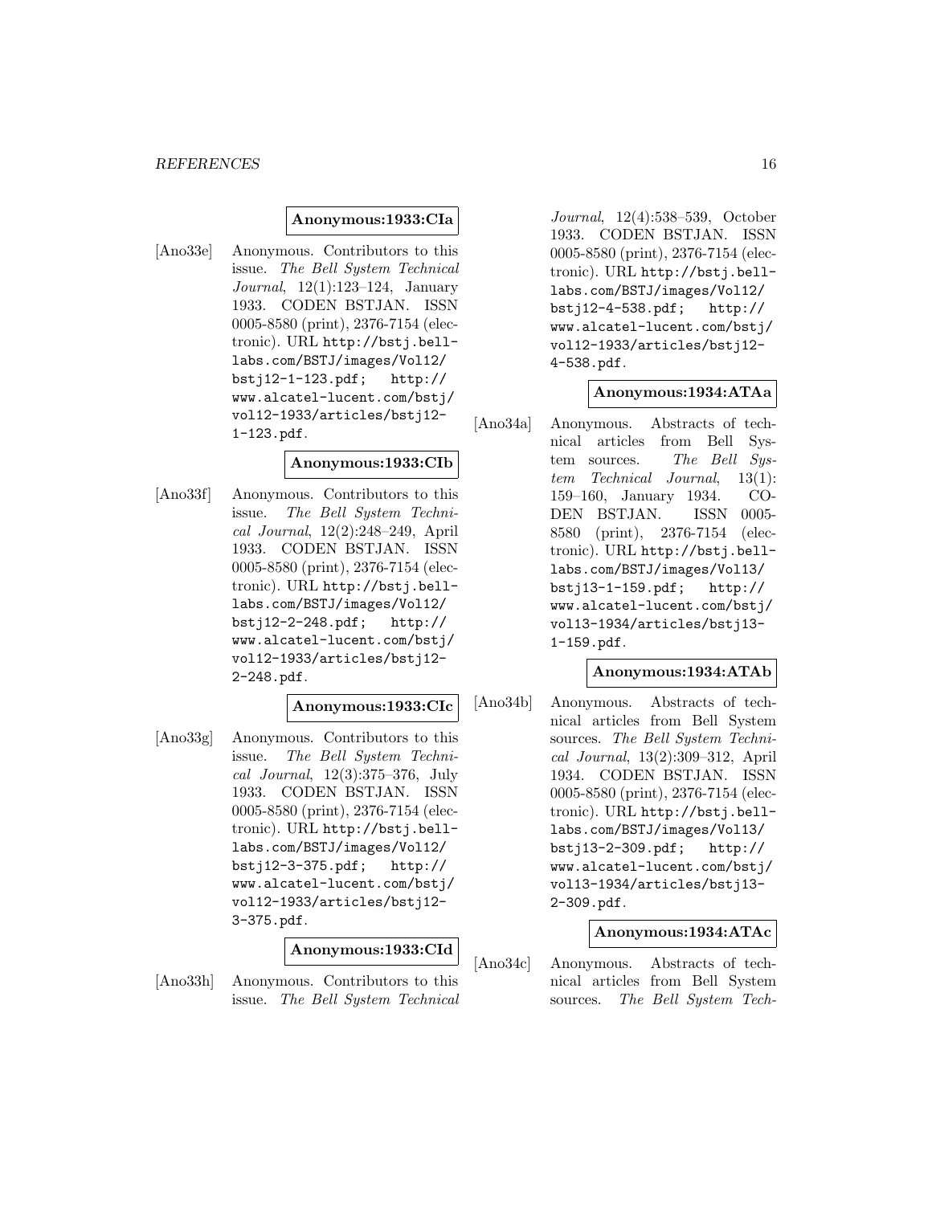**Anonymous:1933:CIa**

[Ano33e] Anonymous. Contributors to this issue. *The Bell System Technical Journal*, 12(1):123–124, January 1933. CODEN BSTJAN. ISSN 0005-8580 (print), 2376-7154 (electronic). URL http://bstj.bell-labs.com/BSTJ/images/Vol12/bstj12-1-123.pdf; http://www.alcatel-lucent.com/bstj/vol12-1933/articles/bstj12-1-123.pdf.

**Anonymous:1933:CIb**

[Ano33f] Anonymous. Contributors to this issue. *The Bell System Technical Journal*, 12(2):248–249, April 1933. CODEN BSTJAN. ISSN 0005-8580 (print), 2376-7154 (electronic). URL http://bstj.bell-labs.com/BSTJ/images/Vol12/bstj12-2-248.pdf; http://www.alcatel-lucent.com/bstj/vol12-1933/articles/bstj12-2-248.pdf.

**Anonymous:1933:CIc**

[Ano33g] Anonymous. Contributors to this issue. *The Bell System Technical Journal*, 12(3):375–376, July 1933. CODEN BSTJAN. ISSN 0005-8580 (print), 2376-7154 (electronic). URL http://bstj.bell-labs.com/BSTJ/images/Vol12/bstj12-3-375.pdf; http://www.alcatel-lucent.com/bstj/vol12-1933/articles/bstj12-3-375.pdf.

**Anonymous:1933:CId**

[Ano33h] Anonymous. Contributors to this issue. *The Bell System Technical Journal*, 12(4):538–539, October 1933. CODEN BSTJAN. ISSN 0005-8580 (print), 2376-7154 (electronic). URL http://bstj.bell-labs.com/BSTJ/images/Vol12/bstj12-4-538.pdf; http://www.alcatel-lucent.com/bstj/vol12-1933/articles/bstj12-4-538.pdf.

**Anonymous:1934:ATAa**

[Ano34a] Anonymous. Abstracts of technical articles from Bell System sources. *The Bell System Technical Journal*, 13(1):159–160, January 1934. CODEN BSTJAN. ISSN 0005-8580 (print), 2376-7154 (electronic). URL http://bstj.bell-labs.com/BSTJ/images/Vol13/bstj13-1-159.pdf; http://www.alcatel-lucent.com/bstj/vol13-1934/articles/bstj13-1-159.pdf.

**Anonymous:1934:ATAb**

[Ano34b] Anonymous. Abstracts of technical articles from Bell System sources. *The Bell System Technical Journal*, 13(2):309–312, April 1934. CODEN BSTJAN. ISSN 0005-8580 (print), 2376-7154 (electronic). URL http://bstj.bell-labs.com/BSTJ/images/Vol13/bstj13-2-309.pdf; http://www.alcatel-lucent.com/bstj/vol13-1934/articles/bstj13-2-309.pdf.

**Anonymous:1934:ATAc**

[Ano34c] Anonymous. Abstracts of technical articles from Bell System sources. *The Bell System Tech-*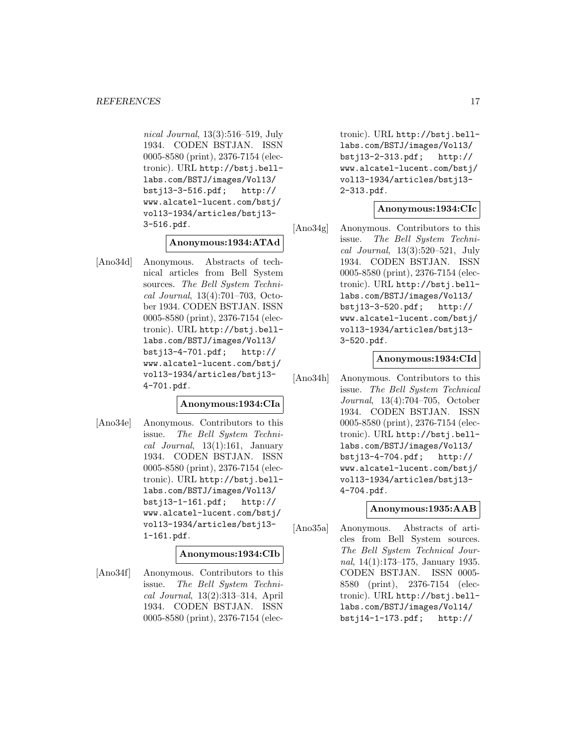*nical Journal*, 13(3):516–519, July 1934. CODEN BSTJAN. ISSN 0005-8580 (print), 2376-7154 (electronic). URL http://bstj.bell-labs.com/BSTJ/images/Vol13/bstj13-3-516.pdf; http://www.alcatel-lucent.com/bstj/vol13-1934/articles/bstj13-3-516.pdf.

**Anonymous:1934:ATAd**

[Ano34d] Anonymous. Abstracts of technical articles from Bell System sources. *The Bell System Technical Journal*, 13(4):701–703, October 1934. CODEN BSTJAN. ISSN 0005-8580 (print), 2376-7154 (electronic). URL http://bstj.bell-labs.com/BSTJ/images/Vol13/bstj13-4-701.pdf; http://www.alcatel-lucent.com/bstj/vol13-1934/articles/bstj13-4-701.pdf.

**Anonymous:1934:CIa**

[Ano34e] Anonymous. Contributors to this issue. *The Bell System Technical Journal*, 13(1):161, January 1934. CODEN BSTJAN. ISSN 0005-8580 (print), 2376-7154 (electronic). URL http://bstj.bell-labs.com/BSTJ/images/Vol13/bstj13-1-161.pdf; http://www.alcatel-lucent.com/bstj/vol13-1934/articles/bstj13-1-161.pdf.

**Anonymous:1934:CIb**

[Ano34f] Anonymous. Contributors to this issue. *The Bell System Technical Journal*, 13(2):313–314, April 1934. CODEN BSTJAN. ISSN 0005-8580 (print), 2376-7154 (electronic). URL http://bstj.bell-labs.com/BSTJ/images/Vol13/bstj13-2-313.pdf; http://www.alcatel-lucent.com/bstj/vol13-1934/articles/bstj13-2-313.pdf.

**Anonymous:1934:CIc**

[Ano34g] Anonymous. Contributors to this issue. *The Bell System Technical Journal*, 13(3):520–521, July 1934. CODEN BSTJAN. ISSN 0005-8580 (print), 2376-7154 (electronic). URL http://bstj.bell-labs.com/BSTJ/images/Vol13/bstj13-3-520.pdf; http://www.alcatel-lucent.com/bstj/vol13-1934/articles/bstj13-3-520.pdf.

**Anonymous:1934:CId**

[Ano34h] Anonymous. Contributors to this issue. *The Bell System Technical Journal*, 13(4):704–705, October 1934. CODEN BSTJAN. ISSN 0005-8580 (print), 2376-7154 (electronic). URL http://bstj.bell-labs.com/BSTJ/images/Vol13/bstj13-4-704.pdf; http://www.alcatel-lucent.com/bstj/vol13-1934/articles/bstj13-4-704.pdf.

**Anonymous:1935:AAB**

[Ano35a] Anonymous. Abstracts of articles from Bell System sources. *The Bell System Technical Journal*, 14(1):173–175, January 1935. CODEN BSTJAN. ISSN 0005-8580 (print), 2376-7154 (electronic). URL http://bstj.bell-labs.com/BSTJ/images/Vol14/bstj14-1-173.pdf; http://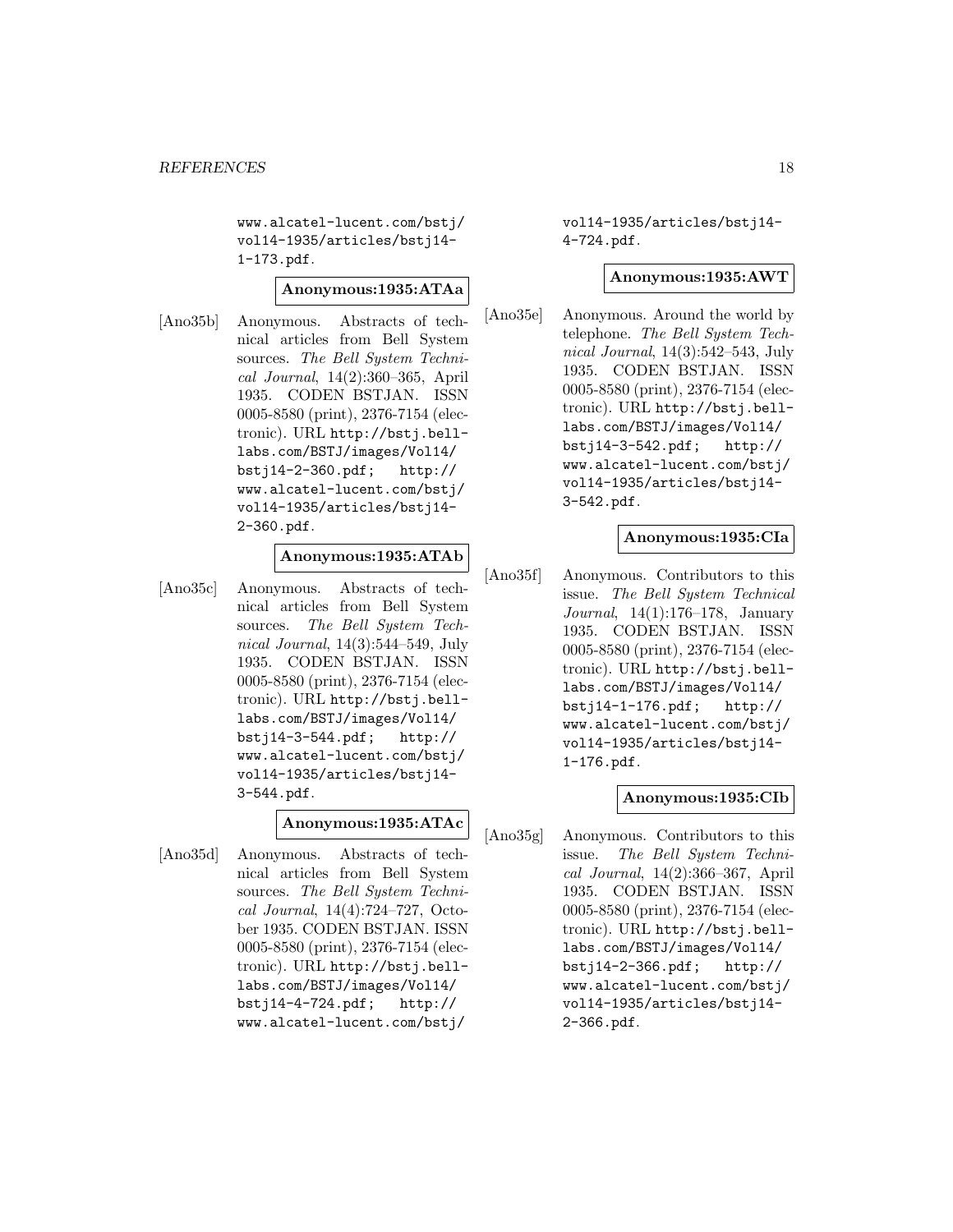www.alcatel-lucent.com/bstj/vol14-1935/articles/bstj14-1-173.pdf.

**Anonymous:1935:ATAa**

[Ano35b] Anonymous. Abstracts of technical articles from Bell System sources. *The Bell System Technical Journal*, 14(2):360–365, April 1935. CODEN BSTJAN. ISSN 0005-8580 (print), 2376-7154 (electronic). URL http://bstj.bell-labs.com/BSTJ/images/Vol14/bstj14-2-360.pdf; http://www.alcatel-lucent.com/bstj/vol14-1935/articles/bstj14-2-360.pdf.

**Anonymous:1935:ATAb**

[Ano35c] Anonymous. Abstracts of technical articles from Bell System sources. *The Bell System Technical Journal*, 14(3):544–549, July 1935. CODEN BSTJAN. ISSN 0005-8580 (print), 2376-7154 (electronic). URL http://bstj.bell-labs.com/BSTJ/images/Vol14/bstj14-3-544.pdf; http://www.alcatel-lucent.com/bstj/vol14-1935/articles/bstj14-3-544.pdf.

**Anonymous:1935:ATAc**

[Ano35d] Anonymous. Abstracts of technical articles from Bell System sources. *The Bell System Technical Journal*, 14(4):724–727, October 1935. CODEN BSTJAN. ISSN 0005-8580 (print), 2376-7154 (electronic). URL http://bstj.bell-labs.com/BSTJ/images/Vol14/bstj14-4-724.pdf; http://www.alcatel-lucent.com/bstj/vol14-1935/articles/bstj14-4-724.pdf.

**Anonymous:1935:AWT**

[Ano35e] Anonymous. Around the world by telephone. *The Bell System Technical Journal*, 14(3):542–543, July 1935. CODEN BSTJAN. ISSN 0005-8580 (print), 2376-7154 (electronic). URL http://bstj.bell-labs.com/BSTJ/images/Vol14/bstj14-3-542.pdf; http://www.alcatel-lucent.com/bstj/vol14-1935/articles/bstj14-3-542.pdf.

**Anonymous:1935:CIa**

[Ano35f] Anonymous. Contributors to this issue. *The Bell System Technical Journal*, 14(1):176–178, January 1935. CODEN BSTJAN. ISSN 0005-8580 (print), 2376-7154 (electronic). URL http://bstj.bell-labs.com/BSTJ/images/Vol14/bstj14-1-176.pdf; http://www.alcatel-lucent.com/bstj/vol14-1935/articles/bstj14-1-176.pdf.

**Anonymous:1935:CIb**

[Ano35g] Anonymous. Contributors to this issue. *The Bell System Technical Journal*, 14(2):366–367, April 1935. CODEN BSTJAN. ISSN 0005-8580 (print), 2376-7154 (electronic). URL http://bstj.bell-labs.com/BSTJ/images/Vol14/bstj14-2-366.pdf; http://www.alcatel-lucent.com/bstj/vol14-1935/articles/bstj14-2-366.pdf.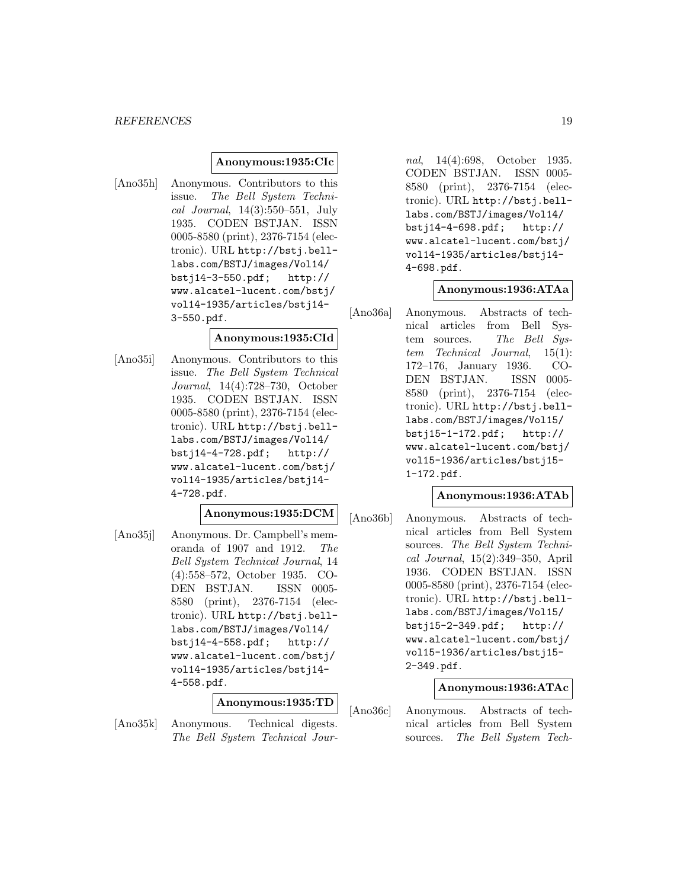**Anonymous:1935:CIc**

[Ano35h] Anonymous. Contributors to this issue. *The Bell System Technical Journal*, 14(3):550–551, July 1935. CODEN BSTJAN. ISSN 0005-8580 (print), 2376-7154 (electronic). URL http://bstj.bell-labs.com/BSTJ/images/Vol14/bstj14-3-550.pdf; http://www.alcatel-lucent.com/bstj/vol14-1935/articles/bstj14-3-550.pdf.

**Anonymous:1935:CId**

[Ano35i] Anonymous. Contributors to this issue. *The Bell System Technical Journal*, 14(4):728–730, October 1935. CODEN BSTJAN. ISSN 0005-8580 (print), 2376-7154 (electronic). URL http://bstj.bell-labs.com/BSTJ/images/Vol14/bstj14-4-728.pdf; http://www.alcatel-lucent.com/bstj/vol14-1935/articles/bstj14-4-728.pdf.

**Anonymous:1935:DCM**

[Ano35j] Anonymous. Dr. Campbell's memoranda of 1907 and 1912. *The Bell System Technical Journal*, 14 (4):558–572, October 1935. CODEN BSTJAN. ISSN 0005-8580 (print), 2376-7154 (electronic). URL http://bstj.bell-labs.com/BSTJ/images/Vol14/bstj14-4-558.pdf; http://www.alcatel-lucent.com/bstj/vol14-1935/articles/bstj14-4-558.pdf.

**Anonymous:1935:TD**

[Ano35k] Anonymous. Technical digests. *The Bell System Technical Journal*, 14(4):698, October 1935. CODEN BSTJAN. ISSN 0005-8580 (print), 2376-7154 (electronic). URL http://bstj.bell-labs.com/BSTJ/images/Vol14/bstj14-4-698.pdf; http://www.alcatel-lucent.com/bstj/vol14-1935/articles/bstj14-4-698.pdf.

**Anonymous:1936:ATAa**

[Ano36a] Anonymous. Abstracts of technical articles from Bell System sources. *The Bell System Technical Journal*, 15(1): 172–176, January 1936. CODEN BSTJAN. ISSN 0005-8580 (print), 2376-7154 (electronic). URL http://bstj.bell-labs.com/BSTJ/images/Vol15/bstj15-1-172.pdf; http://www.alcatel-lucent.com/bstj/vol15-1936/articles/bstj15-1-172.pdf.

**Anonymous:1936:ATAb**

[Ano36b] Anonymous. Abstracts of technical articles from Bell System sources. *The Bell System Technical Journal*, 15(2):349–350, April 1936. CODEN BSTJAN. ISSN 0005-8580 (print), 2376-7154 (electronic). URL http://bstj.bell-labs.com/BSTJ/images/Vol15/bstj15-2-349.pdf; http://www.alcatel-lucent.com/bstj/vol15-1936/articles/bstj15-2-349.pdf.

**Anonymous:1936:ATAc**

[Ano36c] Anonymous. Abstracts of technical articles from Bell System sources. *The Bell System Tech-*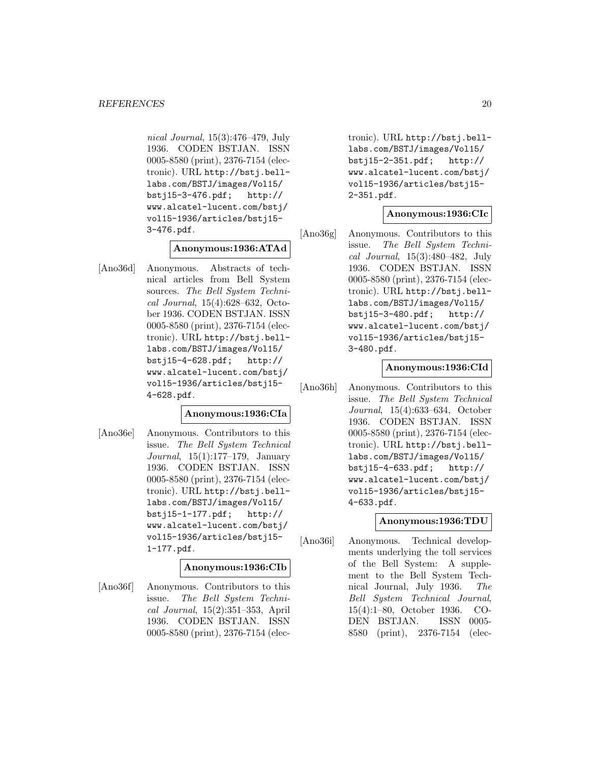*nical Journal*, 15(3):476–479, July 1936. CODEN BSTJAN. ISSN 0005-8580 (print), 2376-7154 (electronic). URL http://bstj.bell-labs.com/BSTJ/images/Vol15/bstj15-3-476.pdf; http://www.alcatel-lucent.com/bstj/vol15-1936/articles/bstj15-3-476.pdf.

**Anonymous:1936:ATAd**

[Ano36d] Anonymous. Abstracts of technical articles from Bell System sources. *The Bell System Technical Journal*, 15(4):628–632, October 1936. CODEN BSTJAN. ISSN 0005-8580 (print), 2376-7154 (electronic). URL http://bstj.bell-labs.com/BSTJ/images/Vol15/bstj15-4-628.pdf; http://www.alcatel-lucent.com/bstj/vol15-1936/articles/bstj15-4-628.pdf.

**Anonymous:1936:CIa**

[Ano36e] Anonymous. Contributors to this issue. *The Bell System Technical Journal*, 15(1):177–179, January 1936. CODEN BSTJAN. ISSN 0005-8580 (print), 2376-7154 (electronic). URL http://bstj.bell-labs.com/BSTJ/images/Vol15/bstj15-1-177.pdf; http://www.alcatel-lucent.com/bstj/vol15-1936/articles/bstj15-1-177.pdf.

**Anonymous:1936:CIb**

[Ano36f] Anonymous. Contributors to this issue. *The Bell System Technical Journal*, 15(2):351–353, April 1936. CODEN BSTJAN. ISSN 0005-8580 (print), 2376-7154 (electronic). URL http://bstj.bell-labs.com/BSTJ/images/Vol15/bstj15-2-351.pdf; http://www.alcatel-lucent.com/bstj/vol15-1936/articles/bstj15-2-351.pdf.

**Anonymous:1936:CIc**

[Ano36g] Anonymous. Contributors to this issue. *The Bell System Technical Journal*, 15(3):480–482, July 1936. CODEN BSTJAN. ISSN 0005-8580 (print), 2376-7154 (electronic). URL http://bstj.bell-labs.com/BSTJ/images/Vol15/bstj15-3-480.pdf; http://www.alcatel-lucent.com/bstj/vol15-1936/articles/bstj15-3-480.pdf.

**Anonymous:1936:CId**

[Ano36h] Anonymous. Contributors to this issue. *The Bell System Technical Journal*, 15(4):633–634, October 1936. CODEN BSTJAN. ISSN 0005-8580 (print), 2376-7154 (electronic). URL http://bstj.bell-labs.com/BSTJ/images/Vol15/bstj15-4-633.pdf; http://www.alcatel-lucent.com/bstj/vol15-1936/articles/bstj15-4-633.pdf.

**Anonymous:1936:TDU**

[Ano36i] Anonymous. Technical developments underlying the toll services of the Bell System: A supplement to the Bell System Technical Journal, July 1936. *The Bell System Technical Journal*, 15(4):1–80, October 1936. CODEN BSTJAN. ISSN 0005-8580 (print), 2376-7154 (elec-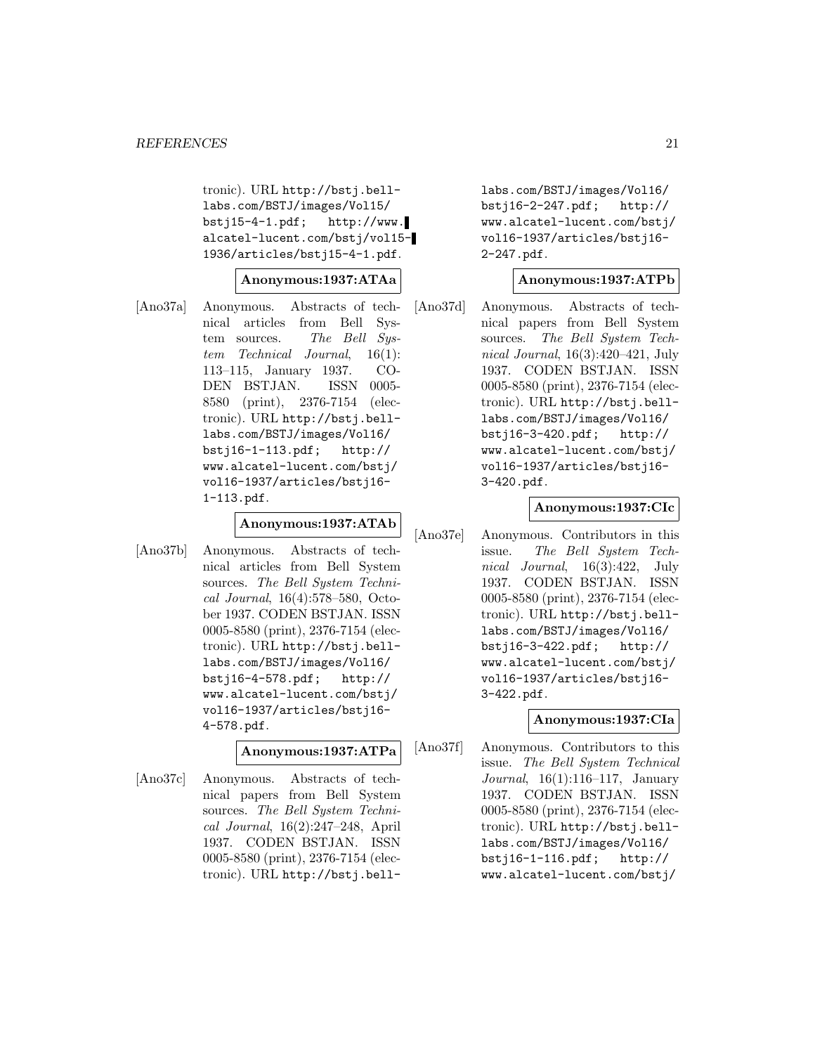tronic). URL http://bstj.bell-labs.com/BSTJ/images/Vol15/bstj15-4-1.pdf; http://www.alcatel-lucent.com/bstj/vol15-1936/articles/bstj15-4-1.pdf.

**Anonymous:1937:ATAa**

[Ano37a] Anonymous. Abstracts of technical articles from Bell System sources. *The Bell System Technical Journal*, 16(1): 113–115, January 1937. CODEN BSTJAN. ISSN 0005-8580 (print), 2376-7154 (electronic). URL http://bstj.bell-labs.com/BSTJ/images/Vol16/bstj16-1-113.pdf; http://www.alcatel-lucent.com/bstj/vol16-1937/articles/bstj16-1-113.pdf.

**Anonymous:1937:ATAb**

[Ano37b] Anonymous. Abstracts of technical articles from Bell System sources. *The Bell System Technical Journal*, 16(4):578–580, October 1937. CODEN BSTJAN. ISSN 0005-8580 (print), 2376-7154 (electronic). URL http://bstj.bell-labs.com/BSTJ/images/Vol16/bstj16-4-578.pdf; http://www.alcatel-lucent.com/bstj/vol16-1937/articles/bstj16-4-578.pdf.

**Anonymous:1937:ATPa**

[Ano37c] Anonymous. Abstracts of technical papers from Bell System sources. *The Bell System Technical Journal*, 16(2):247–248, April 1937. CODEN BSTJAN. ISSN 0005-8580 (print), 2376-7154 (electronic). URL http://bstj.bell-labs.com/BSTJ/images/Vol16/bstj16-2-247.pdf; http://www.alcatel-lucent.com/bstj/vol16-1937/articles/bstj16-2-247.pdf.

**Anonymous:1937:ATPb**

[Ano37d] Anonymous. Abstracts of technical papers from Bell System sources. *The Bell System Technical Journal*, 16(3):420–421, July 1937. CODEN BSTJAN. ISSN 0005-8580 (print), 2376-7154 (electronic). URL http://bstj.bell-labs.com/BSTJ/images/Vol16/bstj16-3-420.pdf; http://www.alcatel-lucent.com/bstj/vol16-1937/articles/bstj16-3-420.pdf.

**Anonymous:1937:CIc**

[Ano37e] Anonymous. Contributors in this issue. *The Bell System Technical Journal*, 16(3):422, July 1937. CODEN BSTJAN. ISSN 0005-8580 (print), 2376-7154 (electronic). URL http://bstj.bell-labs.com/BSTJ/images/Vol16/bstj16-3-422.pdf; http://www.alcatel-lucent.com/bstj/vol16-1937/articles/bstj16-3-422.pdf.

**Anonymous:1937:CIa**

[Ano37f] Anonymous. Contributors to this issue. *The Bell System Technical Journal*, 16(1):116–117, January 1937. CODEN BSTJAN. ISSN 0005-8580 (print), 2376-7154 (electronic). URL http://bstj.bell-labs.com/BSTJ/images/Vol16/bstj16-1-116.pdf; http://www.alcatel-lucent.com/bstj/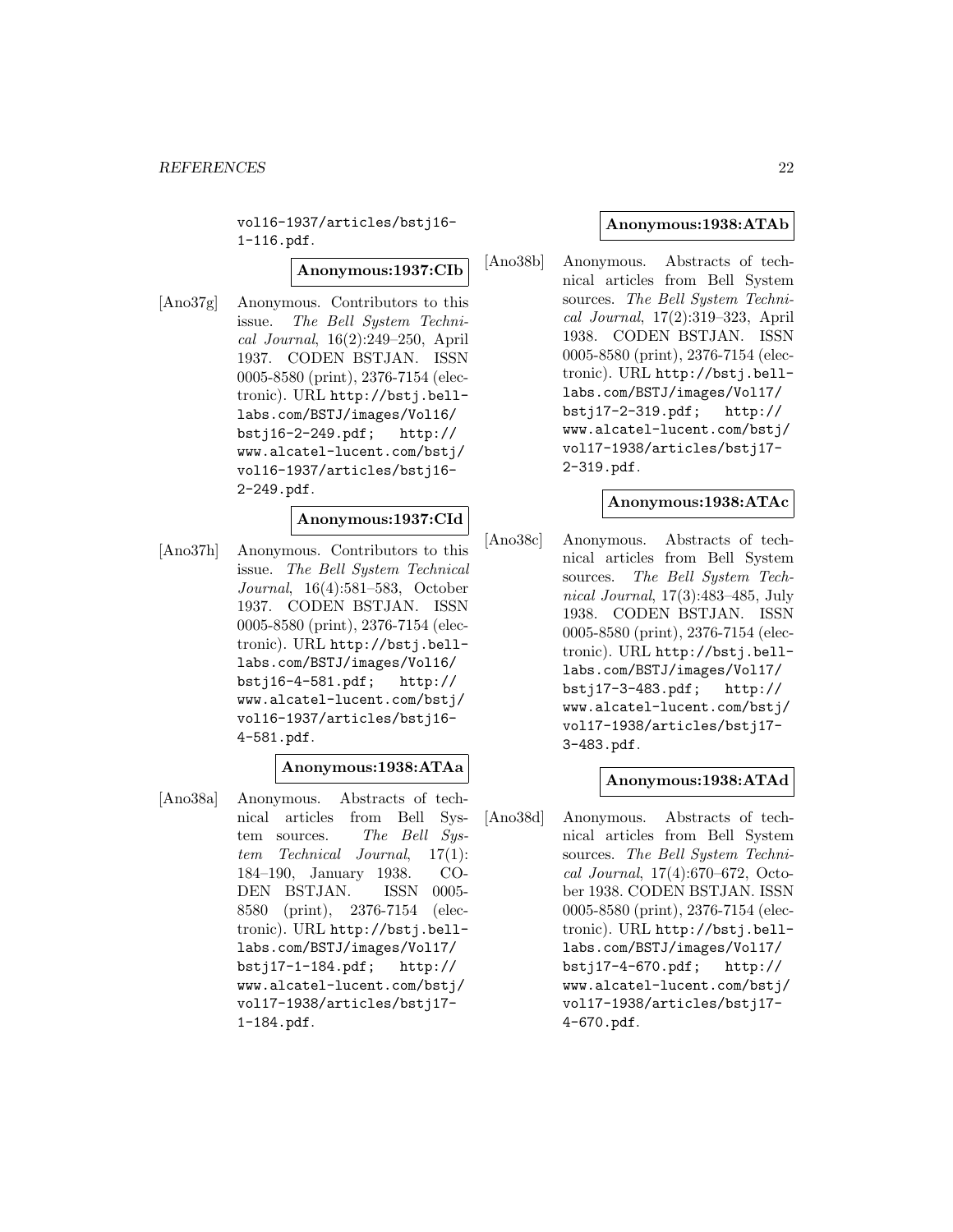vol16-1937/articles/bstj16-1-116.pdf.

**Anonymous:1937:CIb**

[Ano37g] Anonymous. Contributors to this issue. *The Bell System Technical Journal*, 16(2):249–250, April 1937. CODEN BSTJAN. ISSN 0005-8580 (print), 2376-7154 (electronic). URL http://bstj.bell-labs.com/BSTJ/images/Vol16/bstj16-2-249.pdf; http://www.alcatel-lucent.com/bstj/vol16-1937/articles/bstj16-2-249.pdf.

**Anonymous:1937:CId**

[Ano37h] Anonymous. Contributors to this issue. *The Bell System Technical Journal*, 16(4):581–583, October 1937. CODEN BSTJAN. ISSN 0005-8580 (print), 2376-7154 (electronic). URL http://bstj.bell-labs.com/BSTJ/images/Vol16/bstj16-4-581.pdf; http://www.alcatel-lucent.com/bstj/vol16-1937/articles/bstj16-4-581.pdf.

**Anonymous:1938:ATAa**

[Ano38a] Anonymous. Abstracts of technical articles from Bell System sources. *The Bell System Technical Journal*, 17(1):184–190, January 1938. CODEN BSTJAN. ISSN 0005-8580 (print), 2376-7154 (electronic). URL http://bstj.bell-labs.com/BSTJ/images/Vol17/bstj17-1-184.pdf; http://www.alcatel-lucent.com/bstj/vol17-1938/articles/bstj17-1-184.pdf.

**Anonymous:1938:ATAb**

[Ano38b] Anonymous. Abstracts of technical articles from Bell System sources. *The Bell System Technical Journal*, 17(2):319–323, April 1938. CODEN BSTJAN. ISSN 0005-8580 (print), 2376-7154 (electronic). URL http://bstj.bell-labs.com/BSTJ/images/Vol17/bstj17-2-319.pdf; http://www.alcatel-lucent.com/bstj/vol17-1938/articles/bstj17-2-319.pdf.

**Anonymous:1938:ATAc**

[Ano38c] Anonymous. Abstracts of technical articles from Bell System sources. *The Bell System Technical Journal*, 17(3):483–485, July 1938. CODEN BSTJAN. ISSN 0005-8580 (print), 2376-7154 (electronic). URL http://bstj.bell-labs.com/BSTJ/images/Vol17/bstj17-3-483.pdf; http://www.alcatel-lucent.com/bstj/vol17-1938/articles/bstj17-3-483.pdf.

**Anonymous:1938:ATAd**

[Ano38d] Anonymous. Abstracts of technical articles from Bell System sources. *The Bell System Technical Journal*, 17(4):670–672, October 1938. CODEN BSTJAN. ISSN 0005-8580 (print), 2376-7154 (electronic). URL http://bstj.bell-labs.com/BSTJ/images/Vol17/bstj17-4-670.pdf; http://www.alcatel-lucent.com/bstj/vol17-1938/articles/bstj17-4-670.pdf.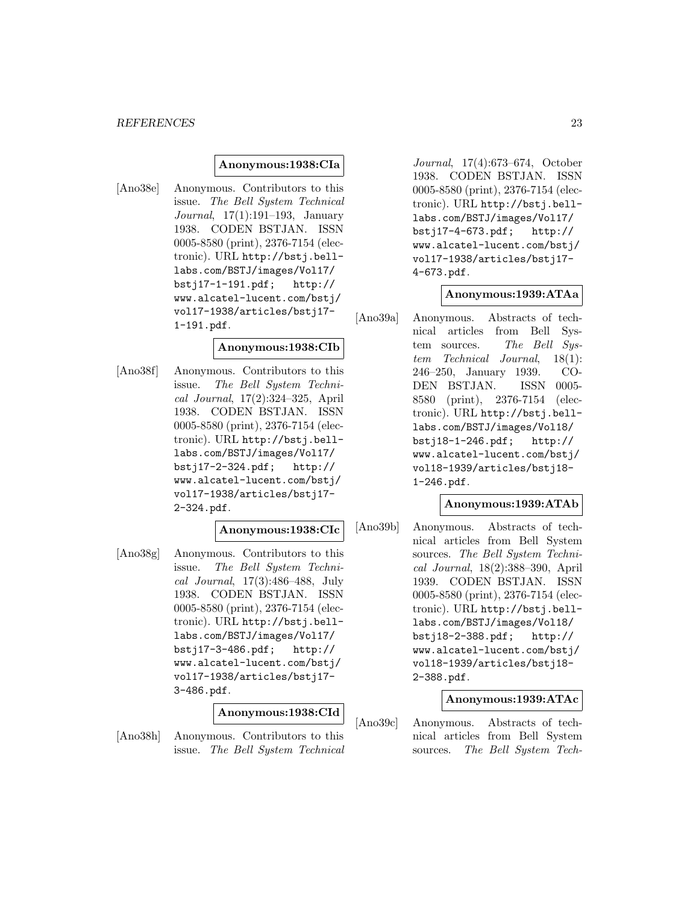**Anonymous:1938:CIa**

[Ano38e] Anonymous. Contributors to this issue. *The Bell System Technical Journal*, 17(1):191–193, January 1938. CODEN BSTJAN. ISSN 0005-8580 (print), 2376-7154 (electronic). URL http://bstj.bell-labs.com/BSTJ/images/Vol17/bstj17-1-191.pdf; http://www.alcatel-lucent.com/bstj/vol17-1938/articles/bstj17-1-191.pdf.

**Anonymous:1938:CIb**

[Ano38f] Anonymous. Contributors to this issue. *The Bell System Technical Journal*, 17(2):324–325, April 1938. CODEN BSTJAN. ISSN 0005-8580 (print), 2376-7154 (electronic). URL http://bstj.bell-labs.com/BSTJ/images/Vol17/bstj17-2-324.pdf; http://www.alcatel-lucent.com/bstj/vol17-1938/articles/bstj17-2-324.pdf.

**Anonymous:1938:CIc**

[Ano38g] Anonymous. Contributors to this issue. *The Bell System Technical Journal*, 17(3):486–488, July 1938. CODEN BSTJAN. ISSN 0005-8580 (print), 2376-7154 (electronic). URL http://bstj.bell-labs.com/BSTJ/images/Vol17/bstj17-3-486.pdf; http://www.alcatel-lucent.com/bstj/vol17-1938/articles/bstj17-3-486.pdf.

**Anonymous:1938:CId**

[Ano38h] Anonymous. Contributors to this issue. *The Bell System Technical Journal*, 17(4):673–674, October 1938. CODEN BSTJAN. ISSN 0005-8580 (print), 2376-7154 (electronic). URL http://bstj.bell-labs.com/BSTJ/images/Vol17/bstj17-4-673.pdf; http://www.alcatel-lucent.com/bstj/vol17-1938/articles/bstj17-4-673.pdf.

**Anonymous:1939:ATAa**

[Ano39a] Anonymous. Abstracts of technical articles from Bell System sources. *The Bell System Technical Journal*, 18(1): 246–250, January 1939. CODEN BSTJAN. ISSN 0005-8580 (print), 2376-7154 (electronic). URL http://bstj.bell-labs.com/BSTJ/images/Vol18/bstj18-1-246.pdf; http://www.alcatel-lucent.com/bstj/vol18-1939/articles/bstj18-1-246.pdf.

**Anonymous:1939:ATAb**

[Ano39b] Anonymous. Abstracts of technical articles from Bell System sources. *The Bell System Technical Journal*, 18(2):388–390, April 1939. CODEN BSTJAN. ISSN 0005-8580 (print), 2376-7154 (electronic). URL http://bstj.bell-labs.com/BSTJ/images/Vol18/bstj18-2-388.pdf; http://www.alcatel-lucent.com/bstj/vol18-1939/articles/bstj18-2-388.pdf.

**Anonymous:1939:ATAc**

[Ano39c] Anonymous. Abstracts of technical articles from Bell System sources. *The Bell System Tech-*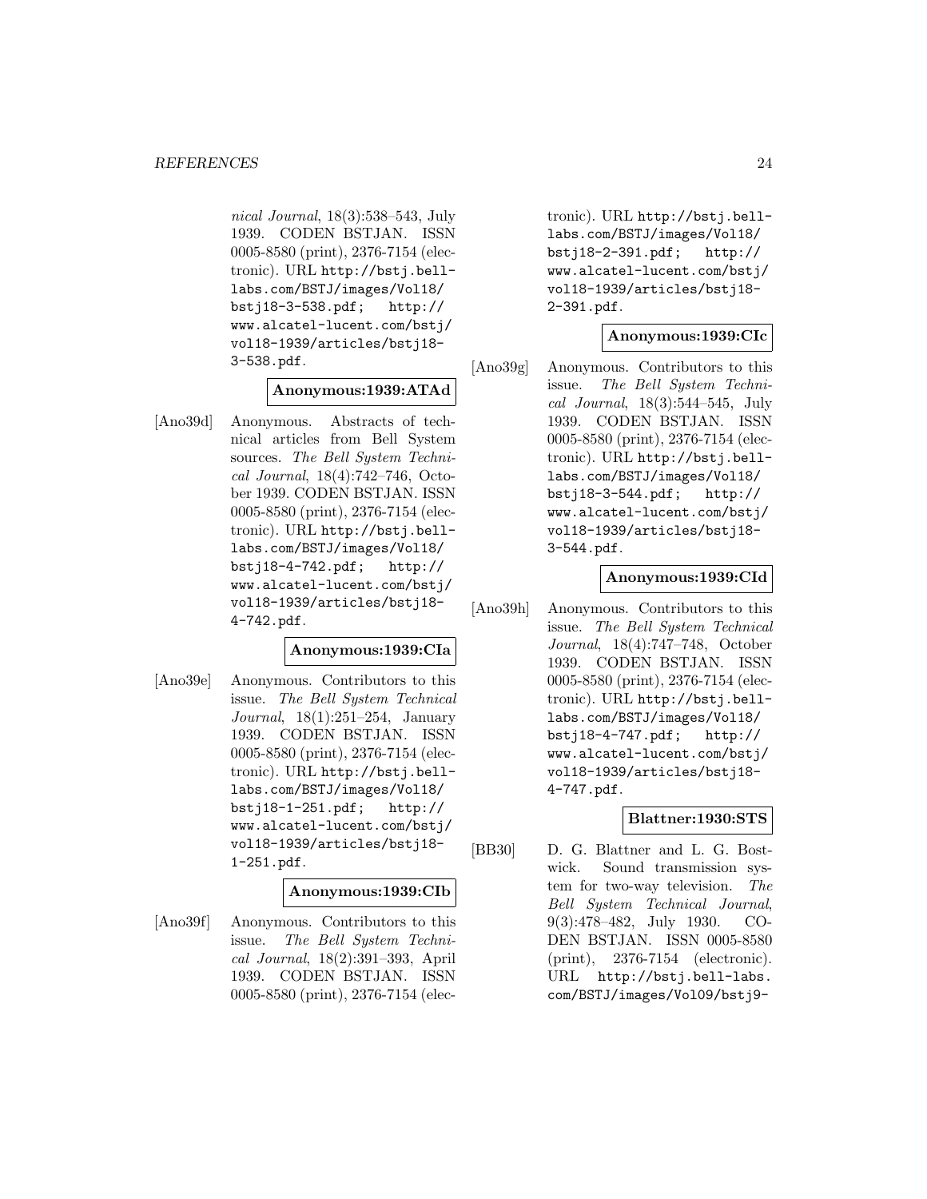*nical Journal*, 18(3):538–543, July 1939. CODEN BSTJAN. ISSN 0005-8580 (print), 2376-7154 (electronic). URL http://bstj.bell-labs.com/BSTJ/images/Vol18/bstj18-3-538.pdf; http://www.alcatel-lucent.com/bstj/vol18-1939/articles/bstj18-3-538.pdf.

**Anonymous:1939:ATAd**

[Ano39d] Anonymous. Abstracts of technical articles from Bell System sources. *The Bell System Technical Journal*, 18(4):742–746, October 1939. CODEN BSTJAN. ISSN 0005-8580 (print), 2376-7154 (electronic). URL http://bstj.bell-labs.com/BSTJ/images/Vol18/bstj18-4-742.pdf; http://www.alcatel-lucent.com/bstj/vol18-1939/articles/bstj18-4-742.pdf.

**Anonymous:1939:CIa**

[Ano39e] Anonymous. Contributors to this issue. *The Bell System Technical Journal*, 18(1):251–254, January 1939. CODEN BSTJAN. ISSN 0005-8580 (print), 2376-7154 (electronic). URL http://bstj.bell-labs.com/BSTJ/images/Vol18/bstj18-1-251.pdf; http://www.alcatel-lucent.com/bstj/vol18-1939/articles/bstj18-1-251.pdf.

**Anonymous:1939:CIb**

[Ano39f] Anonymous. Contributors to this issue. *The Bell System Technical Journal*, 18(2):391–393, April 1939. CODEN BSTJAN. ISSN 0005-8580 (print), 2376-7154 (electronic). URL http://bstj.bell-labs.com/BSTJ/images/Vol18/bstj18-2-391.pdf; http://www.alcatel-lucent.com/bstj/vol18-1939/articles/bstj18-2-391.pdf.

**Anonymous:1939:CIc**

[Ano39g] Anonymous. Contributors to this issue. *The Bell System Technical Journal*, 18(3):544–545, July 1939. CODEN BSTJAN. ISSN 0005-8580 (print), 2376-7154 (electronic). URL http://bstj.bell-labs.com/BSTJ/images/Vol18/bstj18-3-544.pdf; http://www.alcatel-lucent.com/bstj/vol18-1939/articles/bstj18-3-544.pdf.

**Anonymous:1939:CId**

[Ano39h] Anonymous. Contributors to this issue. *The Bell System Technical Journal*, 18(4):747–748, October 1939. CODEN BSTJAN. ISSN 0005-8580 (print), 2376-7154 (electronic). URL http://bstj.bell-labs.com/BSTJ/images/Vol18/bstj18-4-747.pdf; http://www.alcatel-lucent.com/bstj/vol18-1939/articles/bstj18-4-747.pdf.

**Blattner:1930:STS**

[BB30] D. G. Blattner and L. G. Bostwick. Sound transmission system for two-way television. *The Bell System Technical Journal*, 9(3):478–482, July 1930. CODEN BSTJAN. ISSN 0005-8580 (print), 2376-7154 (electronic). URL http://bstj.bell-labs.com/BSTJ/images/Vol09/bstj9-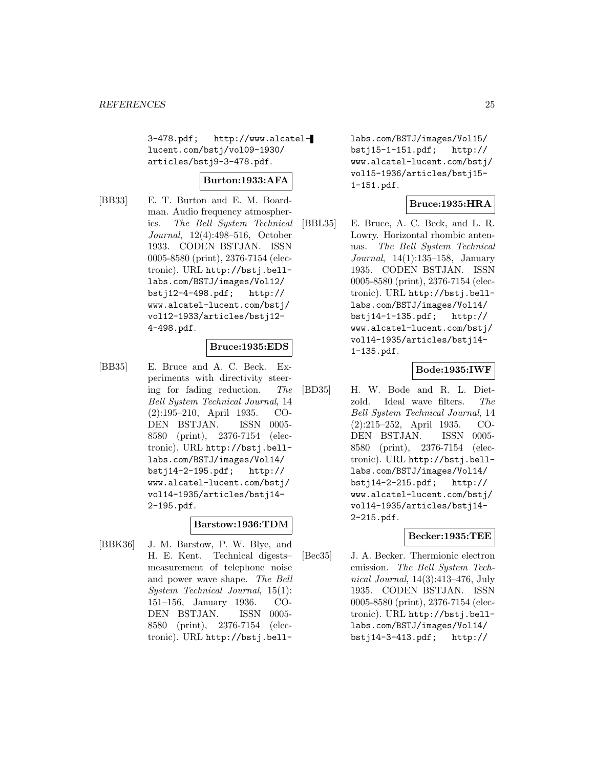3-478.pdf; http://www.alcatel-lucent.com/bstj/vol09-1930/articles/bstj9-3-478.pdf.

**Burton:1933:AFA**

[BB33] E. T. Burton and E. M. Boardman. Audio frequency atmospherics. *The Bell System Technical Journal*, 12(4):498–516, October 1933. CODEN BSTJAN. ISSN 0005-8580 (print), 2376-7154 (electronic). URL http://bstj.bell-labs.com/BSTJ/images/Vol12/bstj12-4-498.pdf; http://www.alcatel-lucent.com/bstj/vol12-1933/articles/bstj12-4-498.pdf.

**Bruce:1935:EDS**

[BB35] E. Bruce and A. C. Beck. Experiments with directivity steering for fading reduction. *The Bell System Technical Journal*, 14 (2):195–210, April 1935. CODEN BSTJAN. ISSN 0005-8580 (print), 2376-7154 (electronic). URL http://bstj.bell-labs.com/BSTJ/images/Vol14/bstj14-2-195.pdf; http://www.alcatel-lucent.com/bstj/vol14-1935/articles/bstj14-2-195.pdf.

**Barstow:1936:TDM**

[BBK36] J. M. Barstow, P. W. Blye, and H. E. Kent. Technical digests–measurement of telephone noise and power wave shape. *The Bell System Technical Journal*, 15(1): 151–156, January 1936. CODEN BSTJAN. ISSN 0005-8580 (print), 2376-7154 (electronic). URL http://bstj.bell-labs.com/BSTJ/images/Vol15/bstj15-1-151.pdf; http://www.alcatel-lucent.com/bstj/vol15-1936/articles/bstj15-1-151.pdf.

**Bruce:1935:HRA**

[BBL35] E. Bruce, A. C. Beck, and L. R. Lowry. Horizontal rhombic antennas. *The Bell System Technical Journal*, 14(1):135–158, January 1935. CODEN BSTJAN. ISSN 0005-8580 (print), 2376-7154 (electronic). URL http://bstj.bell-labs.com/BSTJ/images/Vol14/bstj14-1-135.pdf; http://www.alcatel-lucent.com/bstj/vol14-1935/articles/bstj14-1-135.pdf.

**Bode:1935:IWF**

[BD35] H. W. Bode and R. L. Dietzold. Ideal wave filters. *The Bell System Technical Journal*, 14 (2):215–252, April 1935. CODEN BSTJAN. ISSN 0005-8580 (print), 2376-7154 (electronic). URL http://bstj.bell-labs.com/BSTJ/images/Vol14/bstj14-2-215.pdf; http://www.alcatel-lucent.com/bstj/vol14-1935/articles/bstj14-2-215.pdf.

**Becker:1935:TEE**

[Bec35] J. A. Becker. Thermionic electron emission. *The Bell System Technical Journal*, 14(3):413–476, July 1935. CODEN BSTJAN. ISSN 0005-8580 (print), 2376-7154 (electronic). URL http://bstj.bell-labs.com/BSTJ/images/Vol14/bstj14-3-413.pdf; http://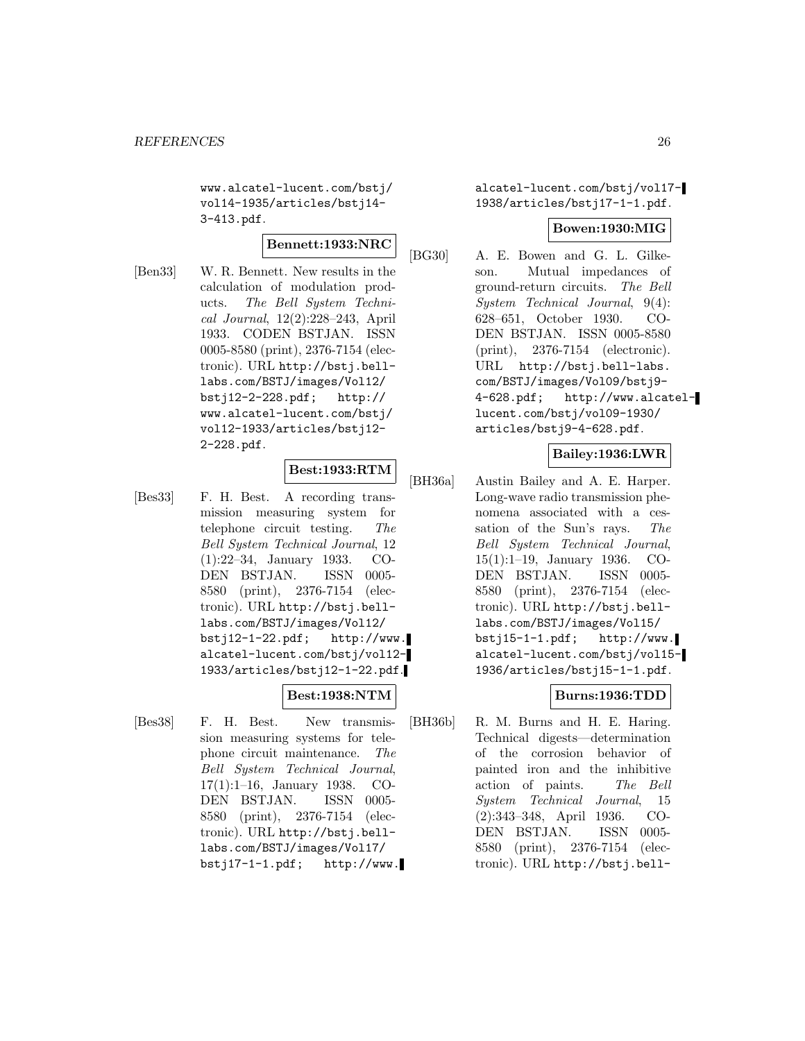www.alcatel-lucent.com/bstj/vol14-1935/articles/bstj14-3-413.pdf.

**Bennett:1933:NRC**

[Ben33] W. R. Bennett. New results in the calculation of modulation products. *The Bell System Technical Journal*, 12(2):228–243, April 1933. CODEN BSTJAN. ISSN 0005-8580 (print), 2376-7154 (electronic). URL http://bstj.bell-labs.com/BSTJ/images/Vol12/bstj12-2-228.pdf; http://www.alcatel-lucent.com/bstj/vol12-1933/articles/bstj12-2-228.pdf.

**Best:1933:RTM**

[Bes33] F. H. Best. A recording transmission measuring system for telephone circuit testing. *The Bell System Technical Journal*, 12(1):22–34, January 1933. CODEN BSTJAN. ISSN 0005-8580 (print), 2376-7154 (electronic). URL http://bstj.bell-labs.com/BSTJ/images/Vol12/bstj12-1-22.pdf; http://www.alcatel-lucent.com/bstj/vol12-1933/articles/bstj12-1-22.pdf.

**Best:1938:NTM**

[Bes38] F. H. Best. New transmission measuring systems for telephone circuit maintenance. *The Bell System Technical Journal*, 17(1):1–16, January 1938. CODEN BSTJAN. ISSN 0005-8580 (print), 2376-7154 (electronic). URL http://bstj.bell-labs.com/BSTJ/images/Vol17/bstj17-1-1.pdf; http://www.alcatel-lucent.com/bstj/vol17-1938/articles/bstj17-1-1.pdf.

**Bowen:1930:MIG**

[BG30] A. E. Bowen and G. L. Gilkeson. Mutual impedances of ground-return circuits. *The Bell System Technical Journal*, 9(4):628–651, October 1930. CODEN BSTJAN. ISSN 0005-8580 (print), 2376-7154 (electronic). URL http://bstj.bell-labs.com/BSTJ/images/Vol09/bstj9-4-628.pdf; http://www.alcatel-lucent.com/bstj/vol09-1930/articles/bstj9-4-628.pdf.

**Bailey:1936:LWR**

[BH36a] Austin Bailey and A. E. Harper. Long-wave radio transmission phenomena associated with a cessation of the Sun's rays. *The Bell System Technical Journal*, 15(1):1–19, January 1936. CODEN BSTJAN. ISSN 0005-8580 (print), 2376-7154 (electronic). URL http://bstj.bell-labs.com/BSTJ/images/Vol15/bstj15-1-1.pdf; http://www.alcatel-lucent.com/bstj/vol15-1936/articles/bstj15-1-1.pdf.

**Burns:1936:TDD**

[BH36b] R. M. Burns and H. E. Haring. Technical digests—determination of the corrosion behavior of painted iron and the inhibitive action of paints. *The Bell System Technical Journal*, 15(2):343–348, April 1936. CODEN BSTJAN. ISSN 0005-8580 (print), 2376-7154 (electronic). URL http://bstj.bell-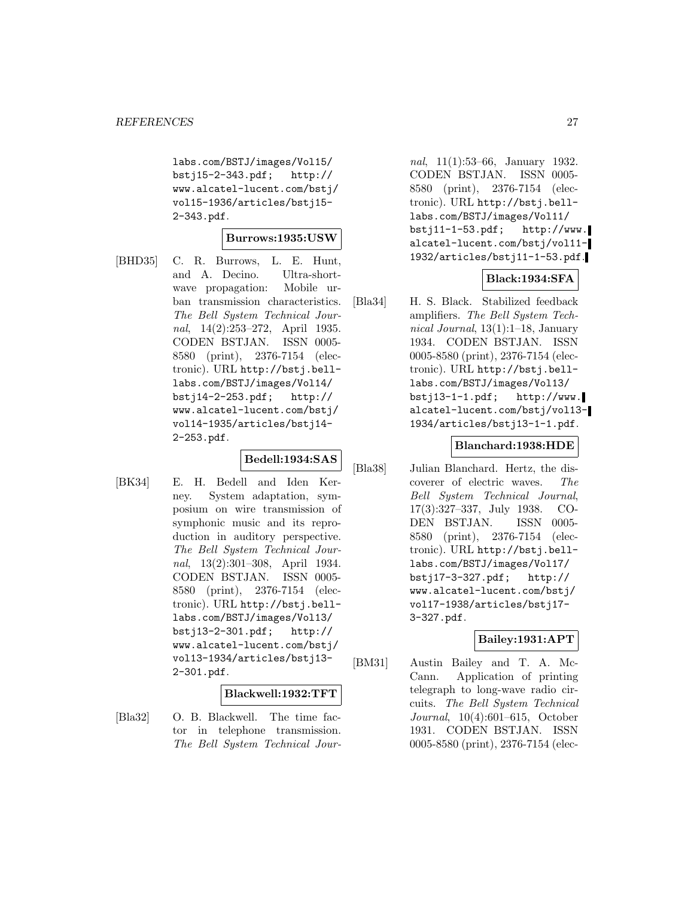labs.com/BSTJ/images/Vol15/bstj15-2-343.pdf; http://www.alcatel-lucent.com/bstj/vol15-1936/articles/bstj15-2-343.pdf.

**Burrows:1935:USW**

[BHD35] C. R. Burrows, L. E. Hunt, and A. Decino. Ultra-short-wave propagation: Mobile urban transmission characteristics. *The Bell System Technical Journal*, 14(2):253–272, April 1935. CODEN BSTJAN. ISSN 0005-8580 (print), 2376-7154 (electronic). URL http://bstj.bell-labs.com/BSTJ/images/Vol14/bstj14-2-253.pdf; http://www.alcatel-lucent.com/bstj/vol14-1935/articles/bstj14-2-253.pdf.

**Bedell:1934:SAS**

[BK34] E. H. Bedell and Iden Kerney. System adaptation, symposium on wire transmission of symphonic music and its reproduction in auditory perspective. *The Bell System Technical Journal*, 13(2):301–308, April 1934. CODEN BSTJAN. ISSN 0005-8580 (print), 2376-7154 (electronic). URL http://bstj.bell-labs.com/BSTJ/images/Vol13/bstj13-2-301.pdf; http://www.alcatel-lucent.com/bstj/vol13-1934/articles/bstj13-2-301.pdf.

**Blackwell:1932:TFT**

[Bla32] O. B. Blackwell. The time factor in telephone transmission. *The Bell System Technical Journal*, 11(1):53–66, January 1932. CODEN BSTJAN. ISSN 0005-8580 (print), 2376-7154 (electronic). URL http://bstj.bell-labs.com/BSTJ/images/Vol11/bstj11-1-53.pdf; http://www.alcatel-lucent.com/bstj/vol11-1932/articles/bstj11-1-53.pdf.

**Black:1934:SFA**

[Bla34] H. S. Black. Stabilized feedback amplifiers. *The Bell System Technical Journal*, 13(1):1–18, January 1934. CODEN BSTJAN. ISSN 0005-8580 (print), 2376-7154 (electronic). URL http://bstj.bell-labs.com/BSTJ/images/Vol13/bstj13-1-1.pdf; http://www.alcatel-lucent.com/bstj/vol13-1934/articles/bstj13-1-1.pdf.

**Blanchard:1938:HDE**

[Bla38] Julian Blanchard. Hertz, the discoverer of electric waves. *The Bell System Technical Journal*, 17(3):327–337, July 1938. CODEN BSTJAN. ISSN 0005-8580 (print), 2376-7154 (electronic). URL http://bstj.bell-labs.com/BSTJ/images/Vol17/bstj17-3-327.pdf; http://www.alcatel-lucent.com/bstj/vol17-1938/articles/bstj17-3-327.pdf.

**Bailey:1931:APT**

[BM31] Austin Bailey and T. A. McCann. Application of printing telegraph to long-wave radio circuits. *The Bell System Technical Journal*, 10(4):601–615, October 1931. CODEN BSTJAN. ISSN 0005-8580 (print), 2376-7154 (elec-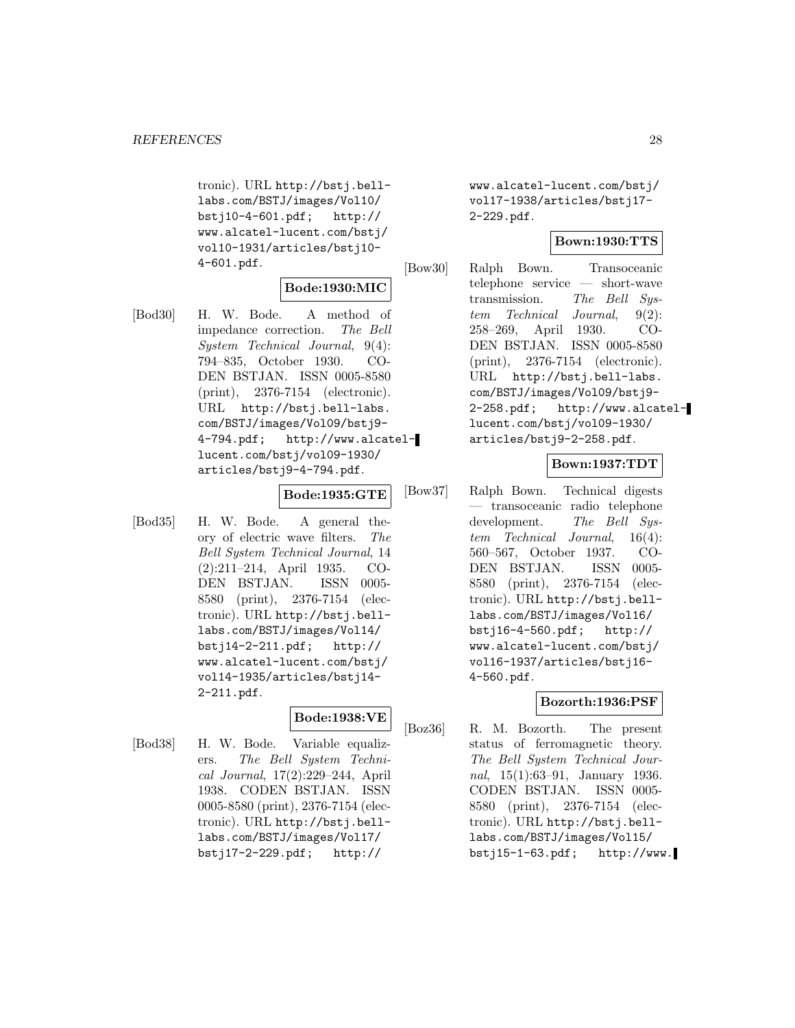tronic). URL http://bstj.bell-labs.com/BSTJ/images/Vol10/bstj10-4-601.pdf; http://www.alcatel-lucent.com/bstj/vol10-1931/articles/bstj10-4-601.pdf.

**Bode:1930:MIC**

[Bod30] H. W. Bode. A method of impedance correction. *The Bell System Technical Journal*, 9(4): 794–835, October 1930. CODEN BSTJAN. ISSN 0005-8580 (print), 2376-7154 (electronic). URL http://bstj.bell-labs.com/BSTJ/images/Vol09/bstj9-4-794.pdf; http://www.alcatel-lucent.com/bstj/vol09-1930/articles/bstj9-4-794.pdf.

**Bode:1935:GTE**

[Bod35] H. W. Bode. A general theory of electric wave filters. *The Bell System Technical Journal*, 14 (2):211–214, April 1935. CODEN BSTJAN. ISSN 0005-8580 (print), 2376-7154 (electronic). URL http://bstj.bell-labs.com/BSTJ/images/Vol14/bstj14-2-211.pdf; http://www.alcatel-lucent.com/bstj/vol14-1935/articles/bstj14-2-211.pdf.

**Bode:1938:VE**

[Bod38] H. W. Bode. Variable equalizers. *The Bell System Technical Journal*, 17(2):229–244, April 1938. CODEN BSTJAN. ISSN 0005-8580 (print), 2376-7154 (electronic). URL http://bstj.bell-labs.com/BSTJ/images/Vol17/bstj17-2-229.pdf; http://www.alcatel-lucent.com/bstj/vol17-1938/articles/bstj17-2-229.pdf.

**Bown:1930:TTS**

[Bow30] Ralph Bown. Transoceanic telephone service — short-wave transmission. *The Bell System Technical Journal*, 9(2): 258–269, April 1930. CODEN BSTJAN. ISSN 0005-8580 (print), 2376-7154 (electronic). URL http://bstj.bell-labs.com/BSTJ/images/Vol09/bstj9-2-258.pdf; http://www.alcatel-lucent.com/bstj/vol09-1930/articles/bstj9-2-258.pdf.

**Bown:1937:TDT**

[Bow37] Ralph Bown. Technical digests — transoceanic radio telephone development. *The Bell System Technical Journal*, 16(4): 560–567, October 1937. CODEN BSTJAN. ISSN 0005-8580 (print), 2376-7154 (electronic). URL http://bstj.bell-labs.com/BSTJ/images/Vol16/bstj16-4-560.pdf; http://www.alcatel-lucent.com/bstj/vol16-1937/articles/bstj16-4-560.pdf.

**Bozorth:1936:PSF**

[Boz36] R. M. Bozorth. The present status of ferromagnetic theory. *The Bell System Technical Journal*, 15(1):63–91, January 1936. CODEN BSTJAN. ISSN 0005-8580 (print), 2376-7154 (electronic). URL http://bstj.bell-labs.com/BSTJ/images/Vol15/bstj15-1-63.pdf; http://www.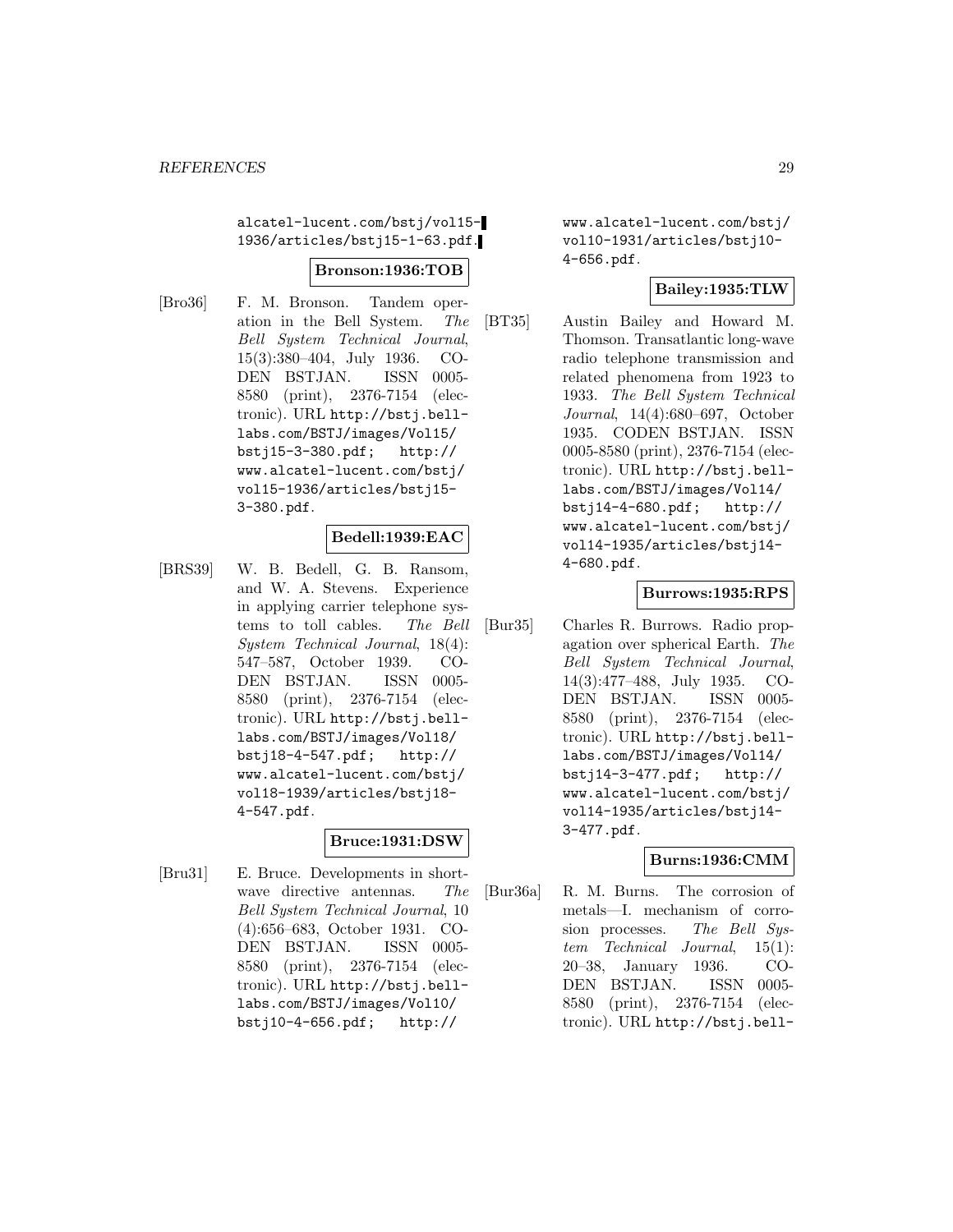alcatel-lucent.com/bstj/vol15-1936/articles/bstj15-1-63.pdf.

**Bronson:1936:TOB**

[Bro36] F. M. Bronson. Tandem operation in the Bell System. *The Bell System Technical Journal*, 15(3):380–404, July 1936. CODEN BSTJAN. ISSN 0005-8580 (print), 2376-7154 (electronic). URL http://bstj.bell-labs.com/BSTJ/images/Vol15/bstj15-3-380.pdf; http://www.alcatel-lucent.com/bstj/vol15-1936/articles/bstj15-3-380.pdf.

**Bedell:1939:EAC**

[BRS39] W. B. Bedell, G. B. Ransom, and W. A. Stevens. Experience in applying carrier telephone systems to toll cables. *The Bell System Technical Journal*, 18(4):547–587, October 1939. CODEN BSTJAN. ISSN 0005-8580 (print), 2376-7154 (electronic). URL http://bstj.bell-labs.com/BSTJ/images/Vol18/bstj18-4-547.pdf; http://www.alcatel-lucent.com/bstj/vol18-1939/articles/bstj18-4-547.pdf.

**Bruce:1931:DSW**

[Bru31] E. Bruce. Developments in short-wave directive antennas. *The Bell System Technical Journal*, 10(4):656–683, October 1931. CODEN BSTJAN. ISSN 0005-8580 (print), 2376-7154 (electronic). URL http://bstj.bell-labs.com/BSTJ/images/Vol10/bstj10-4-656.pdf; http://www.alcatel-lucent.com/bstj/vol10-1931/articles/bstj10-4-656.pdf.

**Bailey:1935:TLW**

[BT35] Austin Bailey and Howard M. Thomson. Transatlantic long-wave radio telephone transmission and related phenomena from 1923 to 1933. *The Bell System Technical Journal*, 14(4):680–697, October 1935. CODEN BSTJAN. ISSN 0005-8580 (print), 2376-7154 (electronic). URL http://bstj.bell-labs.com/BSTJ/images/Vol14/bstj14-4-680.pdf; http://www.alcatel-lucent.com/bstj/vol14-1935/articles/bstj14-4-680.pdf.

**Burrows:1935:RPS**

[Bur35] Charles R. Burrows. Radio propagation over spherical Earth. *The Bell System Technical Journal*, 14(3):477–488, July 1935. CODEN BSTJAN. ISSN 0005-8580 (print), 2376-7154 (electronic). URL http://bstj.bell-labs.com/BSTJ/images/Vol14/bstj14-3-477.pdf; http://www.alcatel-lucent.com/bstj/vol14-1935/articles/bstj14-3-477.pdf.

**Burns:1936:CMM**

[Bur36a] R. M. Burns. The corrosion of metals—I. mechanism of corrosion processes. *The Bell System Technical Journal*, 15(1):20–38, January 1936. CODEN BSTJAN. ISSN 0005-8580 (print), 2376-7154 (electronic). URL http://bstj.bell-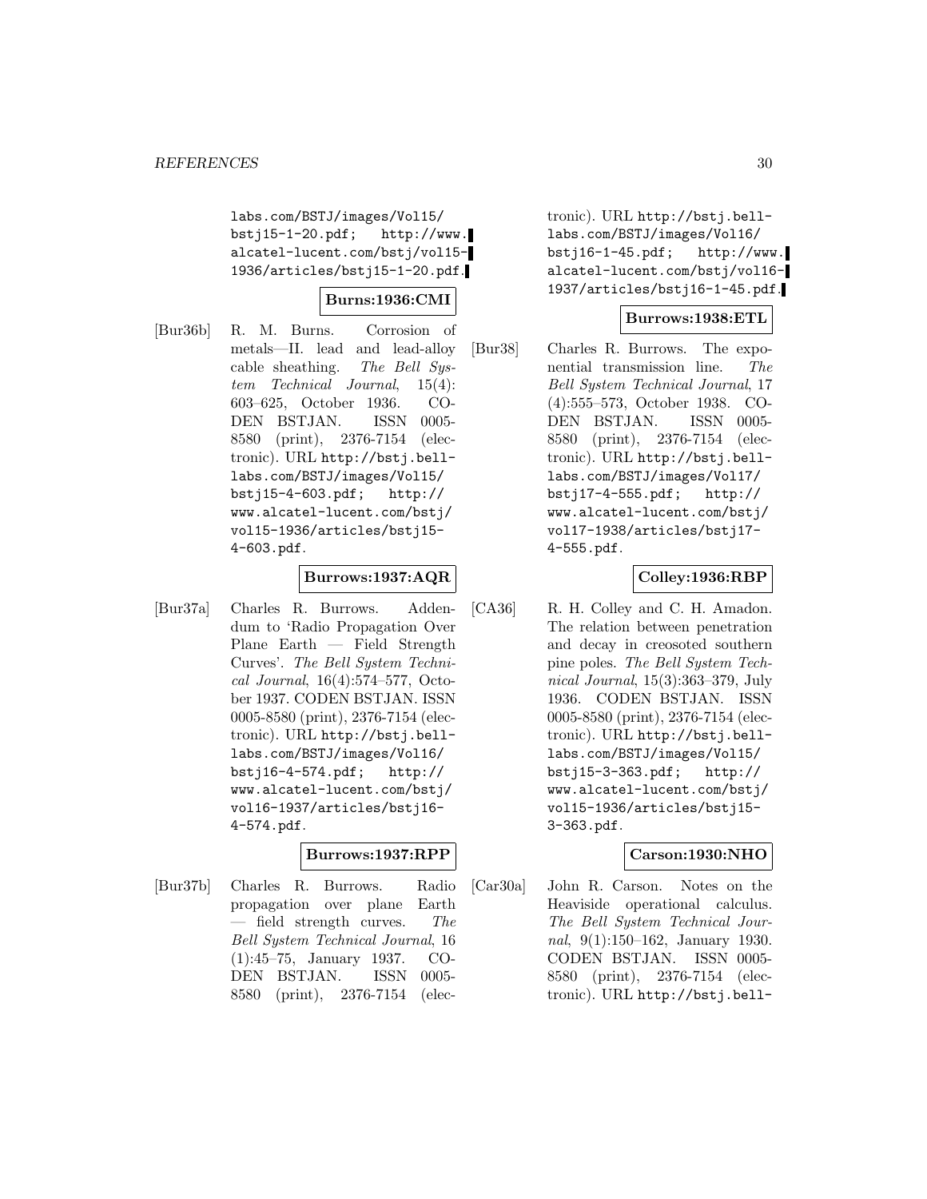labs.com/BSTJ/images/Vol15/bstj15-1-20.pdf; http://www.alcatel-lucent.com/bstj/vol15-1936/articles/bstj15-1-20.pdf.

**Burns:1936:CMI**

[Bur36b] R. M. Burns. Corrosion of metals—II. lead and lead-alloy cable sheathing. *The Bell System Technical Journal*, 15(4):603–625, October 1936. CODEN BSTJAN. ISSN 0005-8580 (print), 2376-7154 (electronic). URL http://bstj.bell-labs.com/BSTJ/images/Vol15/bstj15-4-603.pdf; http://www.alcatel-lucent.com/bstj/vol15-1936/articles/bstj15-4-603.pdf.

**Burrows:1937:AQR**

[Bur37a] Charles R. Burrows. Addendum to 'Radio Propagation Over Plane Earth — Field Strength Curves'. *The Bell System Technical Journal*, 16(4):574–577, October 1937. CODEN BSTJAN. ISSN 0005-8580 (print), 2376-7154 (electronic). URL http://bstj.bell-labs.com/BSTJ/images/Vol16/bstj16-4-574.pdf; http://www.alcatel-lucent.com/bstj/vol16-1937/articles/bstj16-4-574.pdf.

**Burrows:1937:RPP**

[Bur37b] Charles R. Burrows. Radio propagation over plane Earth — field strength curves. *The Bell System Technical Journal*, 16(1):45–75, January 1937. CODEN BSTJAN. ISSN 0005-8580 (print), 2376-7154 (electronic). URL http://bstj.bell-labs.com/BSTJ/images/Vol16/bstj16-1-45.pdf; http://www.alcatel-lucent.com/bstj/vol16-1937/articles/bstj16-1-45.pdf.

**Burrows:1938:ETL**

[Bur38] Charles R. Burrows. The exponential transmission line. *The Bell System Technical Journal*, 17(4):555–573, October 1938. CODEN BSTJAN. ISSN 0005-8580 (print), 2376-7154 (electronic). URL http://bstj.bell-labs.com/BSTJ/images/Vol17/bstj17-4-555.pdf; http://www.alcatel-lucent.com/bstj/vol17-1938/articles/bstj17-4-555.pdf.

**Colley:1936:RBP**

[CA36] R. H. Colley and C. H. Amadon. The relation between penetration and decay in creosoted southern pine poles. *The Bell System Technical Journal*, 15(3):363–379, July 1936. CODEN BSTJAN. ISSN 0005-8580 (print), 2376-7154 (electronic). URL http://bstj.bell-labs.com/BSTJ/images/Vol15/bstj15-3-363.pdf; http://www.alcatel-lucent.com/bstj/vol15-1936/articles/bstj15-3-363.pdf.

**Carson:1930:NHO**

[Car30a] John R. Carson. Notes on the Heaviside operational calculus. *The Bell System Technical Journal*, 9(1):150–162, January 1930. CODEN BSTJAN. ISSN 0005-8580 (print), 2376-7154 (electronic). URL http://bstj.bell-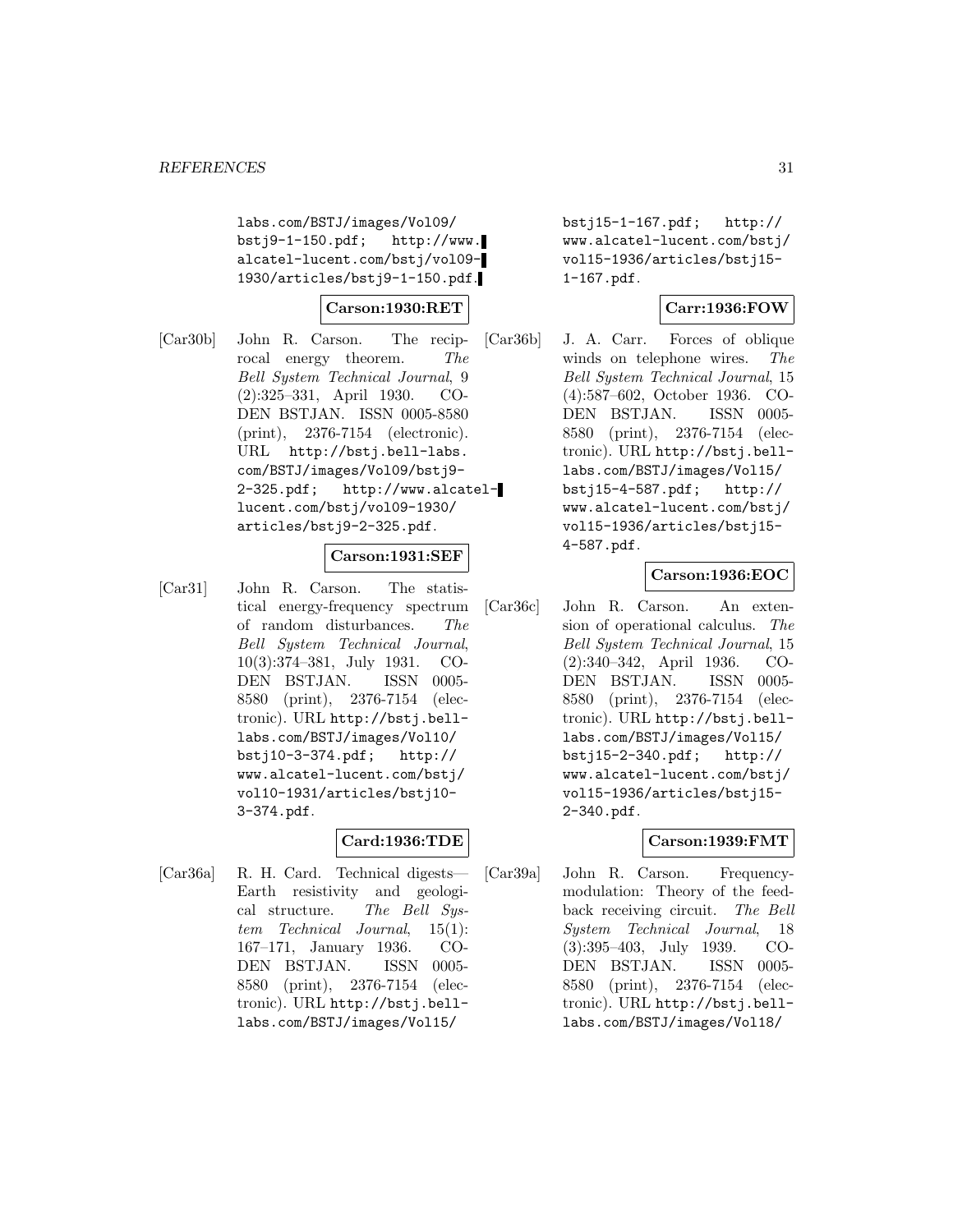labs.com/BSTJ/images/Vol09/bstj9-1-150.pdf; http://www.alcatel-lucent.com/bstj/vol09-1930/articles/bstj9-1-150.pdf.

**Carson:1930:RET**

[Car30b] John R. Carson. The reciprocal energy theorem. *The Bell System Technical Journal*, 9 (2):325–331, April 1930. CODEN BSTJAN. ISSN 0005-8580 (print), 2376-7154 (electronic). URL http://bstj.bell-labs.com/BSTJ/images/Vol09/bstj9-2-325.pdf; http://www.alcatel-lucent.com/bstj/vol09-1930/articles/bstj9-2-325.pdf.

**Carson:1931:SEF**

[Car31] John R. Carson. The statistical energy-frequency spectrum of random disturbances. *The Bell System Technical Journal*, 10(3):374–381, July 1931. CODEN BSTJAN. ISSN 0005-8580 (print), 2376-7154 (electronic). URL http://bstj.bell-labs.com/BSTJ/images/Vol10/bstj10-3-374.pdf; http://www.alcatel-lucent.com/bstj/vol10-1931/articles/bstj10-3-374.pdf.

**Card:1936:TDE**

[Car36a] R. H. Card. Technical digests—Earth resistivity and geological structure. *The Bell System Technical Journal*, 15(1):167–171, January 1936. CODEN BSTJAN. ISSN 0005-8580 (print), 2376-7154 (electronic). URL http://bstj.bell-labs.com/BSTJ/images/Vol15/bstj15-1-167.pdf; http://www.alcatel-lucent.com/bstj/vol15-1936/articles/bstj15-1-167.pdf.

**Carr:1936:FOW**

[Car36b] J. A. Carr. Forces of oblique winds on telephone wires. *The Bell System Technical Journal*, 15 (4):587–602, October 1936. CODEN BSTJAN. ISSN 0005-8580 (print), 2376-7154 (electronic). URL http://bstj.bell-labs.com/BSTJ/images/Vol15/bstj15-4-587.pdf; http://www.alcatel-lucent.com/bstj/vol15-1936/articles/bstj15-4-587.pdf.

**Carson:1936:EOC**

[Car36c] John R. Carson. An extension of operational calculus. *The Bell System Technical Journal*, 15 (2):340–342, April 1936. CODEN BSTJAN. ISSN 0005-8580 (print), 2376-7154 (electronic). URL http://bstj.bell-labs.com/BSTJ/images/Vol15/bstj15-2-340.pdf; http://www.alcatel-lucent.com/bstj/vol15-1936/articles/bstj15-2-340.pdf.

**Carson:1939:FMT**

[Car39a] John R. Carson. Frequency-modulation: Theory of the feedback receiving circuit. *The Bell System Technical Journal*, 18 (3):395–403, July 1939. CODEN BSTJAN. ISSN 0005-8580 (print), 2376-7154 (electronic). URL http://bstj.bell-labs.com/BSTJ/images/Vol18/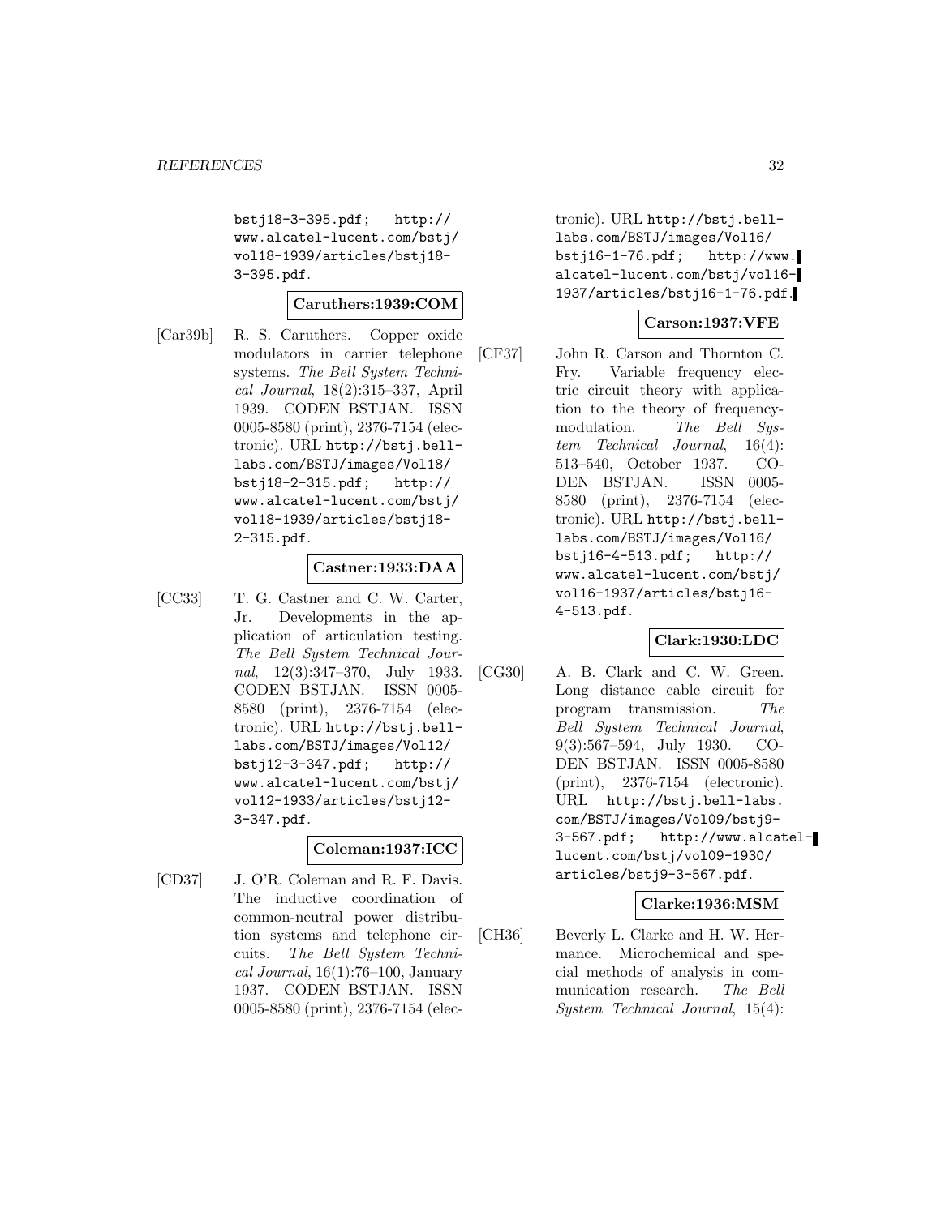bstj18-3-395.pdf; http://www.alcatel-lucent.com/bstj/vol18-1939/articles/bstj18-3-395.pdf.

**Caruthers:1939:COM**

[Car39b] R. S. Caruthers. Copper oxide modulators in carrier telephone systems. *The Bell System Technical Journal*, 18(2):315–337, April 1939. CODEN BSTJAN. ISSN 0005-8580 (print), 2376-7154 (electronic). URL http://bstj.bell-labs.com/BSTJ/images/Vol18/bstj18-2-315.pdf; http://www.alcatel-lucent.com/bstj/vol18-1939/articles/bstj18-2-315.pdf.

**Castner:1933:DAA**

[CC33] T. G. Castner and C. W. Carter, Jr. Developments in the application of articulation testing. *The Bell System Technical Journal*, 12(3):347–370, July 1933. CODEN BSTJAN. ISSN 0005-8580 (print), 2376-7154 (electronic). URL http://bstj.bell-labs.com/BSTJ/images/Vol12/bstj12-3-347.pdf; http://www.alcatel-lucent.com/bstj/vol12-1933/articles/bstj12-3-347.pdf.

**Coleman:1937:ICC**

[CD37] J. O'R. Coleman and R. F. Davis. The inductive coordination of common-neutral power distribution systems and telephone circuits. *The Bell System Technical Journal*, 16(1):76–100, January 1937. CODEN BSTJAN. ISSN 0005-8580 (print), 2376-7154 (electronic). URL http://bstj.bell-labs.com/BSTJ/images/Vol16/bstj16-1-76.pdf; http://www.alcatel-lucent.com/bstj/vol16-1937/articles/bstj16-1-76.pdf.

**Carson:1937:VFE**

[CF37] John R. Carson and Thornton C. Fry. Variable frequency electric circuit theory with application to the theory of frequency-modulation. *The Bell System Technical Journal*, 16(4):513–540, October 1937. CODEN BSTJAN. ISSN 0005-8580 (print), 2376-7154 (electronic). URL http://bstj.bell-labs.com/BSTJ/images/Vol16/bstj16-4-513.pdf; http://www.alcatel-lucent.com/bstj/vol16-1937/articles/bstj16-4-513.pdf.

**Clark:1930:LDC**

[CG30] A. B. Clark and C. W. Green. Long distance cable circuit for program transmission. *The Bell System Technical Journal*, 9(3):567–594, July 1930. CODEN BSTJAN. ISSN 0005-8580 (print), 2376-7154 (electronic). URL http://bstj.bell-labs.com/BSTJ/images/Vol09/bstj9-3-567.pdf; http://www.alcatel-lucent.com/bstj/vol09-1930/articles/bstj9-3-567.pdf.

**Clarke:1936:MSM**

[CH36] Beverly L. Clarke and H. W. Hermance. Microchemical and special methods of analysis in communication research. *The Bell System Technical Journal*, 15(4):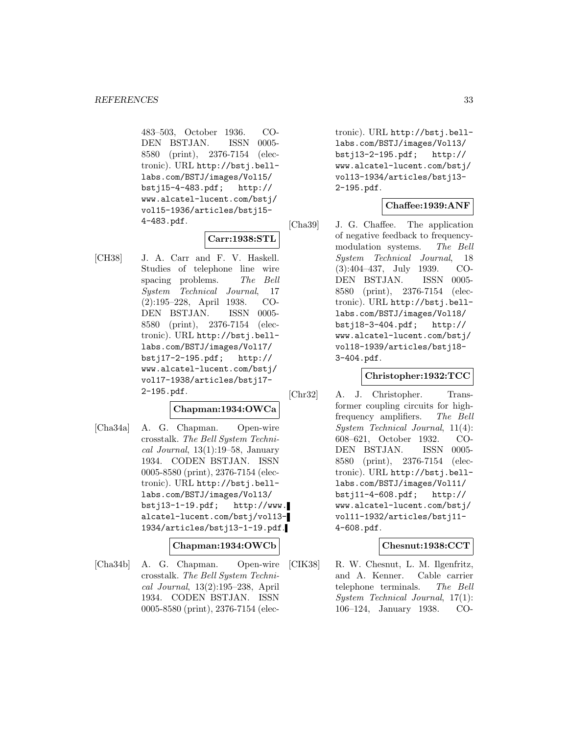483–503, October 1936. CODEN BSTJAN. ISSN 0005-8580 (print), 2376-7154 (electronic). URL http://bstj.bell-labs.com/BSTJ/images/Vol15/bstj15-4-483.pdf; http://www.alcatel-lucent.com/bstj/vol15-1936/articles/bstj15-4-483.pdf.

**Carr:1938:STL**

[CH38] J. A. Carr and F. V. Haskell. Studies of telephone line wire spacing problems. *The Bell System Technical Journal*, 17 (2):195–228, April 1938. CODEN BSTJAN. ISSN 0005-8580 (print), 2376-7154 (electronic). URL http://bstj.bell-labs.com/BSTJ/images/Vol17/bstj17-2-195.pdf; http://www.alcatel-lucent.com/bstj/vol17-1938/articles/bstj17-2-195.pdf.

**Chapman:1934:OWCa**

[Cha34a] A. G. Chapman. Open-wire crosstalk. *The Bell System Technical Journal*, 13(1):19–58, January 1934. CODEN BSTJAN. ISSN 0005-8580 (print), 2376-7154 (electronic). URL http://bstj.bell-labs.com/BSTJ/images/Vol13/bstj13-1-19.pdf; http://www.alcatel-lucent.com/bstj/vol13-1934/articles/bstj13-1-19.pdf.

**Chapman:1934:OWCb**

[Cha34b] A. G. Chapman. Open-wire crosstalk. *The Bell System Technical Journal*, 13(2):195–238, April 1934. CODEN BSTJAN. ISSN 0005-8580 (print), 2376-7154 (electronic). URL http://bstj.bell-labs.com/BSTJ/images/Vol13/bstj13-2-195.pdf; http://www.alcatel-lucent.com/bstj/vol13-1934/articles/bstj13-2-195.pdf.

**Chaffee:1939:ANF**

[Cha39] J. G. Chaffee. The application of negative feedback to frequency-modulation systems. *The Bell System Technical Journal*, 18 (3):404–437, July 1939. CODEN BSTJAN. ISSN 0005-8580 (print), 2376-7154 (electronic). URL http://bstj.bell-labs.com/BSTJ/images/Vol18/bstj18-3-404.pdf; http://www.alcatel-lucent.com/bstj/vol18-1939/articles/bstj18-3-404.pdf.

**Christopher:1932:TCC**

[Chr32] A. J. Christopher. Transformer coupling circuits for high-frequency amplifiers. *The Bell System Technical Journal*, 11(4): 608–621, October 1932. CODEN BSTJAN. ISSN 0005-8580 (print), 2376-7154 (electronic). URL http://bstj.bell-labs.com/BSTJ/images/Vol11/bstj11-4-608.pdf; http://www.alcatel-lucent.com/bstj/vol11-1932/articles/bstj11-4-608.pdf.

**Chesnut:1938:CCT**

[CIK38] R. W. Chesnut, L. M. Ilgenfritz, and A. Kenner. Cable carrier telephone terminals. *The Bell System Technical Journal*, 17(1): 106–124, January 1938. CO-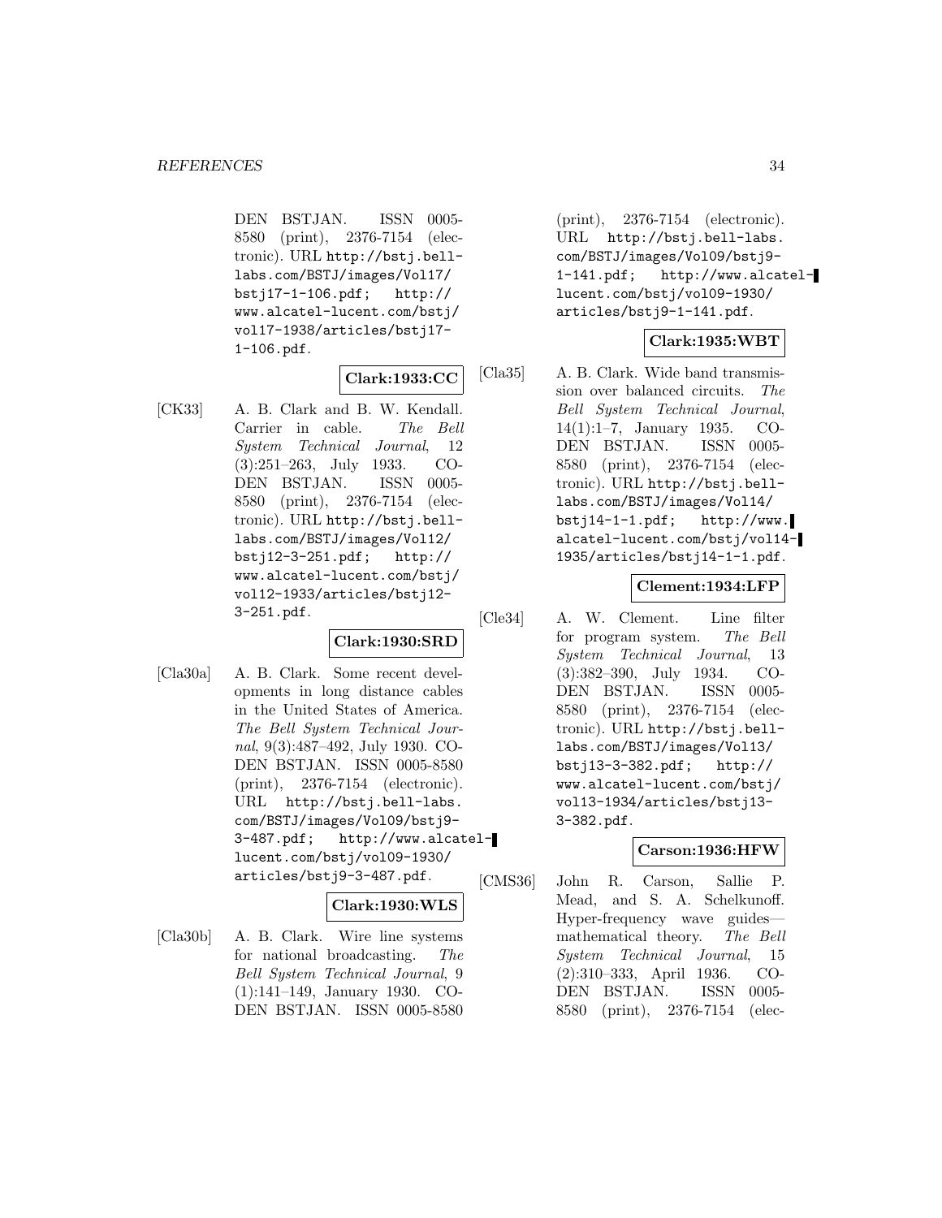DEN BSTJAN. ISSN 0005-8580 (print), 2376-7154 (electronic). URL http://bstj.bell-labs.com/BSTJ/images/Vol17/bstj17-1-106.pdf; http://www.alcatel-lucent.com/bstj/vol17-1938/articles/bstj17-1-106.pdf.

**Clark:1933:CC**

[CK33] A. B. Clark and B. W. Kendall. Carrier in cable. *The Bell System Technical Journal*, 12 (3):251–263, July 1933. CODEN BSTJAN. ISSN 0005-8580 (print), 2376-7154 (electronic). URL http://bstj.bell-labs.com/BSTJ/images/Vol12/bstj12-3-251.pdf; http://www.alcatel-lucent.com/bstj/vol12-1933/articles/bstj12-3-251.pdf.

**Clark:1930:SRD**

[Cla30a] A. B. Clark. Some recent developments in long distance cables in the United States of America. *The Bell System Technical Journal*, 9(3):487–492, July 1930. CODEN BSTJAN. ISSN 0005-8580 (print), 2376-7154 (electronic). URL http://bstj.bell-labs.com/BSTJ/images/Vol09/bstj9-3-487.pdf; http://www.alcatel-lucent.com/bstj/vol09-1930/articles/bstj9-3-487.pdf.

**Clark:1930:WLS**

[Cla30b] A. B. Clark. Wire line systems for national broadcasting. *The Bell System Technical Journal*, 9 (1):141–149, January 1930. CODEN BSTJAN. ISSN 0005-8580 (print), 2376-7154 (electronic). URL http://bstj.bell-labs.com/BSTJ/images/Vol09/bstj9-1-141.pdf; http://www.alcatel-lucent.com/bstj/vol09-1930/articles/bstj9-1-141.pdf.

**Clark:1935:WBT**

[Cla35] A. B. Clark. Wide band transmission over balanced circuits. *The Bell System Technical Journal*, 14(1):1–7, January 1935. CODEN BSTJAN. ISSN 0005-8580 (print), 2376-7154 (electronic). URL http://bstj.bell-labs.com/BSTJ/images/Vol14/bstj14-1-1.pdf; http://www.alcatel-lucent.com/bstj/vol14-1935/articles/bstj14-1-1.pdf.

**Clement:1934:LFP**

[Cle34] A. W. Clement. Line filter for program system. *The Bell System Technical Journal*, 13 (3):382–390, July 1934. CODEN BSTJAN. ISSN 0005-8580 (print), 2376-7154 (electronic). URL http://bstj.bell-labs.com/BSTJ/images/Vol13/bstj13-3-382.pdf; http://www.alcatel-lucent.com/bstj/vol13-1934/articles/bstj13-3-382.pdf.

**Carson:1936:HFW**

[CMS36] John R. Carson, Sallie P. Mead, and S. A. Schelkunoff. Hyper-frequency wave guides—mathematical theory. *The Bell System Technical Journal*, 15 (2):310–333, April 1936. CODEN BSTJAN. ISSN 0005-8580 (print), 2376-7154 (elec-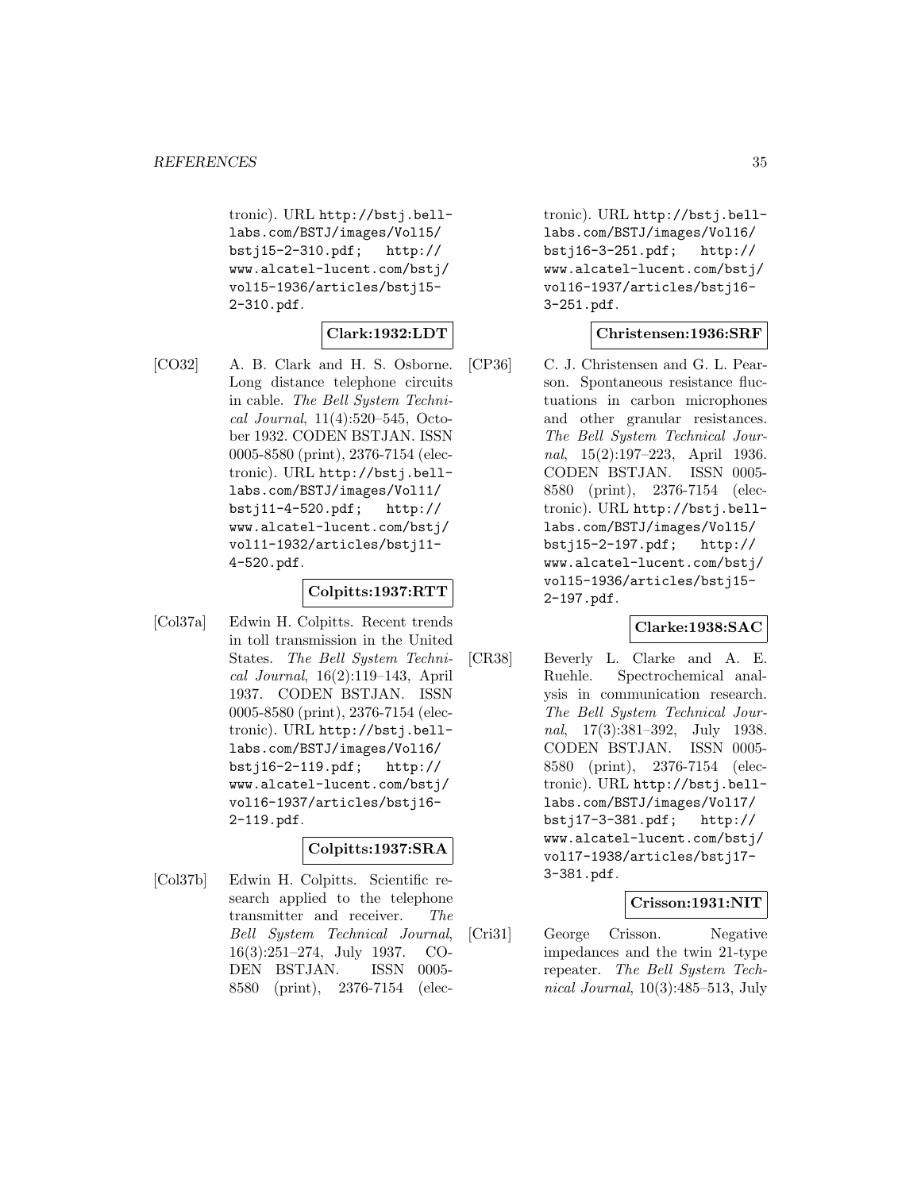tronic). URL http://bstj.bell-labs.com/BSTJ/images/Vol15/bstj15-2-310.pdf; http://www.alcatel-lucent.com/bstj/vol15-1936/articles/bstj15-2-310.pdf.

**Clark:1932:LDT**

[CO32] A. B. Clark and H. S. Osborne. Long distance telephone circuits in cable. *The Bell System Technical Journal*, 11(4):520–545, October 1932. CODEN BSTJAN. ISSN 0005-8580 (print), 2376-7154 (electronic). URL http://bstj.bell-labs.com/BSTJ/images/Vol11/bstj11-4-520.pdf; http://www.alcatel-lucent.com/bstj/vol11-1932/articles/bstj11-4-520.pdf.

**Colpitts:1937:RTT**

[Col37a] Edwin H. Colpitts. Recent trends in toll transmission in the United States. *The Bell System Technical Journal*, 16(2):119–143, April 1937. CODEN BSTJAN. ISSN 0005-8580 (print), 2376-7154 (electronic). URL http://bstj.bell-labs.com/BSTJ/images/Vol16/bstj16-2-119.pdf; http://www.alcatel-lucent.com/bstj/vol16-1937/articles/bstj16-2-119.pdf.

**Colpitts:1937:SRA**

[Col37b] Edwin H. Colpitts. Scientific research applied to the telephone transmitter and receiver. *The Bell System Technical Journal*, 16(3):251–274, July 1937. CODEN BSTJAN. ISSN 0005-8580 (print), 2376-7154 (electronic). URL http://bstj.bell-labs.com/BSTJ/images/Vol16/bstj16-3-251.pdf; http://www.alcatel-lucent.com/bstj/vol16-1937/articles/bstj16-3-251.pdf.

**Christensen:1936:SRF**

[CP36] C. J. Christensen and G. L. Pearson. Spontaneous resistance fluctuations in carbon microphones and other granular resistances. *The Bell System Technical Journal*, 15(2):197–223, April 1936. CODEN BSTJAN. ISSN 0005-8580 (print), 2376-7154 (electronic). URL http://bstj.bell-labs.com/BSTJ/images/Vol15/bstj15-2-197.pdf; http://www.alcatel-lucent.com/bstj/vol15-1936/articles/bstj15-2-197.pdf.

**Clarke:1938:SAC**

[CR38] Beverly L. Clarke and A. E. Ruehle. Spectrochemical analysis in communication research. *The Bell System Technical Journal*, 17(3):381–392, July 1938. CODEN BSTJAN. ISSN 0005-8580 (print), 2376-7154 (electronic). URL http://bstj.bell-labs.com/BSTJ/images/Vol17/bstj17-3-381.pdf; http://www.alcatel-lucent.com/bstj/vol17-1938/articles/bstj17-3-381.pdf.

**Crisson:1931:NIT**

[Cri31] George Crisson. Negative impedances and the twin 21-type repeater. *The Bell System Technical Journal*, 10(3):485–513, July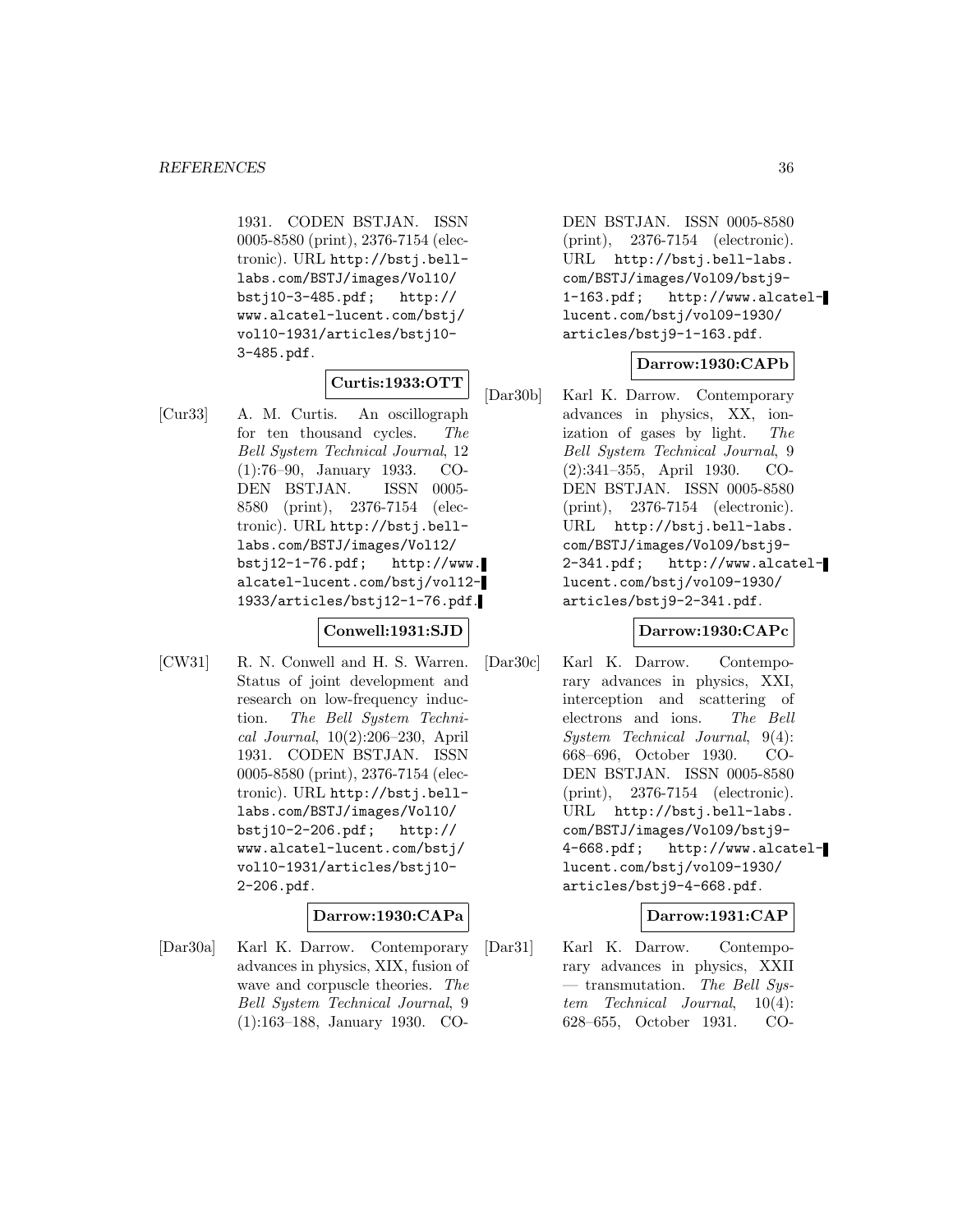1931. CODEN BSTJAN. ISSN 0005-8580 (print), 2376-7154 (electronic). URL http://bstj.bell-labs.com/BSTJ/images/Vol10/bstj10-3-485.pdf; http://www.alcatel-lucent.com/bstj/vol10-1931/articles/bstj10-3-485.pdf.

**Curtis:1933:OTT**

[Cur33] A. M. Curtis. An oscillograph for ten thousand cycles. *The Bell System Technical Journal*, 12 (1):76–90, January 1933. CODEN BSTJAN. ISSN 0005-8580 (print), 2376-7154 (electronic). URL http://bstj.bell-labs.com/BSTJ/images/Vol12/bstj12-1-76.pdf; http://www.alcatel-lucent.com/bstj/vol12-1933/articles/bstj12-1-76.pdf.

**Conwell:1931:SJD**

[CW31] R. N. Conwell and H. S. Warren. Status of joint development and research on low-frequency induction. *The Bell System Technical Journal*, 10(2):206–230, April 1931. CODEN BSTJAN. ISSN 0005-8580 (print), 2376-7154 (electronic). URL http://bstj.bell-labs.com/BSTJ/images/Vol10/bstj10-2-206.pdf; http://www.alcatel-lucent.com/bstj/vol10-1931/articles/bstj10-2-206.pdf.

**Darrow:1930:CAPa**

[Dar30a] Karl K. Darrow. Contemporary advances in physics, XIX, fusion of wave and corpuscle theories. *The Bell System Technical Journal*, 9 (1):163–188, January 1930. CODEN BSTJAN. ISSN 0005-8580 (print), 2376-7154 (electronic). URL http://bstj.bell-labs.com/BSTJ/images/Vol09/bstj9-1-163.pdf; http://www.alcatel-lucent.com/bstj/vol09-1930/articles/bstj9-1-163.pdf.

**Darrow:1930:CAPb**

[Dar30b] Karl K. Darrow. Contemporary advances in physics, XX, ionization of gases by light. *The Bell System Technical Journal*, 9 (2):341–355, April 1930. CODEN BSTJAN. ISSN 0005-8580 (print), 2376-7154 (electronic). URL http://bstj.bell-labs.com/BSTJ/images/Vol09/bstj9-2-341.pdf; http://www.alcatel-lucent.com/bstj/vol09-1930/articles/bstj9-2-341.pdf.

**Darrow:1930:CAPc**

[Dar30c] Karl K. Darrow. Contemporary advances in physics, XXI, interception and scattering of electrons and ions. *The Bell System Technical Journal*, 9(4): 668–696, October 1930. CODEN BSTJAN. ISSN 0005-8580 (print), 2376-7154 (electronic). URL http://bstj.bell-labs.com/BSTJ/images/Vol09/bstj9-4-668.pdf; http://www.alcatel-lucent.com/bstj/vol09-1930/articles/bstj9-4-668.pdf.

**Darrow:1931:CAP**

[Dar31] Karl K. Darrow. Contemporary advances in physics, XXII — transmutation. *The Bell System Technical Journal*, 10(4): 628–655, October 1931. CO-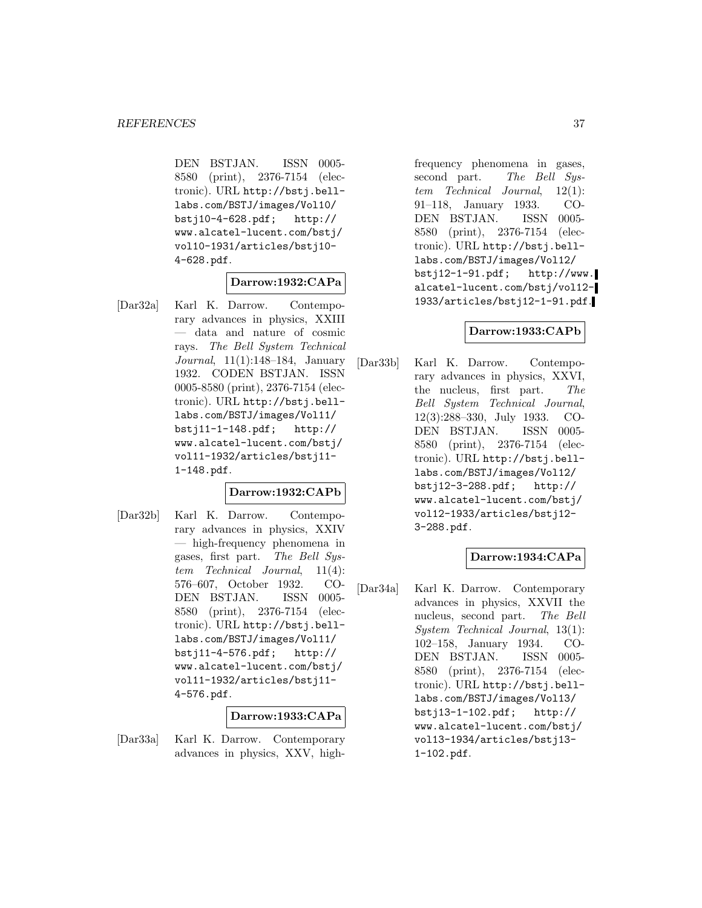DEN BSTJAN. ISSN 0005-8580 (print), 2376-7154 (electronic). URL http://bstj.bell-labs.com/BSTJ/images/Vol10/bstj10-4-628.pdf; http://www.alcatel-lucent.com/bstj/vol10-1931/articles/bstj10-4-628.pdf.

**Darrow:1932:CAPa**

[Dar32a] Karl K. Darrow. Contemporary advances in physics, XXIII — data and nature of cosmic rays. *The Bell System Technical Journal*, 11(1):148–184, January 1932. CODEN BSTJAN. ISSN 0005-8580 (print), 2376-7154 (electronic). URL http://bstj.bell-labs.com/BSTJ/images/Vol11/bstj11-1-148.pdf; http://www.alcatel-lucent.com/bstj/vol11-1932/articles/bstj11-1-148.pdf.

**Darrow:1932:CAPb**

[Dar32b] Karl K. Darrow. Contemporary advances in physics, XXIV — high-frequency phenomena in gases, first part. *The Bell System Technical Journal*, 11(4):576–607, October 1932. CODEN BSTJAN. ISSN 0005-8580 (print), 2376-7154 (electronic). URL http://bstj.bell-labs.com/BSTJ/images/Vol11/bstj11-4-576.pdf; http://www.alcatel-lucent.com/bstj/vol11-1932/articles/bstj11-4-576.pdf.

**Darrow:1933:CAPa**

[Dar33a] Karl K. Darrow. Contemporary advances in physics, XXV, high-frequency phenomena in gases, second part. *The Bell System Technical Journal*, 12(1):91–118, January 1933. CODEN BSTJAN. ISSN 0005-8580 (print), 2376-7154 (electronic). URL http://bstj.bell-labs.com/BSTJ/images/Vol12/bstj12-1-91.pdf; http://www.alcatel-lucent.com/bstj/vol12-1933/articles/bstj12-1-91.pdf.

**Darrow:1933:CAPb**

[Dar33b] Karl K. Darrow. Contemporary advances in physics, XXVI, the nucleus, first part. *The Bell System Technical Journal*, 12(3):288–330, July 1933. CODEN BSTJAN. ISSN 0005-8580 (print), 2376-7154 (electronic). URL http://bstj.bell-labs.com/BSTJ/images/Vol12/bstj12-3-288.pdf; http://www.alcatel-lucent.com/bstj/vol12-1933/articles/bstj12-3-288.pdf.

**Darrow:1934:CAPa**

[Dar34a] Karl K. Darrow. Contemporary advances in physics, XXVII the nucleus, second part. *The Bell System Technical Journal*, 13(1):102–158, January 1934. CODEN BSTJAN. ISSN 0005-8580 (print), 2376-7154 (electronic). URL http://bstj.bell-labs.com/BSTJ/images/Vol13/bstj13-1-102.pdf; http://www.alcatel-lucent.com/bstj/vol13-1934/articles/bstj13-1-102.pdf.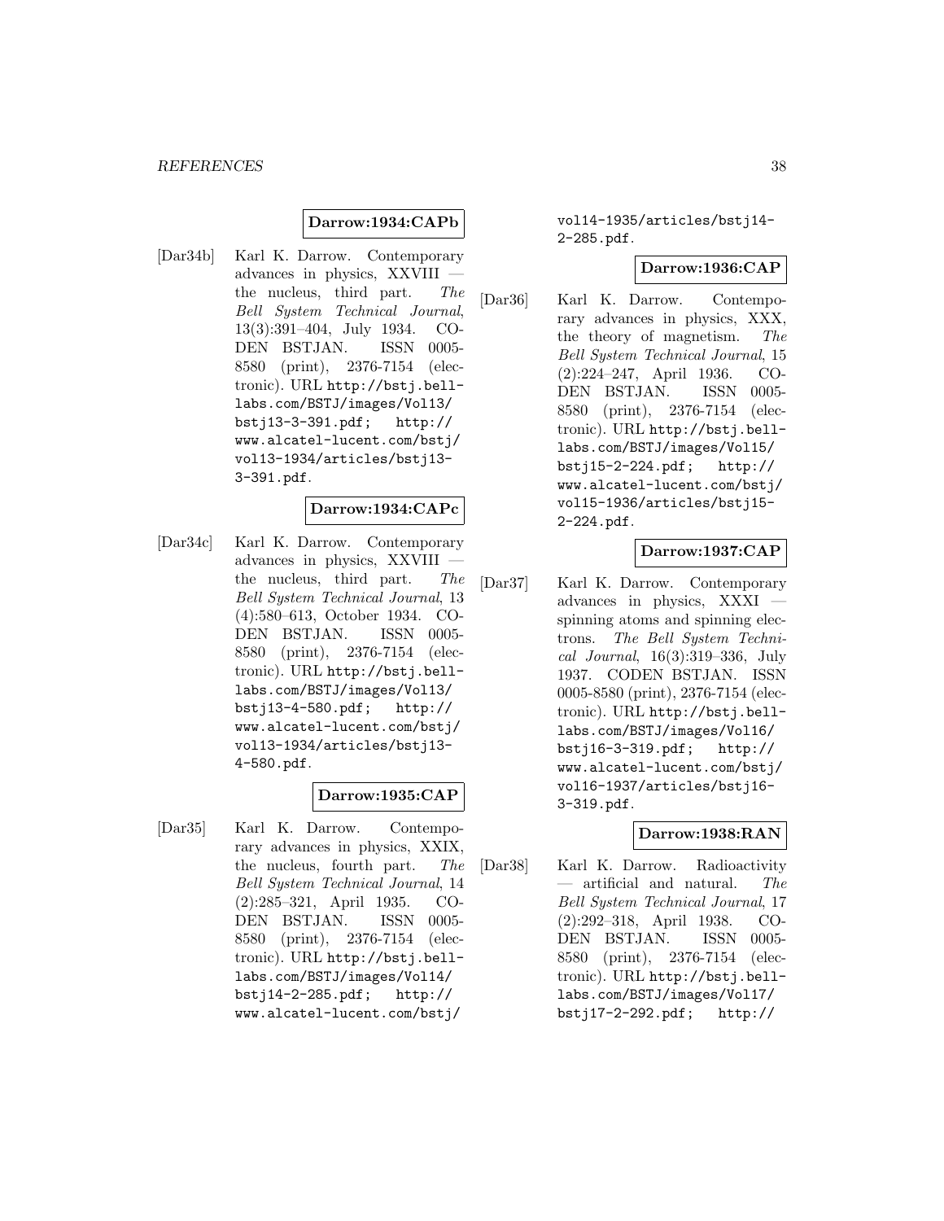**Darrow:1934:CAPb**

[Dar34b] Karl K. Darrow. Contemporary advances in physics, XXVIII — the nucleus, third part. *The Bell System Technical Journal*, 13(3):391–404, July 1934. CODEN BSTJAN. ISSN 0005-8580 (print), 2376-7154 (electronic). URL `http://bstj.bell-labs.com/BSTJ/images/Vol13/bstj13-3-391.pdf`; `http://www.alcatel-lucent.com/bstj/vol13-1934/articles/bstj13-3-391.pdf`.

**Darrow:1934:CAPc**

[Dar34c] Karl K. Darrow. Contemporary advances in physics, XXVIII — the nucleus, third part. *The Bell System Technical Journal*, 13 (4):580–613, October 1934. CODEN BSTJAN. ISSN 0005-8580 (print), 2376-7154 (electronic). URL `http://bstj.bell-labs.com/BSTJ/images/Vol13/bstj13-4-580.pdf`; `http://www.alcatel-lucent.com/bstj/vol13-1934/articles/bstj13-4-580.pdf`.

**Darrow:1935:CAP**

[Dar35] Karl K. Darrow. Contemporary advances in physics, XXIX, the nucleus, fourth part. *The Bell System Technical Journal*, 14 (2):285–321, April 1935. CODEN BSTJAN. ISSN 0005-8580 (print), 2376-7154 (electronic). URL `http://bstj.bell-labs.com/BSTJ/images/Vol14/bstj14-2-285.pdf`; `http://www.alcatel-lucent.com/bstj/vol14-1935/articles/bstj14-2-285.pdf`.

**Darrow:1936:CAP**

[Dar36] Karl K. Darrow. Contemporary advances in physics, XXX, the theory of magnetism. *The Bell System Technical Journal*, 15 (2):224–247, April 1936. CODEN BSTJAN. ISSN 0005-8580 (print), 2376-7154 (electronic). URL `http://bstj.bell-labs.com/BSTJ/images/Vol15/bstj15-2-224.pdf`; `http://www.alcatel-lucent.com/bstj/vol15-1936/articles/bstj15-2-224.pdf`.

**Darrow:1937:CAP**

[Dar37] Karl K. Darrow. Contemporary advances in physics, XXXI — spinning atoms and spinning electrons. *The Bell System Technical Journal*, 16(3):319–336, July 1937. CODEN BSTJAN. ISSN 0005-8580 (print), 2376-7154 (electronic). URL `http://bstj.bell-labs.com/BSTJ/images/Vol16/bstj16-3-319.pdf`; `http://www.alcatel-lucent.com/bstj/vol16-1937/articles/bstj16-3-319.pdf`.

**Darrow:1938:RAN**

[Dar38] Karl K. Darrow. Radioactivity — artificial and natural. *The Bell System Technical Journal*, 17 (2):292–318, April 1938. CODEN BSTJAN. ISSN 0005-8580 (print), 2376-7154 (electronic). URL `http://bstj.bell-labs.com/BSTJ/images/Vol17/bstj17-2-292.pdf`; `http://`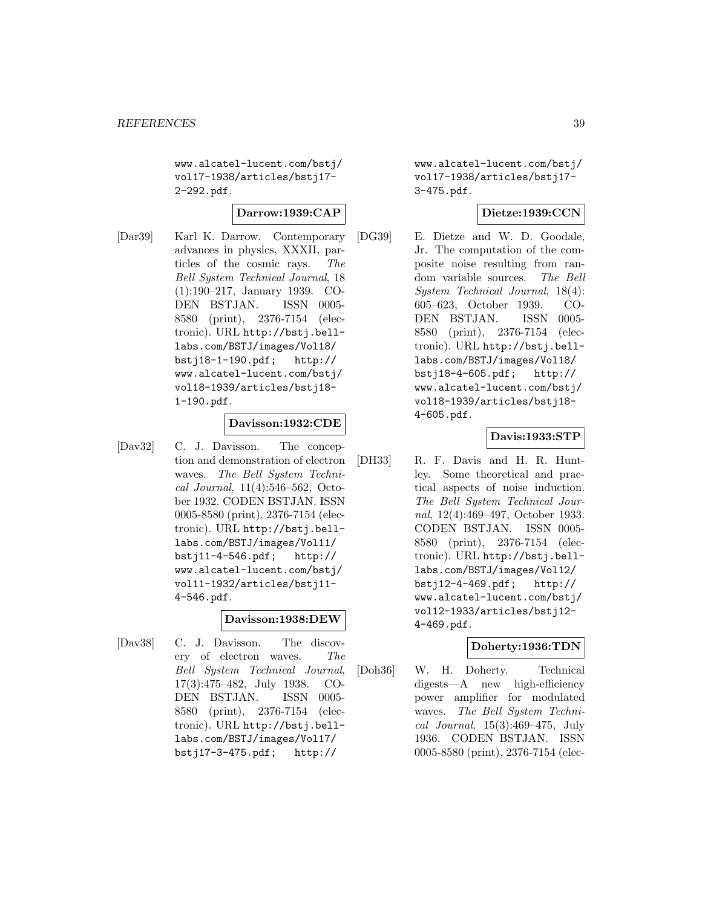www.alcatel-lucent.com/bstj/vol17-1938/articles/bstj17-2-292.pdf.

**Darrow:1939:CAP**

[Dar39] Karl K. Darrow. Contemporary advances in physics, XXXII, particles of the cosmic rays. *The Bell System Technical Journal*, 18 (1):190–217, January 1939. CODEN BSTJAN. ISSN 0005-8580 (print), 2376-7154 (electronic). URL http://bstj.bell-labs.com/BSTJ/images/Vol18/bstj18-1-190.pdf; http://www.alcatel-lucent.com/bstj/vol18-1939/articles/bstj18-1-190.pdf.

**Davisson:1932:CDE**

[Dav32] C. J. Davisson. The conception and demonstration of electron waves. *The Bell System Technical Journal*, 11(4):546–562, October 1932. CODEN BSTJAN. ISSN 0005-8580 (print), 2376-7154 (electronic). URL http://bstj.bell-labs.com/BSTJ/images/Vol11/bstj11-4-546.pdf; http://www.alcatel-lucent.com/bstj/vol11-1932/articles/bstj11-4-546.pdf.

**Davisson:1938:DEW**

[Dav38] C. J. Davisson. The discovery of electron waves. *The Bell System Technical Journal*, 17(3):475–482, July 1938. CODEN BSTJAN. ISSN 0005-8580 (print), 2376-7154 (electronic). URL http://bstj.bell-labs.com/BSTJ/images/Vol17/bstj17-3-475.pdf; http://www.alcatel-lucent.com/bstj/vol17-1938/articles/bstj17-3-475.pdf.

**Dietze:1939:CCN**

[DG39] E. Dietze and W. D. Goodale, Jr. The computation of the composite noise resulting from random variable sources. *The Bell System Technical Journal*, 18(4):605–623, October 1939. CODEN BSTJAN. ISSN 0005-8580 (print), 2376-7154 (electronic). URL http://bstj.bell-labs.com/BSTJ/images/Vol18/bstj18-4-605.pdf; http://www.alcatel-lucent.com/bstj/vol18-1939/articles/bstj18-4-605.pdf.

**Davis:1933:STP**

[DH33] R. F. Davis and H. R. Huntley. Some theoretical and practical aspects of noise induction. *The Bell System Technical Journal*, 12(4):469–497, October 1933. CODEN BSTJAN. ISSN 0005-8580 (print), 2376-7154 (electronic). URL http://bstj.bell-labs.com/BSTJ/images/Vol12/bstj12-4-469.pdf; http://www.alcatel-lucent.com/bstj/vol12-1933/articles/bstj12-4-469.pdf.

**Doherty:1936:TDN**

[Doh36] W. H. Doherty. Technical digests—A new high-efficiency power amplifier for modulated waves. *The Bell System Technical Journal*, 15(3):469–475, July 1936. CODEN BSTJAN. ISSN 0005-8580 (print), 2376-7154 (elec-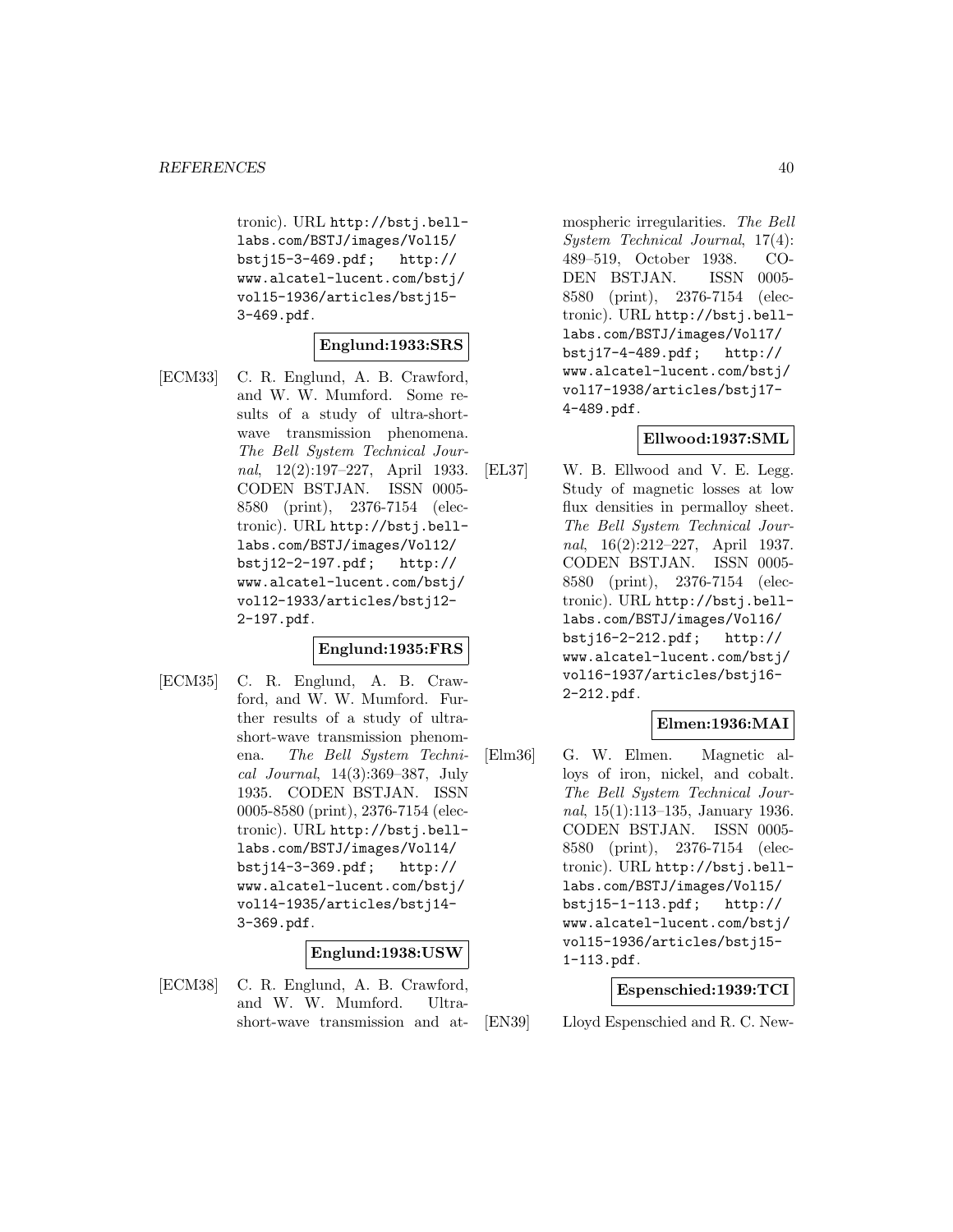tronic). URL http://bstj.bell-labs.com/BSTJ/images/Vol15/bstj15-3-469.pdf; http://www.alcatel-lucent.com/bstj/vol15-1936/articles/bstj15-3-469.pdf.

**Englund:1933:SRS**

[ECM33] C. R. Englund, A. B. Crawford, and W. W. Mumford. Some results of a study of ultra-short-wave transmission phenomena. *The Bell System Technical Journal*, 12(2):197–227, April 1933. CODEN BSTJAN. ISSN 0005-8580 (print), 2376-7154 (electronic). URL http://bstj.bell-labs.com/BSTJ/images/Vol12/bstj12-2-197.pdf; http://www.alcatel-lucent.com/bstj/vol12-1933/articles/bstj12-2-197.pdf.

**Englund:1935:FRS**

[ECM35] C. R. Englund, A. B. Crawford, and W. W. Mumford. Further results of a study of ultra-short-wave transmission phenomena. *The Bell System Technical Journal*, 14(3):369–387, July 1935. CODEN BSTJAN. ISSN 0005-8580 (print), 2376-7154 (electronic). URL http://bstj.bell-labs.com/BSTJ/images/Vol14/bstj14-3-369.pdf; http://www.alcatel-lucent.com/bstj/vol14-1935/articles/bstj14-3-369.pdf.

**Englund:1938:USW**

[ECM38] C. R. Englund, A. B. Crawford, and W. W. Mumford. Ultra-short-wave transmission and atmospheric irregularities. *The Bell System Technical Journal*, 17(4):489–519, October 1938. CODEN BSTJAN. ISSN 0005-8580 (print), 2376-7154 (electronic). URL http://bstj.bell-labs.com/BSTJ/images/Vol17/bstj17-4-489.pdf; http://www.alcatel-lucent.com/bstj/vol17-1938/articles/bstj17-4-489.pdf.

**Ellwood:1937:SML**

[EL37] W. B. Ellwood and V. E. Legg. Study of magnetic losses at low flux densities in permalloy sheet. *The Bell System Technical Journal*, 16(2):212–227, April 1937. CODEN BSTJAN. ISSN 0005-8580 (print), 2376-7154 (electronic). URL http://bstj.bell-labs.com/BSTJ/images/Vol16/bstj16-2-212.pdf; http://www.alcatel-lucent.com/bstj/vol16-1937/articles/bstj16-2-212.pdf.

**Elmen:1936:MAI**

[Elm36] G. W. Elmen. Magnetic alloys of iron, nickel, and cobalt. *The Bell System Technical Journal*, 15(1):113–135, January 1936. CODEN BSTJAN. ISSN 0005-8580 (print), 2376-7154 (electronic). URL http://bstj.bell-labs.com/BSTJ/images/Vol15/bstj15-1-113.pdf; http://www.alcatel-lucent.com/bstj/vol15-1936/articles/bstj15-1-113.pdf.

**Espenschied:1939:TCI**

[EN39] Lloyd Espenschied and R. C. New-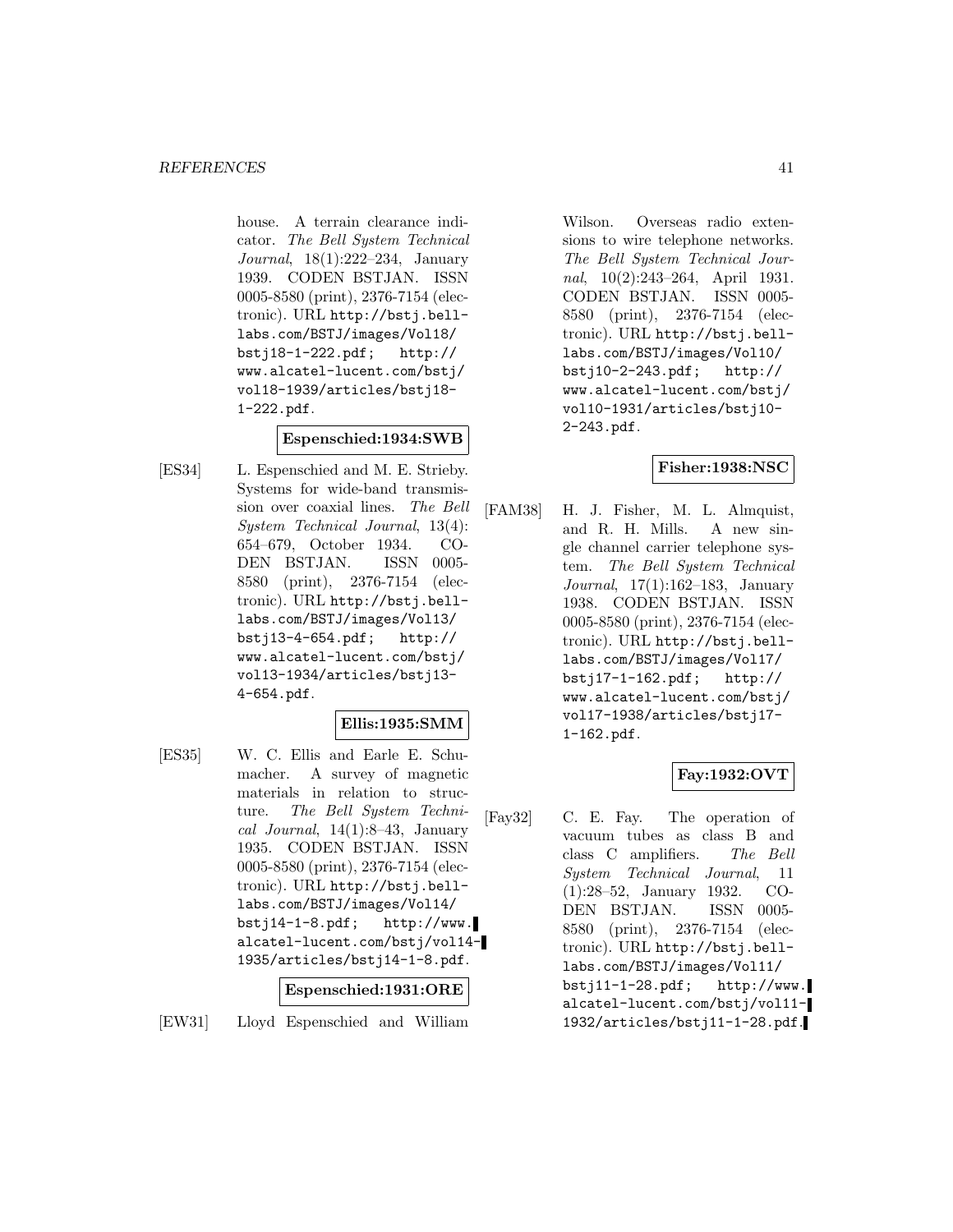house. A terrain clearance indicator. *The Bell System Technical Journal*, 18(1):222–234, January 1939. CODEN BSTJAN. ISSN 0005-8580 (print), 2376-7154 (electronic). URL http://bstj.bell-labs.com/BSTJ/images/Vol18/bstj18-1-222.pdf; http://www.alcatel-lucent.com/bstj/vol18-1939/articles/bstj18-1-222.pdf.

**Espenschied:1934:SWB**

[ES34] L. Espenschied and M. E. Strieby. Systems for wide-band transmission over coaxial lines. *The Bell System Technical Journal*, 13(4):654–679, October 1934. CODEN BSTJAN. ISSN 0005-8580 (print), 2376-7154 (electronic). URL http://bstj.bell-labs.com/BSTJ/images/Vol13/bstj13-4-654.pdf; http://www.alcatel-lucent.com/bstj/vol13-1934/articles/bstj13-4-654.pdf.

**Ellis:1935:SMM**

[ES35] W. C. Ellis and Earle E. Schumacher. A survey of magnetic materials in relation to structure. *The Bell System Technical Journal*, 14(1):8–43, January 1935. CODEN BSTJAN. ISSN 0005-8580 (print), 2376-7154 (electronic). URL http://bstj.bell-labs.com/BSTJ/images/Vol14/bstj14-1-8.pdf; http://www.alcatel-lucent.com/bstj/vol14-1935/articles/bstj14-1-8.pdf.

**Espenschied:1931:ORE**

[EW31] Lloyd Espenschied and William Wilson. Overseas radio extensions to wire telephone networks. *The Bell System Technical Journal*, 10(2):243–264, April 1931. CODEN BSTJAN. ISSN 0005-8580 (print), 2376-7154 (electronic). URL http://bstj.bell-labs.com/BSTJ/images/Vol10/bstj10-2-243.pdf; http://www.alcatel-lucent.com/bstj/vol10-1931/articles/bstj10-2-243.pdf.

**Fisher:1938:NSC**

[FAM38] H. J. Fisher, M. L. Almquist, and R. H. Mills. A new single channel carrier telephone system. *The Bell System Technical Journal*, 17(1):162–183, January 1938. CODEN BSTJAN. ISSN 0005-8580 (print), 2376-7154 (electronic). URL http://bstj.bell-labs.com/BSTJ/images/Vol17/bstj17-1-162.pdf; http://www.alcatel-lucent.com/bstj/vol17-1938/articles/bstj17-1-162.pdf.

**Fay:1932:OVT**

[Fay32] C. E. Fay. The operation of vacuum tubes as class B and class C amplifiers. *The Bell System Technical Journal*, 11(1):28–52, January 1932. CODEN BSTJAN. ISSN 0005-8580 (print), 2376-7154 (electronic). URL http://bstj.bell-labs.com/BSTJ/images/Vol11/bstj11-1-28.pdf; http://www.alcatel-lucent.com/bstj/vol11-1932/articles/bstj11-1-28.pdf.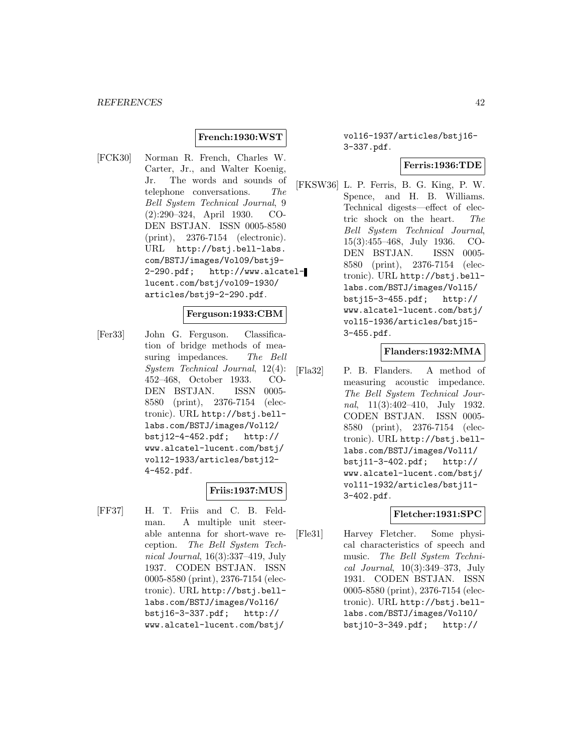**French:1930:WST**

[FCK30] Norman R. French, Charles W. Carter, Jr., and Walter Koenig, Jr. The words and sounds of telephone conversations. *The Bell System Technical Journal*, 9 (2):290–324, April 1930. CODEN BSTJAN. ISSN 0005-8580 (print), 2376-7154 (electronic). URL http://bstj.bell-labs.com/BSTJ/images/Vol09/bstj9-2-290.pdf; http://www.alcatel-lucent.com/bstj/vol09-1930/articles/bstj9-2-290.pdf.

**Ferguson:1933:CBM**

[Fer33] John G. Ferguson. Classification of bridge methods of measuring impedances. *The Bell System Technical Journal*, 12(4): 452–468, October 1933. CODEN BSTJAN. ISSN 0005-8580 (print), 2376-7154 (electronic). URL http://bstj.bell-labs.com/BSTJ/images/Vol12/bstj12-4-452.pdf; http://www.alcatel-lucent.com/bstj/vol12-1933/articles/bstj12-4-452.pdf.

**Friis:1937:MUS**

[FF37] H. T. Friis and C. B. Feldman. A multiple unit steerable antenna for short-wave reception. *The Bell System Technical Journal*, 16(3):337–419, July 1937. CODEN BSTJAN. ISSN 0005-8580 (print), 2376-7154 (electronic). URL http://bstj.bell-labs.com/BSTJ/images/Vol16/bstj16-3-337.pdf; http://www.alcatel-lucent.com/bstj/vol16-1937/articles/bstj16-3-337.pdf.

**Ferris:1936:TDE**

[FKSW36] L. P. Ferris, B. G. King, P. W. Spence, and H. B. Williams. Technical digests—effect of electric shock on the heart. *The Bell System Technical Journal*, 15(3):455–468, July 1936. CODEN BSTJAN. ISSN 0005-8580 (print), 2376-7154 (electronic). URL http://bstj.bell-labs.com/BSTJ/images/Vol15/bstj15-3-455.pdf; http://www.alcatel-lucent.com/bstj/vol15-1936/articles/bstj15-3-455.pdf.

**Flanders:1932:MMA**

[Fla32] P. B. Flanders. A method of measuring acoustic impedance. *The Bell System Technical Journal*, 11(3):402–410, July 1932. CODEN BSTJAN. ISSN 0005-8580 (print), 2376-7154 (electronic). URL http://bstj.bell-labs.com/BSTJ/images/Vol11/bstj11-3-402.pdf; http://www.alcatel-lucent.com/bstj/vol11-1932/articles/bstj11-3-402.pdf.

**Fletcher:1931:SPC**

[Fle31] Harvey Fletcher. Some physical characteristics of speech and music. *The Bell System Technical Journal*, 10(3):349–373, July 1931. CODEN BSTJAN. ISSN 0005-8580 (print), 2376-7154 (electronic). URL http://bstj.bell-labs.com/BSTJ/images/Vol10/bstj10-3-349.pdf; http://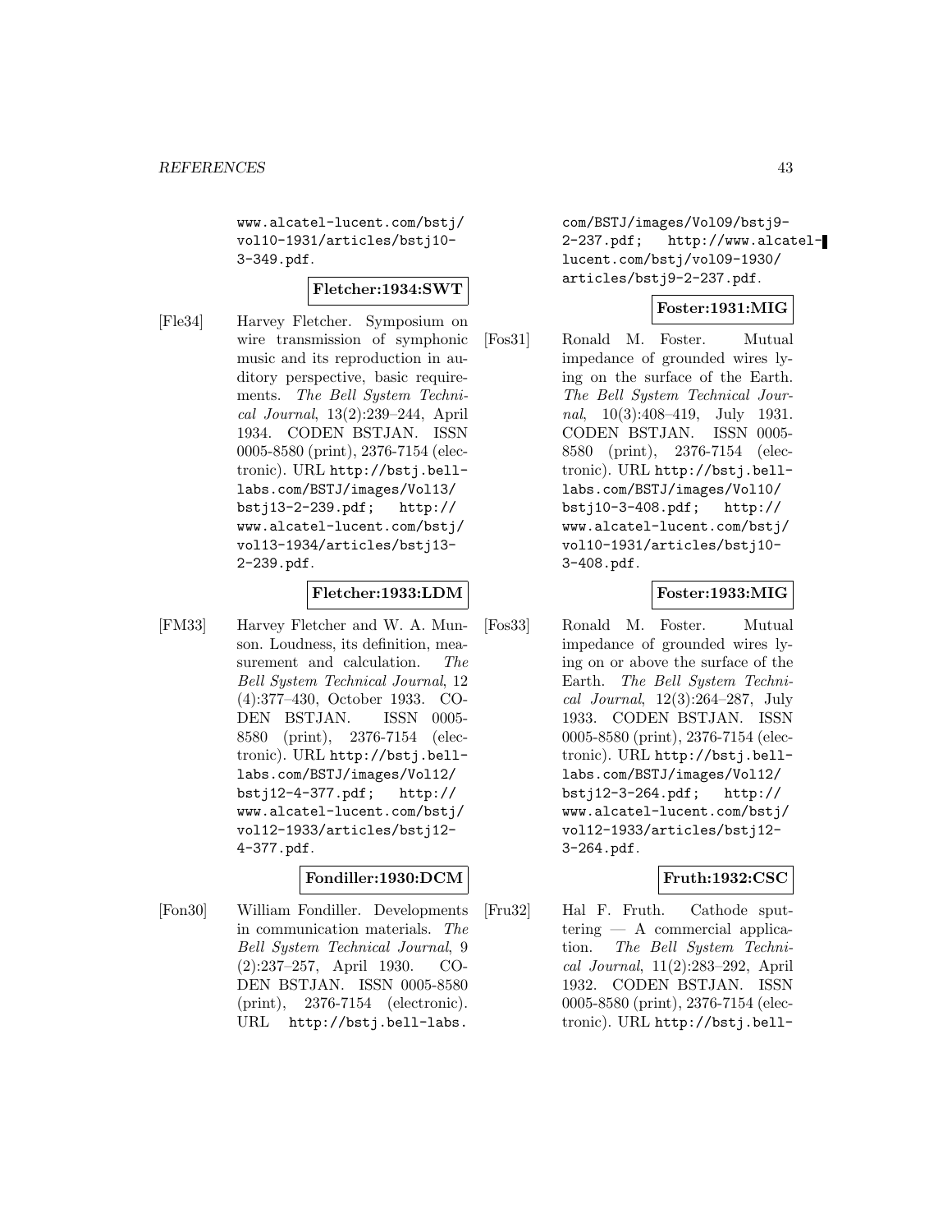www.alcatel-lucent.com/bstj/vol10-1931/articles/bstj10-3-349.pdf.

**Fletcher:1934:SWT**

[Fle34] Harvey Fletcher. Symposium on wire transmission of symphonic music and its reproduction in auditory perspective, basic requirements. *The Bell System Technical Journal*, 13(2):239–244, April 1934. CODEN BSTJAN. ISSN 0005-8580 (print), 2376-7154 (electronic). URL http://bstj.bell-labs.com/BSTJ/images/Vol13/bstj13-2-239.pdf; http://www.alcatel-lucent.com/bstj/vol13-1934/articles/bstj13-2-239.pdf.

**Fletcher:1933:LDM**

[FM33] Harvey Fletcher and W. A. Munson. Loudness, its definition, measurement and calculation. *The Bell System Technical Journal*, 12(4):377–430, October 1933. CODEN BSTJAN. ISSN 0005-8580 (print), 2376-7154 (electronic). URL http://bstj.bell-labs.com/BSTJ/images/Vol12/bstj12-4-377.pdf; http://www.alcatel-lucent.com/bstj/vol12-1933/articles/bstj12-4-377.pdf.

**Fondiller:1930:DCM**

[Fon30] William Fondiller. Developments in communication materials. *The Bell System Technical Journal*, 9(2):237–257, April 1930. CODEN BSTJAN. ISSN 0005-8580 (print), 2376-7154 (electronic). URL http://bstj.bell-labs.com/BSTJ/images/Vol09/bstj9-2-237.pdf; http://www.alcatel-lucent.com/bstj/vol09-1930/articles/bstj9-2-237.pdf.

**Foster:1931:MIG**

[Fos31] Ronald M. Foster. Mutual impedance of grounded wires lying on the surface of the Earth. *The Bell System Technical Journal*, 10(3):408–419, July 1931. CODEN BSTJAN. ISSN 0005-8580 (print), 2376-7154 (electronic). URL http://bstj.bell-labs.com/BSTJ/images/Vol10/bstj10-3-408.pdf; http://www.alcatel-lucent.com/bstj/vol10-1931/articles/bstj10-3-408.pdf.

**Foster:1933:MIG**

[Fos33] Ronald M. Foster. Mutual impedance of grounded wires lying on or above the surface of the Earth. *The Bell System Technical Journal*, 12(3):264–287, July 1933. CODEN BSTJAN. ISSN 0005-8580 (print), 2376-7154 (electronic). URL http://bstj.bell-labs.com/BSTJ/images/Vol12/bstj12-3-264.pdf; http://www.alcatel-lucent.com/bstj/vol12-1933/articles/bstj12-3-264.pdf.

**Fruth:1932:CSC**

[Fru32] Hal F. Fruth. Cathode sputtering — A commercial application. *The Bell System Technical Journal*, 11(2):283–292, April 1932. CODEN BSTJAN. ISSN 0005-8580 (print), 2376-7154 (electronic). URL http://bstj.bell-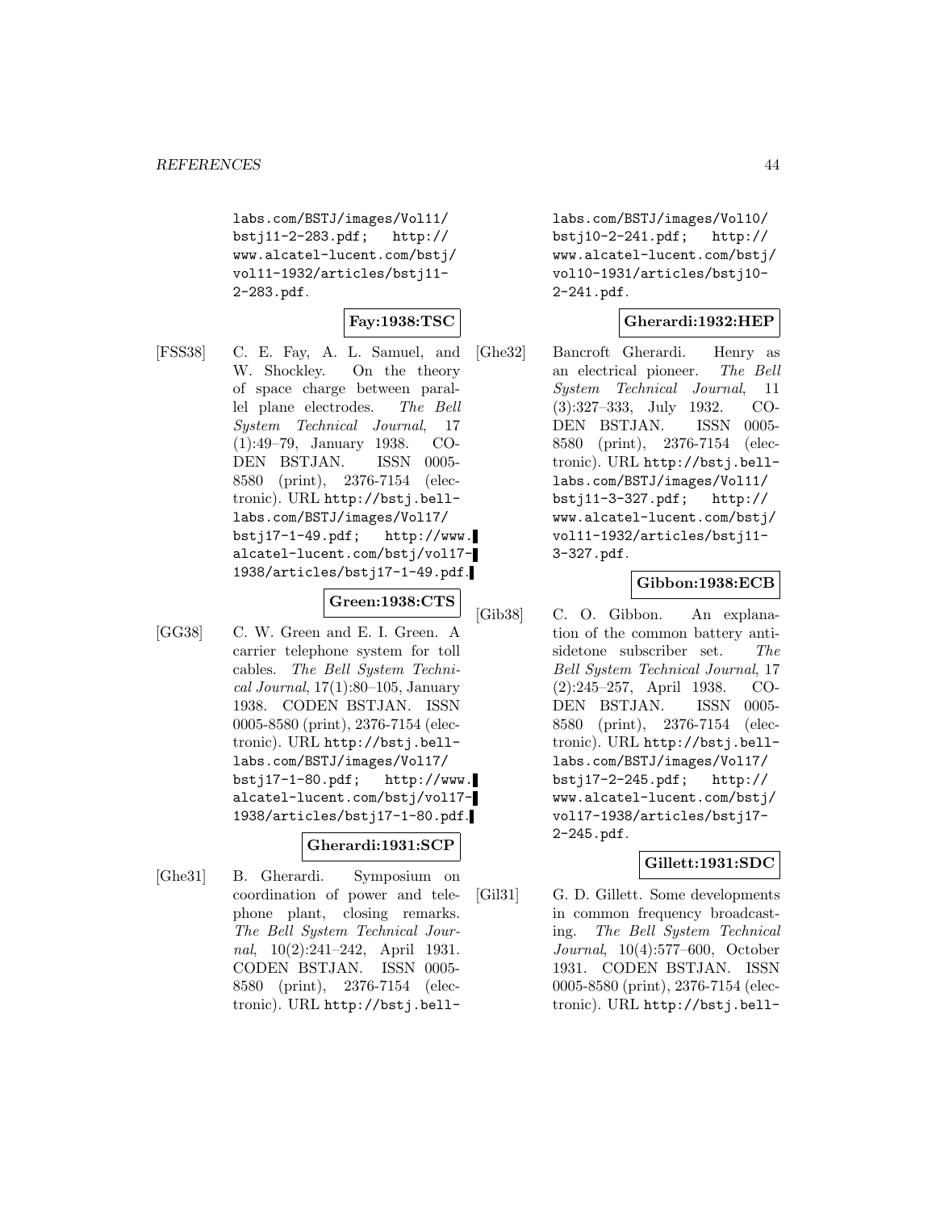labs.com/BSTJ/images/Vol11/bstj11-2-283.pdf; http://www.alcatel-lucent.com/bstj/vol11-1932/articles/bstj11-2-283.pdf.

**Fay:1938:TSC**

[FSS38] C. E. Fay, A. L. Samuel, and W. Shockley. On the theory of space charge between parallel plane electrodes. *The Bell System Technical Journal*, 17 (1):49–79, January 1938. CODEN BSTJAN. ISSN 0005-8580 (print), 2376-7154 (electronic). URL http://bstj.bell-labs.com/BSTJ/images/Vol17/bstj17-1-49.pdf; http://www.alcatel-lucent.com/bstj/vol17-1938/articles/bstj17-1-49.pdf.

**Green:1938:CTS**

[GG38] C. W. Green and E. I. Green. A carrier telephone system for toll cables. *The Bell System Technical Journal*, 17(1):80–105, January 1938. CODEN BSTJAN. ISSN 0005-8580 (print), 2376-7154 (electronic). URL http://bstj.bell-labs.com/BSTJ/images/Vol17/bstj17-1-80.pdf; http://www.alcatel-lucent.com/bstj/vol17-1938/articles/bstj17-1-80.pdf.

**Gherardi:1931:SCP**

[Ghe31] B. Gherardi. Symposium on coordination of power and telephone plant, closing remarks. *The Bell System Technical Journal*, 10(2):241–242, April 1931. CODEN BSTJAN. ISSN 0005-8580 (print), 2376-7154 (electronic). URL http://bstj.bell-labs.com/BSTJ/images/Vol10/bstj10-2-241.pdf; http://www.alcatel-lucent.com/bstj/vol10-1931/articles/bstj10-2-241.pdf.

**Gherardi:1932:HEP**

[Ghe32] Bancroft Gherardi. Henry as an electrical pioneer. *The Bell System Technical Journal*, 11 (3):327–333, July 1932. CODEN BSTJAN. ISSN 0005-8580 (print), 2376-7154 (electronic). URL http://bstj.bell-labs.com/BSTJ/images/Vol11/bstj11-3-327.pdf; http://www.alcatel-lucent.com/bstj/vol11-1932/articles/bstj11-3-327.pdf.

**Gibbon:1938:ECB**

[Gib38] C. O. Gibbon. An explanation of the common battery anti-sidetone subscriber set. *The Bell System Technical Journal*, 17 (2):245–257, April 1938. CODEN BSTJAN. ISSN 0005-8580 (print), 2376-7154 (electronic). URL http://bstj.bell-labs.com/BSTJ/images/Vol17/bstj17-2-245.pdf; http://www.alcatel-lucent.com/bstj/vol17-1938/articles/bstj17-2-245.pdf.

**Gillett:1931:SDC**

[Gil31] G. D. Gillett. Some developments in common frequency broadcasting. *The Bell System Technical Journal*, 10(4):577–600, October 1931. CODEN BSTJAN. ISSN 0005-8580 (print), 2376-7154 (electronic). URL http://bstj.bell-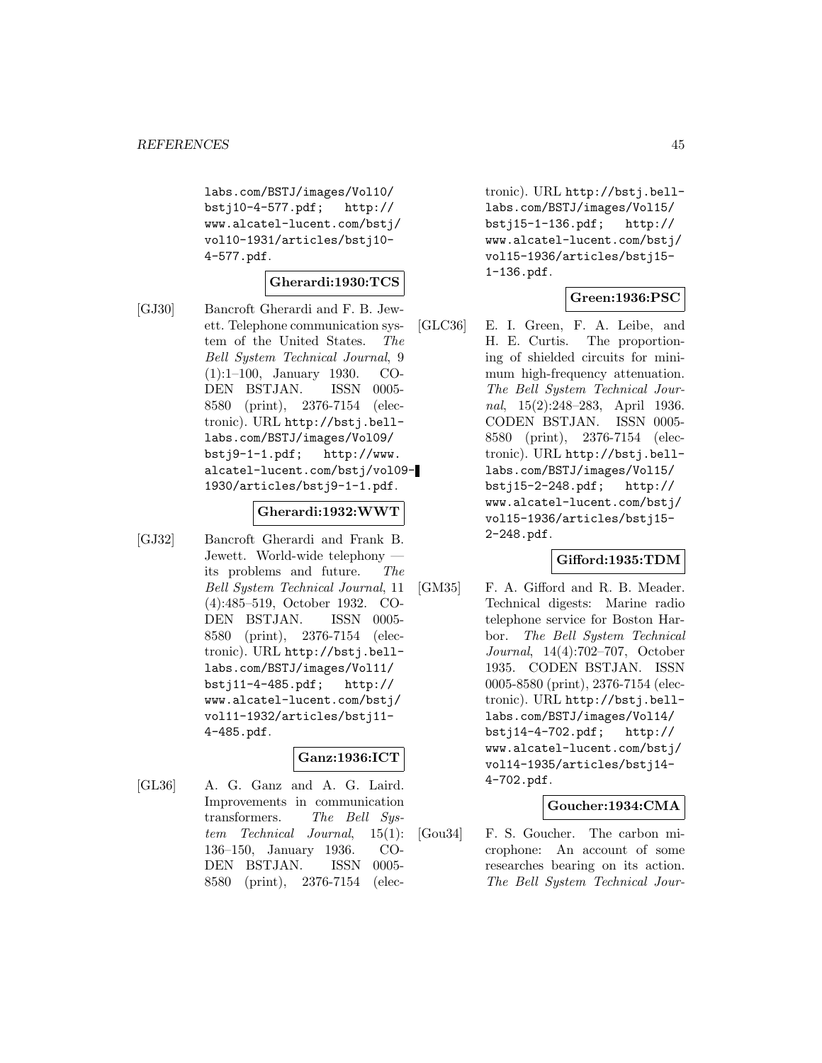labs.com/BSTJ/images/Vol10/ bstj10-4-577.pdf; http:// www.alcatel-lucent.com/bstj/ vol10-1931/articles/bstj10-4-577.pdf.

**Gherardi:1930:TCS**

[GJ30] Bancroft Gherardi and F. B. Jewett. Telephone communication system of the United States. *The Bell System Technical Journal*, 9 (1):1–100, January 1930. CODEN BSTJAN. ISSN 0005-8580 (print), 2376-7154 (electronic). URL http://bstj.bell-labs.com/BSTJ/images/Vol09/ bstj9-1-1.pdf; http://www.alcatel-lucent.com/bstj/vol09-1930/articles/bstj9-1-1.pdf.

**Gherardi:1932:WWT**

[GJ32] Bancroft Gherardi and Frank B. Jewett. World-wide telephony — its problems and future. *The Bell System Technical Journal*, 11 (4):485–519, October 1932. CODEN BSTJAN. ISSN 0005-8580 (print), 2376-7154 (electronic). URL http://bstj.bell-labs.com/BSTJ/images/Vol11/ bstj11-4-485.pdf; http:// www.alcatel-lucent.com/bstj/ vol11-1932/articles/bstj11-4-485.pdf.

**Ganz:1936:ICT**

[GL36] A. G. Ganz and A. G. Laird. Improvements in communication transformers. *The Bell System Technical Journal*, 15(1): 136–150, January 1936. CODEN BSTJAN. ISSN 0005-8580 (print), 2376-7154 (electronic). URL http://bstj.bell-labs.com/BSTJ/images/Vol15/ bstj15-1-136.pdf; http:// www.alcatel-lucent.com/bstj/ vol15-1936/articles/bstj15-1-136.pdf.

**Green:1936:PSC**

[GLC36] E. I. Green, F. A. Leibe, and H. E. Curtis. The proportioning of shielded circuits for minimum high-frequency attenuation. *The Bell System Technical Journal*, 15(2):248–283, April 1936. CODEN BSTJAN. ISSN 0005-8580 (print), 2376-7154 (electronic). URL http://bstj.bell-labs.com/BSTJ/images/Vol15/ bstj15-2-248.pdf; http:// www.alcatel-lucent.com/bstj/ vol15-1936/articles/bstj15-2-248.pdf.

**Gifford:1935:TDM**

[GM35] F. A. Gifford and R. B. Meader. Technical digests: Marine radio telephone service for Boston Harbor. *The Bell System Technical Journal*, 14(4):702–707, October 1935. CODEN BSTJAN. ISSN 0005-8580 (print), 2376-7154 (electronic). URL http://bstj.bell-labs.com/BSTJ/images/Vol14/ bstj14-4-702.pdf; http:// www.alcatel-lucent.com/bstj/ vol14-1935/articles/bstj14-4-702.pdf.

**Goucher:1934:CMA**

[Gou34] F. S. Goucher. The carbon microphone: An account of some researches bearing on its action. *The Bell System Technical Jour-*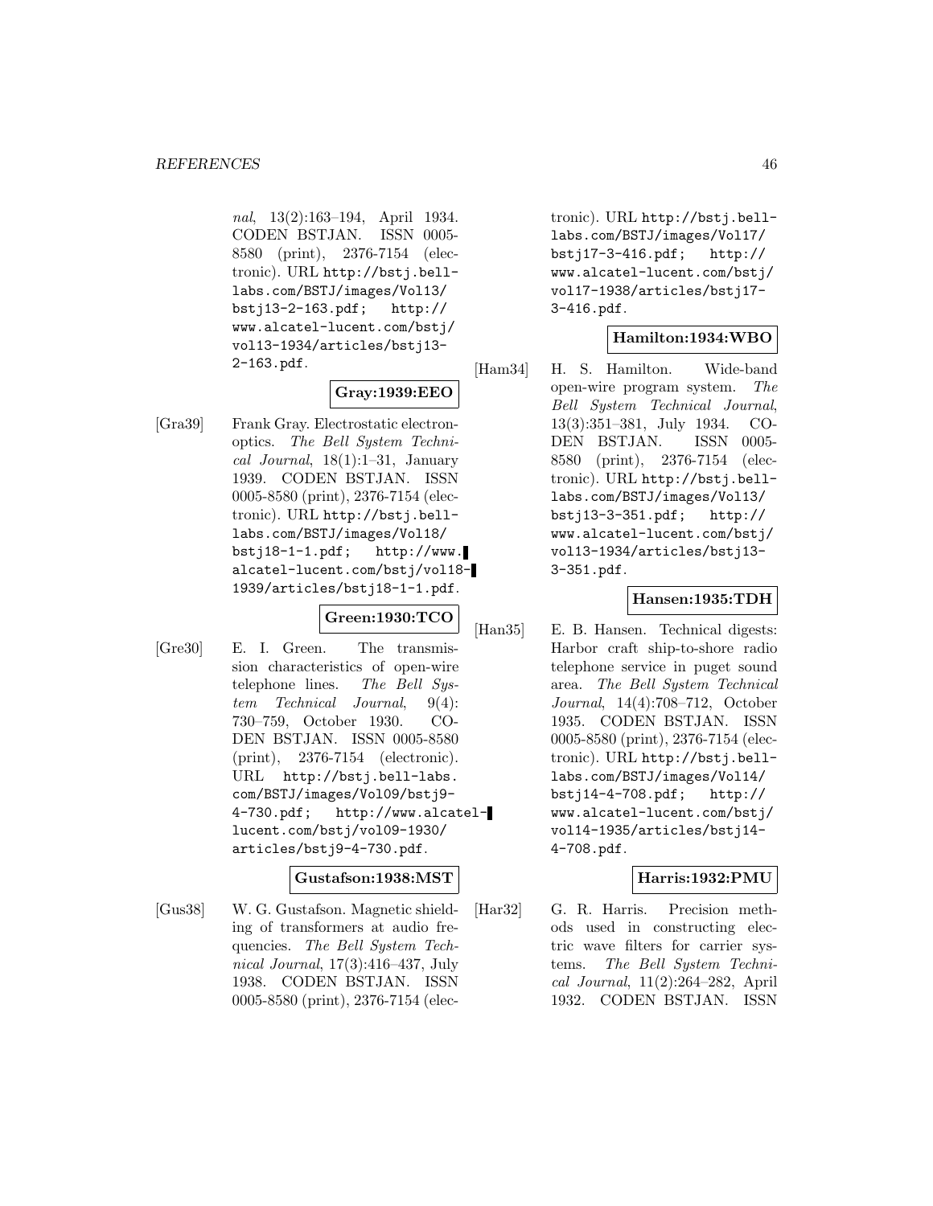*nal*, 13(2):163–194, April 1934. CODEN BSTJAN. ISSN 0005-8580 (print), 2376-7154 (electronic). URL http://bstj.bell-labs.com/BSTJ/images/Vol13/bstj13-2-163.pdf; http://www.alcatel-lucent.com/bstj/vol13-1934/articles/bstj13-2-163.pdf.

**Gray:1939:EEO**

[Gra39] Frank Gray. Electrostatic electron-optics. *The Bell System Technical Journal*, 18(1):1–31, January 1939. CODEN BSTJAN. ISSN 0005-8580 (print), 2376-7154 (electronic). URL http://bstj.bell-labs.com/BSTJ/images/Vol18/bstj18-1-1.pdf; http://www.alcatel-lucent.com/bstj/vol18-1939/articles/bstj18-1-1.pdf.

**Green:1930:TCO**

[Gre30] E. I. Green. The transmission characteristics of open-wire telephone lines. *The Bell System Technical Journal*, 9(4):730–759, October 1930. CODEN BSTJAN. ISSN 0005-8580 (print), 2376-7154 (electronic). URL http://bstj.bell-labs.com/BSTJ/images/Vol09/bstj9-4-730.pdf; http://www.alcatel-lucent.com/bstj/vol09-1930/articles/bstj9-4-730.pdf.

**Gustafson:1938:MST**

[Gus38] W. G. Gustafson. Magnetic shielding of transformers at audio frequencies. *The Bell System Technical Journal*, 17(3):416–437, July 1938. CODEN BSTJAN. ISSN 0005-8580 (print), 2376-7154 (electronic). URL http://bstj.bell-labs.com/BSTJ/images/Vol17/bstj17-3-416.pdf; http://www.alcatel-lucent.com/bstj/vol17-1938/articles/bstj17-3-416.pdf.

**Hamilton:1934:WBO**

[Ham34] H. S. Hamilton. Wide-band open-wire program system. *The Bell System Technical Journal*, 13(3):351–381, July 1934. CODEN BSTJAN. ISSN 0005-8580 (print), 2376-7154 (electronic). URL http://bstj.bell-labs.com/BSTJ/images/Vol13/bstj13-3-351.pdf; http://www.alcatel-lucent.com/bstj/vol13-1934/articles/bstj13-3-351.pdf.

**Hansen:1935:TDH**

[Han35] E. B. Hansen. Technical digests: Harbor craft ship-to-shore radio telephone service in puget sound area. *The Bell System Technical Journal*, 14(4):708–712, October 1935. CODEN BSTJAN. ISSN 0005-8580 (print), 2376-7154 (electronic). URL http://bstj.bell-labs.com/BSTJ/images/Vol14/bstj14-4-708.pdf; http://www.alcatel-lucent.com/bstj/vol14-1935/articles/bstj14-4-708.pdf.

**Harris:1932:PMU**

[Har32] G. R. Harris. Precision methods used in constructing electric wave filters for carrier systems. *The Bell System Technical Journal*, 11(2):264–282, April 1932. CODEN BSTJAN. ISSN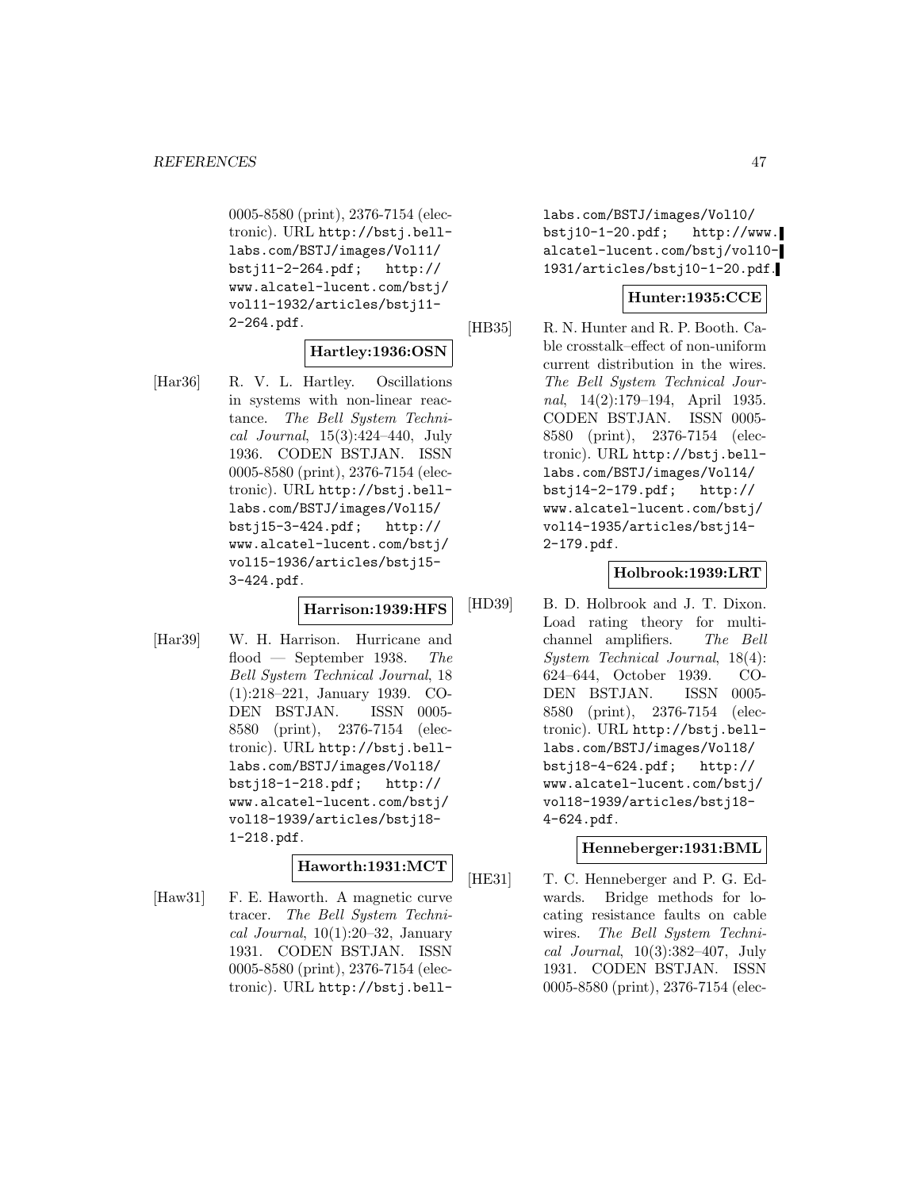0005-8580 (print), 2376-7154 (electronic). URL http://bstj.bell-labs.com/BSTJ/images/Vol11/bstj11-2-264.pdf; http://www.alcatel-lucent.com/bstj/vol11-1932/articles/bstj11-2-264.pdf.

**Hartley:1936:OSN**

[Har36] R. V. L. Hartley. Oscillations in systems with non-linear reactance. *The Bell System Technical Journal*, 15(3):424–440, July 1936. CODEN BSTJAN. ISSN 0005-8580 (print), 2376-7154 (electronic). URL http://bstj.bell-labs.com/BSTJ/images/Vol15/bstj15-3-424.pdf; http://www.alcatel-lucent.com/bstj/vol15-1936/articles/bstj15-3-424.pdf.

**Harrison:1939:HFS**

[Har39] W. H. Harrison. Hurricane and flood — September 1938. *The Bell System Technical Journal*, 18(1):218–221, January 1939. CODEN BSTJAN. ISSN 0005-8580 (print), 2376-7154 (electronic). URL http://bstj.bell-labs.com/BSTJ/images/Vol18/bstj18-1-218.pdf; http://www.alcatel-lucent.com/bstj/vol18-1939/articles/bstj18-1-218.pdf.

**Haworth:1931:MCT**

[Haw31] F. E. Haworth. A magnetic curve tracer. *The Bell System Technical Journal*, 10(1):20–32, January 1931. CODEN BSTJAN. ISSN 0005-8580 (print), 2376-7154 (electronic). URL http://bstj.bell-labs.com/BSTJ/images/Vol10/bstj10-1-20.pdf; http://www.alcatel-lucent.com/bstj/vol10-1931/articles/bstj10-1-20.pdf.

**Hunter:1935:CCE**

[HB35] R. N. Hunter and R. P. Booth. Cable crosstalk–effect of non-uniform current distribution in the wires. *The Bell System Technical Journal*, 14(2):179–194, April 1935. CODEN BSTJAN. ISSN 0005-8580 (print), 2376-7154 (electronic). URL http://bstj.bell-labs.com/BSTJ/images/Vol14/bstj14-2-179.pdf; http://www.alcatel-lucent.com/bstj/vol14-1935/articles/bstj14-2-179.pdf.

**Holbrook:1939:LRT**

[HD39] B. D. Holbrook and J. T. Dixon. Load rating theory for multi-channel amplifiers. *The Bell System Technical Journal*, 18(4):624–644, October 1939. CODEN BSTJAN. ISSN 0005-8580 (print), 2376-7154 (electronic). URL http://bstj.bell-labs.com/BSTJ/images/Vol18/bstj18-4-624.pdf; http://www.alcatel-lucent.com/bstj/vol18-1939/articles/bstj18-4-624.pdf.

**Henneberger:1931:BML**

[HE31] T. C. Henneberger and P. G. Edwards. Bridge methods for locating resistance faults on cable wires. *The Bell System Technical Journal*, 10(3):382–407, July 1931. CODEN BSTJAN. ISSN 0005-8580 (print), 2376-7154 (elec-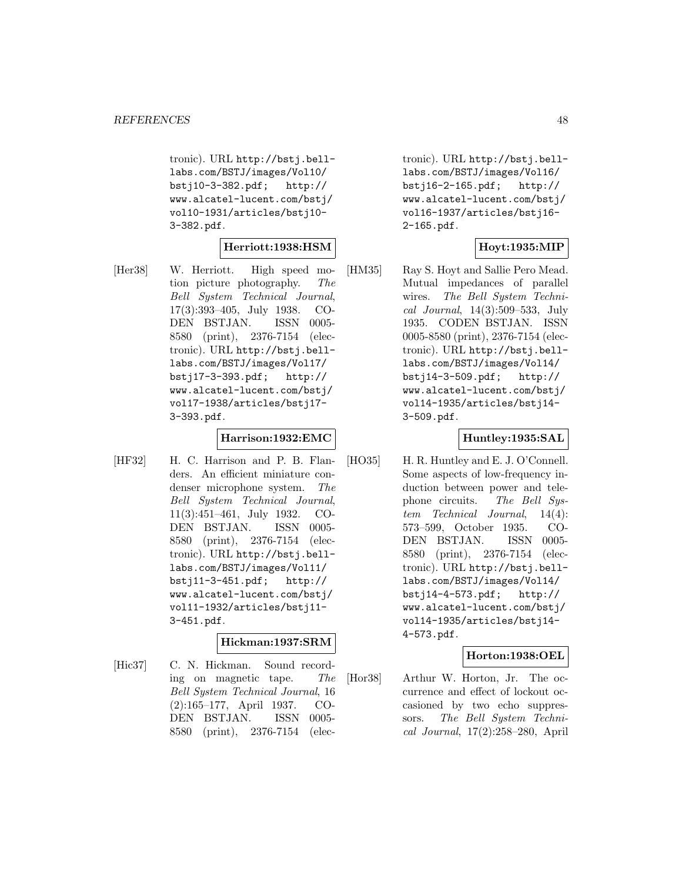tronic). URL http://bstj.bell-labs.com/BSTJ/images/Vol10/bstj10-3-382.pdf; http://www.alcatel-lucent.com/bstj/vol10-1931/articles/bstj10-3-382.pdf.

**Herriott:1938:HSM**

[Her38] W. Herriott. High speed motion picture photography. *The Bell System Technical Journal*, 17(3):393–405, July 1938. CODEN BSTJAN. ISSN 0005-8580 (print), 2376-7154 (electronic). URL http://bstj.bell-labs.com/BSTJ/images/Vol17/bstj17-3-393.pdf; http://www.alcatel-lucent.com/bstj/vol17-1938/articles/bstj17-3-393.pdf.

**Harrison:1932:EMC**

[HF32] H. C. Harrison and P. B. Flanders. An efficient miniature condenser microphone system. *The Bell System Technical Journal*, 11(3):451–461, July 1932. CODEN BSTJAN. ISSN 0005-8580 (print), 2376-7154 (electronic). URL http://bstj.bell-labs.com/BSTJ/images/Vol11/bstj11-3-451.pdf; http://www.alcatel-lucent.com/bstj/vol11-1932/articles/bstj11-3-451.pdf.

**Hickman:1937:SRM**

[Hic37] C. N. Hickman. Sound recording on magnetic tape. *The Bell System Technical Journal*, 16(2):165–177, April 1937. CODEN BSTJAN. ISSN 0005-8580 (print), 2376-7154 (electronic). URL http://bstj.bell-labs.com/BSTJ/images/Vol16/bstj16-2-165.pdf; http://www.alcatel-lucent.com/bstj/vol16-1937/articles/bstj16-2-165.pdf.

**Hoyt:1935:MIP**

[HM35] Ray S. Hoyt and Sallie Pero Mead. Mutual impedances of parallel wires. *The Bell System Technical Journal*, 14(3):509–533, July 1935. CODEN BSTJAN. ISSN 0005-8580 (print), 2376-7154 (electronic). URL http://bstj.bell-labs.com/BSTJ/images/Vol14/bstj14-3-509.pdf; http://www.alcatel-lucent.com/bstj/vol14-1935/articles/bstj14-3-509.pdf.

**Huntley:1935:SAL**

[HO35] H. R. Huntley and E. J. O'Connell. Some aspects of low-frequency induction between power and telephone circuits. *The Bell System Technical Journal*, 14(4):573–599, October 1935. CODEN BSTJAN. ISSN 0005-8580 (print), 2376-7154 (electronic). URL http://bstj.bell-labs.com/BSTJ/images/Vol14/bstj14-4-573.pdf; http://www.alcatel-lucent.com/bstj/vol14-1935/articles/bstj14-4-573.pdf.

**Horton:1938:OEL**

[Hor38] Arthur W. Horton, Jr. The occurrence and effect of lockout occasioned by two echo suppressors. *The Bell System Technical Journal*, 17(2):258–280, April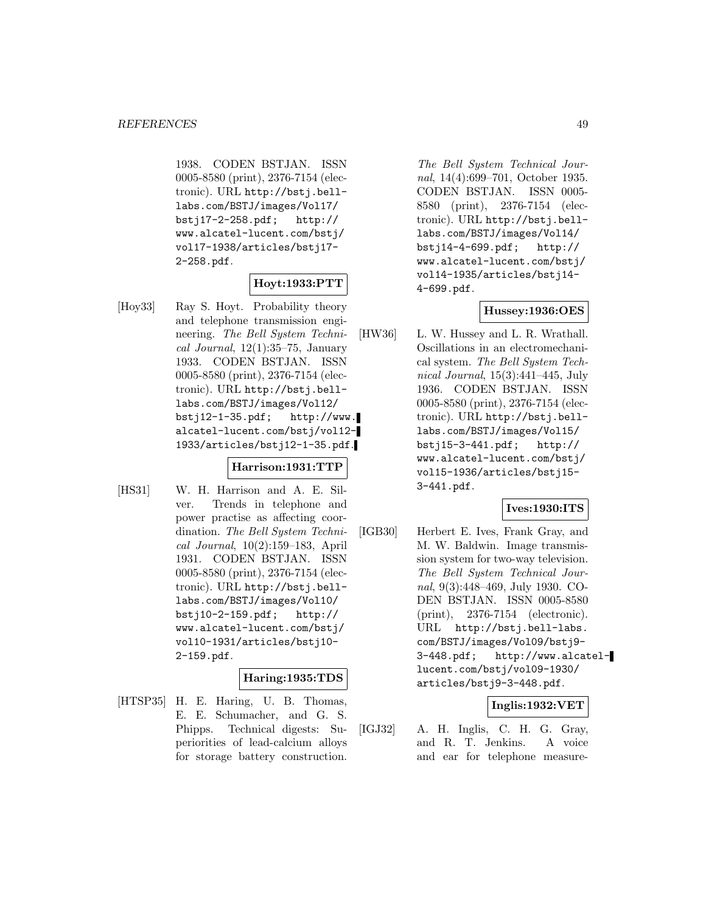1938. CODEN BSTJAN. ISSN 0005-8580 (print), 2376-7154 (electronic). URL http://bstj.bell-labs.com/BSTJ/images/Vol17/bstj17-2-258.pdf; http://www.alcatel-lucent.com/bstj/vol17-1938/articles/bstj17-2-258.pdf.

**Hoyt:1933:PTT**

[Hoy33] Ray S. Hoyt. Probability theory and telephone transmission engineering. *The Bell System Technical Journal*, 12(1):35–75, January 1933. CODEN BSTJAN. ISSN 0005-8580 (print), 2376-7154 (electronic). URL http://bstj.bell-labs.com/BSTJ/images/Vol12/bstj12-1-35.pdf; http://www.alcatel-lucent.com/bstj/vol12-1933/articles/bstj12-1-35.pdf.

**Harrison:1931:TTP**

[HS31] W. H. Harrison and A. E. Silver. Trends in telephone and power practise as affecting coordination. *The Bell System Technical Journal*, 10(2):159–183, April 1931. CODEN BSTJAN. ISSN 0005-8580 (print), 2376-7154 (electronic). URL http://bstj.bell-labs.com/BSTJ/images/Vol10/bstj10-2-159.pdf; http://www.alcatel-lucent.com/bstj/vol10-1931/articles/bstj10-2-159.pdf.

**Haring:1935:TDS**

[HTSP35] H. E. Haring, U. B. Thomas, E. E. Schumacher, and G. S. Phipps. Technical digests: Superiorities of lead-calcium alloys for storage battery construction. *The Bell System Technical Journal*, 14(4):699–701, October 1935. CODEN BSTJAN. ISSN 0005-8580 (print), 2376-7154 (electronic). URL http://bstj.bell-labs.com/BSTJ/images/Vol14/bstj14-4-699.pdf; http://www.alcatel-lucent.com/bstj/vol14-1935/articles/bstj14-4-699.pdf.

**Hussey:1936:OES**

[HW36] L. W. Hussey and L. R. Wrathall. Oscillations in an electromechanical system. *The Bell System Technical Journal*, 15(3):441–445, July 1936. CODEN BSTJAN. ISSN 0005-8580 (print), 2376-7154 (electronic). URL http://bstj.bell-labs.com/BSTJ/images/Vol15/bstj15-3-441.pdf; http://www.alcatel-lucent.com/bstj/vol15-1936/articles/bstj15-3-441.pdf.

**Ives:1930:ITS**

[IGB30] Herbert E. Ives, Frank Gray, and M. W. Baldwin. Image transmission system for two-way television. *The Bell System Technical Journal*, 9(3):448–469, July 1930. CODEN BSTJAN. ISSN 0005-8580 (print), 2376-7154 (electronic). URL http://bstj.bell-labs.com/BSTJ/images/Vol09/bstj9-3-448.pdf; http://www.alcatel-lucent.com/bstj/vol09-1930/articles/bstj9-3-448.pdf.

**Inglis:1932:VET**

[IGJ32] A. H. Inglis, C. H. G. Gray, and R. T. Jenkins. A voice and ear for telephone measure-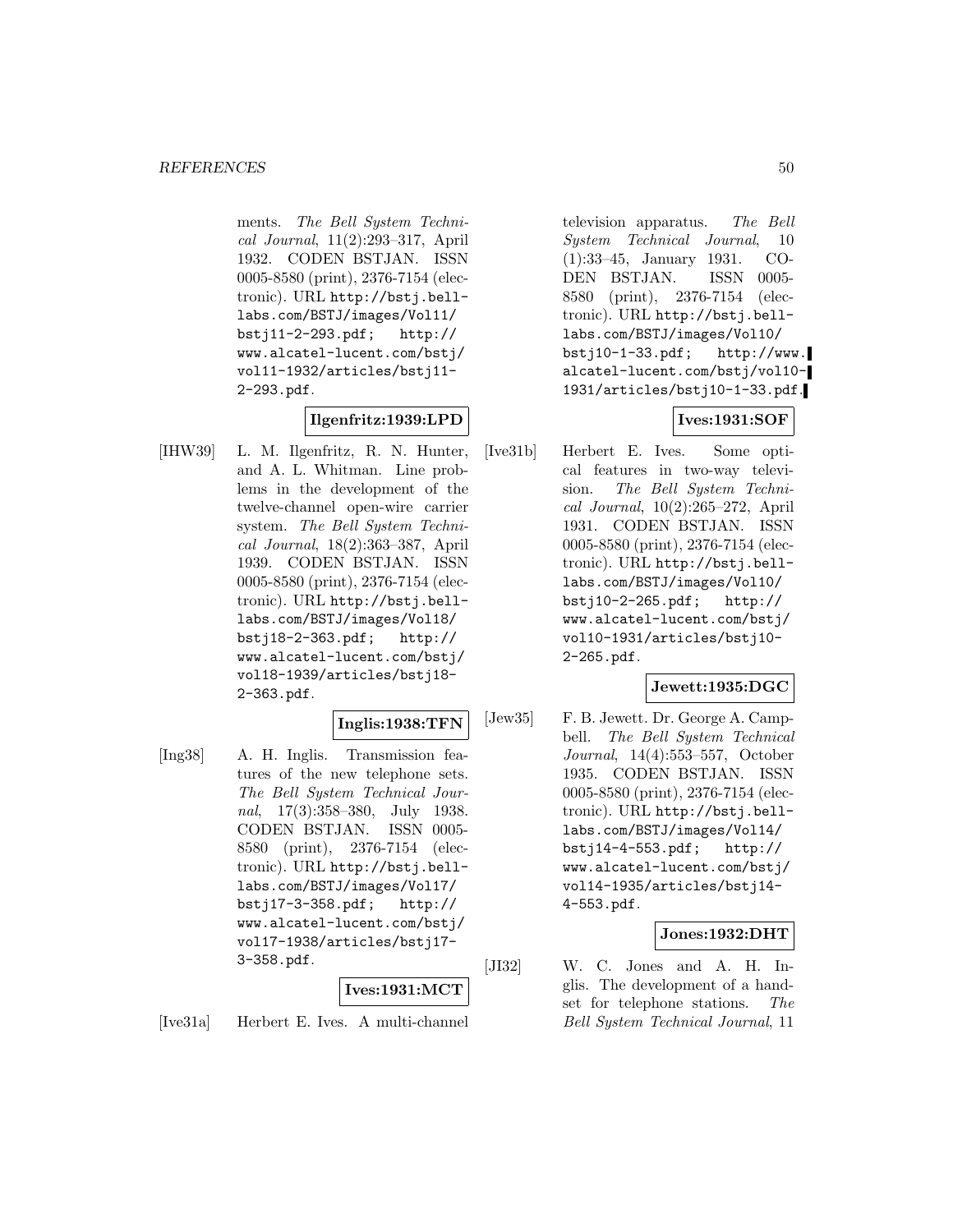ments. *The Bell System Technical Journal*, 11(2):293–317, April 1932. CODEN BSTJAN. ISSN 0005-8580 (print), 2376-7154 (electronic). URL http://bstj.bell-labs.com/BSTJ/images/Vol11/bstj11-2-293.pdf; http://www.alcatel-lucent.com/bstj/vol11-1932/articles/bstj11-2-293.pdf.

**Ilgenfritz:1939:LPD**

[IHW39] L. M. Ilgenfritz, R. N. Hunter, and A. L. Whitman. Line problems in the development of the twelve-channel open-wire carrier system. *The Bell System Technical Journal*, 18(2):363–387, April 1939. CODEN BSTJAN. ISSN 0005-8580 (print), 2376-7154 (electronic). URL http://bstj.bell-labs.com/BSTJ/images/Vol18/bstj18-2-363.pdf; http://www.alcatel-lucent.com/bstj/vol18-1939/articles/bstj18-2-363.pdf.

**Inglis:1938:TFN**

[Ing38] A. H. Inglis. Transmission features of the new telephone sets. *The Bell System Technical Journal*, 17(3):358–380, July 1938. CODEN BSTJAN. ISSN 0005-8580 (print), 2376-7154 (electronic). URL http://bstj.bell-labs.com/BSTJ/images/Vol17/bstj17-3-358.pdf; http://www.alcatel-lucent.com/bstj/vol17-1938/articles/bstj17-3-358.pdf.

**Ives:1931:MCT**

[Ive31a] Herbert E. Ives. A multi-channel television apparatus. *The Bell System Technical Journal*, 10 (1):33–45, January 1931. CODEN BSTJAN. ISSN 0005-8580 (print), 2376-7154 (electronic). URL http://bstj.bell-labs.com/BSTJ/images/Vol10/bstj10-1-33.pdf; http://www.alcatel-lucent.com/bstj/vol10-1931/articles/bstj10-1-33.pdf.

**Ives:1931:SOF**

[Ive31b] Herbert E. Ives. Some optical features in two-way television. *The Bell System Technical Journal*, 10(2):265–272, April 1931. CODEN BSTJAN. ISSN 0005-8580 (print), 2376-7154 (electronic). URL http://bstj.bell-labs.com/BSTJ/images/Vol10/bstj10-2-265.pdf; http://www.alcatel-lucent.com/bstj/vol10-1931/articles/bstj10-2-265.pdf.

**Jewett:1935:DGC**

[Jew35] F. B. Jewett. Dr. George A. Campbell. *The Bell System Technical Journal*, 14(4):553–557, October 1935. CODEN BSTJAN. ISSN 0005-8580 (print), 2376-7154 (electronic). URL http://bstj.bell-labs.com/BSTJ/images/Vol14/bstj14-4-553.pdf; http://www.alcatel-lucent.com/bstj/vol14-1935/articles/bstj14-4-553.pdf.

**Jones:1932:DHT**

[JI32] W. C. Jones and A. H. Inglis. The development of a handset for telephone stations. *The Bell System Technical Journal*, 11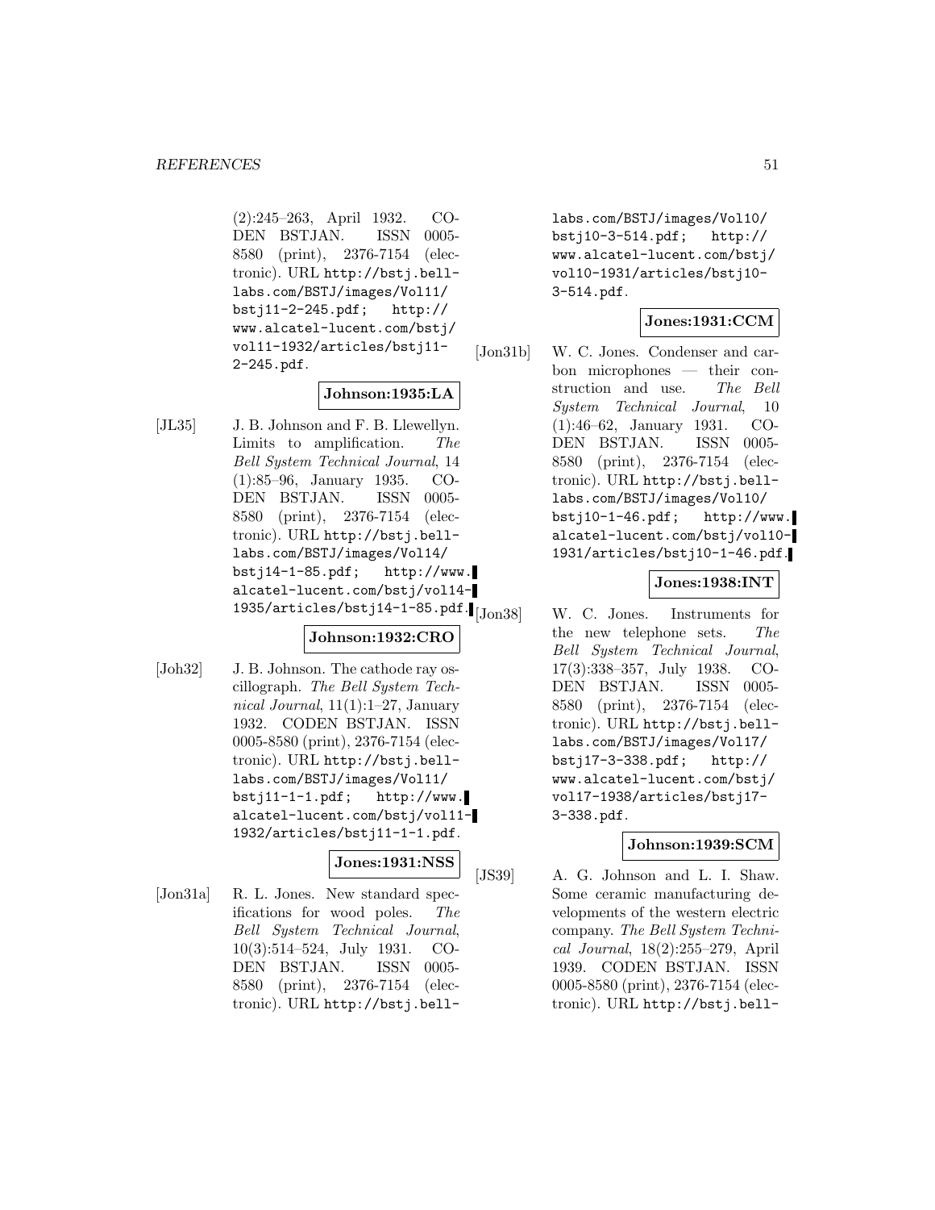(2):245–263, April 1932. CODEN BSTJAN. ISSN 0005-8580 (print), 2376-7154 (electronic). URL http://bstj.bell-labs.com/BSTJ/images/Vol11/bstj11-2-245.pdf; http://www.alcatel-lucent.com/bstj/vol11-1932/articles/bstj11-2-245.pdf.

**Johnson:1935:LA**

[JL35] J. B. Johnson and F. B. Llewellyn. Limits to amplification. *The Bell System Technical Journal*, 14 (1):85–96, January 1935. CODEN BSTJAN. ISSN 0005-8580 (print), 2376-7154 (electronic). URL http://bstj.bell-labs.com/BSTJ/images/Vol14/bstj14-1-85.pdf; http://www.alcatel-lucent.com/bstj/vol14-1935/articles/bstj14-1-85.pdf.

**Johnson:1932:CRO**

[Joh32] J. B. Johnson. The cathode ray oscillograph. *The Bell System Technical Journal*, 11(1):1–27, January 1932. CODEN BSTJAN. ISSN 0005-8580 (print), 2376-7154 (electronic). URL http://bstj.bell-labs.com/BSTJ/images/Vol11/bstj11-1-1.pdf; http://www.alcatel-lucent.com/bstj/vol11-1932/articles/bstj11-1-1.pdf.

**Jones:1931:NSS**

[Jon31a] R. L. Jones. New standard specifications for wood poles. *The Bell System Technical Journal*, 10(3):514–524, July 1931. CODEN BSTJAN. ISSN 0005-8580 (print), 2376-7154 (electronic). URL http://bstj.bell-labs.com/BSTJ/images/Vol10/bstj10-3-514.pdf; http://www.alcatel-lucent.com/bstj/vol10-1931/articles/bstj10-3-514.pdf.

**Jones:1931:CCM**

[Jon31b] W. C. Jones. Condenser and carbon microphones — their construction and use. *The Bell System Technical Journal*, 10 (1):46–62, January 1931. CODEN BSTJAN. ISSN 0005-8580 (print), 2376-7154 (electronic). URL http://bstj.bell-labs.com/BSTJ/images/Vol10/bstj10-1-46.pdf; http://www.alcatel-lucent.com/bstj/vol10-1931/articles/bstj10-1-46.pdf.

**Jones:1938:INT**

[Jon38] W. C. Jones. Instruments for the new telephone sets. *The Bell System Technical Journal*, 17(3):338–357, July 1938. CODEN BSTJAN. ISSN 0005-8580 (print), 2376-7154 (electronic). URL http://bstj.bell-labs.com/BSTJ/images/Vol17/bstj17-3-338.pdf; http://www.alcatel-lucent.com/bstj/vol17-1938/articles/bstj17-3-338.pdf.

**Johnson:1939:SCM**

[JS39] A. G. Johnson and L. I. Shaw. Some ceramic manufacturing developments of the western electric company. *The Bell System Technical Journal*, 18(2):255–279, April 1939. CODEN BSTJAN. ISSN 0005-8580 (print), 2376-7154 (electronic). URL http://bstj.bell-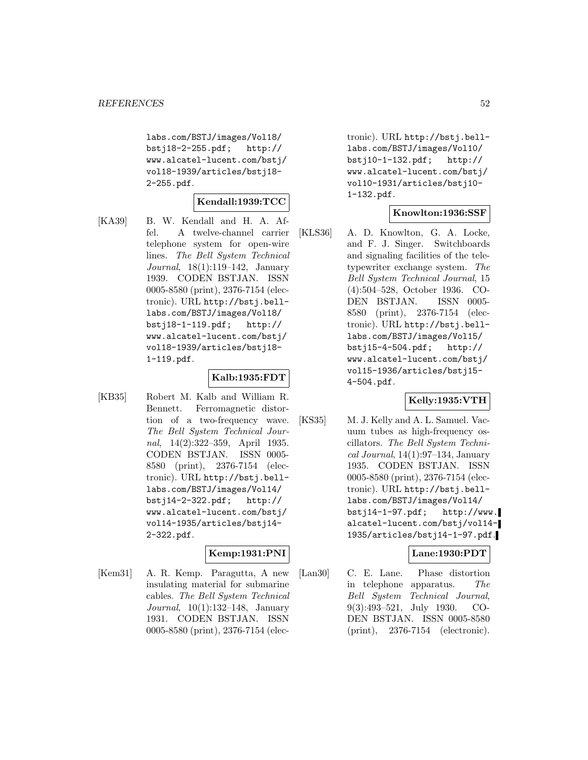labs.com/BSTJ/images/Vol18/bstj18-2-255.pdf; http://www.alcatel-lucent.com/bstj/vol18-1939/articles/bstj18-2-255.pdf.

**Kendall:1939:TCC**

[KA39] B. W. Kendall and H. A. Affel. A twelve-channel carrier telephone system for open-wire lines. *The Bell System Technical Journal*, 18(1):119–142, January 1939. CODEN BSTJAN. ISSN 0005-8580 (print), 2376-7154 (electronic). URL http://bstj.bell-labs.com/BSTJ/images/Vol18/bstj18-1-119.pdf; http://www.alcatel-lucent.com/bstj/vol18-1939/articles/bstj18-1-119.pdf.

**Kalb:1935:FDT**

[KB35] Robert M. Kalb and William R. Bennett. Ferromagnetic distortion of a two-frequency wave. *The Bell System Technical Journal*, 14(2):322–359, April 1935. CODEN BSTJAN. ISSN 0005-8580 (print), 2376-7154 (electronic). URL http://bstj.bell-labs.com/BSTJ/images/Vol14/bstj14-2-322.pdf; http://www.alcatel-lucent.com/bstj/vol14-1935/articles/bstj14-2-322.pdf.

**Kemp:1931:PNI**

[Kem31] A. R. Kemp. Paragutta, A new insulating material for submarine cables. *The Bell System Technical Journal*, 10(1):132–148, January 1931. CODEN BSTJAN. ISSN 0005-8580 (print), 2376-7154 (electronic). URL http://bstj.bell-labs.com/BSTJ/images/Vol10/bstj10-1-132.pdf; http://www.alcatel-lucent.com/bstj/vol10-1931/articles/bstj10-1-132.pdf.

**Knowlton:1936:SSF**

[KLS36] A. D. Knowlton, G. A. Locke, and F. J. Singer. Switchboards and signaling facilities of the teletypewriter exchange system. *The Bell System Technical Journal*, 15(4):504–528, October 1936. CODEN BSTJAN. ISSN 0005-8580 (print), 2376-7154 (electronic). URL http://bstj.bell-labs.com/BSTJ/images/Vol15/bstj15-4-504.pdf; http://www.alcatel-lucent.com/bstj/vol15-1936/articles/bstj15-4-504.pdf.

**Kelly:1935:VTH**

[KS35] M. J. Kelly and A. L. Samuel. Vacuum tubes as high-frequency oscillators. *The Bell System Technical Journal*, 14(1):97–134, January 1935. CODEN BSTJAN. ISSN 0005-8580 (print), 2376-7154 (electronic). URL http://bstj.bell-labs.com/BSTJ/images/Vol14/bstj14-1-97.pdf; http://www.alcatel-lucent.com/bstj/vol14-1935/articles/bstj14-1-97.pdf.

**Lane:1930:PDT**

[Lan30] C. E. Lane. Phase distortion in telephone apparatus. *The Bell System Technical Journal*, 9(3):493–521, July 1930. CODEN BSTJAN. ISSN 0005-8580 (print), 2376-7154 (electronic).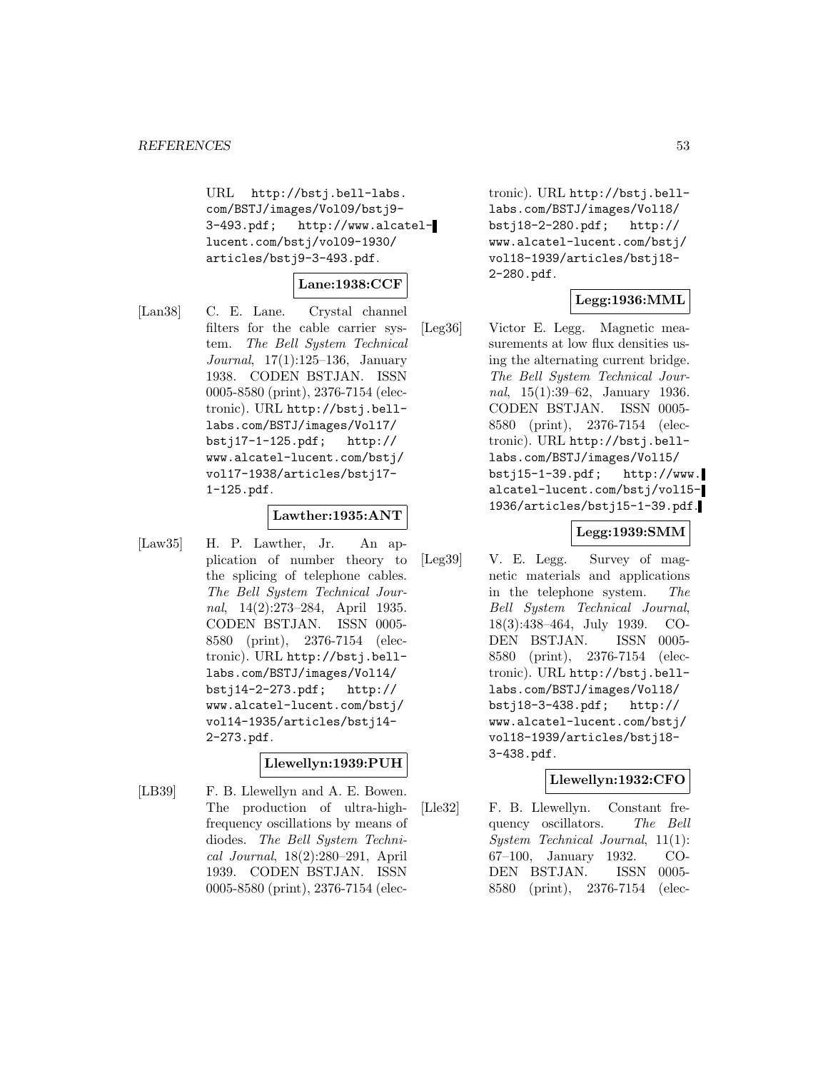URL http://bstj.bell-labs.com/BSTJ/images/Vol09/bstj9-3-493.pdf; http://www.alcatel-lucent.com/bstj/vol09-1930/articles/bstj9-3-493.pdf.

**Lane:1938:CCF**

[Lan38] C. E. Lane. Crystal channel filters for the cable carrier system. *The Bell System Technical Journal*, 17(1):125–136, January 1938. CODEN BSTJAN. ISSN 0005-8580 (print), 2376-7154 (electronic). URL http://bstj.bell-labs.com/BSTJ/images/Vol17/bstj17-1-125.pdf; http://www.alcatel-lucent.com/bstj/vol17-1938/articles/bstj17-1-125.pdf.

**Lawther:1935:ANT**

[Law35] H. P. Lawther, Jr. An application of number theory to the splicing of telephone cables. *The Bell System Technical Journal*, 14(2):273–284, April 1935. CODEN BSTJAN. ISSN 0005-8580 (print), 2376-7154 (electronic). URL http://bstj.bell-labs.com/BSTJ/images/Vol14/bstj14-2-273.pdf; http://www.alcatel-lucent.com/bstj/vol14-1935/articles/bstj14-2-273.pdf.

**Llewellyn:1939:PUH**

[LB39] F. B. Llewellyn and A. E. Bowen. The production of ultra-high-frequency oscillations by means of diodes. *The Bell System Technical Journal*, 18(2):280–291, April 1939. CODEN BSTJAN. ISSN 0005-8580 (print), 2376-7154 (electronic). URL http://bstj.bell-labs.com/BSTJ/images/Vol18/bstj18-2-280.pdf; http://www.alcatel-lucent.com/bstj/vol18-1939/articles/bstj18-2-280.pdf.

**Legg:1936:MML**

[Leg36] Victor E. Legg. Magnetic measurements at low flux densities using the alternating current bridge. *The Bell System Technical Journal*, 15(1):39–62, January 1936. CODEN BSTJAN. ISSN 0005-8580 (print), 2376-7154 (electronic). URL http://bstj.bell-labs.com/BSTJ/images/Vol15/bstj15-1-39.pdf; http://www.alcatel-lucent.com/bstj/vol15-1936/articles/bstj15-1-39.pdf.

**Legg:1939:SMM**

[Leg39] V. E. Legg. Survey of magnetic materials and applications in the telephone system. *The Bell System Technical Journal*, 18(3):438–464, July 1939. CODEN BSTJAN. ISSN 0005-8580 (print), 2376-7154 (electronic). URL http://bstj.bell-labs.com/BSTJ/images/Vol18/bstj18-3-438.pdf; http://www.alcatel-lucent.com/bstj/vol18-1939/articles/bstj18-3-438.pdf.

**Llewellyn:1932:CFO**

[Lle32] F. B. Llewellyn. Constant frequency oscillators. *The Bell System Technical Journal*, 11(1): 67–100, January 1932. CODEN BSTJAN. ISSN 0005-8580 (print), 2376-7154 (elec-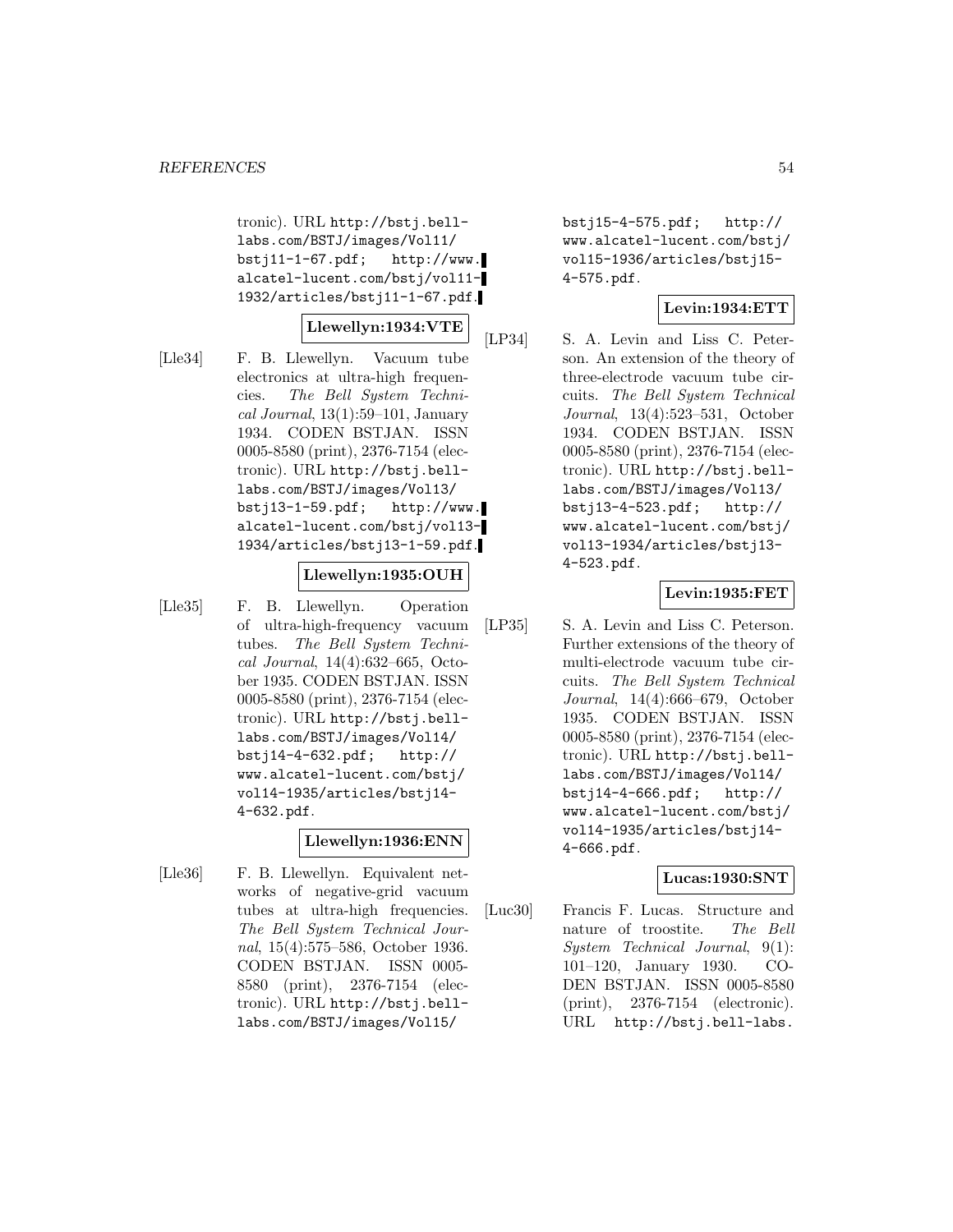tronic). URL http://bstj.bell-labs.com/BSTJ/images/Vol11/bstj11-1-67.pdf; http://www.alcatel-lucent.com/bstj/vol11-1932/articles/bstj11-1-67.pdf.

**Llewellyn:1934:VTE**

[Lle34] F. B. Llewellyn. Vacuum tube electronics at ultra-high frequencies. *The Bell System Technical Journal*, 13(1):59–101, January 1934. CODEN BSTJAN. ISSN 0005-8580 (print), 2376-7154 (electronic). URL http://bstj.bell-labs.com/BSTJ/images/Vol13/bstj13-1-59.pdf; http://www.alcatel-lucent.com/bstj/vol13-1934/articles/bstj13-1-59.pdf.

**Llewellyn:1935:OUH**

[Lle35] F. B. Llewellyn. Operation of ultra-high-frequency vacuum tubes. *The Bell System Technical Journal*, 14(4):632–665, October 1935. CODEN BSTJAN. ISSN 0005-8580 (print), 2376-7154 (electronic). URL http://bstj.bell-labs.com/BSTJ/images/Vol14/bstj14-4-632.pdf; http://www.alcatel-lucent.com/bstj/vol14-1935/articles/bstj14-4-632.pdf.

**Llewellyn:1936:ENN**

[Lle36] F. B. Llewellyn. Equivalent networks of negative-grid vacuum tubes at ultra-high frequencies. *The Bell System Technical Journal*, 15(4):575–586, October 1936. CODEN BSTJAN. ISSN 0005-8580 (print), 2376-7154 (electronic). URL http://bstj.bell-labs.com/BSTJ/images/Vol15/bstj15-4-575.pdf; http://www.alcatel-lucent.com/bstj/vol15-1936/articles/bstj15-4-575.pdf.

**Levin:1934:ETT**

[LP34] S. A. Levin and Liss C. Peterson. An extension of the theory of three-electrode vacuum tube circuits. *The Bell System Technical Journal*, 13(4):523–531, October 1934. CODEN BSTJAN. ISSN 0005-8580 (print), 2376-7154 (electronic). URL http://bstj.bell-labs.com/BSTJ/images/Vol13/bstj13-4-523.pdf; http://www.alcatel-lucent.com/bstj/vol13-1934/articles/bstj13-4-523.pdf.

**Levin:1935:FET**

[LP35] S. A. Levin and Liss C. Peterson. Further extensions of the theory of multi-electrode vacuum tube circuits. *The Bell System Technical Journal*, 14(4):666–679, October 1935. CODEN BSTJAN. ISSN 0005-8580 (print), 2376-7154 (electronic). URL http://bstj.bell-labs.com/BSTJ/images/Vol14/bstj14-4-666.pdf; http://www.alcatel-lucent.com/bstj/vol14-1935/articles/bstj14-4-666.pdf.

**Lucas:1930:SNT**

[Luc30] Francis F. Lucas. Structure and nature of troostite. *The Bell System Technical Journal*, 9(1):101–120, January 1930. CODEN BSTJAN. ISSN 0005-8580 (print), 2376-7154 (electronic). URL http://bstj.bell-labs.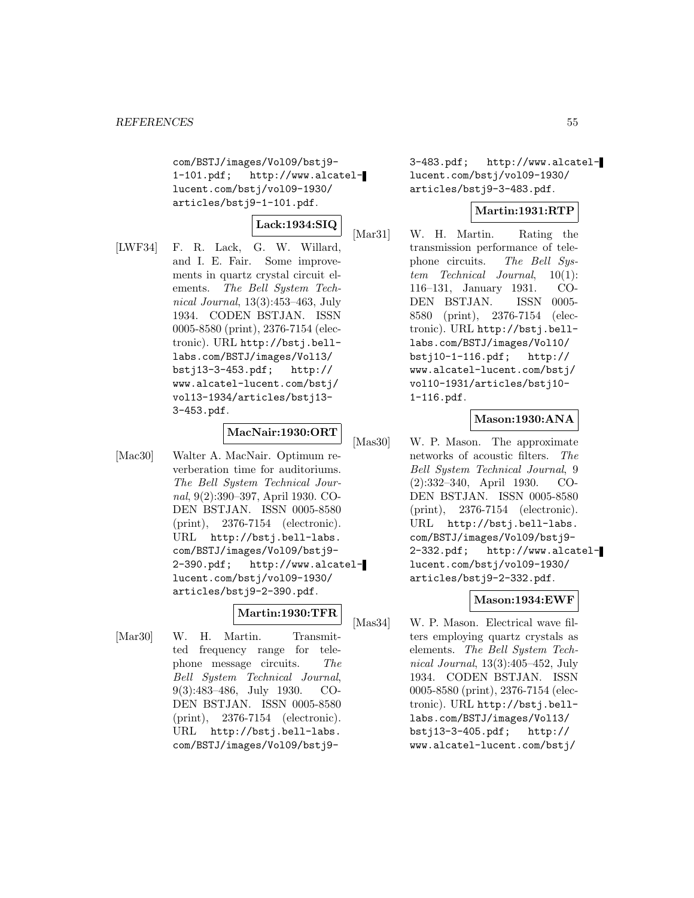com/BSTJ/images/Vol09/bstj9-1-101.pdf; http://www.alcatel-lucent.com/bstj/vol09-1930/articles/bstj9-1-101.pdf.

**Lack:1934:SIQ**

[LWF34] F. R. Lack, G. W. Willard, and I. E. Fair. Some improvements in quartz crystal circuit elements. *The Bell System Technical Journal*, 13(3):453–463, July 1934. CODEN BSTJAN. ISSN 0005-8580 (print), 2376-7154 (electronic). URL http://bstj.bell-labs.com/BSTJ/images/Vol13/bstj13-3-453.pdf; http://www.alcatel-lucent.com/bstj/vol13-1934/articles/bstj13-3-453.pdf.

**MacNair:1930:ORT**

[Mac30] Walter A. MacNair. Optimum reverberation time for auditoriums. *The Bell System Technical Journal*, 9(2):390–397, April 1930. CODEN BSTJAN. ISSN 0005-8580 (print), 2376-7154 (electronic). URL http://bstj.bell-labs.com/BSTJ/images/Vol09/bstj9-2-390.pdf; http://www.alcatel-lucent.com/bstj/vol09-1930/articles/bstj9-2-390.pdf.

**Martin:1930:TFR**

[Mar30] W. H. Martin. Transmitted frequency range for telephone message circuits. *The Bell System Technical Journal*, 9(3):483–486, July 1930. CODEN BSTJAN. ISSN 0005-8580 (print), 2376-7154 (electronic). URL http://bstj.bell-labs.com/BSTJ/images/Vol09/bstj9-3-483.pdf; http://www.alcatel-lucent.com/bstj/vol09-1930/articles/bstj9-3-483.pdf.

**Martin:1931:RTP**

[Mar31] W. H. Martin. Rating the transmission performance of telephone circuits. *The Bell System Technical Journal*, 10(1):116–131, January 1931. CODEN BSTJAN. ISSN 0005-8580 (print), 2376-7154 (electronic). URL http://bstj.bell-labs.com/BSTJ/images/Vol10/bstj10-1-116.pdf; http://www.alcatel-lucent.com/bstj/vol10-1931/articles/bstj10-1-116.pdf.

**Mason:1930:ANA**

[Mas30] W. P. Mason. The approximate networks of acoustic filters. *The Bell System Technical Journal*, 9(2):332–340, April 1930. CODEN BSTJAN. ISSN 0005-8580 (print), 2376-7154 (electronic). URL http://bstj.bell-labs.com/BSTJ/images/Vol09/bstj9-2-332.pdf; http://www.alcatel-lucent.com/bstj/vol09-1930/articles/bstj9-2-332.pdf.

**Mason:1934:EWF**

[Mas34] W. P. Mason. Electrical wave filters employing quartz crystals as elements. *The Bell System Technical Journal*, 13(3):405–452, July 1934. CODEN BSTJAN. ISSN 0005-8580 (print), 2376-7154 (electronic). URL http://bstj.bell-labs.com/BSTJ/images/Vol13/bstj13-3-405.pdf; http://www.alcatel-lucent.com/bstj/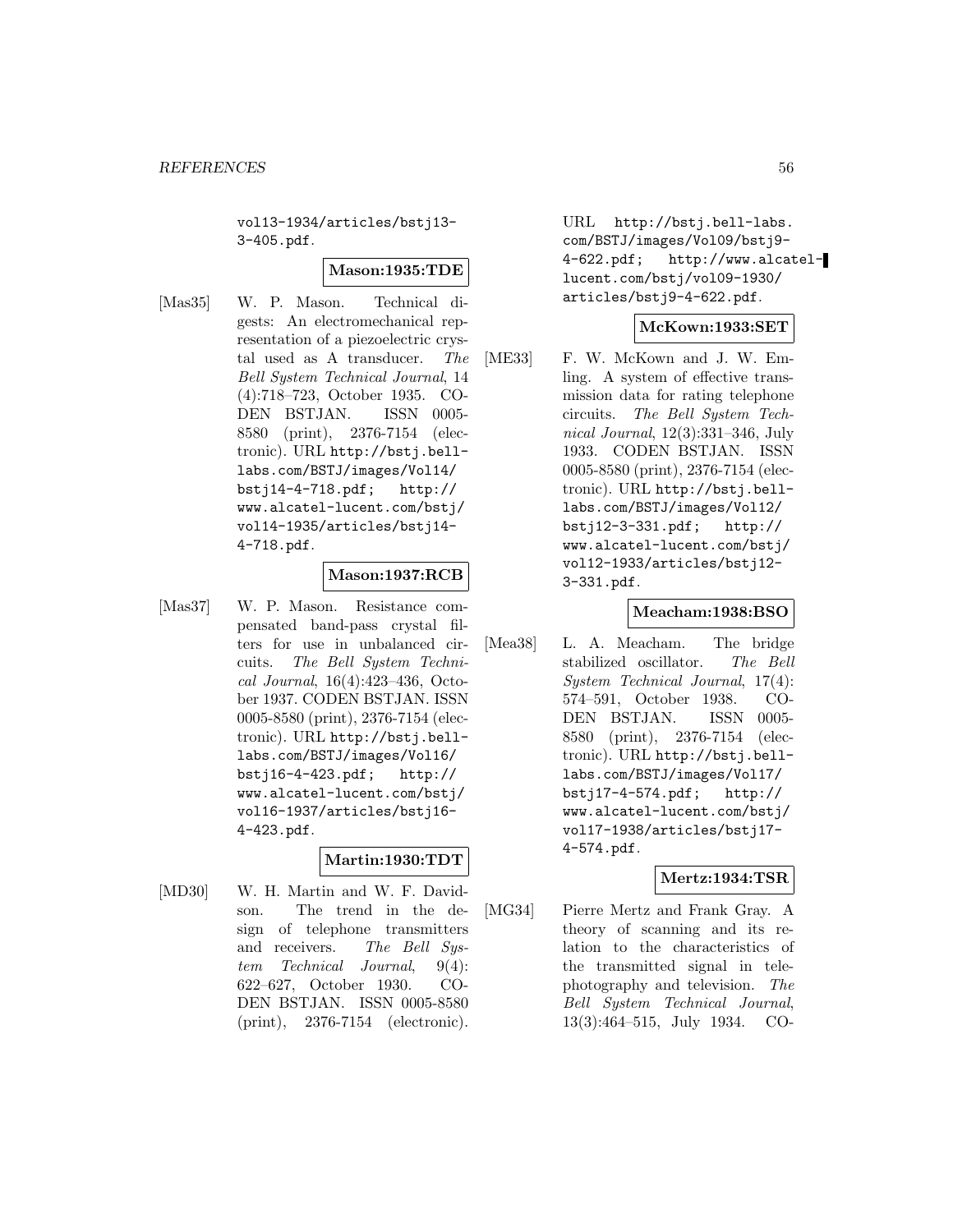vol13-1934/articles/bstj13-3-405.pdf.

**Mason:1935:TDE**

[Mas35] W. P. Mason. Technical digests: An electromechanical representation of a piezoelectric crystal used as A transducer. *The Bell System Technical Journal*, 14 (4):718–723, October 1935. CODEN BSTJAN. ISSN 0005-8580 (print), 2376-7154 (electronic). URL http://bstj.bell-labs.com/BSTJ/images/Vol14/bstj14-4-718.pdf; http://www.alcatel-lucent.com/bstj/vol14-1935/articles/bstj14-4-718.pdf.

**Mason:1937:RCB**

[Mas37] W. P. Mason. Resistance compensated band-pass crystal filters for use in unbalanced circuits. *The Bell System Technical Journal*, 16(4):423–436, October 1937. CODEN BSTJAN. ISSN 0005-8580 (print), 2376-7154 (electronic). URL http://bstj.bell-labs.com/BSTJ/images/Vol16/bstj16-4-423.pdf; http://www.alcatel-lucent.com/bstj/vol16-1937/articles/bstj16-4-423.pdf.

**Martin:1930:TDT**

[MD30] W. H. Martin and W. F. Davidson. The trend in the design of telephone transmitters and receivers. *The Bell System Technical Journal*, 9(4): 622–627, October 1930. CODEN BSTJAN. ISSN 0005-8580 (print), 2376-7154 (electronic). URL http://bstj.bell-labs.com/BSTJ/images/Vol09/bstj9-4-622.pdf; http://www.alcatel-lucent.com/bstj/vol09-1930/articles/bstj9-4-622.pdf.

**McKown:1933:SET**

[ME33] F. W. McKown and J. W. Emling. A system of effective transmission data for rating telephone circuits. *The Bell System Technical Journal*, 12(3):331–346, July 1933. CODEN BSTJAN. ISSN 0005-8580 (print), 2376-7154 (electronic). URL http://bstj.bell-labs.com/BSTJ/images/Vol12/bstj12-3-331.pdf; http://www.alcatel-lucent.com/bstj/vol12-1933/articles/bstj12-3-331.pdf.

**Meacham:1938:BSO**

[Mea38] L. A. Meacham. The bridge stabilized oscillator. *The Bell System Technical Journal*, 17(4): 574–591, October 1938. CODEN BSTJAN. ISSN 0005-8580 (print), 2376-7154 (electronic). URL http://bstj.bell-labs.com/BSTJ/images/Vol17/bstj17-4-574.pdf; http://www.alcatel-lucent.com/bstj/vol17-1938/articles/bstj17-4-574.pdf.

**Mertz:1934:TSR**

[MG34] Pierre Mertz and Frank Gray. A theory of scanning and its relation to the characteristics of the transmitted signal in telephotography and television. *The Bell System Technical Journal*, 13(3):464–515, July 1934. CO-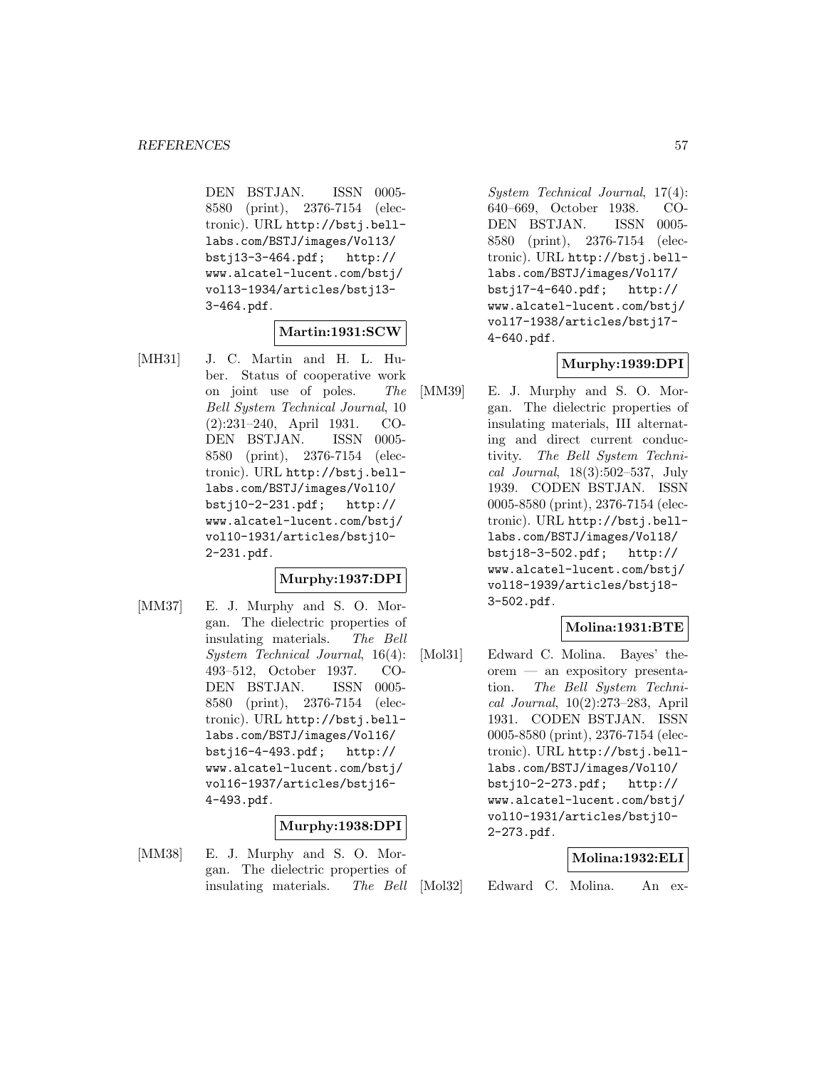DEN BSTJAN. ISSN 0005-8580 (print), 2376-7154 (electronic). URL http://bstj.bell-labs.com/BSTJ/images/Vol13/bstj13-3-464.pdf; http://www.alcatel-lucent.com/bstj/vol13-1934/articles/bstj13-3-464.pdf.

**Martin:1931:SCW**

[MH31] J. C. Martin and H. L. Huber. Status of cooperative work on joint use of poles. *The Bell System Technical Journal*, 10 (2):231–240, April 1931. CODEN BSTJAN. ISSN 0005-8580 (print), 2376-7154 (electronic). URL http://bstj.bell-labs.com/BSTJ/images/Vol10/bstj10-2-231.pdf; http://www.alcatel-lucent.com/bstj/vol10-1931/articles/bstj10-2-231.pdf.

**Murphy:1937:DPI**

[MM37] E. J. Murphy and S. O. Morgan. The dielectric properties of insulating materials. *The Bell System Technical Journal*, 16(4): 493–512, October 1937. CODEN BSTJAN. ISSN 0005-8580 (print), 2376-7154 (electronic). URL http://bstj.bell-labs.com/BSTJ/images/Vol16/bstj16-4-493.pdf; http://www.alcatel-lucent.com/bstj/vol16-1937/articles/bstj16-4-493.pdf.

**Murphy:1938:DPI**

[MM38] E. J. Murphy and S. O. Morgan. The dielectric properties of insulating materials. *The Bell System Technical Journal*, 17(4): 640–669, October 1938. CODEN BSTJAN. ISSN 0005-8580 (print), 2376-7154 (electronic). URL http://bstj.bell-labs.com/BSTJ/images/Vol17/bstj17-4-640.pdf; http://www.alcatel-lucent.com/bstj/vol17-1938/articles/bstj17-4-640.pdf.

**Murphy:1939:DPI**

[MM39] E. J. Murphy and S. O. Morgan. The dielectric properties of insulating materials, III alternating and direct current conductivity. *The Bell System Technical Journal*, 18(3):502–537, July 1939. CODEN BSTJAN. ISSN 0005-8580 (print), 2376-7154 (electronic). URL http://bstj.bell-labs.com/BSTJ/images/Vol18/bstj18-3-502.pdf; http://www.alcatel-lucent.com/bstj/vol18-1939/articles/bstj18-3-502.pdf.

**Molina:1931:BTE**

[Mol31] Edward C. Molina. Bayes' theorem — an expository presentation. *The Bell System Technical Journal*, 10(2):273–283, April 1931. CODEN BSTJAN. ISSN 0005-8580 (print), 2376-7154 (electronic). URL http://bstj.bell-labs.com/BSTJ/images/Vol10/bstj10-2-273.pdf; http://www.alcatel-lucent.com/bstj/vol10-1931/articles/bstj10-2-273.pdf.

**Molina:1932:ELI**

[Mol32] Edward C. Molina. An ex-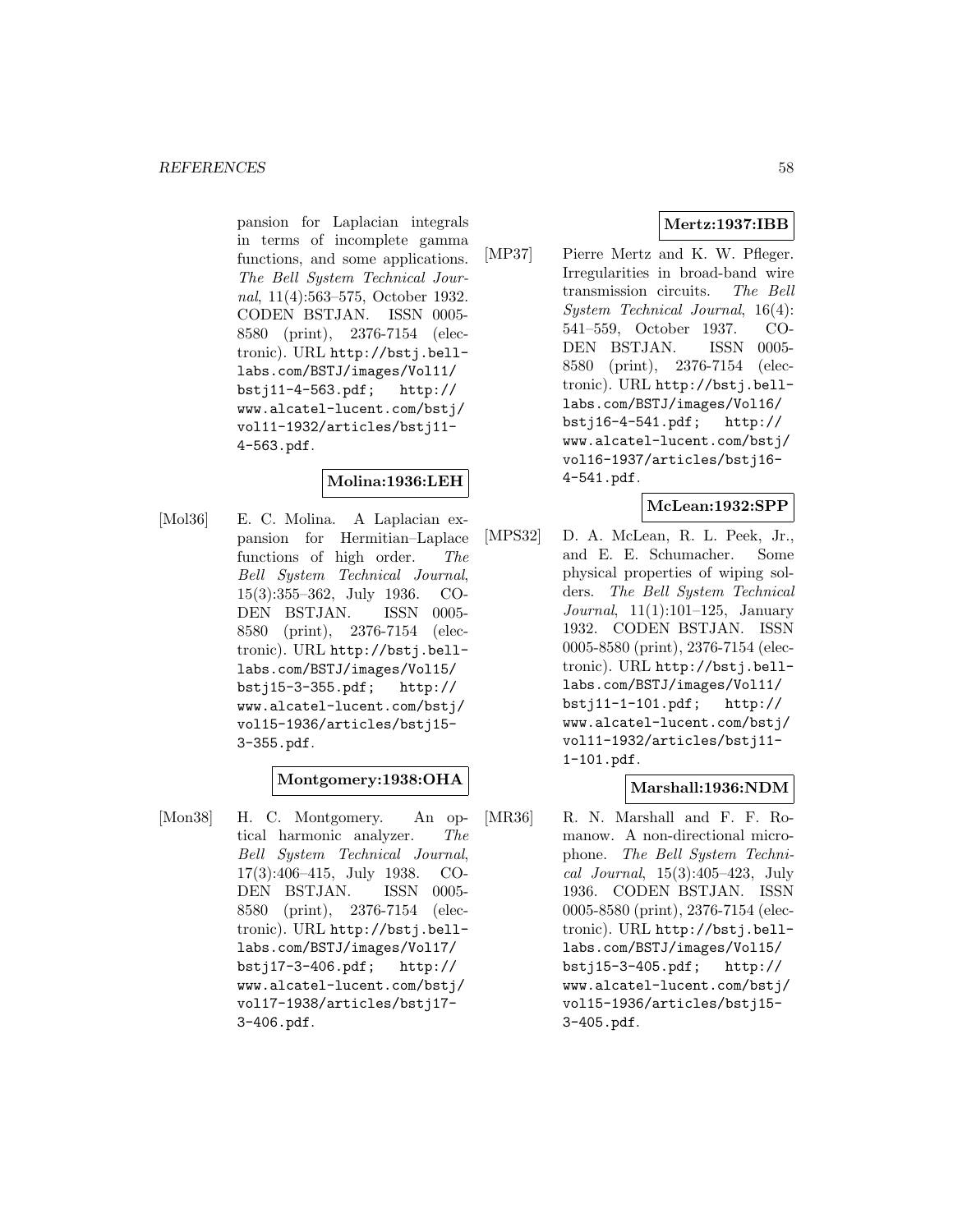pansion for Laplacian integrals in terms of incomplete gamma functions, and some applications. *The Bell System Technical Journal*, 11(4):563–575, October 1932. CODEN BSTJAN. ISSN 0005-8580 (print), 2376-7154 (electronic). URL http://bstj.bell-labs.com/BSTJ/images/Vol11/bstj11-4-563.pdf; http://www.alcatel-lucent.com/bstj/vol11-1932/articles/bstj11-4-563.pdf.

**Molina:1936:LEH**

[Mol36] E. C. Molina. A Laplacian expansion for Hermitian–Laplace functions of high order. *The Bell System Technical Journal*, 15(3):355–362, July 1936. CODEN BSTJAN. ISSN 0005-8580 (print), 2376-7154 (electronic). URL http://bstj.bell-labs.com/BSTJ/images/Vol15/bstj15-3-355.pdf; http://www.alcatel-lucent.com/bstj/vol15-1936/articles/bstj15-3-355.pdf.

**Montgomery:1938:OHA**

[Mon38] H. C. Montgomery. An optical harmonic analyzer. *The Bell System Technical Journal*, 17(3):406–415, July 1938. CODEN BSTJAN. ISSN 0005-8580 (print), 2376-7154 (electronic). URL http://bstj.bell-labs.com/BSTJ/images/Vol17/bstj17-3-406.pdf; http://www.alcatel-lucent.com/bstj/vol17-1938/articles/bstj17-3-406.pdf.

**Mertz:1937:IBB**

[MP37] Pierre Mertz and K. W. Pfleger. Irregularities in broad-band wire transmission circuits. *The Bell System Technical Journal*, 16(4):541–559, October 1937. CODEN BSTJAN. ISSN 0005-8580 (print), 2376-7154 (electronic). URL http://bstj.bell-labs.com/BSTJ/images/Vol16/bstj16-4-541.pdf; http://www.alcatel-lucent.com/bstj/vol16-1937/articles/bstj16-4-541.pdf.

**McLean:1932:SPP**

[MPS32] D. A. McLean, R. L. Peek, Jr., and E. E. Schumacher. Some physical properties of wiping solders. *The Bell System Technical Journal*, 11(1):101–125, January 1932. CODEN BSTJAN. ISSN 0005-8580 (print), 2376-7154 (electronic). URL http://bstj.bell-labs.com/BSTJ/images/Vol11/bstj11-1-101.pdf; http://www.alcatel-lucent.com/bstj/vol11-1932/articles/bstj11-1-101.pdf.

**Marshall:1936:NDM**

[MR36] R. N. Marshall and F. F. Romanow. A non-directional microphone. *The Bell System Technical Journal*, 15(3):405–423, July 1936. CODEN BSTJAN. ISSN 0005-8580 (print), 2376-7154 (electronic). URL http://bstj.bell-labs.com/BSTJ/images/Vol15/bstj15-3-405.pdf; http://www.alcatel-lucent.com/bstj/vol15-1936/articles/bstj15-3-405.pdf.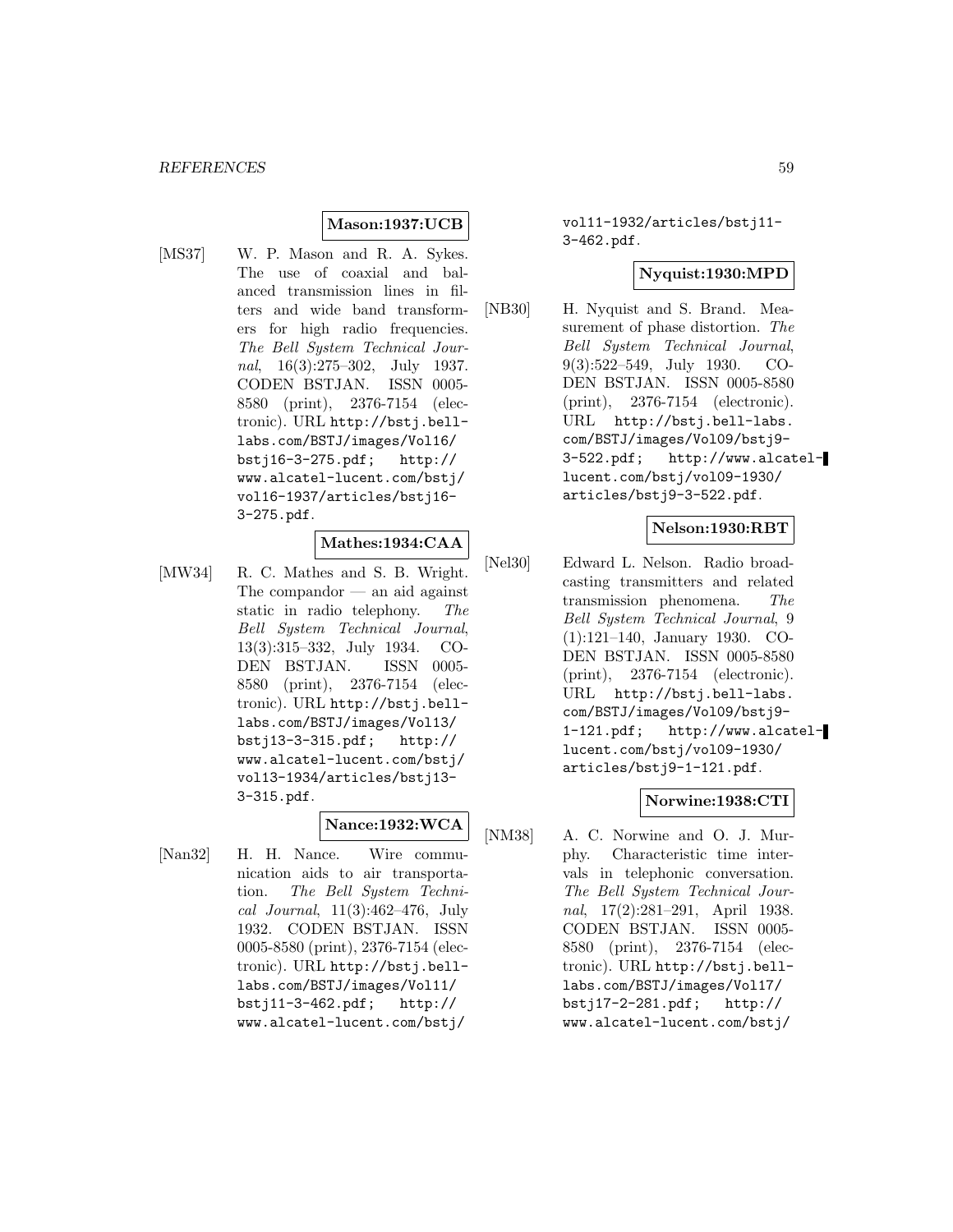**Mason:1937:UCB**

[MS37] W. P. Mason and R. A. Sykes. The use of coaxial and balanced transmission lines in filters and wide band transformers for high radio frequencies. *The Bell System Technical Journal*, 16(3):275–302, July 1937. CODEN BSTJAN. ISSN 0005-8580 (print), 2376-7154 (electronic). URL http://bstj.bell-labs.com/BSTJ/images/Vol16/bstj16-3-275.pdf; http://www.alcatel-lucent.com/bstj/vol16-1937/articles/bstj16-3-275.pdf.

**Mathes:1934:CAA**

[MW34] R. C. Mathes and S. B. Wright. The compandor — an aid against static in radio telephony. *The Bell System Technical Journal*, 13(3):315–332, July 1934. CODEN BSTJAN. ISSN 0005-8580 (print), 2376-7154 (electronic). URL http://bstj.bell-labs.com/BSTJ/images/Vol13/bstj13-3-315.pdf; http://www.alcatel-lucent.com/bstj/vol13-1934/articles/bstj13-3-315.pdf.

**Nance:1932:WCA**

[Nan32] H. H. Nance. Wire communication aids to air transportation. *The Bell System Technical Journal*, 11(3):462–476, July 1932. CODEN BSTJAN. ISSN 0005-8580 (print), 2376-7154 (electronic). URL http://bstj.bell-labs.com/BSTJ/images/Vol11/bstj11-3-462.pdf; http://www.alcatel-lucent.com/bstj/vol11-1932/articles/bstj11-3-462.pdf.

**Nyquist:1930:MPD**

[NB30] H. Nyquist and S. Brand. Measurement of phase distortion. *The Bell System Technical Journal*, 9(3):522–549, July 1930. CODEN BSTJAN. ISSN 0005-8580 (print), 2376-7154 (electronic). URL http://bstj.bell-labs.com/BSTJ/images/Vol09/bstj9-3-522.pdf; http://www.alcatel-lucent.com/bstj/vol09-1930/articles/bstj9-3-522.pdf.

**Nelson:1930:RBT**

[Nel30] Edward L. Nelson. Radio broadcasting transmitters and related transmission phenomena. *The Bell System Technical Journal*, 9(1):121–140, January 1930. CODEN BSTJAN. ISSN 0005-8580 (print), 2376-7154 (electronic). URL http://bstj.bell-labs.com/BSTJ/images/Vol09/bstj9-1-121.pdf; http://www.alcatel-lucent.com/bstj/vol09-1930/articles/bstj9-1-121.pdf.

**Norwine:1938:CTI**

[NM38] A. C. Norwine and O. J. Murphy. Characteristic time intervals in telephonic conversation. *The Bell System Technical Journal*, 17(2):281–291, April 1938. CODEN BSTJAN. ISSN 0005-8580 (print), 2376-7154 (electronic). URL http://bstj.bell-labs.com/BSTJ/images/Vol17/bstj17-2-281.pdf; http://www.alcatel-lucent.com/bstj/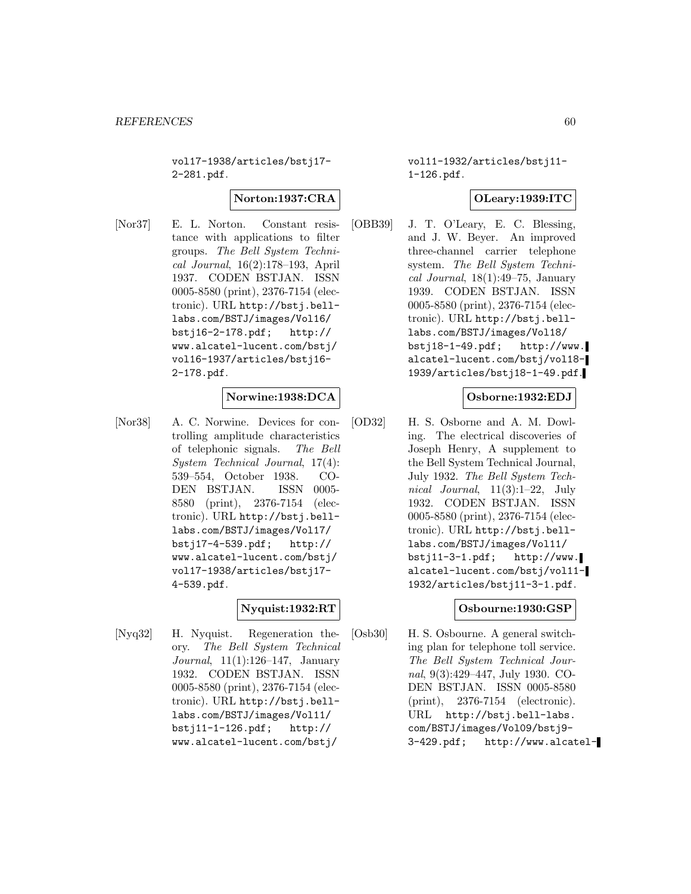vol17-1938/articles/bstj17-2-281.pdf.

**Norton:1937:CRA**

[Nor37] E. L. Norton. Constant resistance with applications to filter groups. *The Bell System Technical Journal*, 16(2):178–193, April 1937. CODEN BSTJAN. ISSN 0005-8580 (print), 2376-7154 (electronic). URL http://bstj.bell-labs.com/BSTJ/images/Vol16/bstj16-2-178.pdf; http://www.alcatel-lucent.com/bstj/vol16-1937/articles/bstj16-2-178.pdf.

**Norwine:1938:DCA**

[Nor38] A. C. Norwine. Devices for controlling amplitude characteristics of telephonic signals. *The Bell System Technical Journal*, 17(4):539–554, October 1938. CODEN BSTJAN. ISSN 0005-8580 (print), 2376-7154 (electronic). URL http://bstj.bell-labs.com/BSTJ/images/Vol17/bstj17-4-539.pdf; http://www.alcatel-lucent.com/bstj/vol17-1938/articles/bstj17-4-539.pdf.

**Nyquist:1932:RT**

[Nyq32] H. Nyquist. Regeneration theory. *The Bell System Technical Journal*, 11(1):126–147, January 1932. CODEN BSTJAN. ISSN 0005-8580 (print), 2376-7154 (electronic). URL http://bstj.bell-labs.com/BSTJ/images/Vol11/bstj11-1-126.pdf; http://www.alcatel-lucent.com/bstj/vol11-1932/articles/bstj11-1-126.pdf.

**OLeary:1939:ITC**

[OBB39] J. T. O'Leary, E. C. Blessing, and J. W. Beyer. An improved three-channel carrier telephone system. *The Bell System Technical Journal*, 18(1):49–75, January 1939. CODEN BSTJAN. ISSN 0005-8580 (print), 2376-7154 (electronic). URL http://bstj.bell-labs.com/BSTJ/images/Vol18/bstj18-1-49.pdf; http://www.alcatel-lucent.com/bstj/vol18-1939/articles/bstj18-1-49.pdf.

**Osborne:1932:EDJ**

[OD32] H. S. Osborne and A. M. Dowling. The electrical discoveries of Joseph Henry, A supplement to the Bell System Technical Journal, July 1932. *The Bell System Technical Journal*, 11(3):1–22, July 1932. CODEN BSTJAN. ISSN 0005-8580 (print), 2376-7154 (electronic). URL http://bstj.bell-labs.com/BSTJ/images/Vol11/bstj11-3-1.pdf; http://www.alcatel-lucent.com/bstj/vol11-1932/articles/bstj11-3-1.pdf.

**Osbourne:1930:GSP**

[Osb30] H. S. Osbourne. A general switching plan for telephone toll service. *The Bell System Technical Journal*, 9(3):429–447, July 1930. CODEN BSTJAN. ISSN 0005-8580 (print), 2376-7154 (electronic). URL http://bstj.bell-labs.com/BSTJ/images/Vol09/bstj9-3-429.pdf; http://www.alcatel-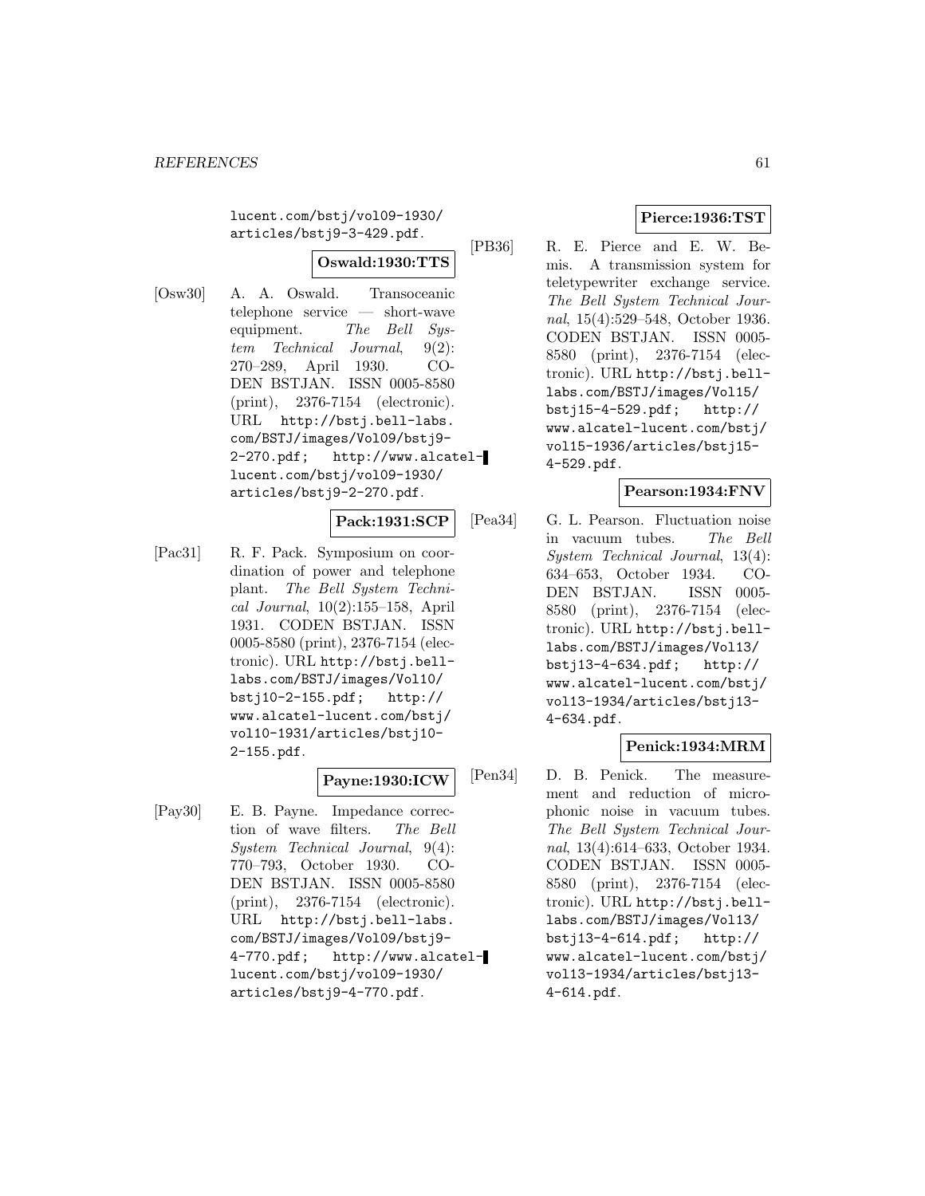lucent.com/bstj/vol09-1930/articles/bstj9-3-429.pdf.

**Oswald:1930:TTS**

[Osw30] A. A. Oswald. Transoceanic telephone service — short-wave equipment. *The Bell System Technical Journal*, 9(2): 270–289, April 1930. CODEN BSTJAN. ISSN 0005-8580 (print), 2376-7154 (electronic). URL http://bstj.bell-labs.com/BSTJ/images/Vol09/bstj9-2-270.pdf; http://www.alcatel-lucent.com/bstj/vol09-1930/articles/bstj9-2-270.pdf.

**Pack:1931:SCP**

[Pac31] R. F. Pack. Symposium on coordination of power and telephone plant. *The Bell System Technical Journal*, 10(2):155–158, April 1931. CODEN BSTJAN. ISSN 0005-8580 (print), 2376-7154 (electronic). URL http://bstj.bell-labs.com/BSTJ/images/Vol10/bstj10-2-155.pdf; http://www.alcatel-lucent.com/bstj/vol10-1931/articles/bstj10-2-155.pdf.

**Payne:1930:ICW**

[Pay30] E. B. Payne. Impedance correction of wave filters. *The Bell System Technical Journal*, 9(4): 770–793, October 1930. CODEN BSTJAN. ISSN 0005-8580 (print), 2376-7154 (electronic). URL http://bstj.bell-labs.com/BSTJ/images/Vol09/bstj9-4-770.pdf; http://www.alcatel-lucent.com/bstj/vol09-1930/articles/bstj9-4-770.pdf.

**Pierce:1936:TST**

[PB36] R. E. Pierce and E. W. Bemis. A transmission system for teletypewriter exchange service. *The Bell System Technical Journal*, 15(4):529–548, October 1936. CODEN BSTJAN. ISSN 0005-8580 (print), 2376-7154 (electronic). URL http://bstj.bell-labs.com/BSTJ/images/Vol15/bstj15-4-529.pdf; http://www.alcatel-lucent.com/bstj/vol15-1936/articles/bstj15-4-529.pdf.

**Pearson:1934:FNV**

[Pea34] G. L. Pearson. Fluctuation noise in vacuum tubes. *The Bell System Technical Journal*, 13(4): 634–653, October 1934. CODEN BSTJAN. ISSN 0005-8580 (print), 2376-7154 (electronic). URL http://bstj.bell-labs.com/BSTJ/images/Vol13/bstj13-4-634.pdf; http://www.alcatel-lucent.com/bstj/vol13-1934/articles/bstj13-4-634.pdf.

**Penick:1934:MRM**

[Pen34] D. B. Penick. The measurement and reduction of microphonic noise in vacuum tubes. *The Bell System Technical Journal*, 13(4):614–633, October 1934. CODEN BSTJAN. ISSN 0005-8580 (print), 2376-7154 (electronic). URL http://bstj.bell-labs.com/BSTJ/images/Vol13/bstj13-4-614.pdf; http://www.alcatel-lucent.com/bstj/vol13-1934/articles/bstj13-4-614.pdf.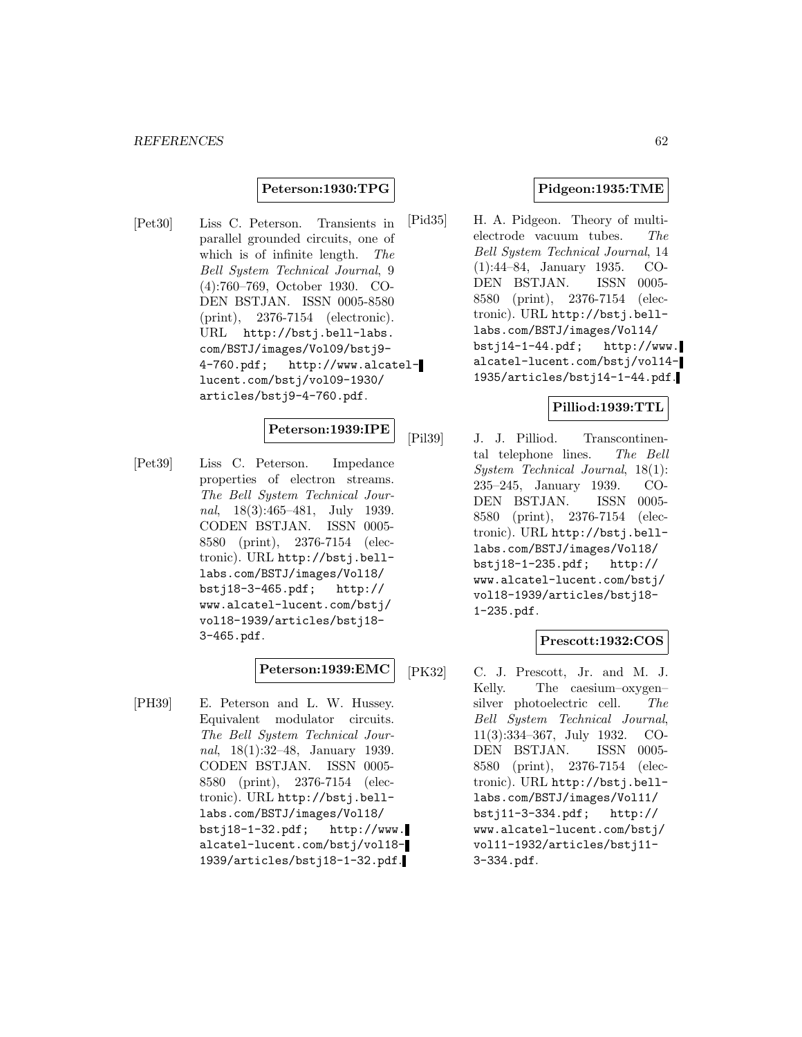**Peterson:1930:TPG**

[Pet30] Liss C. Peterson. Transients in parallel grounded circuits, one of which is of infinite length. *The Bell System Technical Journal*, 9 (4):760–769, October 1930. CODEN BSTJAN. ISSN 0005-8580 (print), 2376-7154 (electronic). URL `http://bstj.bell-labs.com/BSTJ/images/Vol09/bstj9-4-760.pdf`; `http://www.alcatel-lucent.com/bstj/vol09-1930/articles/bstj9-4-760.pdf`.

**Peterson:1939:IPE**

[Pet39] Liss C. Peterson. Impedance properties of electron streams. *The Bell System Technical Journal*, 18(3):465–481, July 1939. CODEN BSTJAN. ISSN 0005-8580 (print), 2376-7154 (electronic). URL `http://bstj.bell-labs.com/BSTJ/images/Vol18/bstj18-3-465.pdf`; `http://www.alcatel-lucent.com/bstj/vol18-1939/articles/bstj18-3-465.pdf`.

**Peterson:1939:EMC**

[PH39] E. Peterson and L. W. Hussey. Equivalent modulator circuits. *The Bell System Technical Journal*, 18(1):32–48, January 1939. CODEN BSTJAN. ISSN 0005-8580 (print), 2376-7154 (electronic). URL `http://bstj.bell-labs.com/BSTJ/images/Vol18/bstj18-1-32.pdf`; `http://www.alcatel-lucent.com/bstj/vol18-1939/articles/bstj18-1-32.pdf`.

**Pidgeon:1935:TME**

[Pid35] H. A. Pidgeon. Theory of multi-electrode vacuum tubes. *The Bell System Technical Journal*, 14 (1):44–84, January 1935. CODEN BSTJAN. ISSN 0005-8580 (print), 2376-7154 (electronic). URL `http://bstj.bell-labs.com/BSTJ/images/Vol14/bstj14-1-44.pdf`; `http://www.alcatel-lucent.com/bstj/vol14-1935/articles/bstj14-1-44.pdf`.

**Pilliod:1939:TTL**

[Pil39] J. J. Pilliod. Transcontinental telephone lines. *The Bell System Technical Journal*, 18(1): 235–245, January 1939. CODEN BSTJAN. ISSN 0005-8580 (print), 2376-7154 (electronic). URL `http://bstj.bell-labs.com/BSTJ/images/Vol18/bstj18-1-235.pdf`; `http://www.alcatel-lucent.com/bstj/vol18-1939/articles/bstj18-1-235.pdf`.

**Prescott:1932:COS**

[PK32] C. J. Prescott, Jr. and M. J. Kelly. The caesium–oxygen–silver photoelectric cell. *The Bell System Technical Journal*, 11(3):334–367, July 1932. CODEN BSTJAN. ISSN 0005-8580 (print), 2376-7154 (electronic). URL `http://bstj.bell-labs.com/BSTJ/images/Vol11/bstj11-3-334.pdf`; `http://www.alcatel-lucent.com/bstj/vol11-1932/articles/bstj11-3-334.pdf`.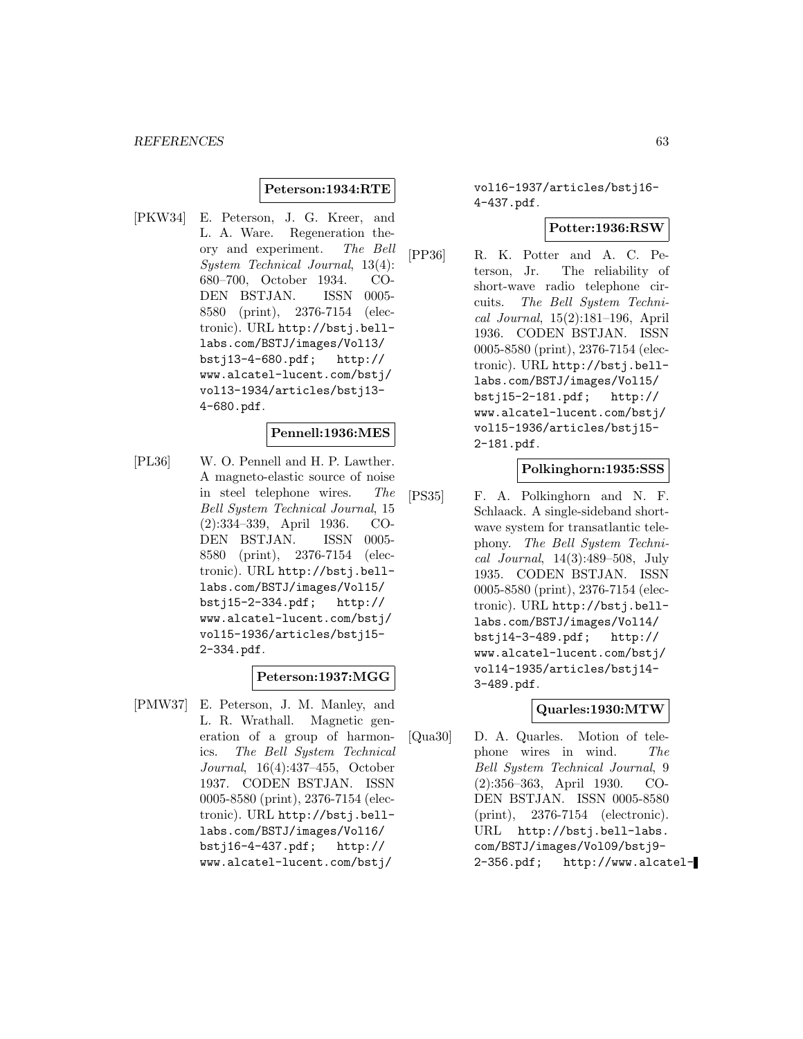**Peterson:1934:RTE**

[PKW34] E. Peterson, J. G. Kreer, and L. A. Ware. Regeneration theory and experiment. *The Bell System Technical Journal*, 13(4): 680–700, October 1934. CODEN BSTJAN. ISSN 0005-8580 (print), 2376-7154 (electronic). URL http://bstj.bell-labs.com/BSTJ/images/Vol13/bstj13-4-680.pdf; http://www.alcatel-lucent.com/bstj/vol13-1934/articles/bstj13-4-680.pdf.

**Pennell:1936:MES**

[PL36] W. O. Pennell and H. P. Lawther. A magneto-elastic source of noise in steel telephone wires. *The Bell System Technical Journal*, 15 (2):334–339, April 1936. CODEN BSTJAN. ISSN 0005-8580 (print), 2376-7154 (electronic). URL http://bstj.bell-labs.com/BSTJ/images/Vol15/bstj15-2-334.pdf; http://www.alcatel-lucent.com/bstj/vol15-1936/articles/bstj15-2-334.pdf.

**Peterson:1937:MGG**

[PMW37] E. Peterson, J. M. Manley, and L. R. Wrathall. Magnetic generation of a group of harmonics. *The Bell System Technical Journal*, 16(4):437–455, October 1937. CODEN BSTJAN. ISSN 0005-8580 (print), 2376-7154 (electronic). URL http://bstj.bell-labs.com/BSTJ/images/Vol16/bstj16-4-437.pdf; http://www.alcatel-lucent.com/bstj/vol16-1937/articles/bstj16-4-437.pdf.

**Potter:1936:RSW**

[PP36] R. K. Potter and A. C. Peterson, Jr. The reliability of short-wave radio telephone circuits. *The Bell System Technical Journal*, 15(2):181–196, April 1936. CODEN BSTJAN. ISSN 0005-8580 (print), 2376-7154 (electronic). URL http://bstj.bell-labs.com/BSTJ/images/Vol15/bstj15-2-181.pdf; http://www.alcatel-lucent.com/bstj/vol15-1936/articles/bstj15-2-181.pdf.

**Polkinghorn:1935:SSS**

[PS35] F. A. Polkinghorn and N. F. Schlaack. A single-sideband short-wave system for transatlantic telephony. *The Bell System Technical Journal*, 14(3):489–508, July 1935. CODEN BSTJAN. ISSN 0005-8580 (print), 2376-7154 (electronic). URL http://bstj.bell-labs.com/BSTJ/images/Vol14/bstj14-3-489.pdf; http://www.alcatel-lucent.com/bstj/vol14-1935/articles/bstj14-3-489.pdf.

**Quarles:1930:MTW**

[Qua30] D. A. Quarles. Motion of telephone wires in wind. *The Bell System Technical Journal*, 9 (2):356–363, April 1930. CODEN BSTJAN. ISSN 0005-8580 (print), 2376-7154 (electronic). URL http://bstj.bell-labs.com/BSTJ/images/Vol09/bstj9-2-356.pdf; http://www.alcatel-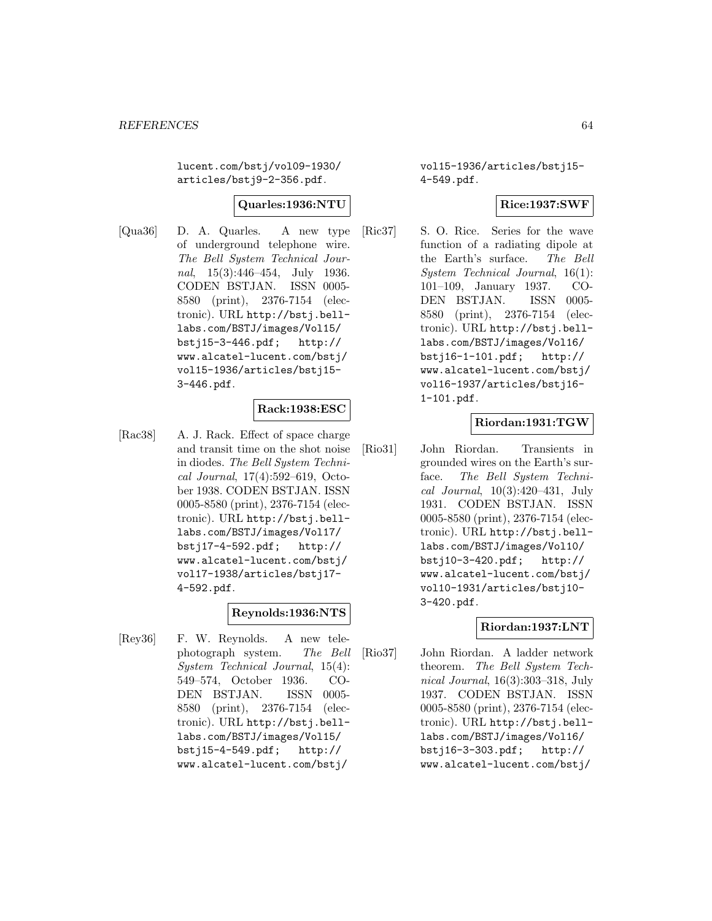lucent.com/bstj/vol09-1930/articles/bstj9-2-356.pdf.

**Quarles:1936:NTU**

[Qua36] D. A. Quarles. A new type of underground telephone wire. *The Bell System Technical Journal*, 15(3):446–454, July 1936. CODEN BSTJAN. ISSN 0005-8580 (print), 2376-7154 (electronic). URL http://bstj.bell-labs.com/BSTJ/images/Vol15/bstj15-3-446.pdf; http://www.alcatel-lucent.com/bstj/vol15-1936/articles/bstj15-3-446.pdf.

**Rack:1938:ESC**

[Rac38] A. J. Rack. Effect of space charge and transit time on the shot noise in diodes. *The Bell System Technical Journal*, 17(4):592–619, October 1938. CODEN BSTJAN. ISSN 0005-8580 (print), 2376-7154 (electronic). URL http://bstj.bell-labs.com/BSTJ/images/Vol17/bstj17-4-592.pdf; http://www.alcatel-lucent.com/bstj/vol17-1938/articles/bstj17-4-592.pdf.

**Reynolds:1936:NTS**

[Rey36] F. W. Reynolds. A new telephotograph system. *The Bell System Technical Journal*, 15(4):549–574, October 1936. CODEN BSTJAN. ISSN 0005-8580 (print), 2376-7154 (electronic). URL http://bstj.bell-labs.com/BSTJ/images/Vol15/bstj15-4-549.pdf; http://www.alcatel-lucent.com/bstj/vol15-1936/articles/bstj15-4-549.pdf.

**Rice:1937:SWF**

[Ric37] S. O. Rice. Series for the wave function of a radiating dipole at the Earth's surface. *The Bell System Technical Journal*, 16(1):101–109, January 1937. CODEN BSTJAN. ISSN 0005-8580 (print), 2376-7154 (electronic). URL http://bstj.bell-labs.com/BSTJ/images/Vol16/bstj16-1-101.pdf; http://www.alcatel-lucent.com/bstj/vol16-1937/articles/bstj16-1-101.pdf.

**Riordan:1931:TGW**

[Rio31] John Riordan. Transients in grounded wires on the Earth's surface. *The Bell System Technical Journal*, 10(3):420–431, July 1931. CODEN BSTJAN. ISSN 0005-8580 (print), 2376-7154 (electronic). URL http://bstj.bell-labs.com/BSTJ/images/Vol10/bstj10-3-420.pdf; http://www.alcatel-lucent.com/bstj/vol10-1931/articles/bstj10-3-420.pdf.

**Riordan:1937:LNT**

[Rio37] John Riordan. A ladder network theorem. *The Bell System Technical Journal*, 16(3):303–318, July 1937. CODEN BSTJAN. ISSN 0005-8580 (print), 2376-7154 (electronic). URL http://bstj.bell-labs.com/BSTJ/images/Vol16/bstj16-3-303.pdf; http://www.alcatel-lucent.com/bstj/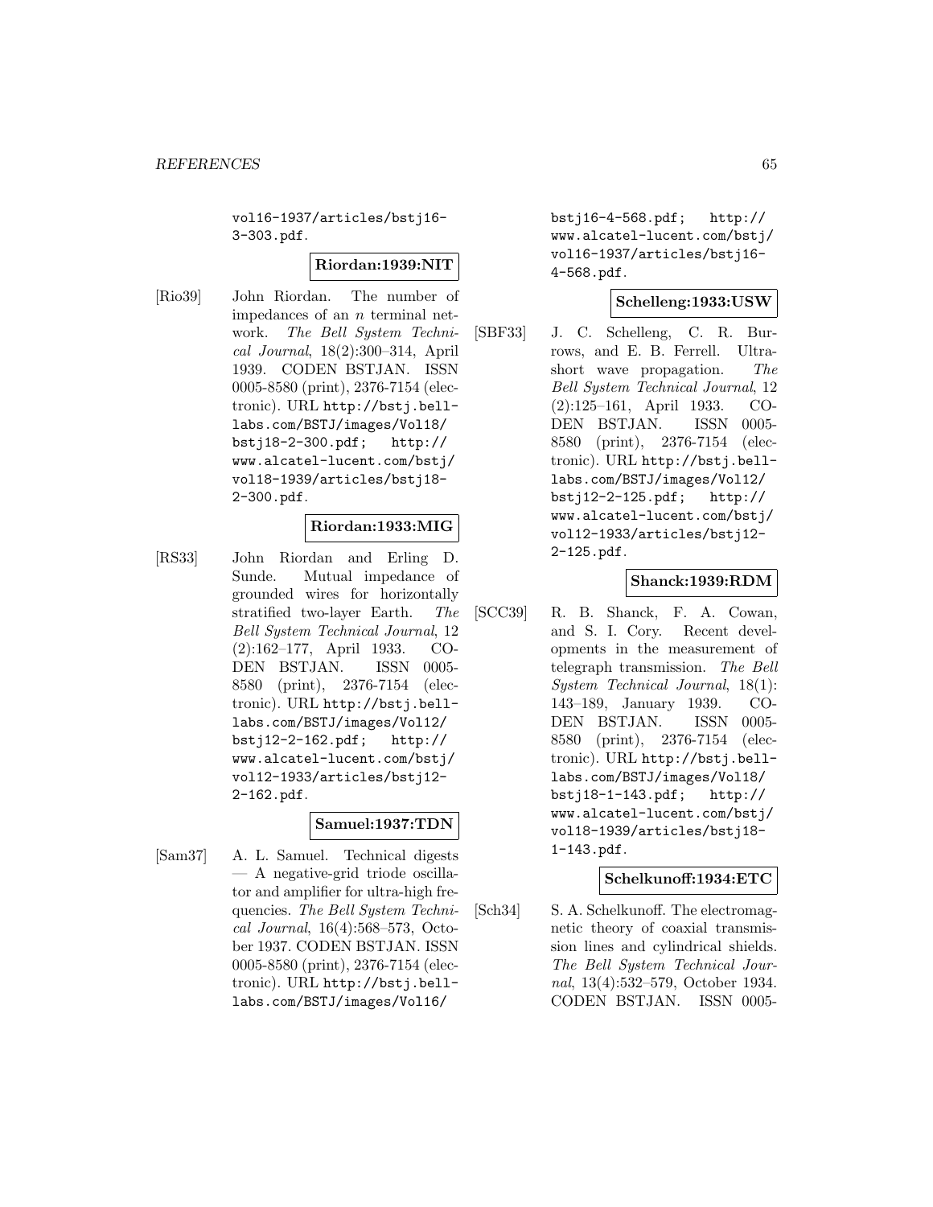vol16-1937/articles/bstj16-3-303.pdf.

**Riordan:1939:NIT**

[Rio39] John Riordan. The number of impedances of an $n$ terminal network. *The Bell System Technical Journal*, 18(2):300–314, April 1939. CODEN BSTJAN. ISSN 0005-8580 (print), 2376-7154 (electronic). URL http://bstj.bell-labs.com/BSTJ/images/Vol18/bstj18-2-300.pdf; http://www.alcatel-lucent.com/bstj/vol18-1939/articles/bstj18-2-300.pdf.

**Riordan:1933:MIG**

[RS33] John Riordan and Erling D. Sunde. Mutual impedance of grounded wires for horizontally stratified two-layer Earth. *The Bell System Technical Journal*, 12 (2):162–177, April 1933. CODEN BSTJAN. ISSN 0005-8580 (print), 2376-7154 (electronic). URL http://bstj.bell-labs.com/BSTJ/images/Vol12/bstj12-2-162.pdf; http://www.alcatel-lucent.com/bstj/vol12-1933/articles/bstj12-2-162.pdf.

**Samuel:1937:TDN**

[Sam37] A. L. Samuel. Technical digests — A negative-grid triode oscillator and amplifier for ultra-high frequencies. *The Bell System Technical Journal*, 16(4):568–573, October 1937. CODEN BSTJAN. ISSN 0005-8580 (print), 2376-7154 (electronic). URL http://bstj.bell-labs.com/BSTJ/images/Vol16/bstj16-4-568.pdf; http://www.alcatel-lucent.com/bstj/vol16-1937/articles/bstj16-4-568.pdf.

**Schelleng:1933:USW**

[SBF33] J. C. Schelleng, C. R. Burrows, and E. B. Ferrell. Ultra-short wave propagation. *The Bell System Technical Journal*, 12 (2):125–161, April 1933. CODEN BSTJAN. ISSN 0005-8580 (print), 2376-7154 (electronic). URL http://bstj.bell-labs.com/BSTJ/images/Vol12/bstj12-2-125.pdf; http://www.alcatel-lucent.com/bstj/vol12-1933/articles/bstj12-2-125.pdf.

**Shanck:1939:RDM**

[SCC39] R. B. Shanck, F. A. Cowan, and S. I. Cory. Recent developments in the measurement of telegraph transmission. *The Bell System Technical Journal*, 18(1): 143–189, January 1939. CODEN BSTJAN. ISSN 0005-8580 (print), 2376-7154 (electronic). URL http://bstj.bell-labs.com/BSTJ/images/Vol18/bstj18-1-143.pdf; http://www.alcatel-lucent.com/bstj/vol18-1939/articles/bstj18-1-143.pdf.

**Schelkunoff:1934:ETC**

[Sch34] S. A. Schelkunoff. The electromagnetic theory of coaxial transmission lines and cylindrical shields. *The Bell System Technical Journal*, 13(4):532–579, October 1934. CODEN BSTJAN. ISSN 0005-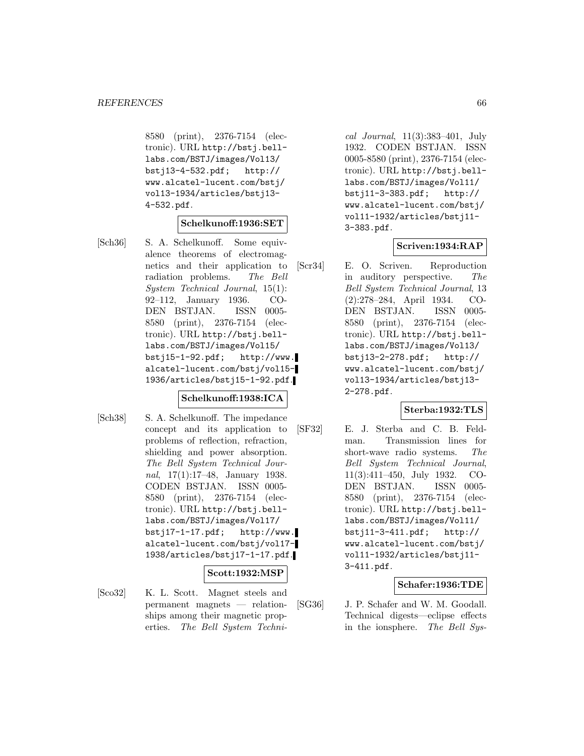8580 (print), 2376-7154 (electronic). URL http://bstj.bell-labs.com/BSTJ/images/Vol13/bstj13-4-532.pdf; http://www.alcatel-lucent.com/bstj/vol13-1934/articles/bstj13-4-532.pdf.

**Schelkunoff:1936:SET**

[Sch36] S. A. Schelkunoff. Some equivalence theorems of electromagnetics and their application to radiation problems. *The Bell System Technical Journal*, 15(1): 92–112, January 1936. CODEN BSTJAN. ISSN 0005-8580 (print), 2376-7154 (electronic). URL http://bstj.bell-labs.com/BSTJ/images/Vol15/bstj15-1-92.pdf; http://www.alcatel-lucent.com/bstj/vol15-1936/articles/bstj15-1-92.pdf.

**Schelkunoff:1938:ICA**

[Sch38] S. A. Schelkunoff. The impedance concept and its application to problems of reflection, refraction, shielding and power absorption. *The Bell System Technical Journal*, 17(1):17–48, January 1938. CODEN BSTJAN. ISSN 0005-8580 (print), 2376-7154 (electronic). URL http://bstj.bell-labs.com/BSTJ/images/Vol17/bstj17-1-17.pdf; http://www.alcatel-lucent.com/bstj/vol17-1938/articles/bstj17-1-17.pdf.

**Scott:1932:MSP**

[Sco32] K. L. Scott. Magnet steels and permanent magnets — relationships among their magnetic properties. *The Bell System Technical Journal*, 11(3):383–401, July 1932. CODEN BSTJAN. ISSN 0005-8580 (print), 2376-7154 (electronic). URL http://bstj.bell-labs.com/BSTJ/images/Vol11/bstj11-3-383.pdf; http://www.alcatel-lucent.com/bstj/vol11-1932/articles/bstj11-3-383.pdf.

**Scriven:1934:RAP**

[Scr34] E. O. Scriven. Reproduction in auditory perspective. *The Bell System Technical Journal*, 13 (2):278–284, April 1934. CODEN BSTJAN. ISSN 0005-8580 (print), 2376-7154 (electronic). URL http://bstj.bell-labs.com/BSTJ/images/Vol13/bstj13-2-278.pdf; http://www.alcatel-lucent.com/bstj/vol13-1934/articles/bstj13-2-278.pdf.

**Sterba:1932:TLS**

[SF32] E. J. Sterba and C. B. Feldman. Transmission lines for short-wave radio systems. *The Bell System Technical Journal*, 11(3):411–450, July 1932. CODEN BSTJAN. ISSN 0005-8580 (print), 2376-7154 (electronic). URL http://bstj.bell-labs.com/BSTJ/images/Vol11/bstj11-3-411.pdf; http://www.alcatel-lucent.com/bstj/vol11-1932/articles/bstj11-3-411.pdf.

**Schafer:1936:TDE**

[SG36] J. P. Schafer and W. M. Goodall. Technical digests—eclipse effects in the ionsphere. *The Bell Sys-*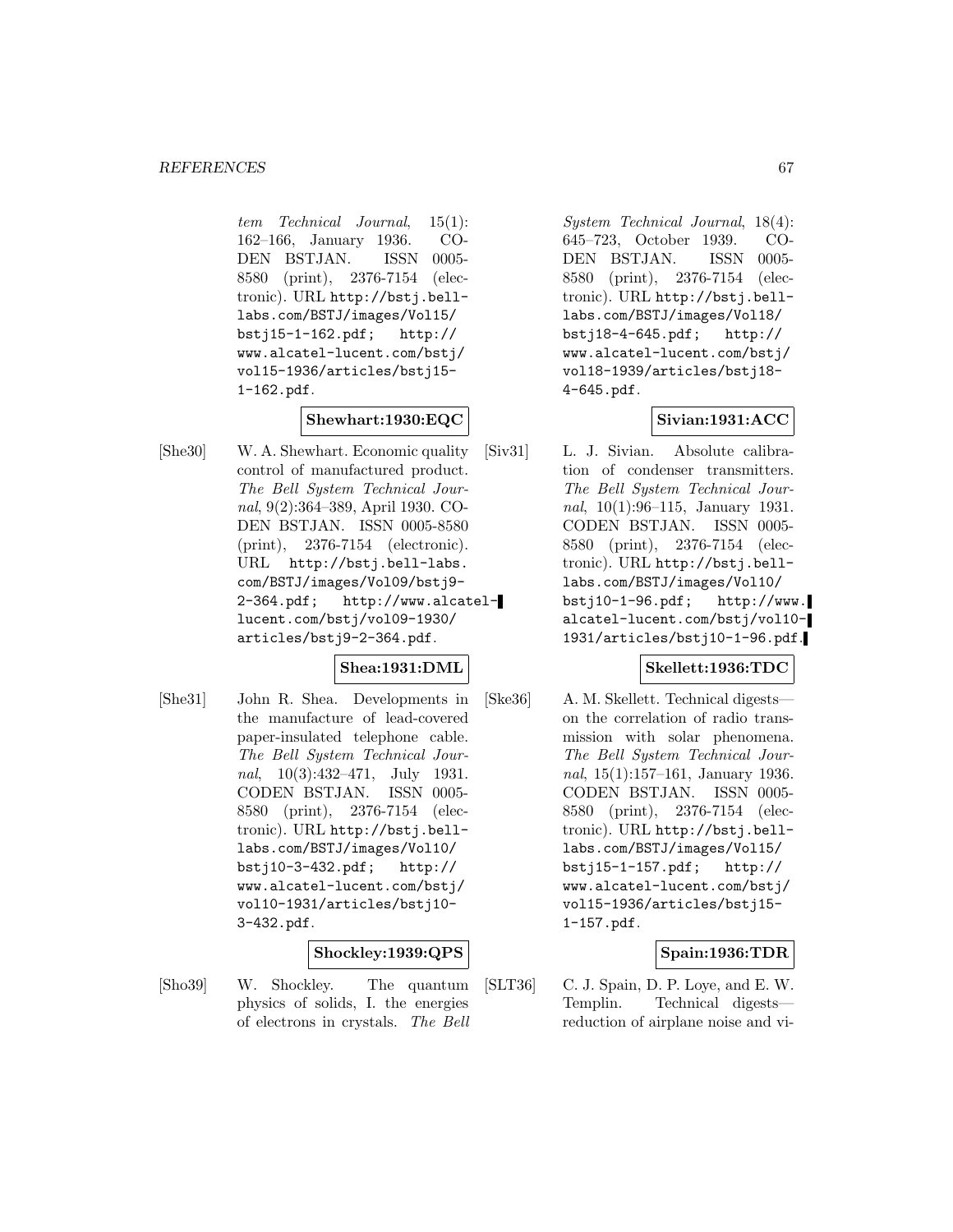*tem Technical Journal*, 15(1): 162–166, January 1936. CODEN BSTJAN. ISSN 0005-8580 (print), 2376-7154 (electronic). URL http://bstj.bell-labs.com/BSTJ/images/Vol15/bstj15-1-162.pdf; http://www.alcatel-lucent.com/bstj/vol15-1936/articles/bstj15-1-162.pdf.

**Shewhart:1930:EQC**

[She30] W. A. Shewhart. Economic quality control of manufactured product. *The Bell System Technical Journal*, 9(2):364–389, April 1930. CODEN BSTJAN. ISSN 0005-8580 (print), 2376-7154 (electronic). URL http://bstj.bell-labs.com/BSTJ/images/Vol09/bstj9-2-364.pdf; http://www.alcatel-lucent.com/bstj/vol09-1930/articles/bstj9-2-364.pdf.

**Shea:1931:DML**

[She31] John R. Shea. Developments in the manufacture of lead-covered paper-insulated telephone cable. *The Bell System Technical Journal*, 10(3):432–471, July 1931. CODEN BSTJAN. ISSN 0005-8580 (print), 2376-7154 (electronic). URL http://bstj.bell-labs.com/BSTJ/images/Vol10/bstj10-3-432.pdf; http://www.alcatel-lucent.com/bstj/vol10-1931/articles/bstj10-3-432.pdf.

**Shockley:1939:QPS**

[Sho39] W. Shockley. The quantum physics of solids, I. the energies of electrons in crystals. *The Bell System Technical Journal*, 18(4): 645–723, October 1939. CODEN BSTJAN. ISSN 0005-8580 (print), 2376-7154 (electronic). URL http://bstj.bell-labs.com/BSTJ/images/Vol18/bstj18-4-645.pdf; http://www.alcatel-lucent.com/bstj/vol18-1939/articles/bstj18-4-645.pdf.

**Sivian:1931:ACC**

[Siv31] L. J. Sivian. Absolute calibration of condenser transmitters. *The Bell System Technical Journal*, 10(1):96–115, January 1931. CODEN BSTJAN. ISSN 0005-8580 (print), 2376-7154 (electronic). URL http://bstj.bell-labs.com/BSTJ/images/Vol10/bstj10-1-96.pdf; http://www.alcatel-lucent.com/bstj/vol10-1931/articles/bstj10-1-96.pdf.

**Skellett:1936:TDC**

[Ske36] A. M. Skellett. Technical digests—on the correlation of radio transmission with solar phenomena. *The Bell System Technical Journal*, 15(1):157–161, January 1936. CODEN BSTJAN. ISSN 0005-8580 (print), 2376-7154 (electronic). URL http://bstj.bell-labs.com/BSTJ/images/Vol15/bstj15-1-157.pdf; http://www.alcatel-lucent.com/bstj/vol15-1936/articles/bstj15-1-157.pdf.

**Spain:1936:TDR**

[SLT36] C. J. Spain, D. P. Loye, and E. W. Templin. Technical digests—reduction of airplane noise and vi-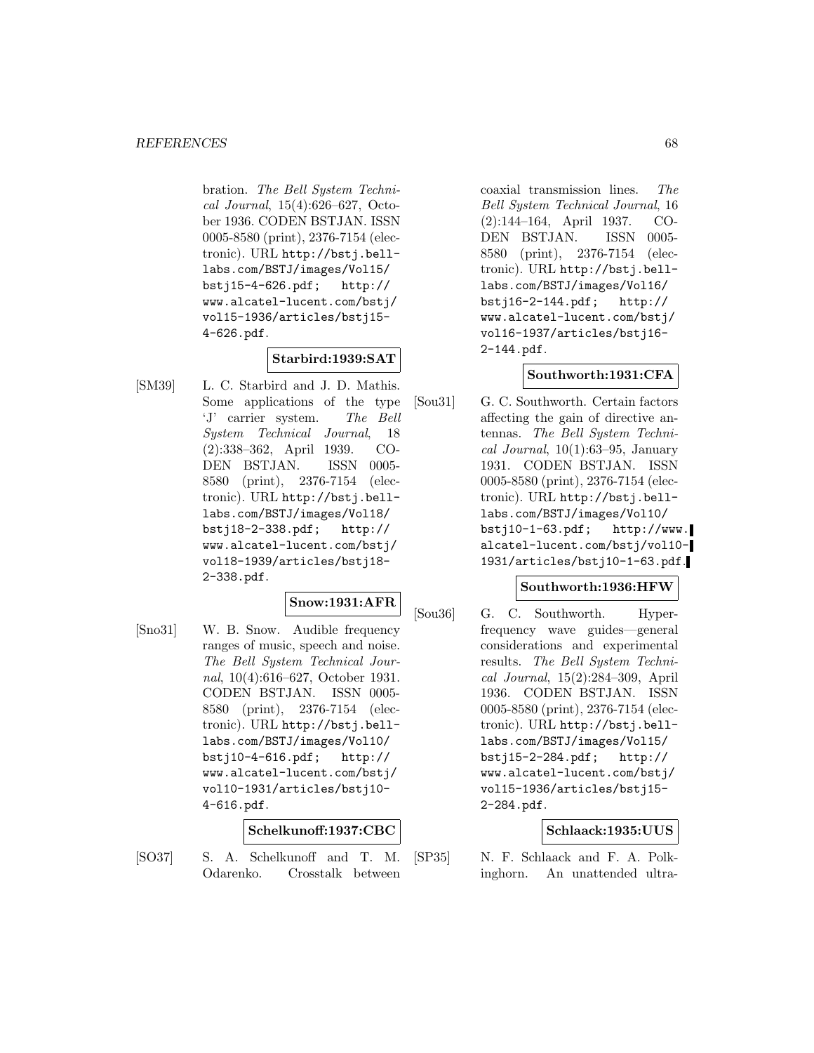bration. *The Bell System Technical Journal*, 15(4):626–627, October 1936. CODEN BSTJAN. ISSN 0005-8580 (print), 2376-7154 (electronic). URL http://bstj.bell-labs.com/BSTJ/images/Vol15/bstj15-4-626.pdf; http://www.alcatel-lucent.com/bstj/vol15-1936/articles/bstj15-4-626.pdf.

**Starbird:1939:SAT**

[SM39] L. C. Starbird and J. D. Mathis. Some applications of the type 'J' carrier system. *The Bell System Technical Journal*, 18 (2):338–362, April 1939. CODEN BSTJAN. ISSN 0005-8580 (print), 2376-7154 (electronic). URL http://bstj.bell-labs.com/BSTJ/images/Vol18/bstj18-2-338.pdf; http://www.alcatel-lucent.com/bstj/vol18-1939/articles/bstj18-2-338.pdf.

**Snow:1931:AFR**

[Sno31] W. B. Snow. Audible frequency ranges of music, speech and noise. *The Bell System Technical Journal*, 10(4):616–627, October 1931. CODEN BSTJAN. ISSN 0005-8580 (print), 2376-7154 (electronic). URL http://bstj.bell-labs.com/BSTJ/images/Vol10/bstj10-4-616.pdf; http://www.alcatel-lucent.com/bstj/vol10-1931/articles/bstj10-4-616.pdf.

**Schelkunoff:1937:CBC**

[SO37] S. A. Schelkunoff and T. M. Odarenko. Crosstalk between coaxial transmission lines. *The Bell System Technical Journal*, 16 (2):144–164, April 1937. CODEN BSTJAN. ISSN 0005-8580 (print), 2376-7154 (electronic). URL http://bstj.bell-labs.com/BSTJ/images/Vol16/bstj16-2-144.pdf; http://www.alcatel-lucent.com/bstj/vol16-1937/articles/bstj16-2-144.pdf.

**Southworth:1931:CFA**

[Sou31] G. C. Southworth. Certain factors affecting the gain of directive antennas. *The Bell System Technical Journal*, 10(1):63–95, January 1931. CODEN BSTJAN. ISSN 0005-8580 (print), 2376-7154 (electronic). URL http://bstj.bell-labs.com/BSTJ/images/Vol10/bstj10-1-63.pdf; http://www.alcatel-lucent.com/bstj/vol10-1931/articles/bstj10-1-63.pdf.

**Southworth:1936:HFW**

[Sou36] G. C. Southworth. Hyper-frequency wave guides—general considerations and experimental results. *The Bell System Technical Journal*, 15(2):284–309, April 1936. CODEN BSTJAN. ISSN 0005-8580 (print), 2376-7154 (electronic). URL http://bstj.bell-labs.com/BSTJ/images/Vol15/bstj15-2-284.pdf; http://www.alcatel-lucent.com/bstj/vol15-1936/articles/bstj15-2-284.pdf.

**Schlaack:1935:UUS**

[SP35] N. F. Schlaack and F. A. Polkinghorn. An unattended ultra-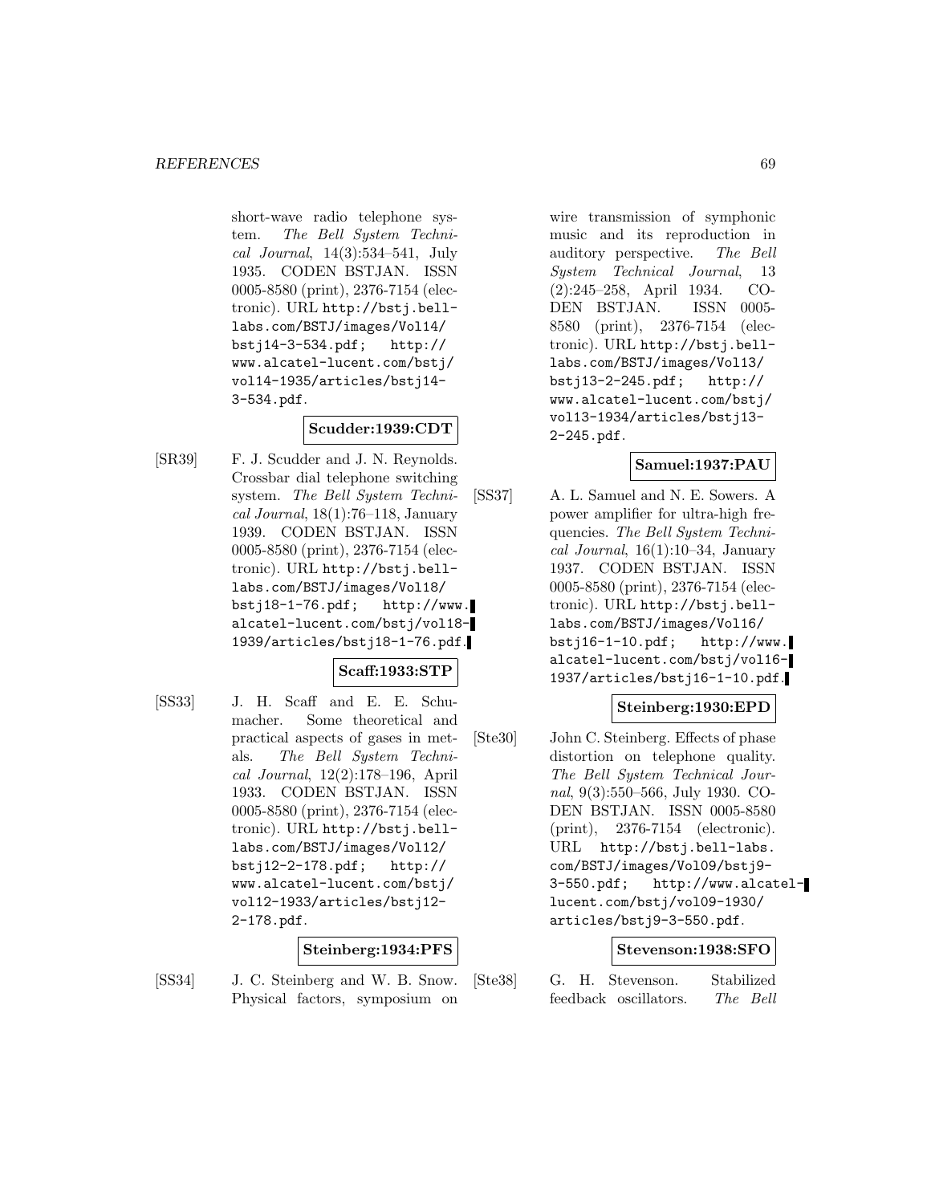short-wave radio telephone system. *The Bell System Technical Journal*, 14(3):534–541, July 1935. CODEN BSTJAN. ISSN 0005-8580 (print), 2376-7154 (electronic). URL http://bstj.bell-labs.com/BSTJ/images/Vol14/bstj14-3-534.pdf; http://www.alcatel-lucent.com/bstj/vol14-1935/articles/bstj14-3-534.pdf.

**Scudder:1939:CDT**

[SR39] F. J. Scudder and J. N. Reynolds. Crossbar dial telephone switching system. *The Bell System Technical Journal*, 18(1):76–118, January 1939. CODEN BSTJAN. ISSN 0005-8580 (print), 2376-7154 (electronic). URL http://bstj.bell-labs.com/BSTJ/images/Vol18/bstj18-1-76.pdf; http://www.alcatel-lucent.com/bstj/vol18-1939/articles/bstj18-1-76.pdf.

**Scaff:1933:STP**

[SS33] J. H. Scaff and E. E. Schumacher. Some theoretical and practical aspects of gases in metals. *The Bell System Technical Journal*, 12(2):178–196, April 1933. CODEN BSTJAN. ISSN 0005-8580 (print), 2376-7154 (electronic). URL http://bstj.bell-labs.com/BSTJ/images/Vol12/bstj12-2-178.pdf; http://www.alcatel-lucent.com/bstj/vol12-1933/articles/bstj12-2-178.pdf.

**Steinberg:1934:PFS**

[SS34] J. C. Steinberg and W. B. Snow. Physical factors, symposium on wire transmission of symphonic music and its reproduction in auditory perspective. *The Bell System Technical Journal*, 13(2):245–258, April 1934. CODEN BSTJAN. ISSN 0005-8580 (print), 2376-7154 (electronic). URL http://bstj.bell-labs.com/BSTJ/images/Vol13/bstj13-2-245.pdf; http://www.alcatel-lucent.com/bstj/vol13-1934/articles/bstj13-2-245.pdf.

**Samuel:1937:PAU**

[SS37] A. L. Samuel and N. E. Sowers. A power amplifier for ultra-high frequencies. *The Bell System Technical Journal*, 16(1):10–34, January 1937. CODEN BSTJAN. ISSN 0005-8580 (print), 2376-7154 (electronic). URL http://bstj.bell-labs.com/BSTJ/images/Vol16/bstj16-1-10.pdf; http://www.alcatel-lucent.com/bstj/vol16-1937/articles/bstj16-1-10.pdf.

**Steinberg:1930:EPD**

[Ste30] John C. Steinberg. Effects of phase distortion on telephone quality. *The Bell System Technical Journal*, 9(3):550–566, July 1930. CODEN BSTJAN. ISSN 0005-8580 (print), 2376-7154 (electronic). URL http://bstj.bell-labs.com/BSTJ/images/Vol09/bstj9-3-550.pdf; http://www.alcatel-lucent.com/bstj/vol09-1930/articles/bstj9-3-550.pdf.

**Stevenson:1938:SFO**

[Ste38] G. H. Stevenson. Stabilized feedback oscillators. *The Bell*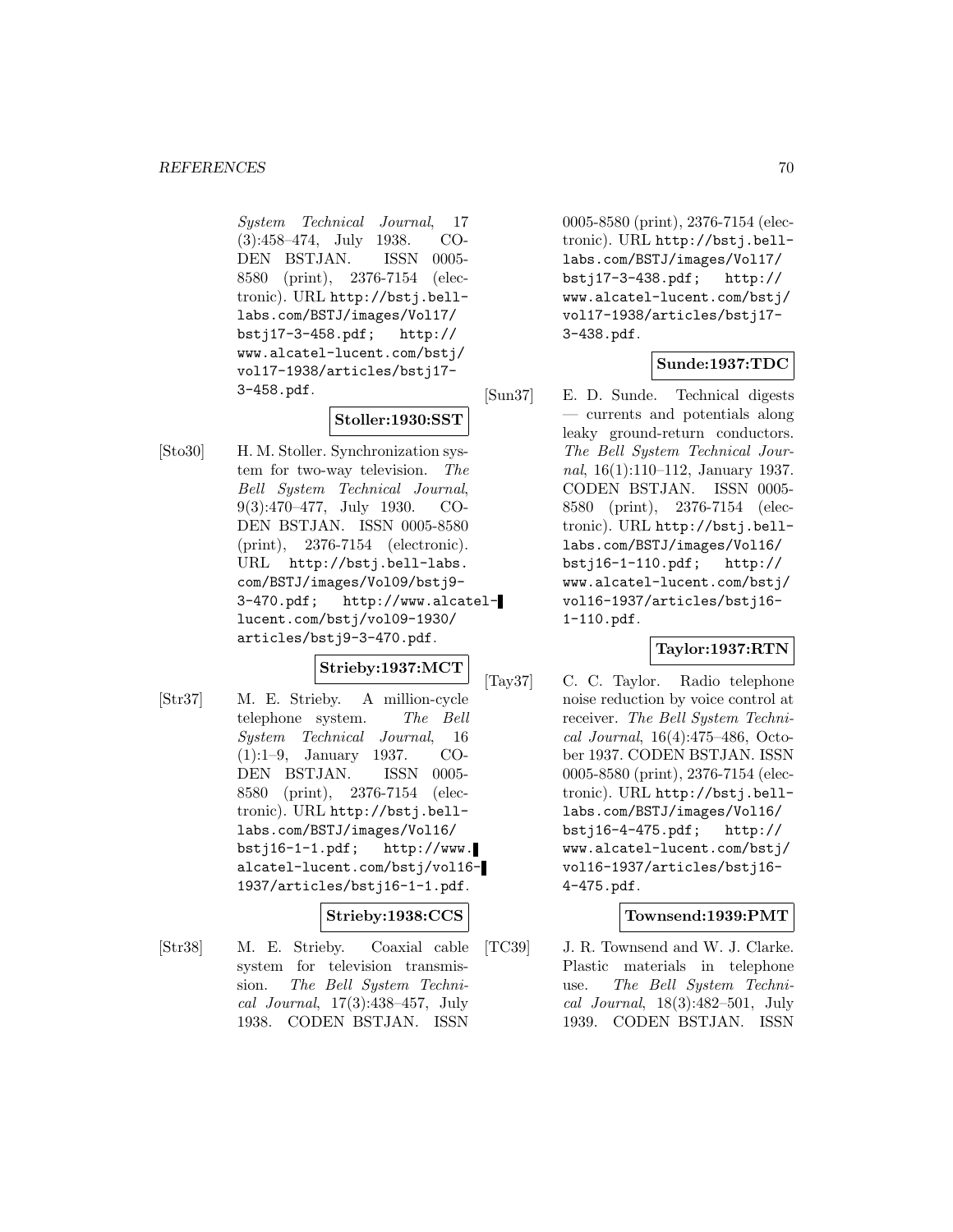*System Technical Journal*, 17 (3):458–474, July 1938. CODEN BSTJAN. ISSN 0005-8580 (print), 2376-7154 (electronic). URL http://bstj.bell-labs.com/BSTJ/images/Vol17/bstj17-3-458.pdf; http://www.alcatel-lucent.com/bstj/vol17-1938/articles/bstj17-3-458.pdf.

**Stoller:1930:SST**

[Sto30] H. M. Stoller. Synchronization system for two-way television. *The Bell System Technical Journal*, 9(3):470–477, July 1930. CODEN BSTJAN. ISSN 0005-8580 (print), 2376-7154 (electronic). URL http://bstj.bell-labs.com/BSTJ/images/Vol09/bstj9-3-470.pdf; http://www.alcatel-lucent.com/bstj/vol09-1930/articles/bstj9-3-470.pdf.

**Strieby:1937:MCT**

[Str37] M. E. Strieby. A million-cycle telephone system. *The Bell System Technical Journal*, 16 (1):1–9, January 1937. CODEN BSTJAN. ISSN 0005-8580 (print), 2376-7154 (electronic). URL http://bstj.bell-labs.com/BSTJ/images/Vol16/bstj16-1-1.pdf; http://www.alcatel-lucent.com/bstj/vol16-1937/articles/bstj16-1-1.pdf.

**Strieby:1938:CCS**

[Str38] M. E. Strieby. Coaxial cable system for television transmission. *The Bell System Technical Journal*, 17(3):438–457, July 1938. CODEN BSTJAN. ISSN 0005-8580 (print), 2376-7154 (electronic). URL http://bstj.bell-labs.com/BSTJ/images/Vol17/bstj17-3-438.pdf; http://www.alcatel-lucent.com/bstj/vol17-1938/articles/bstj17-3-438.pdf.

**Sunde:1937:TDC**

[Sun37] E. D. Sunde. Technical digests — currents and potentials along leaky ground-return conductors. *The Bell System Technical Journal*, 16(1):110–112, January 1937. CODEN BSTJAN. ISSN 0005-8580 (print), 2376-7154 (electronic). URL http://bstj.bell-labs.com/BSTJ/images/Vol16/bstj16-1-110.pdf; http://www.alcatel-lucent.com/bstj/vol16-1937/articles/bstj16-1-110.pdf.

**Taylor:1937:RTN**

[Tay37] C. C. Taylor. Radio telephone noise reduction by voice control at receiver. *The Bell System Technical Journal*, 16(4):475–486, October 1937. CODEN BSTJAN. ISSN 0005-8580 (print), 2376-7154 (electronic). URL http://bstj.bell-labs.com/BSTJ/images/Vol16/bstj16-4-475.pdf; http://www.alcatel-lucent.com/bstj/vol16-1937/articles/bstj16-4-475.pdf.

**Townsend:1939:PMT**

[TC39] J. R. Townsend and W. J. Clarke. Plastic materials in telephone use. *The Bell System Technical Journal*, 18(3):482–501, July 1939. CODEN BSTJAN. ISSN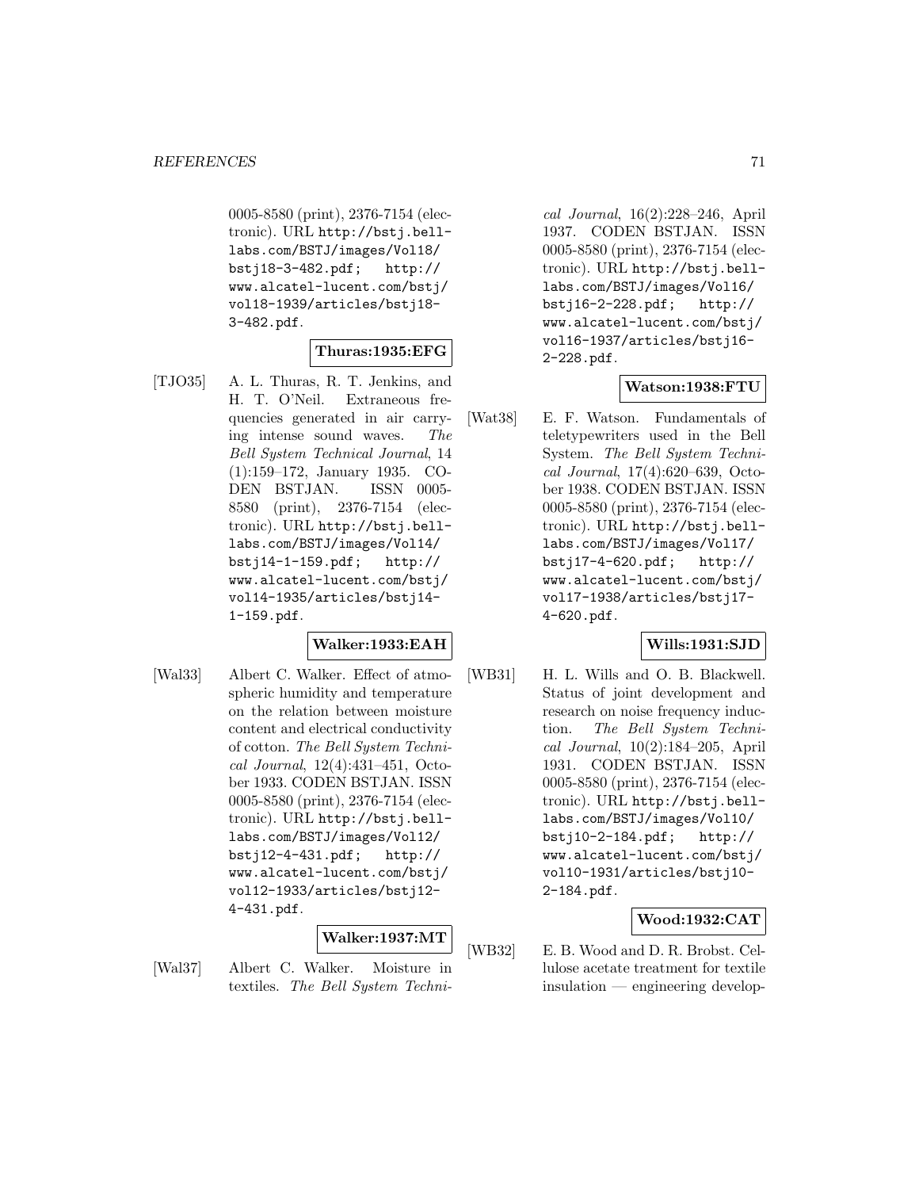0005-8580 (print), 2376-7154 (electronic). URL http://bstj.bell-labs.com/BSTJ/images/Vol18/bstj18-3-482.pdf; http://www.alcatel-lucent.com/bstj/vol18-1939/articles/bstj18-3-482.pdf.

**Thuras:1935:EFG**

[TJO35] A. L. Thuras, R. T. Jenkins, and H. T. O'Neil. Extraneous frequencies generated in air carrying intense sound waves. *The Bell System Technical Journal*, 14 (1):159–172, January 1935. CODEN BSTJAN. ISSN 0005-8580 (print), 2376-7154 (electronic). URL http://bstj.bell-labs.com/BSTJ/images/Vol14/bstj14-1-159.pdf; http://www.alcatel-lucent.com/bstj/vol14-1935/articles/bstj14-1-159.pdf.

**Walker:1933:EAH**

[Wal33] Albert C. Walker. Effect of atmospheric humidity and temperature on the relation between moisture content and electrical conductivity of cotton. *The Bell System Technical Journal*, 12(4):431–451, October 1933. CODEN BSTJAN. ISSN 0005-8580 (print), 2376-7154 (electronic). URL http://bstj.bell-labs.com/BSTJ/images/Vol12/bstj12-4-431.pdf; http://www.alcatel-lucent.com/bstj/vol12-1933/articles/bstj12-4-431.pdf.

**Walker:1937:MT**

[Wal37] Albert C. Walker. Moisture in textiles. *The Bell System Technical Journal*, 16(2):228–246, April 1937. CODEN BSTJAN. ISSN 0005-8580 (print), 2376-7154 (electronic). URL http://bstj.bell-labs.com/BSTJ/images/Vol16/bstj16-2-228.pdf; http://www.alcatel-lucent.com/bstj/vol16-1937/articles/bstj16-2-228.pdf.

**Watson:1938:FTU**

[Wat38] E. F. Watson. Fundamentals of teletypewriters used in the Bell System. *The Bell System Technical Journal*, 17(4):620–639, October 1938. CODEN BSTJAN. ISSN 0005-8580 (print), 2376-7154 (electronic). URL http://bstj.bell-labs.com/BSTJ/images/Vol17/bstj17-4-620.pdf; http://www.alcatel-lucent.com/bstj/vol17-1938/articles/bstj17-4-620.pdf.

**Wills:1931:SJD**

[WB31] H. L. Wills and O. B. Blackwell. Status of joint development and research on noise frequency induction. *The Bell System Technical Journal*, 10(2):184–205, April 1931. CODEN BSTJAN. ISSN 0005-8580 (print), 2376-7154 (electronic). URL http://bstj.bell-labs.com/BSTJ/images/Vol10/bstj10-2-184.pdf; http://www.alcatel-lucent.com/bstj/vol10-1931/articles/bstj10-2-184.pdf.

**Wood:1932:CAT**

[WB32] E. B. Wood and D. R. Brobst. Cellulose acetate treatment for textile insulation — engineering develop-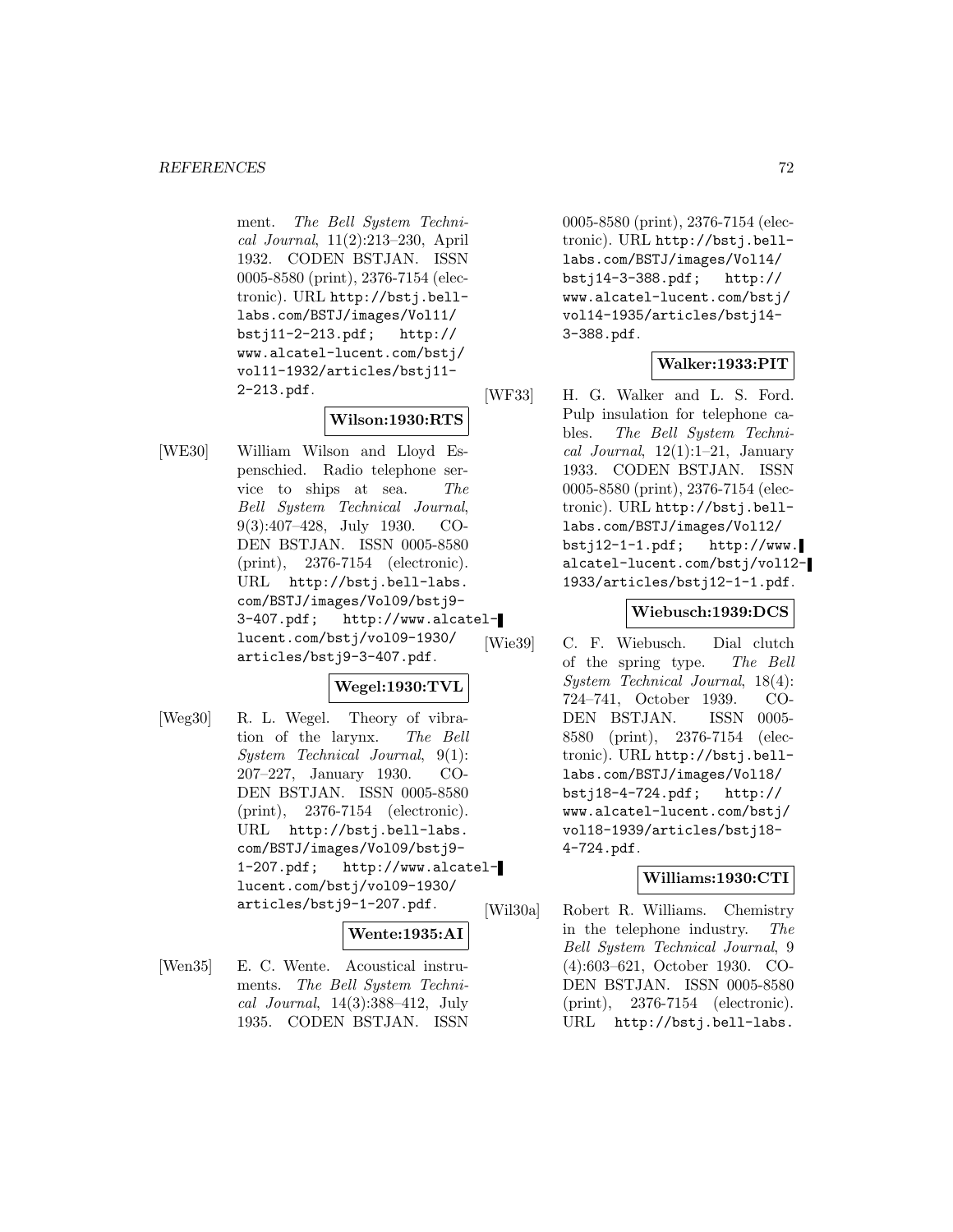ment. *The Bell System Technical Journal*, 11(2):213–230, April 1932. CODEN BSTJAN. ISSN 0005-8580 (print), 2376-7154 (electronic). URL http://bstj.bell-labs.com/BSTJ/images/Vol11/bstj11-2-213.pdf; http://www.alcatel-lucent.com/bstj/vol11-1932/articles/bstj11-2-213.pdf.

**Wilson:1930:RTS**

[WE30] William Wilson and Lloyd Espenschied. Radio telephone service to ships at sea. *The Bell System Technical Journal*, 9(3):407–428, July 1930. CODEN BSTJAN. ISSN 0005-8580 (print), 2376-7154 (electronic). URL http://bstj.bell-labs.com/BSTJ/images/Vol09/bstj9-3-407.pdf; http://www.alcatel-lucent.com/bstj/vol09-1930/articles/bstj9-3-407.pdf.

**Wegel:1930:TVL**

[Weg30] R. L. Wegel. Theory of vibration of the larynx. *The Bell System Technical Journal*, 9(1):207–227, January 1930. CODEN BSTJAN. ISSN 0005-8580 (print), 2376-7154 (electronic). URL http://bstj.bell-labs.com/BSTJ/images/Vol09/bstj9-1-207.pdf; http://www.alcatel-lucent.com/bstj/vol09-1930/articles/bstj9-1-207.pdf.

**Wente:1935:AI**

[Wen35] E. C. Wente. Acoustical instruments. *The Bell System Technical Journal*, 14(3):388–412, July 1935. CODEN BSTJAN. ISSN 0005-8580 (print), 2376-7154 (electronic). URL http://bstj.bell-labs.com/BSTJ/images/Vol14/bstj14-3-388.pdf; http://www.alcatel-lucent.com/bstj/vol14-1935/articles/bstj14-3-388.pdf.

**Walker:1933:PIT**

[WF33] H. G. Walker and L. S. Ford. Pulp insulation for telephone cables. *The Bell System Technical Journal*, 12(1):1–21, January 1933. CODEN BSTJAN. ISSN 0005-8580 (print), 2376-7154 (electronic). URL http://bstj.bell-labs.com/BSTJ/images/Vol12/bstj12-1-1.pdf; http://www.alcatel-lucent.com/bstj/vol12-1933/articles/bstj12-1-1.pdf.

**Wiebusch:1939:DCS**

[Wie39] C. F. Wiebusch. Dial clutch of the spring type. *The Bell System Technical Journal*, 18(4):724–741, October 1939. CODEN BSTJAN. ISSN 0005-8580 (print), 2376-7154 (electronic). URL http://bstj.bell-labs.com/BSTJ/images/Vol18/bstj18-4-724.pdf; http://www.alcatel-lucent.com/bstj/vol18-1939/articles/bstj18-4-724.pdf.

**Williams:1930:CTI**

[Wil30a] Robert R. Williams. Chemistry in the telephone industry. *The Bell System Technical Journal*, 9(4):603–621, October 1930. CODEN BSTJAN. ISSN 0005-8580 (print), 2376-7154 (electronic). URL http://bstj.bell-labs.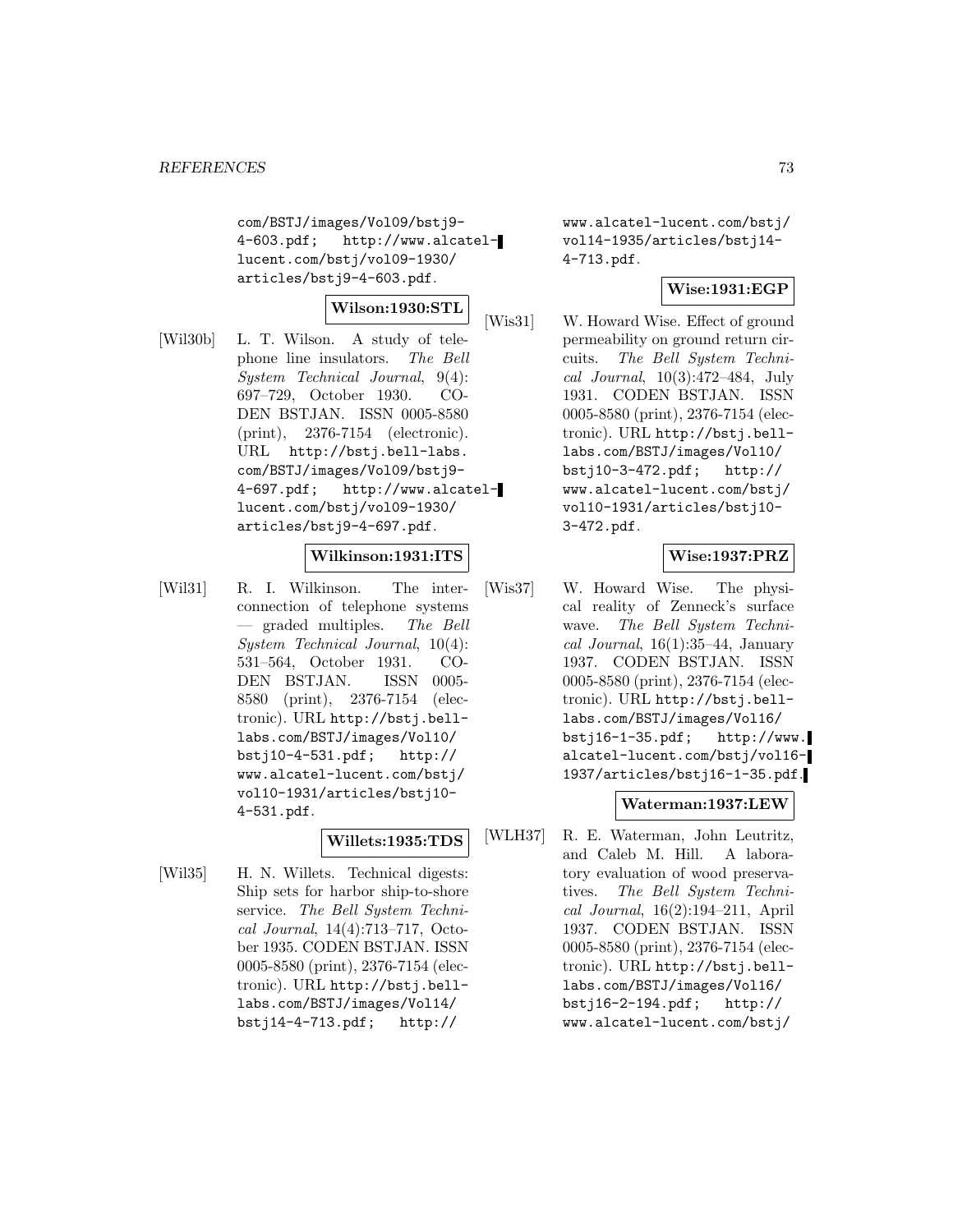com/BSTJ/images/Vol09/bstj9-4-603.pdf; http://www.alcatel-lucent.com/bstj/vol09-1930/articles/bstj9-4-603.pdf.

**Wilson:1930:STL**

[Wil30b] L. T. Wilson. A study of telephone line insulators. *The Bell System Technical Journal*, 9(4): 697–729, October 1930. CODEN BSTJAN. ISSN 0005-8580 (print), 2376-7154 (electronic). URL http://bstj.bell-labs.com/BSTJ/images/Vol09/bstj9-4-697.pdf; http://www.alcatel-lucent.com/bstj/vol09-1930/articles/bstj9-4-697.pdf.

**Wilkinson:1931:ITS**

[Wil31] R. I. Wilkinson. The interconnection of telephone systems — graded multiples. *The Bell System Technical Journal*, 10(4): 531–564, October 1931. CODEN BSTJAN. ISSN 0005-8580 (print), 2376-7154 (electronic). URL http://bstj.bell-labs.com/BSTJ/images/Vol10/bstj10-4-531.pdf; http://www.alcatel-lucent.com/bstj/vol10-1931/articles/bstj10-4-531.pdf.

**Willets:1935:TDS**

[Wil35] H. N. Willets. Technical digests: Ship sets for harbor ship-to-shore service. *The Bell System Technical Journal*, 14(4):713–717, October 1935. CODEN BSTJAN. ISSN 0005-8580 (print), 2376-7154 (electronic). URL http://bstj.bell-labs.com/BSTJ/images/Vol14/bstj14-4-713.pdf; http://www.alcatel-lucent.com/bstj/vol14-1935/articles/bstj14-4-713.pdf.

**Wise:1931:EGP**

[Wis31] W. Howard Wise. Effect of ground permeability on ground return circuits. *The Bell System Technical Journal*, 10(3):472–484, July 1931. CODEN BSTJAN. ISSN 0005-8580 (print), 2376-7154 (electronic). URL http://bstj.bell-labs.com/BSTJ/images/Vol10/bstj10-3-472.pdf; http://www.alcatel-lucent.com/bstj/vol10-1931/articles/bstj10-3-472.pdf.

**Wise:1937:PRZ**

[Wis37] W. Howard Wise. The physical reality of Zenneck's surface wave. *The Bell System Technical Journal*, 16(1):35–44, January 1937. CODEN BSTJAN. ISSN 0005-8580 (print), 2376-7154 (electronic). URL http://bstj.bell-labs.com/BSTJ/images/Vol16/bstj16-1-35.pdf; http://www.alcatel-lucent.com/bstj/vol16-1937/articles/bstj16-1-35.pdf.

**Waterman:1937:LEW**

[WLH37] R. E. Waterman, John Leutritz, and Caleb M. Hill. A laboratory evaluation of wood preservatives. *The Bell System Technical Journal*, 16(2):194–211, April 1937. CODEN BSTJAN. ISSN 0005-8580 (print), 2376-7154 (electronic). URL http://bstj.bell-labs.com/BSTJ/images/Vol16/bstj16-2-194.pdf; http://www.alcatel-lucent.com/bstj/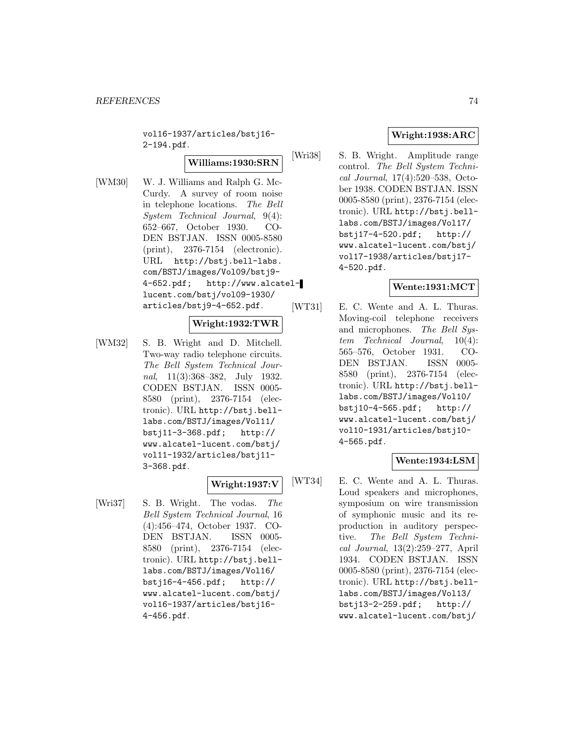vol16-1937/articles/bstj16-2-194.pdf.

**Williams:1930:SRN**

[WM30] W. J. Williams and Ralph G. McCurdy. A survey of room noise in telephone locations. *The Bell System Technical Journal*, 9(4): 652–667, October 1930. CODEN BSTJAN. ISSN 0005-8580 (print), 2376-7154 (electronic). URL http://bstj.bell-labs.com/BSTJ/images/Vol09/bstj9-4-652.pdf; http://www.alcatel-lucent.com/bstj/vol09-1930/articles/bstj9-4-652.pdf.

**Wright:1932:TWR**

[WM32] S. B. Wright and D. Mitchell. Two-way radio telephone circuits. *The Bell System Technical Journal*, 11(3):368–382, July 1932. CODEN BSTJAN. ISSN 0005-8580 (print), 2376-7154 (electronic). URL http://bstj.bell-labs.com/BSTJ/images/Vol11/bstj11-3-368.pdf; http://www.alcatel-lucent.com/bstj/vol11-1932/articles/bstj11-3-368.pdf.

**Wright:1937:V**

[Wri37] S. B. Wright. The vodas. *The Bell System Technical Journal*, 16 (4):456–474, October 1937. CODEN BSTJAN. ISSN 0005-8580 (print), 2376-7154 (electronic). URL http://bstj.bell-labs.com/BSTJ/images/Vol16/bstj16-4-456.pdf; http://www.alcatel-lucent.com/bstj/vol16-1937/articles/bstj16-4-456.pdf.

**Wright:1938:ARC**

[Wri38] S. B. Wright. Amplitude range control. *The Bell System Technical Journal*, 17(4):520–538, October 1938. CODEN BSTJAN. ISSN 0005-8580 (print), 2376-7154 (electronic). URL http://bstj.bell-labs.com/BSTJ/images/Vol17/bstj17-4-520.pdf; http://www.alcatel-lucent.com/bstj/vol17-1938/articles/bstj17-4-520.pdf.

**Wente:1931:MCT**

[WT31] E. C. Wente and A. L. Thuras. Moving-coil telephone receivers and microphones. *The Bell System Technical Journal*, 10(4): 565–576, October 1931. CODEN BSTJAN. ISSN 0005-8580 (print), 2376-7154 (electronic). URL http://bstj.bell-labs.com/BSTJ/images/Vol10/bstj10-4-565.pdf; http://www.alcatel-lucent.com/bstj/vol10-1931/articles/bstj10-4-565.pdf.

**Wente:1934:LSM**

[WT34] E. C. Wente and A. L. Thuras. Loud speakers and microphones, symposium on wire transmission of symphonic music and its reproduction in auditory perspective. *The Bell System Technical Journal*, 13(2):259–277, April 1934. CODEN BSTJAN. ISSN 0005-8580 (print), 2376-7154 (electronic). URL http://bstj.bell-labs.com/BSTJ/images/Vol13/bstj13-2-259.pdf; http://www.alcatel-lucent.com/bstj/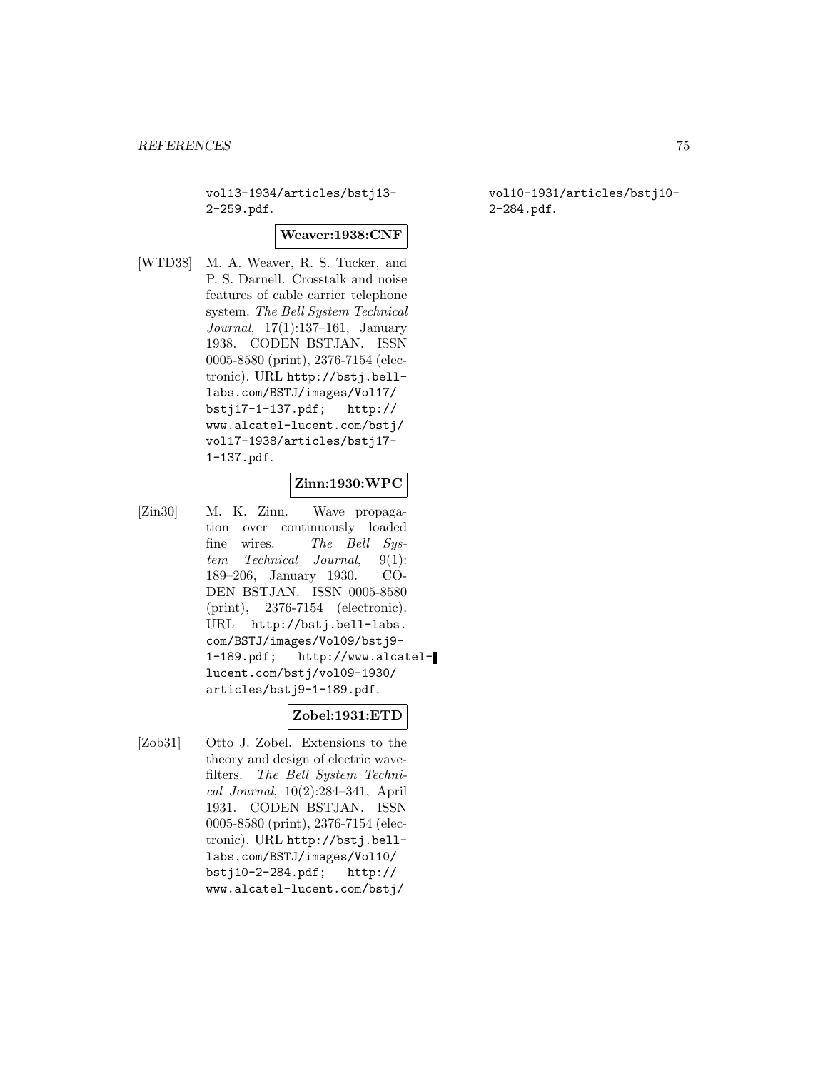vol13-1934/articles/bstj13-2-259.pdf.

**Weaver:1938:CNF**

[WTD38] M. A. Weaver, R. S. Tucker, and P. S. Darnell. Crosstalk and noise features of cable carrier telephone system. *The Bell System Technical Journal*, 17(1):137–161, January 1938. CODEN BSTJAN. ISSN 0005-8580 (print), 2376-7154 (electronic). URL http://bstj.bell-labs.com/BSTJ/images/Vol17/bstj17-1-137.pdf; http://www.alcatel-lucent.com/bstj/vol17-1938/articles/bstj17-1-137.pdf.

**Zinn:1930:WPC**

[Zin30] M. K. Zinn. Wave propagation over continuously loaded fine wires. *The Bell System Technical Journal*, 9(1): 189–206, January 1930. CODEN BSTJAN. ISSN 0005-8580 (print), 2376-7154 (electronic). URL http://bstj.bell-labs.com/BSTJ/images/Vol09/bstj9-1-189.pdf; http://www.alcatel-lucent.com/bstj/vol09-1930/articles/bstj9-1-189.pdf.

**Zobel:1931:ETD**

[Zob31] Otto J. Zobel. Extensions to the theory and design of electric wave-filters. *The Bell System Technical Journal*, 10(2):284–341, April 1931. CODEN BSTJAN. ISSN 0005-8580 (print), 2376-7154 (electronic). URL http://bstj.bell-labs.com/BSTJ/images/Vol10/bstj10-2-284.pdf; http://www.alcatel-lucent.com/bstj/vol10-1931/articles/bstj10-2-284.pdf.